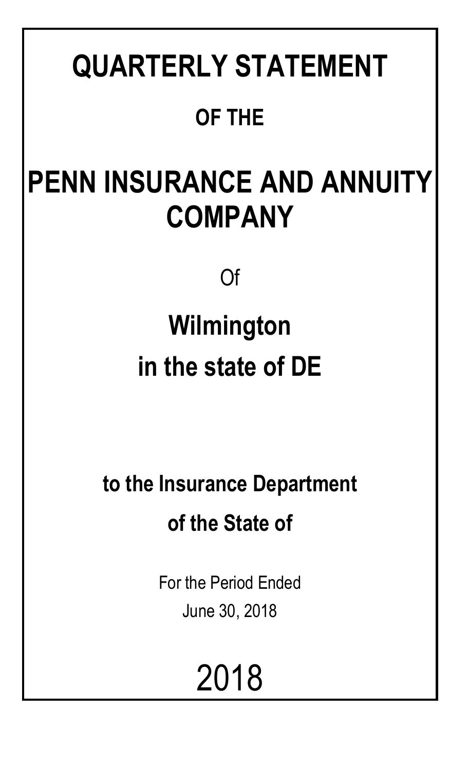# QUARTERLY STATEMENT

## OF THE

# PENN INSURANCE AND ANNUITY COMPANY

Of

## Wilmington

## in the state of DE

## to the Insurance Department

## of the State of

For the Period Ended

June 30, 2018

# 2018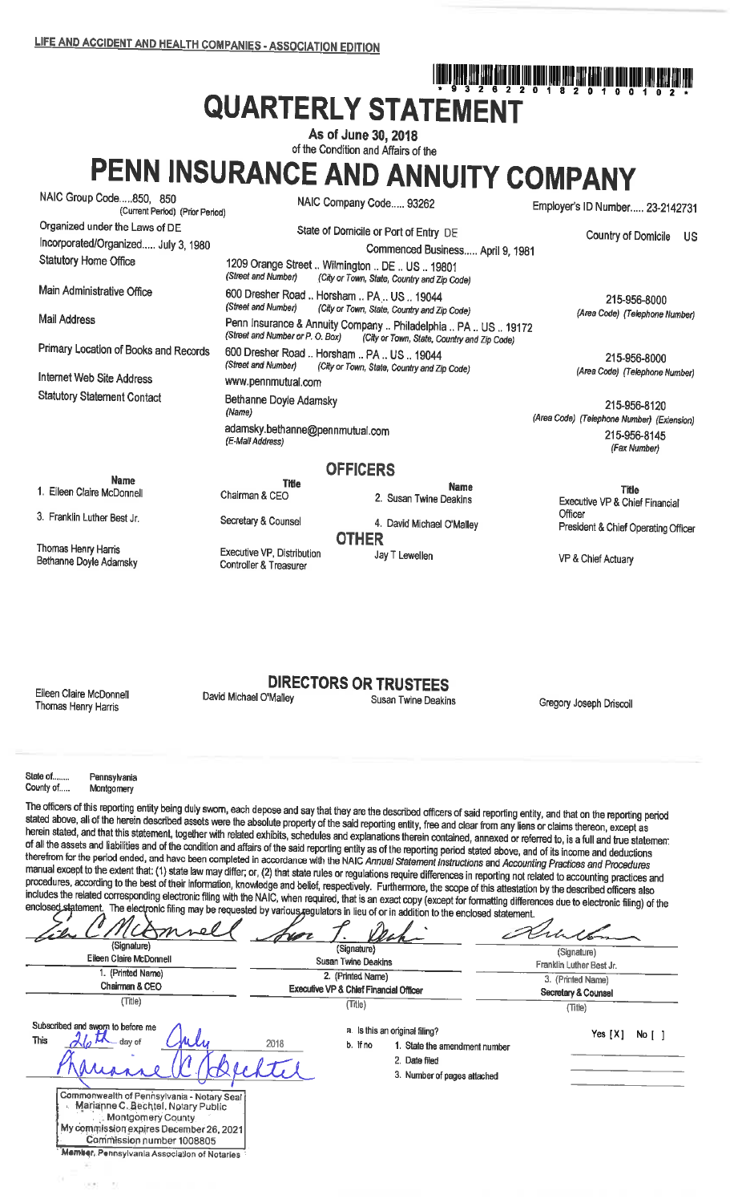LIFE AND ACCIDENT AND HEALTH COMPANIES - ASSOCIATION EDITION

\* 9 3 2 6 2 2 0 1 8 2 0 1 0 0 1 0 2 \*

# QUARTERLY STATEMENT

As of June 30, 2018

of the Condition and Affairs of the

# PENN INSURANCE AND ANNUITY COMPANY

NAIC Group Code.....850, 850 (Current Period) (Prior Period) | NAIC Company Code..... 93262 | Employer's ID Number..... 23-2142731

Organized under the Laws of DE | State of Domicile or Port of Entry DE | Country of Domicile US

Incorporated/Organized..... July 3, 1980 | Commenced Business..... April 9, 1981

Statutory Home Office: 1209 Orange Street .. Wilmington .. DE .. US .. 19801 (Street and Number) (City or Town, State, Country and Zip Code)

Main Administrative Office: 600 Dresher Road .. Horsham .. PA .. US .. 19044 (Street and Number) (City or Town, State, Country and Zip Code) — 215-956-8000 (Area Code) (Telephone Number)

Mail Address: Penn Insurance & Annuity Company .. Philadelphia .. PA .. US .. 19172 (Street and Number or P. O. Box) (City or Town, State, Country and Zip Code)

Primary Location of Books and Records: 600 Dresher Road .. Horsham .. PA .. US .. 19044 (Street and Number) (City or Town, State, Country and Zip Code) — 215-956-8000 (Area Code) (Telephone Number)

Internet Web Site Address: www.pennmutual.com

Statutory Statement Contact: Bethanne Doyle Adamsky (Name) — 215-956-8120 (Area Code) (Telephone Number) (Extension)

adamsky.bethanne@pennmutual.com (E-Mail Address) — 215-956-8145 (Fax Number)

## OFFICERS

| Name | Title | Name | Title |
|---|---|---|---|
| 1. Eileen Claire McDonnell | Chairman & CEO | 2. Susan Twine Deakins | Executive VP & Chief Financial Officer |
| 3. Franklin Luther Best Jr. | Secretary & Counsel | 4. David Michael O'Malley | President & Chief Operating Officer |

### OTHER

| Name | Title | Name | Title |
|---|---|---|---|
| Thomas Henry Harris | Executive VP, Distribution | Jay T Lewellen | VP & Chief Actuary |
| Bethanne Doyle Adamsky | Controller & Treasurer | | |

## DIRECTORS OR TRUSTEES

| | | | |
|---|---|---|---|
| Eileen Claire McDonnell | David Michael O'Malley | Susan Twine Deakins | Gregory Joseph Driscoll |
| Thomas Henry Harris | | | |

State of........ Pennsylvania
County of..... Montgomery

The officers of this reporting entity being duly sworn, each depose and say that they are the described officers of said reporting entity, and that on the reporting period stated above, all of the herein described assets were the absolute property of the said reporting entity, free and clear from any liens or claims thereon, except as herein stated, and that this statement, together with related exhibits, schedules and explanations therein contained, annexed or referred to, is a full and true statement of all the assets and liabilities and of the condition and affairs of the said reporting entity as of the reporting period stated above, and of its income and deductions therefrom for the period ended, and have been completed in accordance with the NAIC *Annual Statement Instructions* and *Accounting Practices and Procedures* manual except to the extent that: (1) state law may differ; or, (2) that state rules or regulations require differences in reporting not related to accounting practices and procedures, according to the best of their information, knowledge and belief, respectively. Furthermore, the scope of this attestation by the described officers also includes the related corresponding electronic filing with the NAIC, when required, that is an exact copy (except for formatting differences due to electronic filing) of the enclosed statement. The electronic filing may be requested by various regulators in lieu of or in addition to the enclosed statement.

| (Signature) | (Signature) | (Signature) |
|---|---|---|
| Eileen Claire McDonnell | Susan Twine Deakins | Franklin Luther Best Jr. |
| 1. (Printed Name) | 2. (Printed Name) | 3. (Printed Name) |
| Chairman & CEO | Executive VP & Chief Financial Officer | Secretary & Counsel |
| (Title) | (Title) | (Title) |

Subscribed and sworn to before me
This 26th day of July 2018

a. Is this an original filing? Yes [X] No [ ]

b. If no
1. State the amendment number
2. Date filed
3. Number of pages attached

Commonwealth of Pennsylvania - Notary Seal
Marianne C. Bechtel, Notary Public
Montgomery County
My commission expires December 26, 2021
Commission number 1008805
Member, Pennsylvania Association of Notaries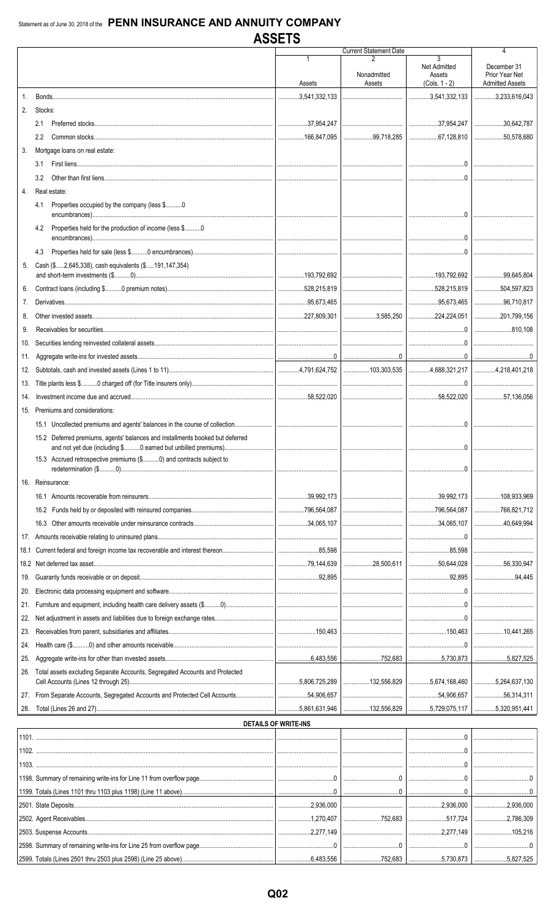Statement as of June 30, 2018 of the **PENN INSURANCE AND ANNUITY COMPANY**

# ASSETS

| | Current Statement Date 1 Assets | 2 Nonadmitted Assets | 3 Net Admitted Assets (Cols. 1 - 2) | 4 December 31 Prior Year Net Admitted Assets |
|---|---|---|---|---|
| 1. Bonds | 3,541,332,133 | | 3,541,332,133 | 3,233,616,043 |
| 2. Stocks: | | | | |
| 2.1 Preferred stocks | 37,954,247 | | 37,954,247 | 30,642,787 |
| 2.2 Common stocks | 166,847,095 | 99,718,285 | 67,128,810 | 50,578,680 |
| 3. Mortgage loans on real estate: | | | | |
| 3.1 First liens | | | 0 | |
| 3.2 Other than first liens | | | 0 | |
| 4. Real estate: | | | | |
| 4.1 Properties occupied by the company (less $..........0 encumbrances) | | | 0 | |
| 4.2 Properties held for the production of income (less $..........0 encumbrances) | | | 0 | |
| 4.3 Properties held for sale (less $..........0 encumbrances) | | | 0 | |
| 5. Cash ($.....2,645,338), cash equivalents ($.....191,147,354) and short-term investments ($..........0) | 193,792,692 | | 193,792,692 | 99,645,804 |
| 6. Contract loans (including $..........0 premium notes) | 528,215,819 | | 528,215,819 | 504,597,823 |
| 7. Derivatives | 95,673,465 | | 95,673,465 | 96,710,817 |
| 8. Other invested assets | 227,809,301 | 3,585,250 | 224,224,051 | 201,799,156 |
| 9. Receivables for securities | | | 0 | 810,108 |
| 10. Securities lending reinvested collateral assets | | | 0 | |
| 11. Aggregate write-ins for invested assets | 0 | 0 | 0 | 0 |
| 12. Subtotals, cash and invested assets (Lines 1 to 11) | 4,791,624,752 | 103,303,535 | 4,688,321,217 | 4,218,401,218 |
| 13. Title plants less $..........0 charged off (for Title insurers only) | | | 0 | |
| 14. Investment income due and accrued | 58,522,020 | | 58,522,020 | 57,136,056 |
| 15. Premiums and considerations: | | | | |
| 15.1 Uncollected premiums and agents' balances in the course of collection | | | 0 | |
| 15.2 Deferred premiums, agents' balances and installments booked but deferred and not yet due (including $..........0 earned but unbilled premiums) | | | 0 | |
| 15.3 Accrued retrospective premiums ($..........0) and contracts subject to redetermination ($..........0) | | | 0 | |
| 16. Reinsurance: | | | | |
| 16.1 Amounts recoverable from reinsurers | 39,992,173 | | 39,992,173 | 108,933,969 |
| 16.2 Funds held by or deposited with reinsured companies | 796,564,087 | | 796,564,087 | 766,821,712 |
| 16.3 Other amounts receivable under reinsurance contracts | 34,065,107 | | 34,065,107 | 40,649,994 |
| 17. Amounts receivable relating to uninsured plans | | | 0 | |
| 18.1 Current federal and foreign income tax recoverable and interest thereon | 85,598 | | 85,598 | |
| 18.2 Net deferred tax asset | 79,144,639 | 28,500,611 | 50,644,028 | 56,330,947 |
| 19. Guaranty funds receivable or on deposit | 92,895 | | 92,895 | 94,445 |
| 20. Electronic data processing equipment and software | | | 0 | |
| 21. Furniture and equipment, including health care delivery assets ($..........0) | | | 0 | |
| 22. Net adjustment in assets and liabilities due to foreign exchange rates | | | 0 | |
| 23. Receivables from parent, subsidiaries and affiliates | 150,463 | | 150,463 | 10,441,265 |
| 24. Health care ($..........0) and other amounts receivable | | | 0 | |
| 25. Aggregate write-ins for other than invested assets | 6,483,556 | 752,683 | 5,730,873 | 5,827,525 |
| 26. Total assets excluding Separate Accounts, Segregated Accounts and Protected Cell Accounts (Lines 12 through 25) | 5,806,725,289 | 132,556,829 | 5,674,168,460 | 5,264,637,130 |
| 27. From Separate Accounts, Segregated Accounts and Protected Cell Accounts | 54,906,657 | | 54,906,657 | 56,314,311 |
| 28. Total (Lines 26 and 27) | 5,861,631,946 | 132,556,829 | 5,729,075,117 | 5,320,951,441 |

## DETAILS OF WRITE-INS

| | 1 | 2 | 3 | 4 |
|---|---|---|---|---|
| 1101. | | | 0 | |
| 1102. | | | 0 | |
| 1103. | | | 0 | |
| 1198. Summary of remaining write-ins for Line 11 from overflow page | 0 | 0 | 0 | 0 |
| 1199. Totals (Lines 1101 thru 1103 plus 1198) (Line 11 above) | 0 | 0 | 0 | 0 |
| 2501. State Deposits | 2,936,000 | | 2,936,000 | 2,936,000 |
| 2502. Agent Receivables | 1,270,407 | 752,683 | 517,724 | 2,786,309 |
| 2503. Suspense Accounts | 2,277,149 | | 2,277,149 | 105,216 |
| 2598. Summary of remaining write-ins for Line 25 from overflow page | 0 | 0 | 0 | 0 |
| 2599. Totals (Lines 2501 thru 2503 plus 2598) (Line 25 above) | 6,483,556 | 752,683 | 5,730,873 | 5,827,525 |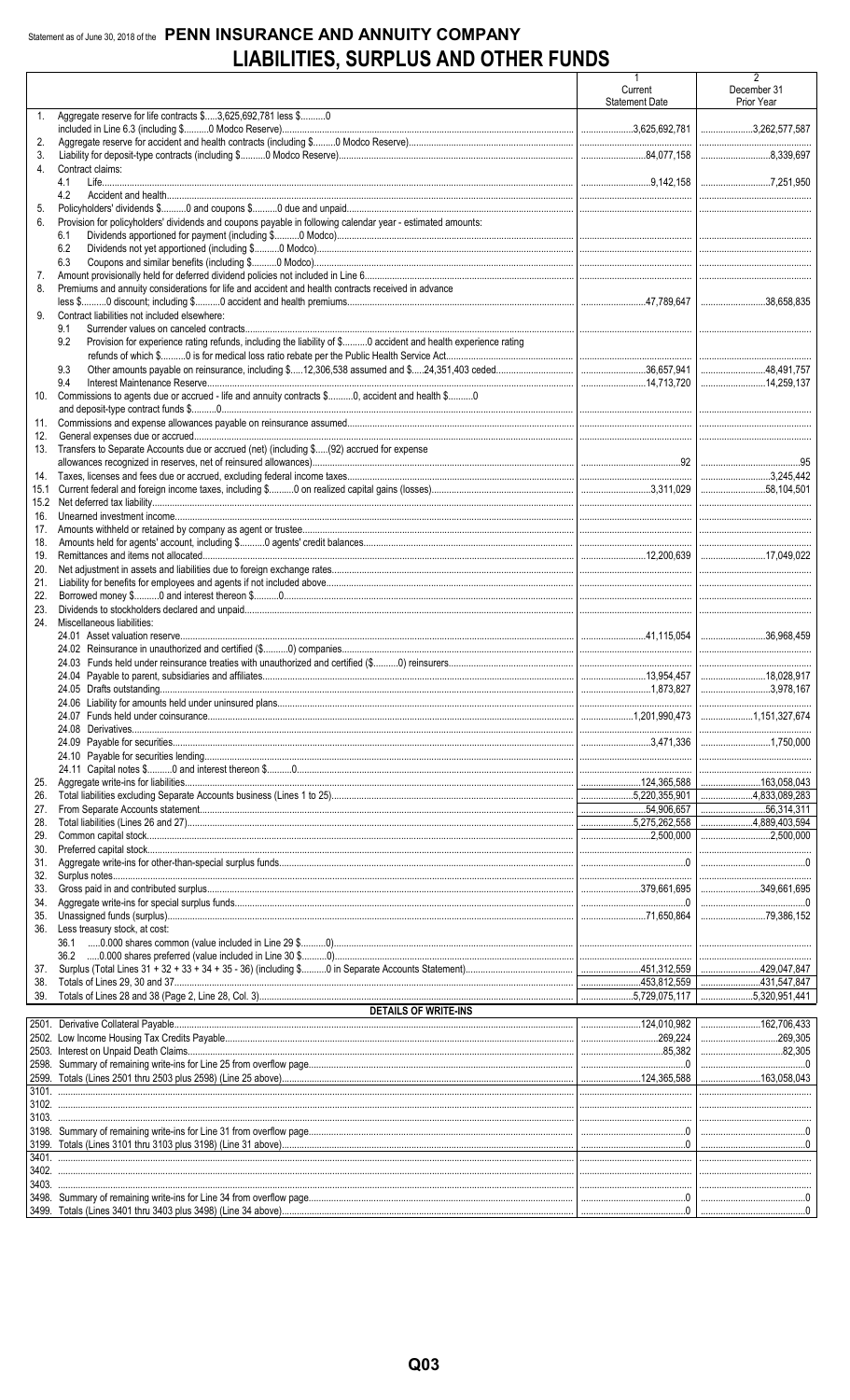Statement as of June 30, 2018 of the **PENN INSURANCE AND ANNUITY COMPANY**

# LIABILITIES, SURPLUS AND OTHER FUNDS

| | | 1<br>Current<br>Statement Date | 2<br>December 31<br>Prior Year |
|---|---|---|---|
| 1. | Aggregate reserve for life contracts $.....3,625,692,781 less $..........0 included in Line 6.3 (including $..........0 Modco Reserve) | 3,625,692,781 | 3,262,577,587 |
| 2. | Aggregate reserve for accident and health contracts (including $..........0 Modco Reserve) | | |
| 3. | Liability for deposit-type contracts (including $..........0 Modco Reserve) | 84,077,158 | 8,339,697 |
| 4. | Contract claims: | | |
| | 4.1 Life | 9,142,158 | 7,251,950 |
| | 4.2 Accident and health | | |
| 5. | Policyholders' dividends $..........0 and coupons $..........0 due and unpaid | | |
| 6. | Provision for policyholders' dividends and coupons payable in following calendar year - estimated amounts: | | |
| | 6.1 Dividends apportioned for payment (including $..........0 Modco) | | |
| | 6.2 Dividends not yet apportioned (including $..........0 Modco) | | |
| | 6.3 Coupons and similar benefits (including $..........0 Modco) | | |
| 7. | Amount provisionally held for deferred dividend policies not included in Line 6 | | |
| 8. | Premiums and annuity considerations for life and accident and health contracts received in advance less $..........0 discount; including $..........0 accident and health premiums | 47,789,647 | 38,658,835 |
| 9. | Contract liabilities not included elsewhere: | | |
| | 9.1 Surrender values on canceled contracts | | |
| | 9.2 Provision for experience rating refunds, including the liability of $..........0 accident and health experience rating refunds of which $..........0 is for medical loss ratio rebate per the Public Health Service Act | | |
| | 9.3 Other amounts payable on reinsurance, including $.....12,306,538 assumed and $.....24,351,403 ceded | 36,657,941 | 48,491,757 |
| | 9.4 Interest Maintenance Reserve | 14,713,720 | 14,259,137 |
| 10. | Commissions to agents due or accrued - life and annuity contracts $..........0, accident and health $..........0 and deposit-type contract funds $..........0 | | |
| 11. | Commissions and expense allowances payable on reinsurance assumed | | |
| 12. | General expenses due or accrued | | |
| 13. | Transfers to Separate Accounts due or accrued (net) (including $.....(92) accrued for expense allowances recognized in reserves, net of reinsured allowances) | 92 | 95 |
| 14. | Taxes, licenses and fees due or accrued, excluding federal income taxes | | 3,245,442 |
| 15.1 | Current federal and foreign income taxes, including $..........0 on realized capital gains (losses) | 3,311,029 | 58,104,501 |
| 15.2 | Net deferred tax liability | | |
| 16. | Unearned investment income | | |
| 17. | Amounts withheld or retained by company as agent or trustee | | |
| 18. | Amounts held for agents' account, including $..........0 agents' credit balances | | |
| 19. | Remittances and items not allocated | 12,200,639 | 17,049,022 |
| 20. | Net adjustment in assets and liabilities due to foreign exchange rates | | |
| 21. | Liability for benefits for employees and agents if not included above | | |
| 22. | Borrowed money $..........0 and interest thereon $..........0 | | |
| 23. | Dividends to stockholders declared and unpaid | | |
| 24. | Miscellaneous liabilities: | | |
| | 24.01 Asset valuation reserve | 41,115,054 | 36,968,459 |
| | 24.02 Reinsurance in unauthorized and certified ($..........0) companies | | |
| | 24.03 Funds held under reinsurance treaties with unauthorized and certified ($..........0) reinsurers | | |
| | 24.04 Payable to parent, subsidiaries and affiliates | 13,954,457 | 18,028,917 |
| | 24.05 Drafts outstanding | 1,873,827 | 3,978,167 |
| | 24.06 Liability for amounts held under uninsured plans | | |
| | 24.07 Funds held under coinsurance | 1,201,990,473 | 1,151,327,674 |
| | 24.08 Derivatives | | |
| | 24.09 Payable for securities | 3,471,336 | 1,750,000 |
| | 24.10 Payable for securities lending | | |
| | 24.11 Capital notes $..........0 and interest thereon $..........0 | | |
| 25. | Aggregate write-ins for liabilities | 124,365,588 | 163,058,043 |
| 26. | Total liabilities excluding Separate Accounts business (Lines 1 to 25) | 5,220,355,901 | 4,833,089,283 |
| 27. | From Separate Accounts statement | 54,906,657 | 56,314,311 |
| 28. | Total liabilities (Lines 26 and 27) | 5,275,262,558 | 4,889,403,594 |
| 29. | Common capital stock | 2,500,000 | 2,500,000 |
| 30. | Preferred capital stock | | |
| 31. | Aggregate write-ins for other-than-special surplus funds | 0 | 0 |
| 32. | Surplus notes | | |
| 33. | Gross paid in and contributed surplus | 379,661,695 | 349,661,695 |
| 34. | Aggregate write-ins for special surplus funds | 0 | 0 |
| 35. | Unassigned funds (surplus) | 71,650,864 | 79,386,152 |
| 36. | Less treasury stock, at cost: | | |
| | 36.1 .....0.000 shares common (value included in Line 29 $..........0) | | |
| | 36.2 .....0.000 shares preferred (value included in Line 30 $..........0) | | |
| 37. | Surplus (Total Lines 31 + 32 + 33 + 34 + 35 - 36) (including $..........0 in Separate Accounts Statement) | 451,312,559 | 429,047,847 |
| 38. | Totals of Lines 29, 30 and 37 | 453,812,559 | 431,547,847 |
| 39. | Totals of Lines 28 and 38 (Page 2, Line 28, Col. 3) | 5,729,075,117 | 5,320,951,441 |
| | **DETAILS OF WRITE-INS** | | |
| 2501. | Derivative Collateral Payable | 124,010,982 | 162,706,433 |
| 2502. | Low Income Housing Tax Credits Payable | 269,224 | 269,305 |
| 2503. | Interest on Unpaid Death Claims | 85,382 | 82,305 |
| 2598. | Summary of remaining write-ins for Line 25 from overflow page | 0 | 0 |
| 2599. | Totals (Lines 2501 thru 2503 plus 2598) (Line 25 above) | 124,365,588 | 163,058,043 |
| 3101. | | | |
| 3102. | | | |
| 3103. | | | |
| 3198. | Summary of remaining write-ins for Line 31 from overflow page | 0 | 0 |
| 3199. | Totals (Lines 3101 thru 3103 plus 3198) (Line 31 above) | 0 | 0 |
| 3401. | | | |
| 3402. | | | |
| 3403. | | | |
| 3498. | Summary of remaining write-ins for Line 34 from overflow page | 0 | 0 |
| 3499. | Totals (Lines 3401 thru 3403 plus 3498) (Line 34 above) | 0 | 0 |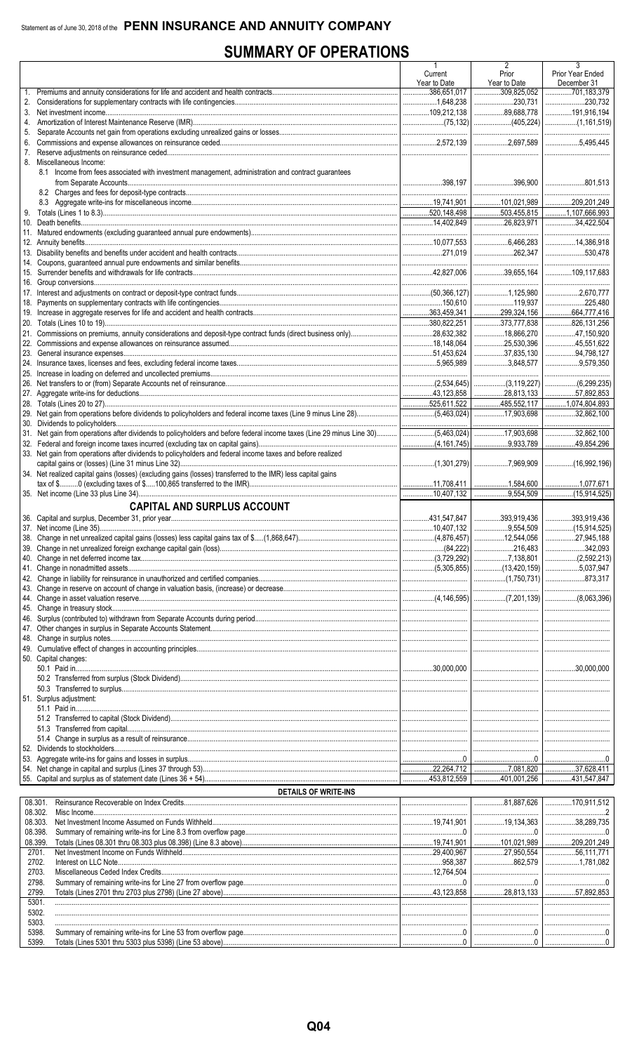Statement as of June 30, 2018 of the **PENN INSURANCE AND ANNUITY COMPANY**

# SUMMARY OF OPERATIONS

| | 1 Current Year to Date | 2 Prior Year to Date | 3 Prior Year Ended December 31 |
|---|---|---|---|
| 1. Premiums and annuity considerations for life and accident and health contracts | 386,651,017 | 309,825,052 | 701,183,379 |
| 2. Considerations for supplementary contracts with life contingencies | 1,648,238 | 230,731 | 230,732 |
| 3. Net investment income | 109,212,138 | 89,688,778 | 191,916,194 |
| 4. Amortization of Interest Maintenance Reserve (IMR) | (75,132) | (405,224) | (1,161,519) |
| 5. Separate Accounts net gain from operations excluding unrealized gains or losses | | | |
| 6. Commissions and expense allowances on reinsurance ceded | 2,572,139 | 2,697,589 | 5,495,445 |
| 7. Reserve adjustments on reinsurance ceded | | | |
| 8. Miscellaneous Income: | | | |
| 8.1 Income from fees associated with investment management, administration and contract guarantees from Separate Accounts | 398,197 | 396,900 | 801,513 |
| 8.2 Charges and fees for deposit-type contracts | | | |
| 8.3 Aggregate write-ins for miscellaneous income | 19,741,901 | 101,021,989 | 209,201,249 |
| 9. Totals (Lines 1 to 8.3) | 520,148,498 | 503,455,815 | 1,107,666,993 |
| 10. Death benefits | 14,402,849 | 26,823,971 | 34,422,504 |
| 11. Matured endowments (excluding guaranteed annual pure endowments) | | | |
| 12. Annuity benefits | 10,077,553 | 6,466,283 | 14,386,918 |
| 13. Disability benefits and benefits under accident and health contracts | 271,019 | 262,347 | 530,478 |
| 14. Coupons, guaranteed annual pure endowments and similar benefits | | | |
| 15. Surrender benefits and withdrawals for life contracts | 42,827,006 | 39,655,164 | 109,117,683 |
| 16. Group conversions | | | |
| 17. Interest and adjustments on contract or deposit-type contract funds | (50,366,127) | 1,125,980 | 2,670,777 |
| 18. Payments on supplementary contracts with life contingencies | 150,610 | 119,937 | 225,480 |
| 19. Increase in aggregate reserves for life and accident and health contracts | 363,459,341 | 299,324,156 | 664,777,416 |
| 20. Totals (Lines 10 to 19) | 380,822,251 | 373,777,838 | 826,131,256 |
| 21. Commissions on premiums, annuity considerations and deposit-type contract funds (direct business only) | 28,632,382 | 18,866,270 | 47,150,920 |
| 22. Commissions and expense allowances on reinsurance assumed | 18,148,064 | 25,530,396 | 45,551,622 |
| 23. General insurance expenses | 51,453,624 | 37,835,130 | 94,798,127 |
| 24. Insurance taxes, licenses and fees, excluding federal income taxes | 5,965,989 | 3,848,577 | 9,579,350 |
| 25. Increase in loading on deferred and uncollected premiums | | | |
| 26. Net transfers to or (from) Separate Accounts net of reinsurance | (2,534,645) | (3,119,227) | (6,299,235) |
| 27. Aggregate write-ins for deductions | 43,123,858 | 28,813,133 | 57,892,853 |
| 28. Totals (Lines 20 to 27) | 525,611,522 | 485,552,117 | 1,074,804,893 |
| 29. Net gain from operations before dividends to policyholders and federal income taxes (Line 9 minus Line 28) | (5,463,024) | 17,903,698 | 32,862,100 |
| 30. Dividends to policyholders | | | |
| 31. Net gain from operations after dividends to policyholders and before federal income taxes (Line 29 minus Line 30) | (5,463,024) | 17,903,698 | 32,862,100 |
| 32. Federal and foreign income taxes incurred (excluding tax on capital gains) | (4,161,745) | 9,933,789 | 49,854,296 |
| 33. Net gain from operations after dividends to policyholders and federal income taxes and before realized capital gains or (losses) (Line 31 minus Line 32) | (1,301,279) | 7,969,909 | (16,992,196) |
| 34. Net realized capital gains (losses) (excluding gains (losses) transferred to the IMR) less capital gains tax of $..........0 (excluding taxes of $.....100,865 transferred to the IMR) | 11,708,411 | 1,584,600 | 1,077,671 |
| 35. Net income (Line 33 plus Line 34) | 10,407,132 | 9,554,509 | (15,914,525) |
| **CAPITAL AND SURPLUS ACCOUNT** | | | |
| 36. Capital and surplus, December 31, prior year | 431,547,847 | 393,919,436 | 393,919,436 |
| 37. Net income (Line 35) | 10,407,132 | 9,554,509 | (15,914,525) |
| 38. Change in net unrealized capital gains (losses) less capital gains tax of $.....(1,868,647) | (4,876,457) | 12,544,056 | 27,945,188 |
| 39. Change in net unrealized foreign exchange capital gain (loss) | (84,222) | 216,483 | 342,093 |
| 40. Change in net deferred income tax | (3,729,292) | 7,138,801 | (2,592,213) |
| 41. Change in nonadmitted assets | (5,305,855) | (13,420,159) | 5,037,947 |
| 42. Change in liability for reinsurance in unauthorized and certified companies | | (1,750,731) | 873,317 |
| 43. Change in reserve on account of change in valuation basis, (increase) or decrease | | | |
| 44. Change in asset valuation reserve | (4,146,595) | (7,201,139) | (8,063,396) |
| 45. Change in treasury stock | | | |
| 46. Surplus (contributed to) withdrawn from Separate Accounts during period | | | |
| 47. Other changes in surplus in Separate Accounts Statement | | | |
| 48. Change in surplus notes | | | |
| 49. Cumulative effect of changes in accounting principles | | | |
| 50. Capital changes: | | | |
| 50.1 Paid in | 30,000,000 | | 30,000,000 |
| 50.2 Transferred from surplus (Stock Dividend) | | | |
| 50.3 Transferred to surplus | | | |
| 51. Surplus adjustment: | | | |
| 51.1 Paid in | | | |
| 51.2 Transferred to capital (Stock Dividend) | | | |
| 51.3 Transferred from capital | | | |
| 51.4 Change in surplus as a result of reinsurance | | | |
| 52. Dividends to stockholders | | | |
| 53. Aggregate write-ins for gains and losses in surplus | 0 | 0 | 0 |
| 54. Net change in capital and surplus (Lines 37 through 53) | 22,264,712 | 7,081,820 | 37,628,411 |
| 55. Capital and surplus as of statement date (Lines 36 + 54) | 453,812,559 | 401,001,256 | 431,547,847 |
| **DETAILS OF WRITE-INS** | | | |
| 08.301. Reinsurance Recoverable on Index Credits | | 81,887,626 | 170,911,512 |
| 08.302. Misc Income | | | 2 |
| 08.303. Net Investment Income Assumed on Funds Withheld | 19,741,901 | 19,134,363 | 38,289,735 |
| 08.398. Summary of remaining write-ins for Line 8.3 from overflow page | 0 | 0 | 0 |
| 08.399. Totals (Lines 08.301 thru 08.303 plus 08.398) (Line 8.3 above) | 19,741,901 | 101,021,989 | 209,201,249 |
| 2701. Net Investment Income Ceded on Funds Withheld | 29,400,967 | 27,950,554 | 56,111,771 |
| 2702. Interest on LLC Note | 958,387 | 862,579 | 1,781,082 |
| 2703. Miscellaneous Ceded Index Credits | 12,764,504 | | |
| 2798. Summary of remaining write-ins for Line 27 from overflow page | 0 | 0 | 0 |
| 2799. Totals (Lines 2701 thru 2703 plus 2798) (Line 27 above) | 43,123,858 | 28,813,133 | 57,892,853 |
| 5301. | | | |
| 5302. | | | |
| 5303. | | | |
| 5398. Summary of remaining write-ins for Line 53 from overflow page | 0 | 0 | 0 |
| 5399. Totals (Lines 5301 thru 5303 plus 5398) (Line 53 above) | 0 | 0 | 0 |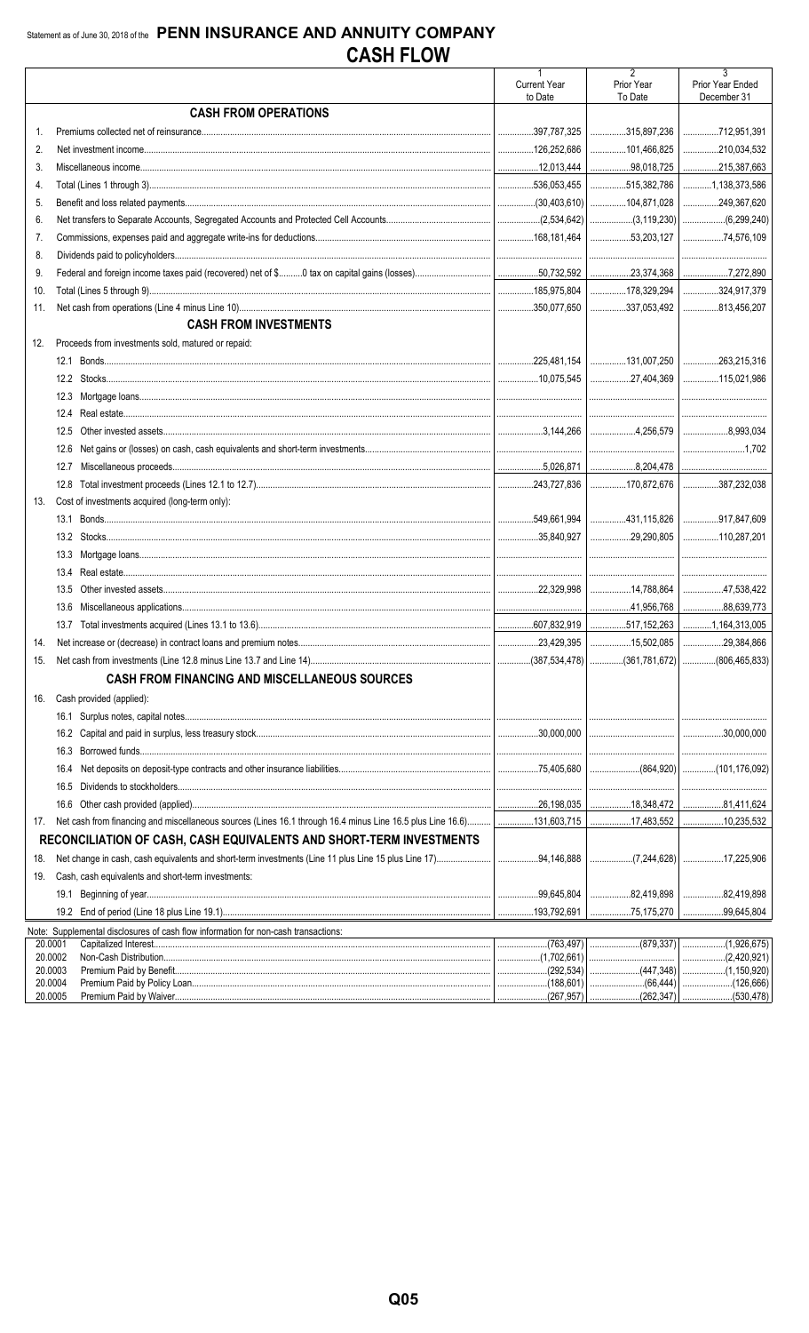Statement as of June 30, 2018 of the **PENN INSURANCE AND ANNUITY COMPANY**

# CASH FLOW

| | | 1<br>Current Year to Date | 2<br>Prior Year To Date | 3<br>Prior Year Ended December 31 |
|---|---|---|---|---|
| | **CASH FROM OPERATIONS** | | | |
| 1. | Premiums collected net of reinsurance | 397,787,325 | 315,897,236 | 712,951,391 |
| 2. | Net investment income | 126,252,686 | 101,466,825 | 210,034,532 |
| 3. | Miscellaneous income | 12,013,444 | 98,018,725 | 215,387,663 |
| 4. | Total (Lines 1 through 3) | 536,053,455 | 515,382,786 | 1,138,373,586 |
| 5. | Benefit and loss related payments | (30,403,610) | 104,871,028 | 249,367,620 |
| 6. | Net transfers to Separate Accounts, Segregated Accounts and Protected Cell Accounts | (2,534,642) | (3,119,230) | (6,299,240) |
| 7. | Commissions, expenses paid and aggregate write-ins for deductions | 168,181,464 | 53,203,127 | 74,576,109 |
| 8. | Dividends paid to policyholders | | | |
| 9. | Federal and foreign income taxes paid (recovered) net of $..........0 tax on capital gains (losses) | 50,732,592 | 23,374,368 | 7,272,890 |
| 10. | Total (Lines 5 through 9) | 185,975,804 | 178,329,294 | 324,917,379 |
| 11. | Net cash from operations (Line 4 minus Line 10) | 350,077,650 | 337,053,492 | 813,456,207 |
| | **CASH FROM INVESTMENTS** | | | |
| 12. | Proceeds from investments sold, matured or repaid: | | | |
| | 12.1 Bonds | 225,481,154 | 131,007,250 | 263,215,316 |
| | 12.2 Stocks | 10,075,545 | 27,404,369 | 115,021,986 |
| | 12.3 Mortgage loans | | | |
| | 12.4 Real estate | | | |
| | 12.5 Other invested assets | 3,144,266 | 4,256,579 | 8,993,034 |
| | 12.6 Net gains or (losses) on cash, cash equivalents and short-term investments | | | 1,702 |
| | 12.7 Miscellaneous proceeds | 5,026,871 | 8,204,478 | |
| | 12.8 Total investment proceeds (Lines 12.1 to 12.7) | 243,727,836 | 170,872,676 | 387,232,038 |
| 13. | Cost of investments acquired (long-term only): | | | |
| | 13.1 Bonds | 549,661,994 | 431,115,826 | 917,847,609 |
| | 13.2 Stocks | 35,840,927 | 29,290,805 | 110,287,201 |
| | 13.3 Mortgage loans | | | |
| | 13.4 Real estate | | | |
| | 13.5 Other invested assets | 22,329,998 | 14,788,864 | 47,538,422 |
| | 13.6 Miscellaneous applications | | 41,956,768 | 88,639,773 |
| | 13.7 Total investments acquired (Lines 13.1 to 13.6) | 607,832,919 | 517,152,263 | 1,164,313,005 |
| 14. | Net increase or (decrease) in contract loans and premium notes | 23,429,395 | 15,502,085 | 29,384,866 |
| 15. | Net cash from investments (Line 12.8 minus Line 13.7 and Line 14) | (387,534,478) | (361,781,672) | (806,465,833) |
| | **CASH FROM FINANCING AND MISCELLANEOUS SOURCES** | | | |
| 16. | Cash provided (applied): | | | |
| | 16.1 Surplus notes, capital notes | | | |
| | 16.2 Capital and paid in surplus, less treasury stock | 30,000,000 | | 30,000,000 |
| | 16.3 Borrowed funds | | | |
| | 16.4 Net deposits on deposit-type contracts and other insurance liabilities | 75,405,680 | (864,920) | (101,176,092) |
| | 16.5 Dividends to stockholders | | | |
| | 16.6 Other cash provided (applied) | 26,198,035 | 18,348,472 | 81,411,624 |
| 17. | Net cash from financing and miscellaneous sources (Lines 16.1 through 16.4 minus Line 16.5 plus Line 16.6) | 131,603,715 | 17,483,552 | 10,235,532 |
| | **RECONCILIATION OF CASH, CASH EQUIVALENTS AND SHORT-TERM INVESTMENTS** | | | |
| 18. | Net change in cash, cash equivalents and short-term investments (Line 11 plus Line 15 plus Line 17) | 94,146,888 | (7,244,628) | 17,225,906 |
| 19. | Cash, cash equivalents and short-term investments: | | | |
| | 19.1 Beginning of year | 99,645,804 | 82,419,898 | 82,419,898 |
| | 19.2 End of period (Line 18 plus Line 19.1) | 193,792,691 | 75,175,270 | 99,645,804 |

Note: Supplemental disclosures of cash flow information for non-cash transactions:

| | | | | |
|---|---|---|---|---|
| 20.0001 | Capitalized Interest | (763,497) | (879,337) | (1,926,675) |
| 20.0002 | Non-Cash Distribution | (1,702,661) | | (2,420,921) |
| 20.0003 | Premium Paid by Benefit | (292,534) | (447,348) | (1,150,920) |
| 20.0004 | Premium Paid by Policy Loan | (188,601) | (66,444) | (126,666) |
| 20.0005 | Premium Paid by Waiver | (267,957) | (262,347) | (530,478) |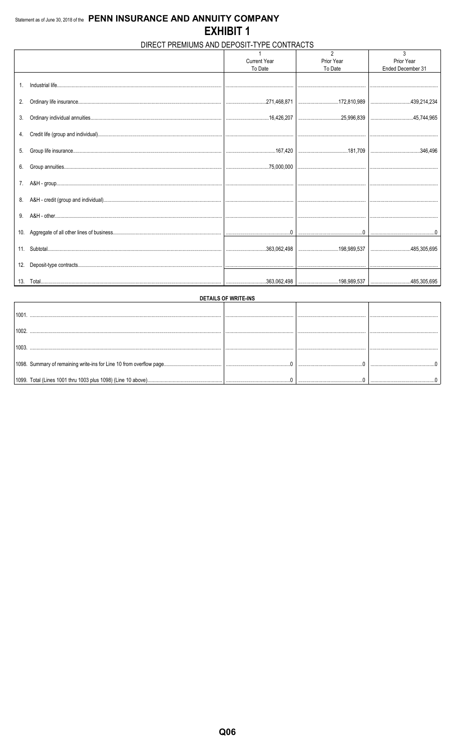Statement as of June 30, 2018 of the **PENN INSURANCE AND ANNUITY COMPANY**

# EXHIBIT 1

## DIRECT PREMIUMS AND DEPOSIT-TYPE CONTRACTS

| | 1<br>Current Year<br>To Date | 2<br>Prior Year<br>To Date | 3<br>Prior Year<br>Ended December 31 |
|---|---|---|---|
| 1. Industrial life | | | |
| 2. Ordinary life insurance | 271,468,871 | 172,810,989 | 439,214,234 |
| 3. Ordinary individual annuities | 16,426,207 | 25,996,839 | 45,744,965 |
| 4. Credit life (group and individual) | | | |
| 5. Group life insurance | 167,420 | 181,709 | 346,496 |
| 6. Group annuities | 75,000,000 | | |
| 7. A&H - group | | | |
| 8. A&H - credit (group and individual) | | | |
| 9. A&H - other | | | |
| 10. Aggregate of all other lines of business | 0 | 0 | 0 |
| 11. Subtotal | 363,062,498 | 198,989,537 | 485,305,695 |
| 12. Deposit-type contracts | | | |
| 13. Total | 363,062,498 | 198,989,537 | 485,305,695 |

### DETAILS OF WRITE-INS

| | | | |
|---|---|---|---|
| 1001. | | | |
| 1002. | | | |
| 1003. | | | |
| 1098. Summary of remaining write-ins for Line 10 from overflow page | 0 | 0 | 0 |
| 1099. Total (Lines 1001 thru 1003 plus 1098) (Line 10 above) | 0 | 0 | 0 |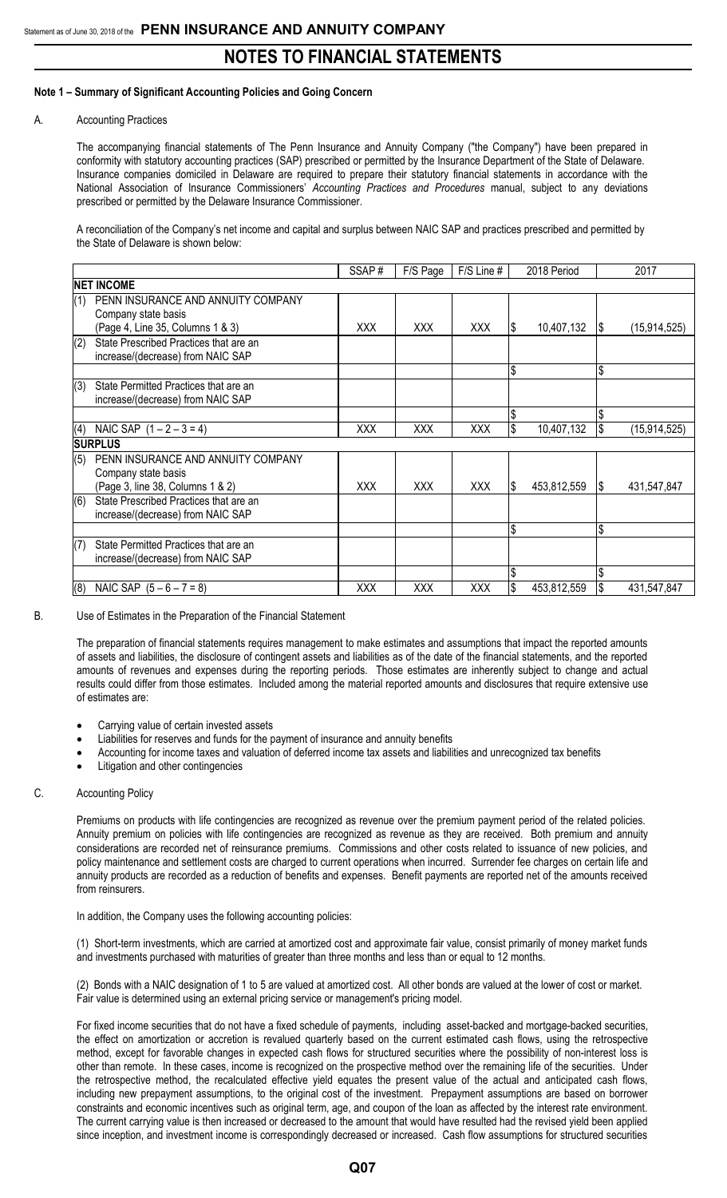# NOTES TO FINANCIAL STATEMENTS

**Note 1 – Summary of Significant Accounting Policies and Going Concern**

A. Accounting Practices

The accompanying financial statements of The Penn Insurance and Annuity Company ("the Company") have been prepared in conformity with statutory accounting practices (SAP) prescribed or permitted by the Insurance Department of the State of Delaware. Insurance companies domiciled in Delaware are required to prepare their statutory financial statements in accordance with the National Association of Insurance Commissioners' *Accounting Practices and Procedures* manual, subject to any deviations prescribed or permitted by the Delaware Insurance Commissioner.

A reconciliation of the Company's net income and capital and surplus between NAIC SAP and practices prescribed and permitted by the State of Delaware is shown below:

| | SSAP # | F/S Page | F/S Line # | 2018 Period | 2017 |
|---|---|---|---|---|---|
| **NET INCOME** | | | | | |
| (1) PENN INSURANCE AND ANNUITY COMPANY Company state basis (Page 4, Line 35, Columns 1 & 3) | XXX | XXX | XXX | $ 10,407,132 | $ (15,914,525) |
| (2) State Prescribed Practices that are an increase/(decrease) from NAIC SAP | | | | | |
| | | | | $ | $ |
| (3) State Permitted Practices that are an increase/(decrease) from NAIC SAP | | | | | |
| | | | | $ | $ |
| (4) NAIC SAP (1 – 2 – 3 = 4) | XXX | XXX | XXX | $ 10,407,132 | $ (15,914,525) |
| **SURPLUS** | | | | | |
| (5) PENN INSURANCE AND ANNUITY COMPANY Company state basis (Page 3, line 38, Columns 1 & 2) | XXX | XXX | XXX | $ 453,812,559 | $ 431,547,847 |
| (6) State Prescribed Practices that are an increase/(decrease) from NAIC SAP | | | | | |
| | | | | $ | $ |
| (7) State Permitted Practices that are an increase/(decrease) from NAIC SAP | | | | | |
| | | | | $ | $ |
| (8) NAIC SAP (5 – 6 – 7 = 8) | XXX | XXX | XXX | $ 453,812,559 | $ 431,547,847 |

B. Use of Estimates in the Preparation of the Financial Statement

The preparation of financial statements requires management to make estimates and assumptions that impact the reported amounts of assets and liabilities, the disclosure of contingent assets and liabilities as of the date of the financial statements, and the reported amounts of revenues and expenses during the reporting periods. Those estimates are inherently subject to change and actual results could differ from those estimates. Included among the material reported amounts and disclosures that require extensive use of estimates are:

- Carrying value of certain invested assets
- Liabilities for reserves and funds for the payment of insurance and annuity benefits
- Accounting for income taxes and valuation of deferred income tax assets and liabilities and unrecognized tax benefits
- Litigation and other contingencies

C. Accounting Policy

Premiums on products with life contingencies are recognized as revenue over the premium payment period of the related policies. Annuity premium on policies with life contingencies are recognized as revenue as they are received. Both premium and annuity considerations are recorded net of reinsurance premiums. Commissions and other costs related to issuance of new policies, and policy maintenance and settlement costs are charged to current operations when incurred. Surrender fee charges on certain life and annuity products are recorded as a reduction of benefits and expenses. Benefit payments are reported net of the amounts received from reinsurers.

In addition, the Company uses the following accounting policies:

(1) Short-term investments, which are carried at amortized cost and approximate fair value, consist primarily of money market funds and investments purchased with maturities of greater than three months and less than or equal to 12 months.

(2) Bonds with a NAIC designation of 1 to 5 are valued at amortized cost. All other bonds are valued at the lower of cost or market. Fair value is determined using an external pricing service or management's pricing model.

For fixed income securities that do not have a fixed schedule of payments, including asset-backed and mortgage-backed securities, the effect on amortization or accretion is revalued quarterly based on the current estimated cash flows, using the retrospective method, except for favorable changes in expected cash flows for structured securities where the possibility of non-interest loss is other than remote. In these cases, income is recognized on the prospective method over the remaining life of the securities. Under the retrospective method, the recalculated effective yield equates the present value of the actual and anticipated cash flows, including new prepayment assumptions, to the original cost of the investment. Prepayment assumptions are based on borrower constraints and economic incentives such as original term, age, and coupon of the loan as affected by the interest rate environment. The current carrying value is then increased or decreased to the amount that would have resulted had the revised yield been applied since inception, and investment income is correspondingly decreased or increased. Cash flow assumptions for structured securities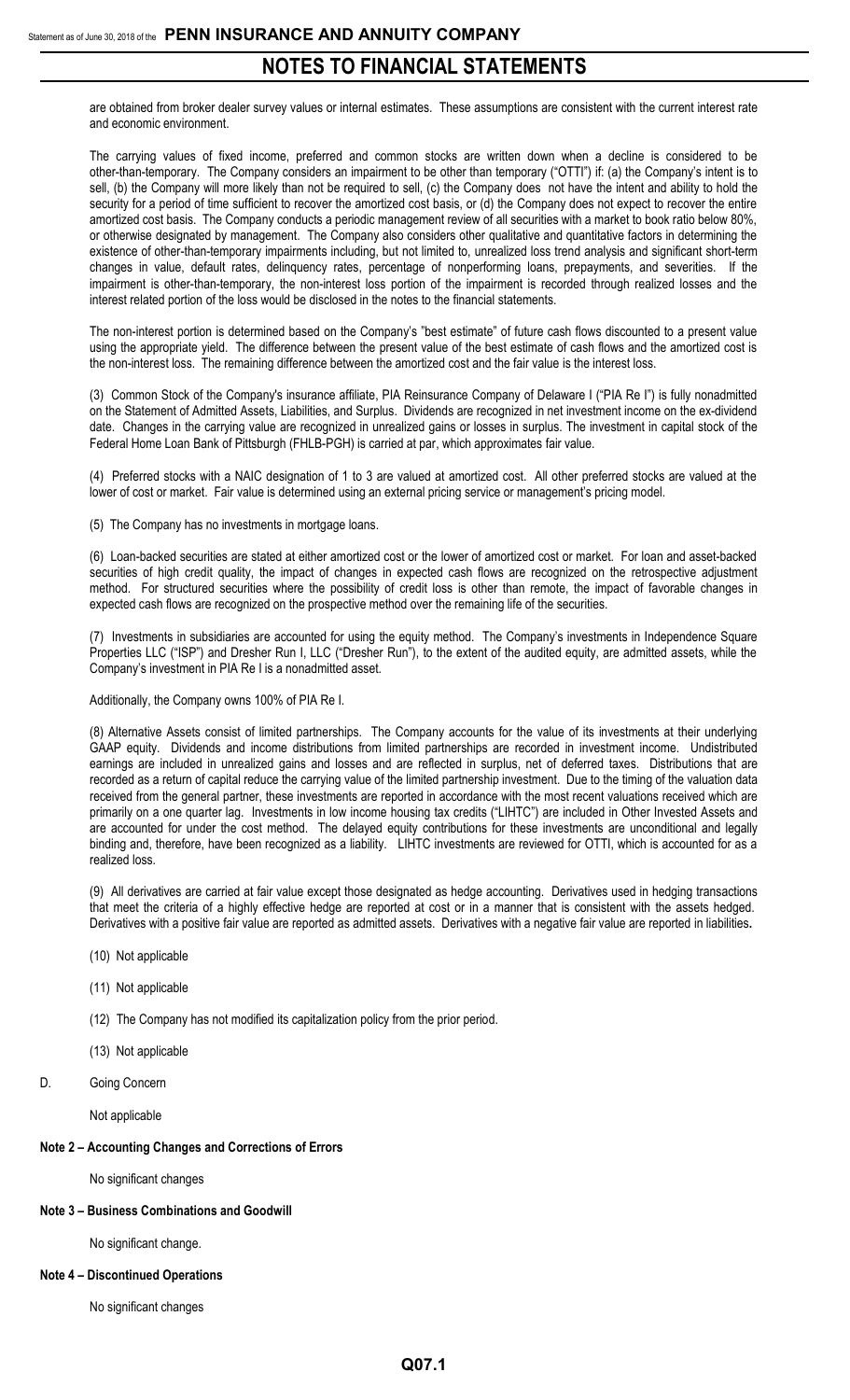are obtained from broker dealer survey values or internal estimates. These assumptions are consistent with the current interest rate and economic environment.

The carrying values of fixed income, preferred and common stocks are written down when a decline is considered to be other-than-temporary. The Company considers an impairment to be other than temporary ("OTTI") if: (a) the Company's intent is to sell, (b) the Company will more likely than not be required to sell, (c) the Company does not have the intent and ability to hold the security for a period of time sufficient to recover the amortized cost basis, or (d) the Company does not expect to recover the entire amortized cost basis. The Company conducts a periodic management review of all securities with a market to book ratio below 80%, or otherwise designated by management. The Company also considers other qualitative and quantitative factors in determining the existence of other-than-temporary impairments including, but not limited to, unrealized loss trend analysis and significant short-term changes in value, default rates, delinquency rates, percentage of nonperforming loans, prepayments, and severities. If the impairment is other-than-temporary, the non-interest loss portion of the impairment is recorded through realized losses and the interest related portion of the loss would be disclosed in the notes to the financial statements.

The non-interest portion is determined based on the Company's "best estimate" of future cash flows discounted to a present value using the appropriate yield. The difference between the present value of the best estimate of cash flows and the amortized cost is the non-interest loss. The remaining difference between the amortized cost and the fair value is the interest loss.

(3) Common Stock of the Company's insurance affiliate, PIA Reinsurance Company of Delaware I ("PIA Re I") is fully nonadmitted on the Statement of Admitted Assets, Liabilities, and Surplus. Dividends are recognized in net investment income on the ex-dividend date. Changes in the carrying value are recognized in unrealized gains or losses in surplus. The investment in capital stock of the Federal Home Loan Bank of Pittsburgh (FHLB-PGH) is carried at par, which approximates fair value.

(4) Preferred stocks with a NAIC designation of 1 to 3 are valued at amortized cost. All other preferred stocks are valued at the lower of cost or market. Fair value is determined using an external pricing service or management's pricing model.

(5) The Company has no investments in mortgage loans.

(6) Loan-backed securities are stated at either amortized cost or the lower of amortized cost or market. For loan and asset-backed securities of high credit quality, the impact of changes in expected cash flows are recognized on the retrospective adjustment method. For structured securities where the possibility of credit loss is other than remote, the impact of favorable changes in expected cash flows are recognized on the prospective method over the remaining life of the securities.

(7) Investments in subsidiaries are accounted for using the equity method. The Company's investments in Independence Square Properties LLC ("ISP") and Dresher Run I, LLC ("Dresher Run"), to the extent of the audited equity, are admitted assets, while the Company's investment in PIA Re I is a nonadmitted asset.

Additionally, the Company owns 100% of PIA Re I.

(8) Alternative Assets consist of limited partnerships. The Company accounts for the value of its investments at their underlying GAAP equity. Dividends and income distributions from limited partnerships are recorded in investment income. Undistributed earnings are included in unrealized gains and losses and are reflected in surplus, net of deferred taxes. Distributions that are recorded as a return of capital reduce the carrying value of the limited partnership investment. Due to the timing of the valuation data received from the general partner, these investments are reported in accordance with the most recent valuations received which are primarily on a one quarter lag. Investments in low income housing tax credits ("LIHTC") are included in Other Invested Assets and are accounted for under the cost method. The delayed equity contributions for these investments are unconditional and legally binding and, therefore, have been recognized as a liability. LIHTC investments are reviewed for OTTI, which is accounted for as a realized loss.

(9) All derivatives are carried at fair value except those designated as hedge accounting. Derivatives used in hedging transactions that meet the criteria of a highly effective hedge are reported at cost or in a manner that is consistent with the assets hedged. Derivatives with a positive fair value are reported as admitted assets. Derivatives with a negative fair value are reported in liabilities.

(10) Not applicable

(11) Not applicable

(12) The Company has not modified its capitalization policy from the prior period.

(13) Not applicable

D. Going Concern

Not applicable

**Note 2 – Accounting Changes and Corrections of Errors**

No significant changes

**Note 3 – Business Combinations and Goodwill**

No significant change.

**Note 4 – Discontinued Operations**

No significant changes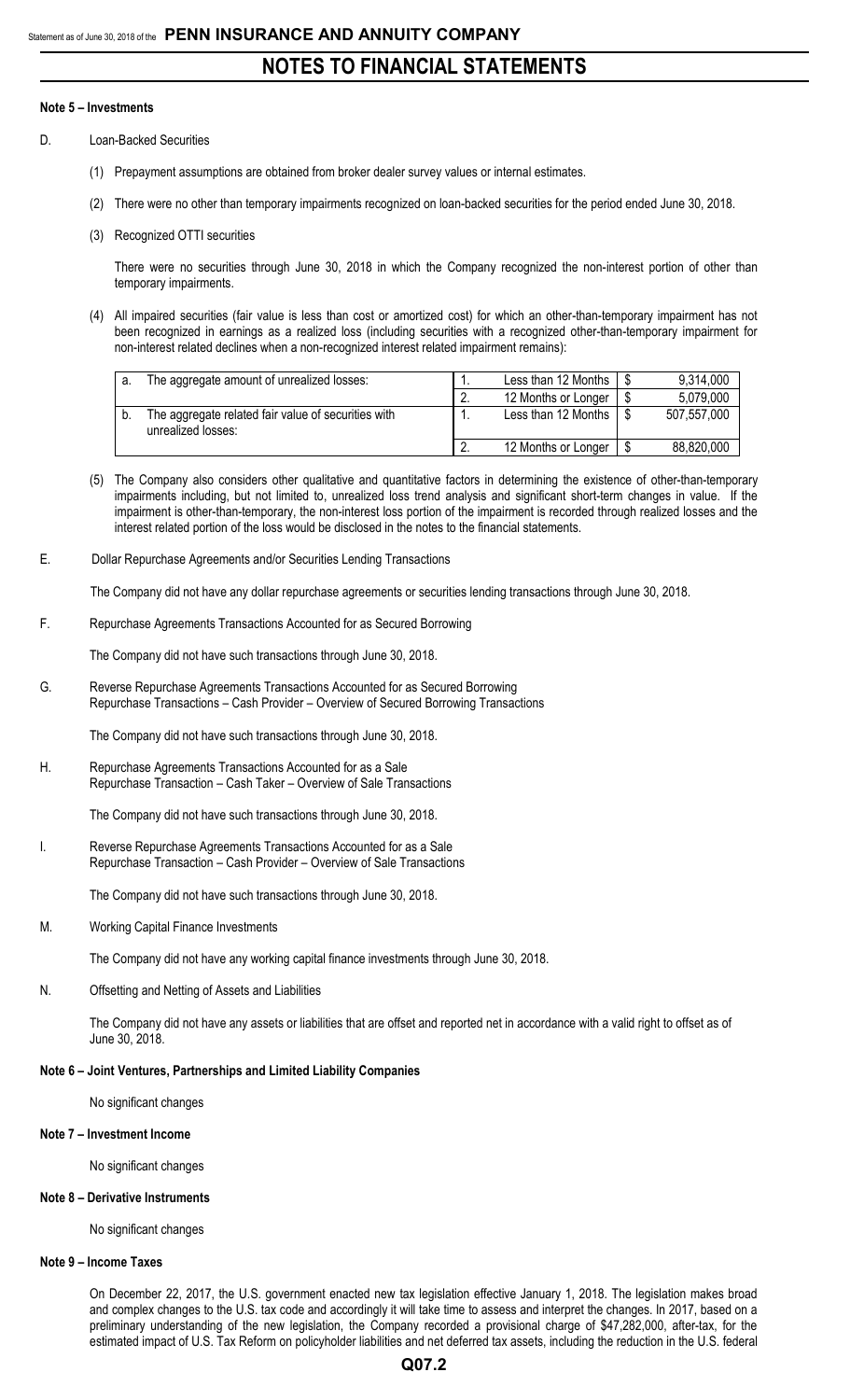# NOTES TO FINANCIAL STATEMENTS

**Note 5 – Investments**

D. Loan-Backed Securities

(1) Prepayment assumptions are obtained from broker dealer survey values or internal estimates.

(2) There were no other than temporary impairments recognized on loan-backed securities for the period ended June 30, 2018.

(3) Recognized OTTI securities

There were no securities through June 30, 2018 in which the Company recognized the non-interest portion of other than temporary impairments.

(4) All impaired securities (fair value is less than cost or amortized cost) for which an other-than-temporary impairment has not been recognized in earnings as a realized loss (including securities with a recognized other-than-temporary impairment for non-interest related declines when a non-recognized interest related impairment remains):

| | | | | | |
|---|---|---|---|---|---|
| a. | The aggregate amount of unrealized losses: | 1. | Less than 12 Months | $ | 9,314,000 |
| | | 2. | 12 Months or Longer | $ | 5,079,000 |
| b. | The aggregate related fair value of securities with unrealized losses: | 1. | Less than 12 Months | $ | 507,557,000 |
| | | 2. | 12 Months or Longer | $ | 88,820,000 |

(5) The Company also considers other qualitative and quantitative factors in determining the existence of other-than-temporary impairments including, but not limited to, unrealized loss trend analysis and significant short-term changes in value. If the impairment is other-than-temporary, the non-interest loss portion of the impairment is recorded through realized losses and the interest related portion of the loss would be disclosed in the notes to the financial statements.

E. Dollar Repurchase Agreements and/or Securities Lending Transactions

The Company did not have any dollar repurchase agreements or securities lending transactions through June 30, 2018.

F. Repurchase Agreements Transactions Accounted for as Secured Borrowing

The Company did not have such transactions through June 30, 2018.

G. Reverse Repurchase Agreements Transactions Accounted for as Secured Borrowing
Repurchase Transactions – Cash Provider – Overview of Secured Borrowing Transactions

The Company did not have such transactions through June 30, 2018.

H. Repurchase Agreements Transactions Accounted for as a Sale
Repurchase Transaction – Cash Taker – Overview of Sale Transactions

The Company did not have such transactions through June 30, 2018.

I. Reverse Repurchase Agreements Transactions Accounted for as a Sale
Repurchase Transaction – Cash Provider – Overview of Sale Transactions

The Company did not have such transactions through June 30, 2018.

M. Working Capital Finance Investments

The Company did not have any working capital finance investments through June 30, 2018.

N. Offsetting and Netting of Assets and Liabilities

The Company did not have any assets or liabilities that are offset and reported net in accordance with a valid right to offset as of June 30, 2018.

**Note 6 – Joint Ventures, Partnerships and Limited Liability Companies**

No significant changes

**Note 7 – Investment Income**

No significant changes

**Note 8 – Derivative Instruments**

No significant changes

**Note 9 – Income Taxes**

On December 22, 2017, the U.S. government enacted new tax legislation effective January 1, 2018. The legislation makes broad and complex changes to the U.S. tax code and accordingly it will take time to assess and interpret the changes. In 2017, based on a preliminary understanding of the new legislation, the Company recorded a provisional charge of $47,282,000, after-tax, for the estimated impact of U.S. Tax Reform on policyholder liabilities and net deferred tax assets, including the reduction in the U.S. federal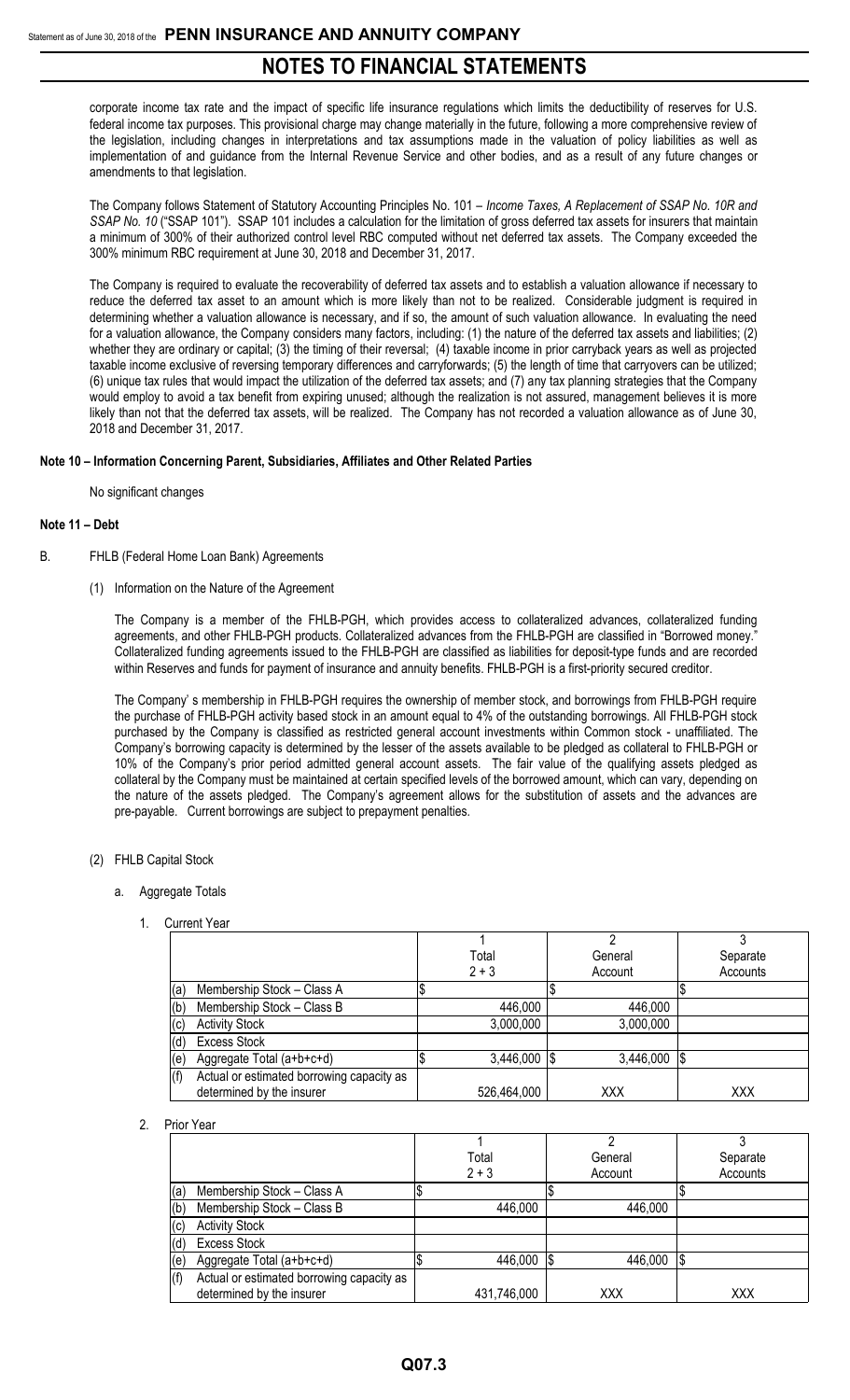corporate income tax rate and the impact of specific life insurance regulations which limits the deductibility of reserves for U.S. federal income tax purposes. This provisional charge may change materially in the future, following a more comprehensive review of the legislation, including changes in interpretations and tax assumptions made in the valuation of policy liabilities as well as implementation of and guidance from the Internal Revenue Service and other bodies, and as a result of any future changes or amendments to that legislation.

The Company follows Statement of Statutory Accounting Principles No. 101 – *Income Taxes, A Replacement of SSAP No. 10R and SSAP No. 10* ("SSAP 101"). SSAP 101 includes a calculation for the limitation of gross deferred tax assets for insurers that maintain a minimum of 300% of their authorized control level RBC computed without net deferred tax assets. The Company exceeded the 300% minimum RBC requirement at June 30, 2018 and December 31, 2017.

The Company is required to evaluate the recoverability of deferred tax assets and to establish a valuation allowance if necessary to reduce the deferred tax asset to an amount which is more likely than not to be realized. Considerable judgment is required in determining whether a valuation allowance is necessary, and if so, the amount of such valuation allowance. In evaluating the need for a valuation allowance, the Company considers many factors, including: (1) the nature of the deferred tax assets and liabilities; (2) whether they are ordinary or capital; (3) the timing of their reversal; (4) taxable income in prior carryback years as well as projected taxable income exclusive of reversing temporary differences and carryforwards; (5) the length of time that carryovers can be utilized; (6) unique tax rules that would impact the utilization of the deferred tax assets; and (7) any tax planning strategies that the Company would employ to avoid a tax benefit from expiring unused; although the realization is not assured, management believes it is more likely than not that the deferred tax assets, will be realized. The Company has not recorded a valuation allowance as of June 30, 2018 and December 31, 2017.

**Note 10 – Information Concerning Parent, Subsidiaries, Affiliates and Other Related Parties**

No significant changes

**Note 11 – Debt**

B. FHLB (Federal Home Loan Bank) Agreements

(1) Information on the Nature of the Agreement

The Company is a member of the FHLB-PGH, which provides access to collateralized advances, collateralized funding agreements, and other FHLB-PGH products. Collateralized advances from the FHLB-PGH are classified in "Borrowed money." Collateralized funding agreements issued to the FHLB-PGH are classified as liabilities for deposit-type funds and are recorded within Reserves and funds for payment of insurance and annuity benefits. FHLB-PGH is a first-priority secured creditor.

The Company' s membership in FHLB-PGH requires the ownership of member stock, and borrowings from FHLB-PGH require the purchase of FHLB-PGH activity based stock in an amount equal to 4% of the outstanding borrowings. All FHLB-PGH stock purchased by the Company is classified as restricted general account investments within Common stock - unaffiliated. The Company's borrowing capacity is determined by the lesser of the assets available to be pledged as collateral to FHLB-PGH or 10% of the Company's prior period admitted general account assets. The fair value of the qualifying assets pledged as collateral by the Company must be maintained at certain specified levels of the borrowed amount, which can vary, depending on the nature of the assets pledged. The Company's agreement allows for the substitution of assets and the advances are pre-payable. Current borrowings are subject to prepayment penalties.

(2) FHLB Capital Stock

a. Aggregate Totals

1. Current Year

| | 1<br>Total<br>2 + 3 | 2<br>General<br>Account | 3<br>Separate<br>Accounts |
|---|---|---|---|
| (a) Membership Stock – Class A | $ | $ | $ |
| (b) Membership Stock – Class B | 446,000 | 446,000 | |
| (c) Activity Stock | 3,000,000 | 3,000,000 | |
| (d) Excess Stock | | | |
| (e) Aggregate Total (a+b+c+d) | $ 3,446,000 | $ 3,446,000 | $ |
| (f) Actual or estimated borrowing capacity as determined by the insurer | 526,464,000 | XXX | XXX |

2. Prior Year

| | 1<br>Total<br>2 + 3 | 2<br>General<br>Account | 3<br>Separate<br>Accounts |
|---|---|---|---|
| (a) Membership Stock – Class A | $ | $ | $ |
| (b) Membership Stock – Class B | 446,000 | 446,000 | |
| (c) Activity Stock | | | |
| (d) Excess Stock | | | |
| (e) Aggregate Total (a+b+c+d) | $ 446,000 | $ 446,000 | $ |
| (f) Actual or estimated borrowing capacity as determined by the insurer | 431,746,000 | XXX | XXX |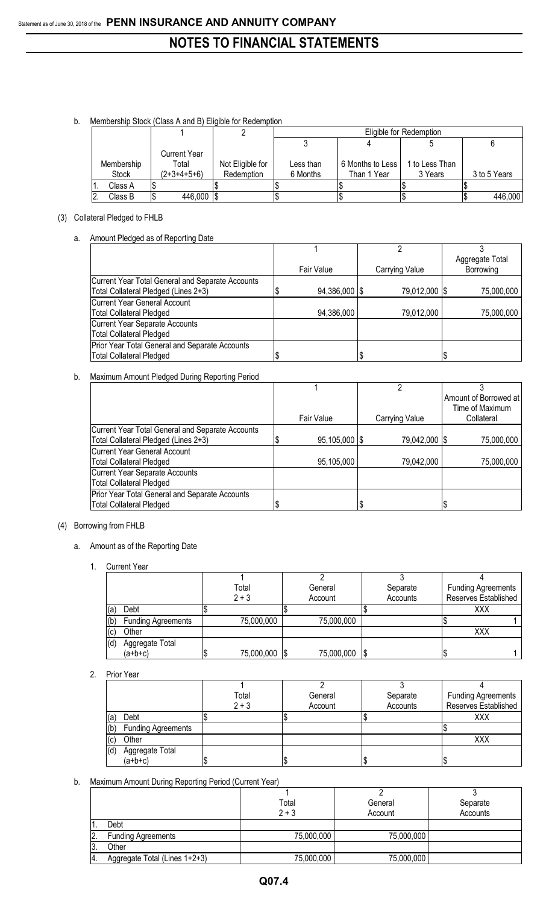# NOTES TO FINANCIAL STATEMENTS

b. Membership Stock (Class A and B) Eligible for Redemption

| | 1 | 2 | Eligible for Redemption | | | |
|---|---|---|---|---|---|---|
| | | | 3 | 4 | 5 | 6 |
| Membership Stock | Current Year Total (2+3+4+5+6) | Not Eligible for Redemption | Less than 6 Months | 6 Months to Less Than 1 Year | 1 to Less Than 3 Years | 3 to 5 Years |
| 1. Class A | $ | $ | $ | $ | $ | $ |
| 2. Class B | $ 446,000 | $ | $ | $ | $ | $ 446,000 |

(3) Collateral Pledged to FHLB

a. Amount Pledged as of Reporting Date

| | 1<br>Fair Value | 2<br>Carrying Value | 3<br>Aggregate Total Borrowing |
|---|---|---|---|
| Current Year Total General and Separate Accounts Total Collateral Pledged (Lines 2+3) | $ 94,386,000 | $ 79,012,000 | $ 75,000,000 |
| Current Year General Account Total Collateral Pledged | 94,386,000 | 79,012,000 | 75,000,000 |
| Current Year Separate Accounts Total Collateral Pledged | | | |
| Prior Year Total General and Separate Accounts Total Collateral Pledged | $ | $ | $ |

b. Maximum Amount Pledged During Reporting Period

| | 1<br>Fair Value | 2<br>Carrying Value | 3<br>Amount of Borrowed at Time of Maximum Collateral |
|---|---|---|---|
| Current Year Total General and Separate Accounts Total Collateral Pledged (Lines 2+3) | $ 95,105,000 | $ 79,042,000 | $ 75,000,000 |
| Current Year General Account Total Collateral Pledged | 95,105,000 | 79,042,000 | 75,000,000 |
| Current Year Separate Accounts Total Collateral Pledged | | | |
| Prior Year Total General and Separate Accounts Total Collateral Pledged | $ | $ | $ |

(4) Borrowing from FHLB

a. Amount as of the Reporting Date

1. Current Year

| | 1<br>Total<br>2 + 3 | 2<br>General Account | 3<br>Separate Accounts | 4<br>Funding Agreements Reserves Established |
|---|---|---|---|---|
| (a) Debt | $ | $ | $ | XXX |
| (b) Funding Agreements | 75,000,000 | 75,000,000 | | $ 1 |
| (c) Other | | | | XXX |
| (d) Aggregate Total (a+b+c) | $ 75,000,000 | $ 75,000,000 | $ | $ 1 |

2. Prior Year

| | 1<br>Total<br>2 + 3 | 2<br>General Account | 3<br>Separate Accounts | 4<br>Funding Agreements Reserves Established |
|---|---|---|---|---|
| (a) Debt | $ | $ | $ | XXX |
| (b) Funding Agreements | | | | $ |
| (c) Other | | | | XXX |
| (d) Aggregate Total (a+b+c) | $ | $ | $ | $ |

b. Maximum Amount During Reporting Period (Current Year)

| | 1<br>Total<br>2 + 3 | 2<br>General Account | 3<br>Separate Accounts |
|---|---|---|---|
| 1. Debt | | | |
| 2. Funding Agreements | 75,000,000 | 75,000,000 | |
| 3. Other | | | |
| 4. Aggregate Total (Lines 1+2+3) | 75,000,000 | 75,000,000 | |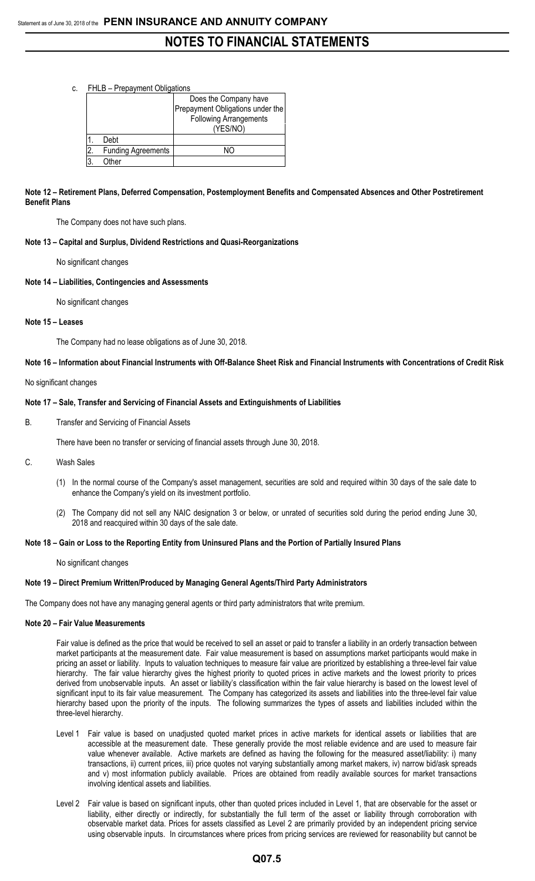c. FHLB – Prepayment Obligations

| | | Does the Company have Prepayment Obligations under the Following Arrangements (YES/NO) |
|---|---|---|
| 1. | Debt | |
| 2. | Funding Agreements | NO |
| 3. | Other | |

**Note 12 – Retirement Plans, Deferred Compensation, Postemployment Benefits and Compensated Absences and Other Postretirement Benefit Plans**

The Company does not have such plans.

**Note 13 – Capital and Surplus, Dividend Restrictions and Quasi-Reorganizations**

No significant changes

**Note 14 – Liabilities, Contingencies and Assessments**

No significant changes

**Note 15 – Leases**

The Company had no lease obligations as of June 30, 2018.

**Note 16 – Information about Financial Instruments with Off-Balance Sheet Risk and Financial Instruments with Concentrations of Credit Risk**

No significant changes

**Note 17 – Sale, Transfer and Servicing of Financial Assets and Extinguishments of Liabilities**

B. Transfer and Servicing of Financial Assets

There have been no transfer or servicing of financial assets through June 30, 2018.

C. Wash Sales

(1) In the normal course of the Company's asset management, securities are sold and required within 30 days of the sale date to enhance the Company's yield on its investment portfolio.

(2) The Company did not sell any NAIC designation 3 or below, or unrated of securities sold during the period ending June 30, 2018 and reacquired within 30 days of the sale date.

**Note 18 – Gain or Loss to the Reporting Entity from Uninsured Plans and the Portion of Partially Insured Plans**

No significant changes

**Note 19 – Direct Premium Written/Produced by Managing General Agents/Third Party Administrators**

The Company does not have any managing general agents or third party administrators that write premium.

**Note 20 – Fair Value Measurements**

Fair value is defined as the price that would be received to sell an asset or paid to transfer a liability in an orderly transaction between market participants at the measurement date. Fair value measurement is based on assumptions market participants would make in pricing an asset or liability. Inputs to valuation techniques to measure fair value are prioritized by establishing a three-level fair value hierarchy. The fair value hierarchy gives the highest priority to quoted prices in active markets and the lowest priority to prices derived from unobservable inputs. An asset or liability's classification within the fair value hierarchy is based on the lowest level of significant input to its fair value measurement. The Company has categorized its assets and liabilities into the three-level fair value hierarchy based upon the priority of the inputs. The following summarizes the types of assets and liabilities included within the three-level hierarchy.

Level 1 Fair value is based on unadjusted quoted market prices in active markets for identical assets or liabilities that are accessible at the measurement date. These generally provide the most reliable evidence and are used to measure fair value whenever available. Active markets are defined as having the following for the measured asset/liability: i) many transactions, ii) current prices, iii) price quotes not varying substantially among market makers, iv) narrow bid/ask spreads and v) most information publicly available. Prices are obtained from readily available sources for market transactions involving identical assets and liabilities.

Level 2 Fair value is based on significant inputs, other than quoted prices included in Level 1, that are observable for the asset or liability, either directly or indirectly, for substantially the full term of the asset or liability through corroboration with observable market data. Prices for assets classified as Level 2 are primarily provided by an independent pricing service using observable inputs. In circumstances where prices from pricing services are reviewed for reasonability but cannot be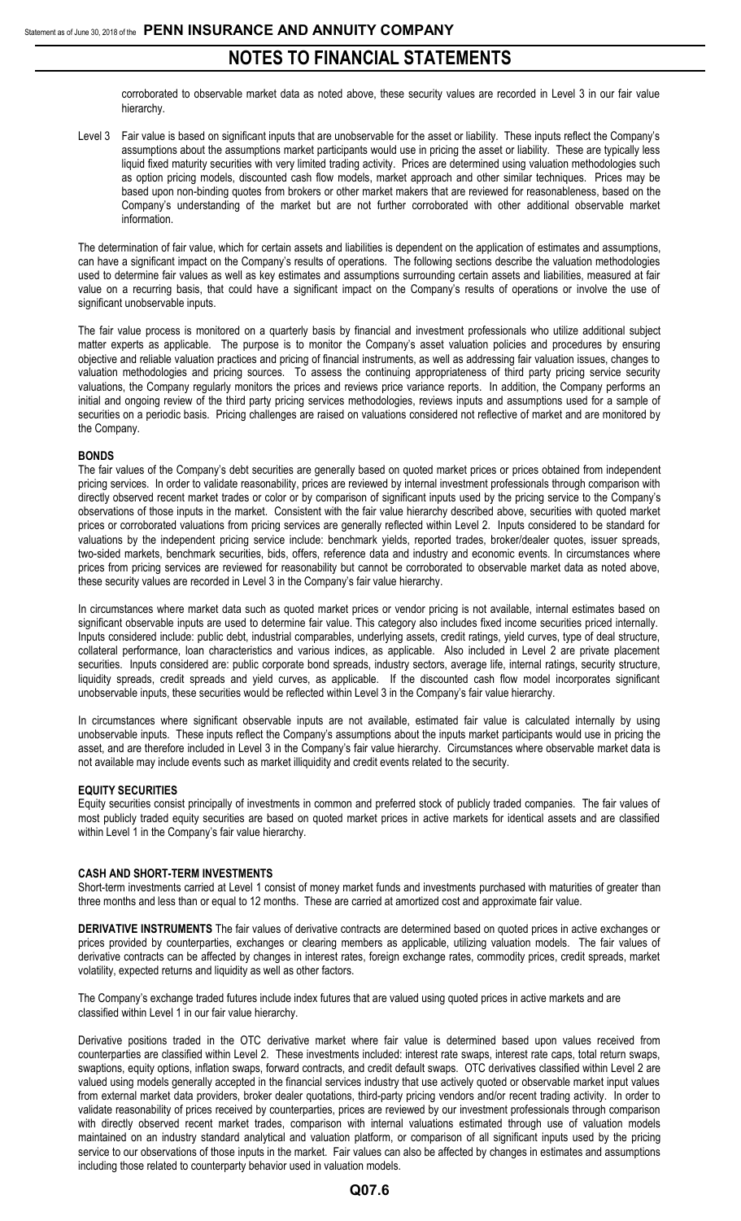corroborated to observable market data as noted above, these security values are recorded in Level 3 in our fair value hierarchy.

Level 3 Fair value is based on significant inputs that are unobservable for the asset or liability. These inputs reflect the Company's assumptions about the assumptions market participants would use in pricing the asset or liability. These are typically less liquid fixed maturity securities with very limited trading activity. Prices are determined using valuation methodologies such as option pricing models, discounted cash flow models, market approach and other similar techniques. Prices may be based upon non-binding quotes from brokers or other market makers that are reviewed for reasonableness, based on the Company's understanding of the market but are not further corroborated with other additional observable market information.

The determination of fair value, which for certain assets and liabilities is dependent on the application of estimates and assumptions, can have a significant impact on the Company's results of operations. The following sections describe the valuation methodologies used to determine fair values as well as key estimates and assumptions surrounding certain assets and liabilities, measured at fair value on a recurring basis, that could have a significant impact on the Company's results of operations or involve the use of significant unobservable inputs.

The fair value process is monitored on a quarterly basis by financial and investment professionals who utilize additional subject matter experts as applicable. The purpose is to monitor the Company's asset valuation policies and procedures by ensuring objective and reliable valuation practices and pricing of financial instruments, as well as addressing fair valuation issues, changes to valuation methodologies and pricing sources. To assess the continuing appropriateness of third party pricing service security valuations, the Company regularly monitors the prices and reviews price variance reports. In addition, the Company performs an initial and ongoing review of the third party pricing services methodologies, reviews inputs and assumptions used for a sample of securities on a periodic basis. Pricing challenges are raised on valuations considered not reflective of market and are monitored by the Company.

**BONDS**

The fair values of the Company's debt securities are generally based on quoted market prices or prices obtained from independent pricing services. In order to validate reasonability, prices are reviewed by internal investment professionals through comparison with directly observed recent market trades or color or by comparison of significant inputs used by the pricing service to the Company's observations of those inputs in the market. Consistent with the fair value hierarchy described above, securities with quoted market prices or corroborated valuations from pricing services are generally reflected within Level 2. Inputs considered to be standard for valuations by the independent pricing service include: benchmark yields, reported trades, broker/dealer quotes, issuer spreads, two-sided markets, benchmark securities, bids, offers, reference data and industry and economic events. In circumstances where prices from pricing services are reviewed for reasonability but cannot be corroborated to observable market data as noted above, these security values are recorded in Level 3 in the Company's fair value hierarchy.

In circumstances where market data such as quoted market prices or vendor pricing is not available, internal estimates based on significant observable inputs are used to determine fair value. This category also includes fixed income securities priced internally. Inputs considered include: public debt, industrial comparables, underlying assets, credit ratings, yield curves, type of deal structure, collateral performance, loan characteristics and various indices, as applicable. Also included in Level 2 are private placement securities. Inputs considered are: public corporate bond spreads, industry sectors, average life, internal ratings, security structure, liquidity spreads, credit spreads and yield curves, as applicable. If the discounted cash flow model incorporates significant unobservable inputs, these securities would be reflected within Level 3 in the Company's fair value hierarchy.

In circumstances where significant observable inputs are not available, estimated fair value is calculated internally by using unobservable inputs. These inputs reflect the Company's assumptions about the inputs market participants would use in pricing the asset, and are therefore included in Level 3 in the Company's fair value hierarchy. Circumstances where observable market data is not available may include events such as market illiquidity and credit events related to the security.

**EQUITY SECURITIES**

Equity securities consist principally of investments in common and preferred stock of publicly traded companies. The fair values of most publicly traded equity securities are based on quoted market prices in active markets for identical assets and are classified within Level 1 in the Company's fair value hierarchy.

**CASH AND SHORT-TERM INVESTMENTS**

Short-term investments carried at Level 1 consist of money market funds and investments purchased with maturities of greater than three months and less than or equal to 12 months. These are carried at amortized cost and approximate fair value.

**DERIVATIVE INSTRUMENTS** The fair values of derivative contracts are determined based on quoted prices in active exchanges or prices provided by counterparties, exchanges or clearing members as applicable, utilizing valuation models. The fair values of derivative contracts can be affected by changes in interest rates, foreign exchange rates, commodity prices, credit spreads, market volatility, expected returns and liquidity as well as other factors.

The Company's exchange traded futures include index futures that are valued using quoted prices in active markets and are classified within Level 1 in our fair value hierarchy.

Derivative positions traded in the OTC derivative market where fair value is determined based upon values received from counterparties are classified within Level 2. These investments included: interest rate swaps, interest rate caps, total return swaps, swaptions, equity options, inflation swaps, forward contracts, and credit default swaps. OTC derivatives classified within Level 2 are valued using models generally accepted in the financial services industry that use actively quoted or observable market input values from external market data providers, broker dealer quotations, third-party pricing vendors and/or recent trading activity. In order to validate reasonability of prices received by counterparties, prices are reviewed by our investment professionals through comparison with directly observed recent market trades, comparison with internal valuations estimated through use of valuation models maintained on an industry standard analytical and valuation platform, or comparison of all significant inputs used by the pricing service to our observations of those inputs in the market. Fair values can also be affected by changes in estimates and assumptions including those related to counterparty behavior used in valuation models.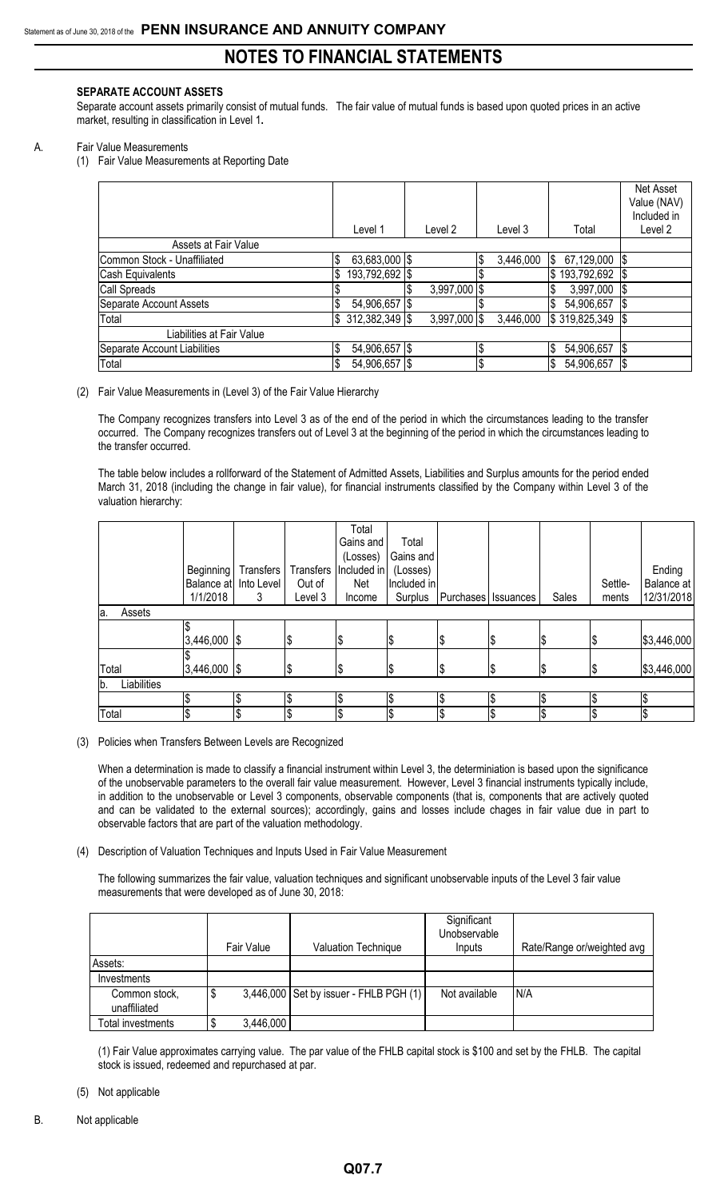## SEPARATE ACCOUNT ASSETS

Separate account assets primarily consist of mutual funds. The fair value of mutual funds is based upon quoted prices in an active market, resulting in classification in Level 1**.**

A. Fair Value Measurements

(1) Fair Value Measurements at Reporting Date

| | Level 1 | Level 2 | Level 3 | Total | Net Asset Value (NAV) Included in Level 2 |
|---|---|---|---|---|---|
| Assets at Fair Value | | | | | |
| Common Stock - Unaffiliated | $ 63,683,000 | $ | $ 3,446,000 | $ 67,129,000 | $ |
| Cash Equivalents | $ 193,792,692 | $ | $ | $ 193,792,692 | $ |
| Call Spreads | $ | $ 3,997,000 | $ | $ 3,997,000 | $ |
| Separate Account Assets | $ 54,906,657 | $ | $ | $ 54,906,657 | $ |
| Total | $ 312,382,349 | $ 3,997,000 | $ 3,446,000 | $ 319,825,349 | $ |
| Liabilities at Fair Value | | | | | |
| Separate Account Liabilities | $ 54,906,657 | $ | $ | $ 54,906,657 | $ |
| Total | $ 54,906,657 | $ | $ | $ 54,906,657 | $ |

(2) Fair Value Measurements in (Level 3) of the Fair Value Hierarchy

The Company recognizes transfers into Level 3 as of the end of the period in which the circumstances leading to the transfer occurred. The Company recognizes transfers out of Level 3 at the beginning of the period in which the circumstances leading to the transfer occurred.

The table below includes a rollforward of the Statement of Admitted Assets, Liabilities and Surplus amounts for the period ended March 31, 2018 (including the change in fair value), for financial instruments classified by the Company within Level 3 of the valuation hierarchy:

| | Beginning Balance at 1/1/2018 | Transfers Into Level 3 | Transfers Out of Level 3 | Total Gains and (Losses) Included in Net Income | Total Gains and (Losses) Included in Surplus | Purchases | Issuances | Sales | Settle-ments | Ending Balance at 12/31/2018 |
|---|---|---|---|---|---|---|---|---|---|---|
| a. Assets | | | | | | | | | | |
| | $ 3,446,000 | $ | $ | $ | $ | $ | $ | $ | $ | $3,446,000 |
| Total | $ 3,446,000 | $ | $ | $ | $ | $ | $ | $ | $ | $3,446,000 |
| b. Liabilities | | | | | | | | | | |
| | $ | $ | $ | $ | $ | $ | $ | $ | $ | $ |
| Total | $ | $ | $ | $ | $ | $ | $ | $ | $ | $ |

(3) Policies when Transfers Between Levels are Recognized

When a determination is made to classify a financial instrument within Level 3, the determiniation is based upon the significance of the unobservable parameters to the overall fair value measurement. However, Level 3 financial instruments typically include, in addition to the unobservable or Level 3 components, observable components (that is, components that are actively quoted and can be validated to the external sources); accordingly, gains and losses include chages in fair value due in part to observable factors that are part of the valuation methodology.

(4) Description of Valuation Techniques and Inputs Used in Fair Value Measurement

The following summarizes the fair value, valuation techniques and significant unobservable inputs of the Level 3 fair value measurements that were developed as of June 30, 2018:

| | Fair Value | Valuation Technique | Significant Unobservable Inputs | Rate/Range or/weighted avg |
|---|---|---|---|---|
| Assets: | | | | |
| Investments | | | | |
| Common stock, unaffiliated | $ 3,446,000 | Set by issuer - FHLB PGH (1) | Not available | N/A |
| Total investments | $ 3,446,000 | | | |

(1) Fair Value approximates carrying value. The par value of the FHLB capital stock is $100 and set by the FHLB. The capital stock is issued, redeemed and repurchased at par.

(5) Not applicable

B. Not applicable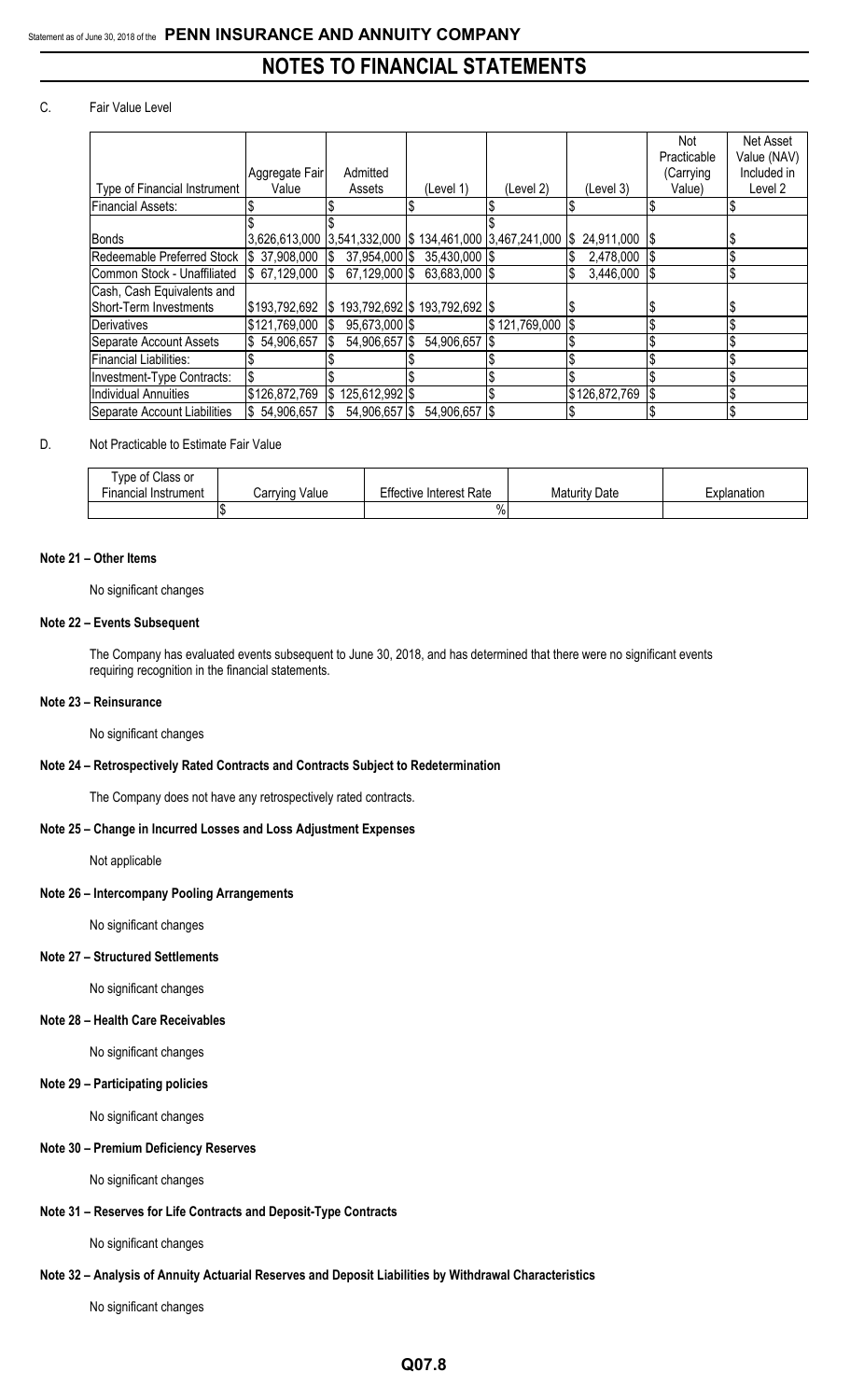C. Fair Value Level

| Type of Financial Instrument | Aggregate Fair Value | Admitted Assets | (Level 1) | (Level 2) | (Level 3) | Not Practicable (Carrying Value) | Net Asset Value (NAV) Included in Level 2 |
|---|---|---|---|---|---|---|---|
| Financial Assets: | $ | $ | $ | $ | $ | $ | $ |
| | $ | $ | $ | $ | | | |
| Bonds | 3,626,613,000 | 3,541,332,000 | $ 134,461,000 | 3,467,241,000 | $ 24,911,000 | $ | $ |
| Redeemable Preferred Stock | $ 37,908,000 | $ 37,954,000 | $ 35,430,000 | $ | $ 2,478,000 | $ | $ |
| Common Stock - Unaffiliated | $ 67,129,000 | $ 67,129,000 | $ 63,683,000 | $ | $ 3,446,000 | $ | $ |
| Cash, Cash Equivalents and Short-Term Investments | $193,792,692 | $ 193,792,692 | $ 193,792,692 | $ | $ | $ | $ |
| Derivatives | $121,769,000 | $ 95,673,000 | $ | $ 121,769,000 | $ | $ | $ |
| Separate Account Assets | $ 54,906,657 | $ 54,906,657 | $ 54,906,657 | $ | $ | $ | $ |
| Financial Liabilities: | $ | $ | $ | $ | $ | $ | $ |
| Investment-Type Contracts: | $ | $ | $ | $ | $ | $ | $ |
| Individual Annuities | $126,872,769 | $ 125,612,992 | $ | $ | $126,872,769 | $ | $ |
| Separate Account Liabilities | $ 54,906,657 | $ 54,906,657 | $ 54,906,657 | $ | $ | $ | $ |

D. Not Practicable to Estimate Fair Value

| Type of Class or Financial Instrument | Carrying Value | Effective Interest Rate | Maturity Date | Explanation |
|---|---|---|---|---|
| | $ | % | | |

**Note 21 – Other Items**

No significant changes

**Note 22 – Events Subsequent**

The Company has evaluated events subsequent to June 30, 2018, and has determined that there were no significant events requiring recognition in the financial statements.

**Note 23 – Reinsurance**

No significant changes

**Note 24 – Retrospectively Rated Contracts and Contracts Subject to Redetermination**

The Company does not have any retrospectively rated contracts.

**Note 25 – Change in Incurred Losses and Loss Adjustment Expenses**

Not applicable

**Note 26 – Intercompany Pooling Arrangements**

No significant changes

**Note 27 – Structured Settlements**

No significant changes

**Note 28 – Health Care Receivables**

No significant changes

**Note 29 – Participating policies**

No significant changes

**Note 30 – Premium Deficiency Reserves**

No significant changes

**Note 31 – Reserves for Life Contracts and Deposit-Type Contracts**

No significant changes

**Note 32 – Analysis of Annuity Actuarial Reserves and Deposit Liabilities by Withdrawal Characteristics**

No significant changes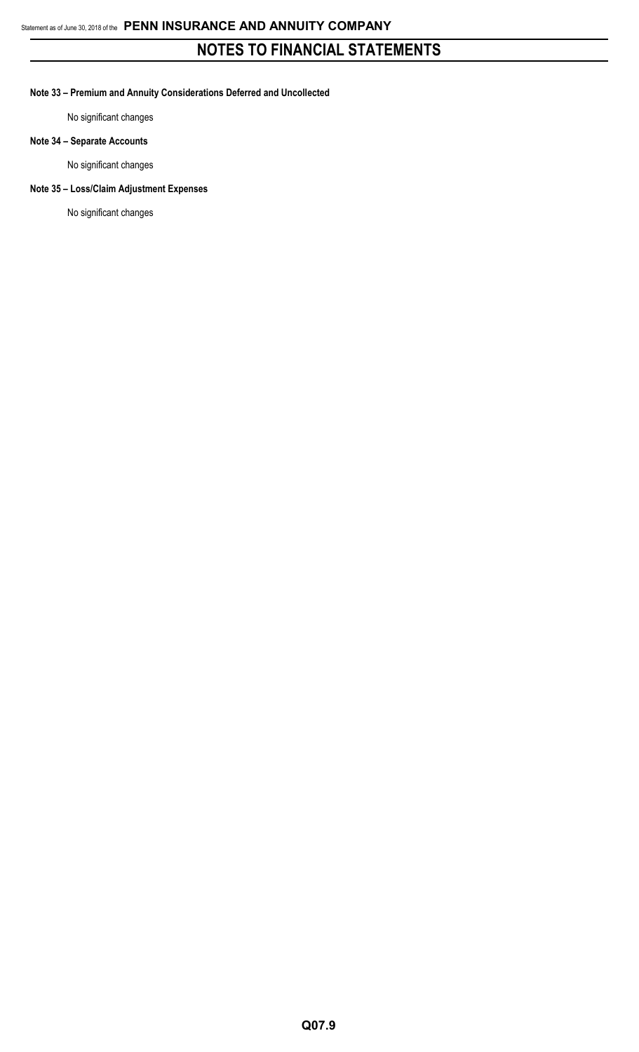**Note 33 – Premium and Annuity Considerations Deferred and Uncollected**

No significant changes

**Note 34 – Separate Accounts**

No significant changes

**Note 35 – Loss/Claim Adjustment Expenses**

No significant changes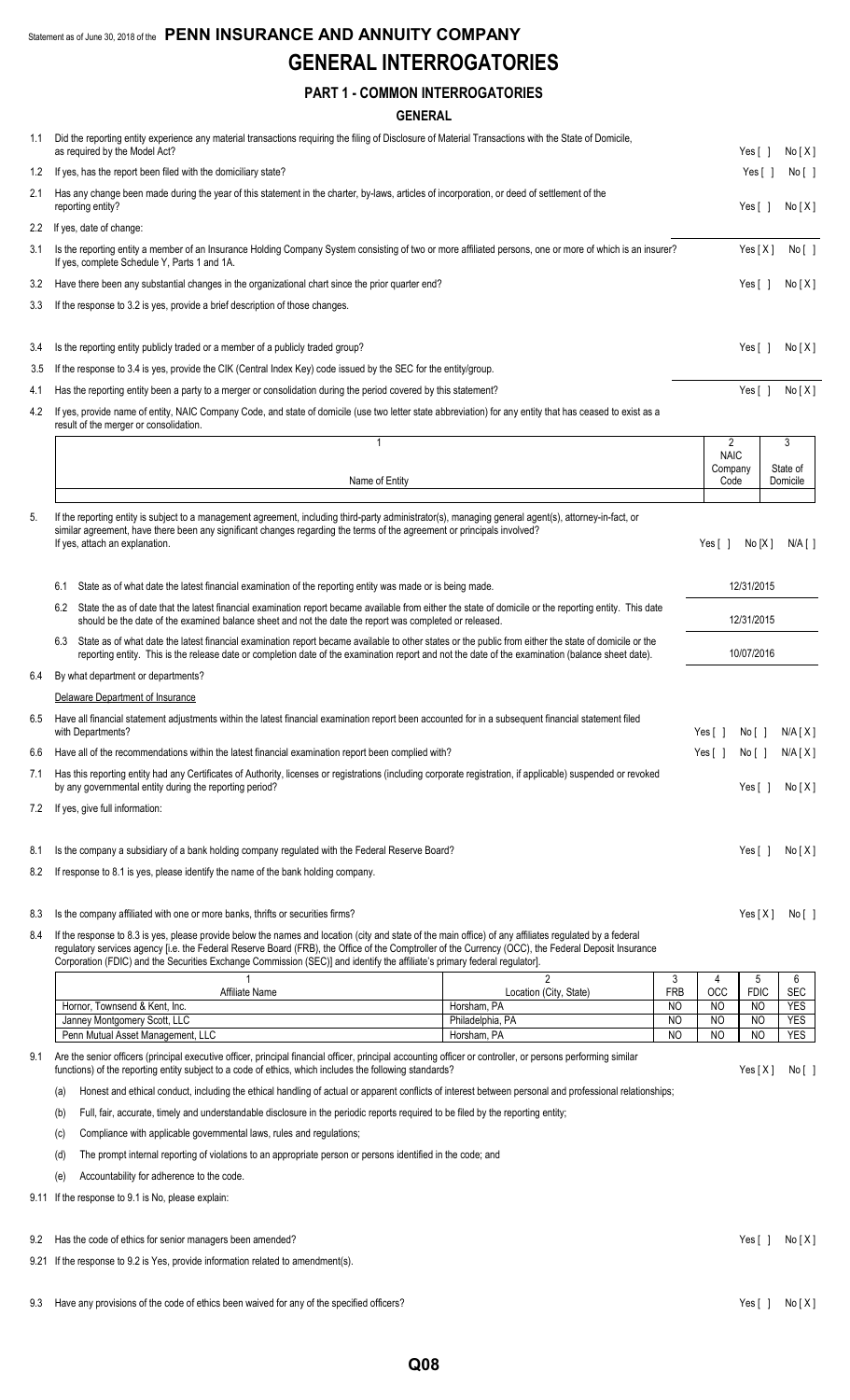Statement as of June 30, 2018 of the **PENN INSURANCE AND ANNUITY COMPANY**

# GENERAL INTERROGATORIES

## PART 1 - COMMON INTERROGATORIES

### GENERAL

1.1 Did the reporting entity experience any material transactions requiring the filing of Disclosure of Material Transactions with the State of Domicile, as required by the Model Act? Yes [ ] No [X]

1.2 If yes, has the report been filed with the domiciliary state? Yes [ ] No [ ]

2.1 Has any change been made during the year of this statement in the charter, by-laws, articles of incorporation, or deed of settlement of the reporting entity? Yes [ ] No [X]

2.2 If yes, date of change:

3.1 Is the reporting entity a member of an Insurance Holding Company System consisting of two or more affiliated persons, one or more of which is an insurer? If yes, complete Schedule Y, Parts 1 and 1A. Yes [X] No [ ]

3.2 Have there been any substantial changes in the organizational chart since the prior quarter end? Yes [ ] No [X]

3.3 If the response to 3.2 is yes, provide a brief description of those changes.

3.4 Is the reporting entity publicly traded or a member of a publicly traded group? Yes [ ] No [X]

3.5 If the response to 3.4 is yes, provide the CIK (Central Index Key) code issued by the SEC for the entity/group.

4.1 Has the reporting entity been a party to a merger or consolidation during the period covered by this statement? Yes [ ] No [X]

4.2 If yes, provide name of entity, NAIC Company Code, and state of domicile (use two letter state abbreviation) for any entity that has ceased to exist as a result of the merger or consolidation.

| 1<br>Name of Entity | 2<br>NAIC Company Code | 3<br>State of Domicile |
|---|---|---|
| | | |

5. If the reporting entity is subject to a management agreement, including third-party administrator(s), managing general agent(s), attorney-in-fact, or similar agreement, have there been any significant changes regarding the terms of the agreement or principals involved? If yes, attach an explanation. Yes [ ] No [X] N/A [ ]

6.1 State as of what date the latest financial examination of the reporting entity was made or is being made. 12/31/2015

6.2 State the as of date that the latest financial examination report became available from either the state of domicile or the reporting entity. This date should be the date of the examined balance sheet and not the date the report was completed or released. 12/31/2015

6.3 State as of what date the latest financial examination report became available to other states or the public from either the state of domicile or the reporting entity. This is the release date or completion date of the examination report and not the date of the examination (balance sheet date). 10/07/2016

6.4 By what department or departments?

Delaware Department of Insurance

6.5 Have all financial statement adjustments within the latest financial examination report been accounted for in a subsequent financial statement filed with Departments? Yes [ ] No [ ] N/A [X]

6.6 Have all of the recommendations within the latest financial examination report been complied with? Yes [ ] No [ ] N/A [X]

7.1 Has this reporting entity had any Certificates of Authority, licenses or registrations (including corporate registration, if applicable) suspended or revoked by any governmental entity during the reporting period? Yes [ ] No [X]

7.2 If yes, give full information:

8.1 Is the company a subsidiary of a bank holding company regulated with the Federal Reserve Board? Yes [ ] No [X]

8.2 If response to 8.1 is yes, please identify the name of the bank holding company.

8.3 Is the company affiliated with one or more banks, thrifts or securities firms? Yes [X] No [ ]

8.4 If the response to 8.3 is yes, please provide below the names and location (city and state of the main office) of any affiliates regulated by a federal regulatory services agency [i.e. the Federal Reserve Board (FRB), the Office of the Comptroller of the Currency (OCC), the Federal Deposit Insurance Corporation (FDIC) and the Securities Exchange Commission (SEC)] and identify the affiliate's primary federal regulator].

| 1<br>Affiliate Name | 2<br>Location (City, State) | 3<br>FRB | 4<br>OCC | 5<br>FDIC | 6<br>SEC |
|---|---|---|---|---|---|
| Hornor, Townsend & Kent, Inc. | Horsham, PA | NO | NO | NO | YES |
| Janney Montgomery Scott, LLC | Philadelphia, PA | NO | NO | NO | YES |
| Penn Mutual Asset Management, LLC | Horsham, PA | NO | NO | NO | YES |

9.1 Are the senior officers (principal executive officer, principal financial officer, principal accounting officer or controller, or persons performing similar functions) of the reporting entity subject to a code of ethics, which includes the following standards? Yes [X] No [ ]

(a) Honest and ethical conduct, including the ethical handling of actual or apparent conflicts of interest between personal and professional relationships;

(b) Full, fair, accurate, timely and understandable disclosure in the periodic reports required to be filed by the reporting entity;

(c) Compliance with applicable governmental laws, rules and regulations;

(d) The prompt internal reporting of violations to an appropriate person or persons identified in the code; and

(e) Accountability for adherence to the code.

9.11 If the response to 9.1 is No, please explain:

9.2 Has the code of ethics for senior managers been amended? Yes [ ] No [X]

9.21 If the response to 9.2 is Yes, provide information related to amendment(s).

9.3 Have any provisions of the code of ethics been waived for any of the specified officers? Yes [ ] No [X]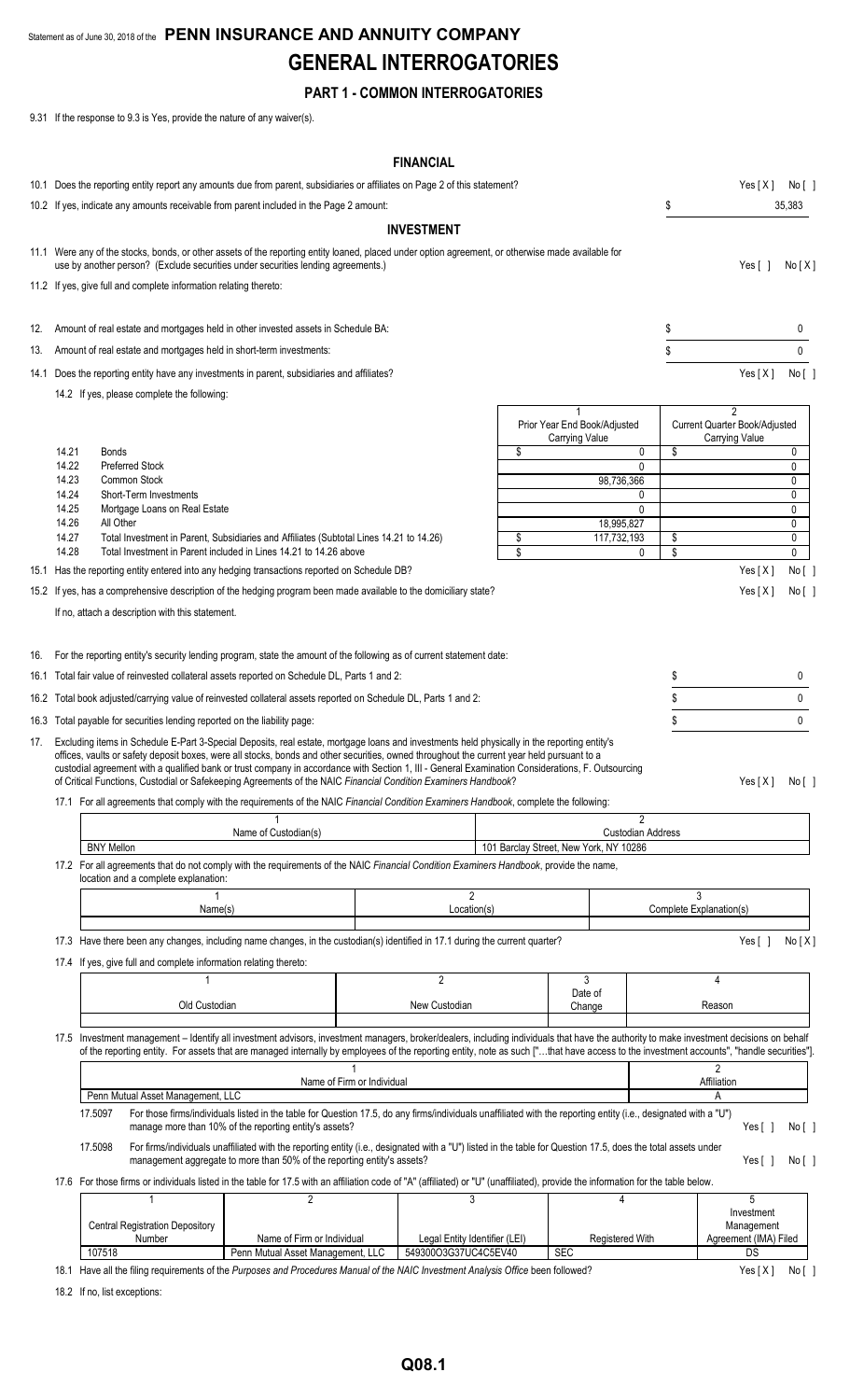Statement as of June 30, 2018 of the **PENN INSURANCE AND ANNUITY COMPANY**

# GENERAL INTERROGATORIES

## PART 1 - COMMON INTERROGATORIES

9.31 If the response to 9.3 is Yes, provide the nature of any waiver(s).

### FINANCIAL

10.1 Does the reporting entity report any amounts due from parent, subsidiaries or affiliates on Page 2 of this statement? Yes [ X ] No [ ]

10.2 If yes, indicate any amounts receivable from parent included in the Page 2 amount: $ 35,383

### INVESTMENT

11.1 Were any of the stocks, bonds, or other assets of the reporting entity loaned, placed under option agreement, or otherwise made available for use by another person? (Exclude securities under securities lending agreements.) Yes [ ] No [ X ]

11.2 If yes, give full and complete information relating thereto:

12. Amount of real estate and mortgages held in other invested assets in Schedule BA: $ 0

13. Amount of real estate and mortgages held in short-term investments: $ 0

14.1 Does the reporting entity have any investments in parent, subsidiaries and affiliates? Yes [ X ] No [ ]

14.2 If yes, please complete the following:

| | | 1<br>Prior Year End Book/Adjusted Carrying Value | 2<br>Current Quarter Book/Adjusted Carrying Value |
|---|---|---|---|
| 14.21 | Bonds | $ 0 | $ 0 |
| 14.22 | Preferred Stock | 0 | 0 |
| 14.23 | Common Stock | 98,736,366 | 0 |
| 14.24 | Short-Term Investments | 0 | 0 |
| 14.25 | Mortgage Loans on Real Estate | 0 | 0 |
| 14.26 | All Other | 18,995,827 | 0 |
| 14.27 | Total Investment in Parent, Subsidiaries and Affiliates (Subtotal Lines 14.21 to 14.26) | $ 117,732,193 | $ 0 |
| 14.28 | Total Investment in Parent included in Lines 14.21 to 14.26 above | $ 0 | $ 0 |

15.1 Has the reporting entity entered into any hedging transactions reported on Schedule DB? Yes [ X ] No [ ]

15.2 If yes, has a comprehensive description of the hedging program been made available to the domiciliary state? Yes [ X ] No [ ]

If no, attach a description with this statement.

16. For the reporting entity's security lending program, state the amount of the following as of current statement date:

16.1 Total fair value of reinvested collateral assets reported on Schedule DL, Parts 1 and 2: $ 0

16.2 Total book adjusted/carrying value of reinvested collateral assets reported on Schedule DL, Parts 1 and 2: $ 0

16.3 Total payable for securities lending reported on the liability page: $ 0

17. Excluding items in Schedule E-Part 3-Special Deposits, real estate, mortgage loans and investments held physically in the reporting entity's offices, vaults or safety deposit boxes, were all stocks, bonds and other securities, owned throughout the current year held pursuant to a custodial agreement with a qualified bank or trust company in accordance with Section 1, III - General Examination Considerations, F. Outsourcing of Critical Functions, Custodial or Safekeeping Agreements of the NAIC *Financial Condition Examiners Handbook*? Yes [ X ] No [ ]

17.1 For all agreements that comply with the requirements of the NAIC *Financial Condition Examiners Handbook*, complete the following:

| 1<br>Name of Custodian(s) | 2<br>Custodian Address |
|---|---|
| BNY Mellon | 101 Barclay Street, New York, NY 10286 |

17.2 For all agreements that do not comply with the requirements of the NAIC *Financial Condition Examiners Handbook*, provide the name, location and a complete explanation:

| 1<br>Name(s) | 2<br>Location(s) | 3<br>Complete Explanation(s) |
|---|---|---|
| | | |

17.3 Have there been any changes, including name changes, in the custodian(s) identified in 17.1 during the current quarter? Yes [ ] No [ X ]

17.4 If yes, give full and complete information relating thereto:

| 1<br>Old Custodian | 2<br>New Custodian | 3<br>Date of Change | 4<br>Reason |
|---|---|---|---|
| | | | |

17.5 Investment management – Identify all investment advisors, investment managers, broker/dealers, including individuals that have the authority to make investment decisions on behalf of the reporting entity. For assets that are managed internally by employees of the reporting entity, note as such ["…that have access to the investment accounts", "handle securities"].

| 1<br>Name of Firm or Individual | 2<br>Affiliation |
|---|---|
| Penn Mutual Asset Management, LLC | A |

17.5097 For those firms/individuals listed in the table for Question 17.5, do any firms/individuals unaffiliated with the reporting entity (i.e., designated with a "U") manage more than 10% of the reporting entity's assets? Yes [ ] No [ ]

17.5098 For firms/individuals unaffiliated with the reporting entity (i.e., designated with a "U") listed in the table for Question 17.5, does the total assets under management aggregate to more than 50% of the reporting entity's assets? Yes [ ] No [ ]

17.6 For those firms or individuals listed in the table for 17.5 with an affiliation code of "A" (affiliated) or "U" (unaffiliated), provide the information for the table below.

| 1<br>Central Registration Depository Number | 2<br>Name of Firm or Individual | 3<br>Legal Entity Identifier (LEI) | 4<br>Registered With | 5<br>Investment Management Agreement (IMA) Filed |
|---|---|---|---|---|
| 107518 | Penn Mutual Asset Management, LLC | 549300O3G37UC4C5EV40 | SEC | DS |

18.1 Have all the filing requirements of the *Purposes and Procedures Manual of the NAIC Investment Analysis Office* been followed? Yes [ X ] No [ ]

18.2 If no, list exceptions: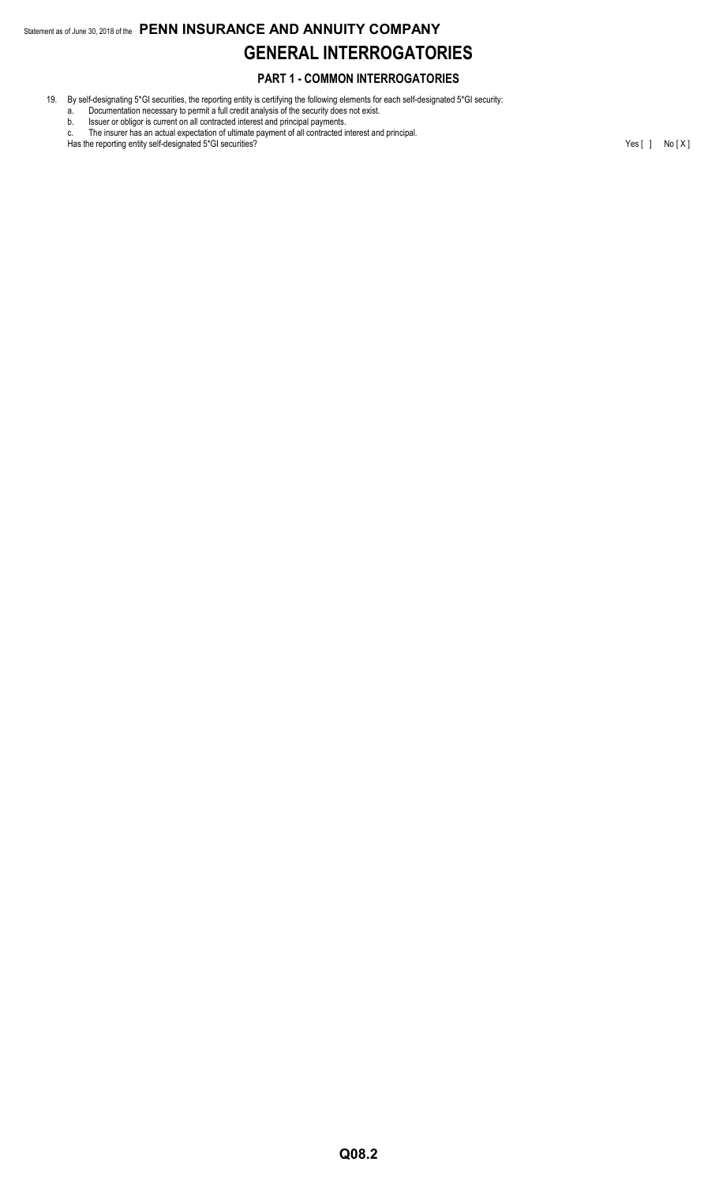# GENERAL INTERROGATORIES

## PART 1 - COMMON INTERROGATORIES

19. By self-designating 5*GI securities, the reporting entity is certifying the following elements for each self-designated 5*GI security:
    a. Documentation necessary to permit a full credit analysis of the security does not exist.
    b. Issuer or obligor is current on all contracted interest and principal payments.
    c. The insurer has an actual expectation of ultimate payment of all contracted interest and principal.

    Has the reporting entity self-designated 5*GI securities? Yes [ ] No [ X ]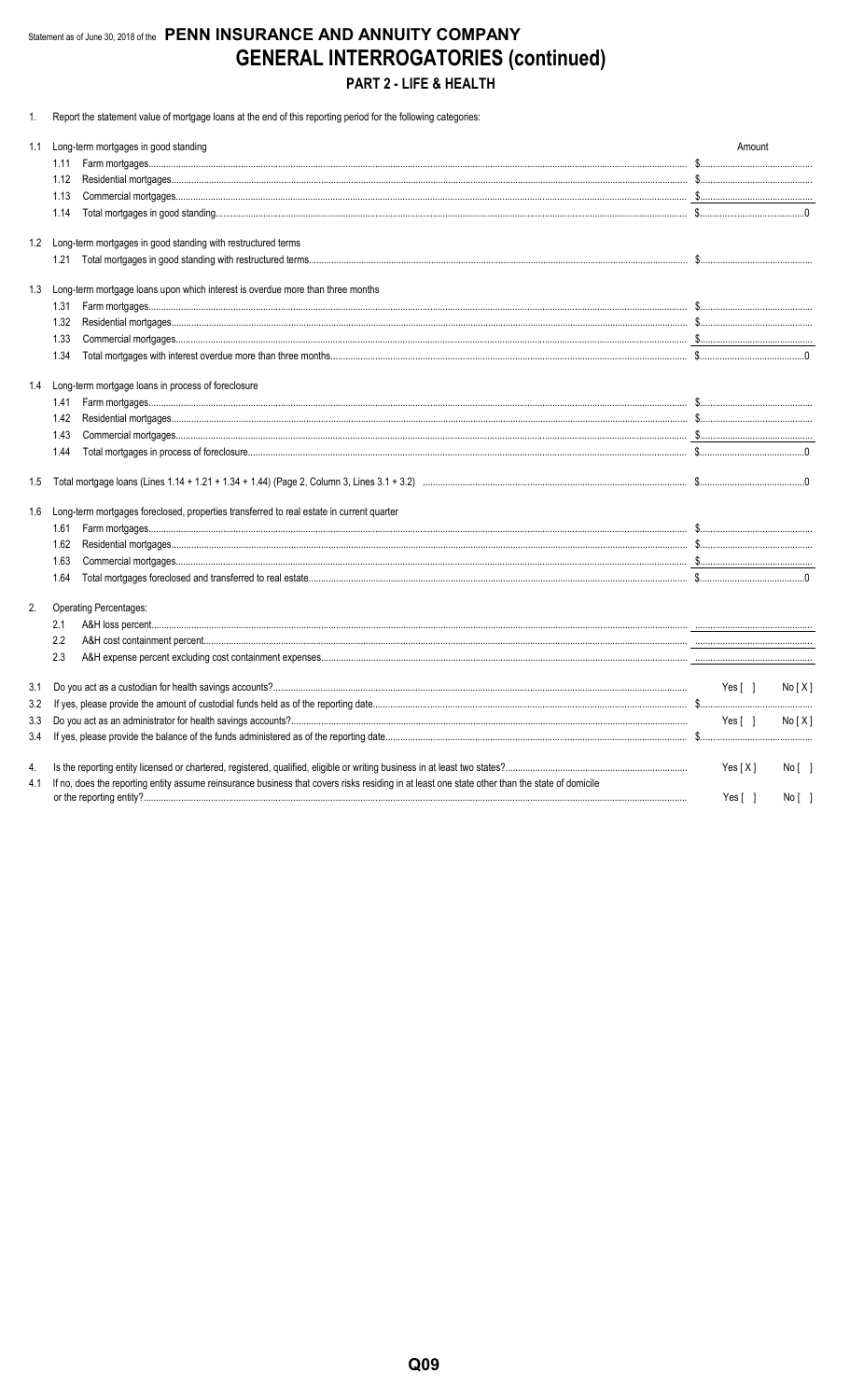Statement as of June 30, 2018 of the **PENN INSURANCE AND ANNUITY COMPANY**

# GENERAL INTERROGATORIES (continued)

## PART 2 - LIFE & HEALTH

1. Report the statement value of mortgage loans at the end of this reporting period for the following categories:

| | | Amount |
|---|---|---|
| 1.1 | Long-term mortgages in good standing | |
| | 1.11 Farm mortgages | $ |
| | 1.12 Residential mortgages | $ |
| | 1.13 Commercial mortgages | $ |
| | 1.14 Total mortgages in good standing | $ 0 |
| 1.2 | Long-term mortgages in good standing with restructured terms | |
| | 1.21 Total mortgages in good standing with restructured terms | $ |
| 1.3 | Long-term mortgage loans upon which interest is overdue more than three months | |
| | 1.31 Farm mortgages | $ |
| | 1.32 Residential mortgages | $ |
| | 1.33 Commercial mortgages | $ |
| | 1.34 Total mortgages with interest overdue more than three months | $ 0 |
| 1.4 | Long-term mortgage loans in process of foreclosure | |
| | 1.41 Farm mortgages | $ |
| | 1.42 Residential mortgages | $ |
| | 1.43 Commercial mortgages | $ |
| | 1.44 Total mortgages in process of foreclosure | $ 0 |
| 1.5 | Total mortgage loans (Lines 1.14 + 1.21 + 1.34 + 1.44) (Page 2, Column 3, Lines 3.1 + 3.2) | $ 0 |
| 1.6 | Long-term mortgages foreclosed, properties transferred to real estate in current quarter | |
| | 1.61 Farm mortgages | $ |
| | 1.62 Residential mortgages | $ |
| | 1.63 Commercial mortgages | $ |
| | 1.64 Total mortgages foreclosed and transferred to real estate | $ 0 |

2. Operating Percentages:

| | | |
|---|---|---|
| 2.1 | A&H loss percent | |
| 2.2 | A&H cost containment percent | |
| 2.3 | A&H expense percent excluding cost containment expenses | |

| | | |
|---|---|---|
| 3.1 | Do you act as a custodian for health savings accounts? | Yes [ ] No [ X ] |
| 3.2 | If yes, please provide the amount of custodial funds held as of the reporting date | $ |
| 3.3 | Do you act as an administrator for health savings accounts? | Yes [ ] No [ X ] |
| 3.4 | If yes, please provide the balance of the funds administered as of the reporting date | $ |
| 4. | Is the reporting entity licensed or chartered, registered, qualified, eligible or writing business in at least two states? | Yes [ X ] No [ ] |
| 4.1 | If no, does the reporting entity assume reinsurance business that covers risks residing in at least one state other than the state of domicile or the reporting entity? | Yes [ ] No [ ] |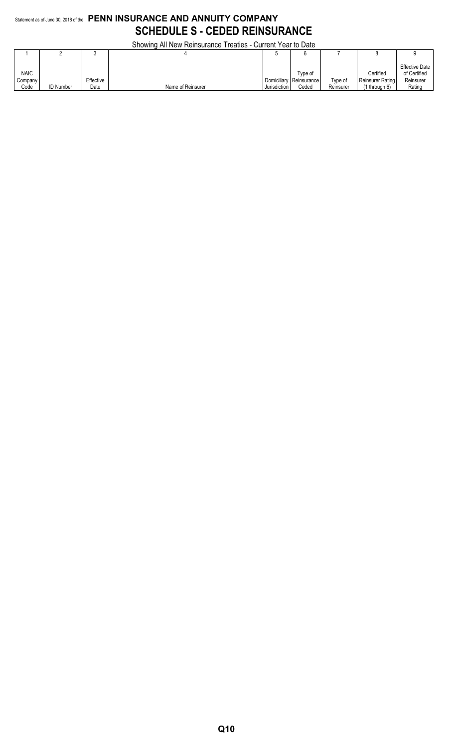Statement as of June 30, 2018 of the **PENN INSURANCE AND ANNUITY COMPANY**

# SCHEDULE S - CEDED REINSURANCE

Showing All New Reinsurance Treaties - Current Year to Date

| 1 | 2 | 3 | 4 | 5 | 6 | 7 | 8 | 9 |
|---|---|---|---|---|---|---|---|---|
| NAIC Company Code | ID Number | Effective Date | Name of Reinsurer | Domiciliary Jurisdiction | Type of Reinsurance Ceded | Type of Reinsurer | Certified Reinsurer Rating (1 through 6) | Effective Date of Certified Reinsurer Rating |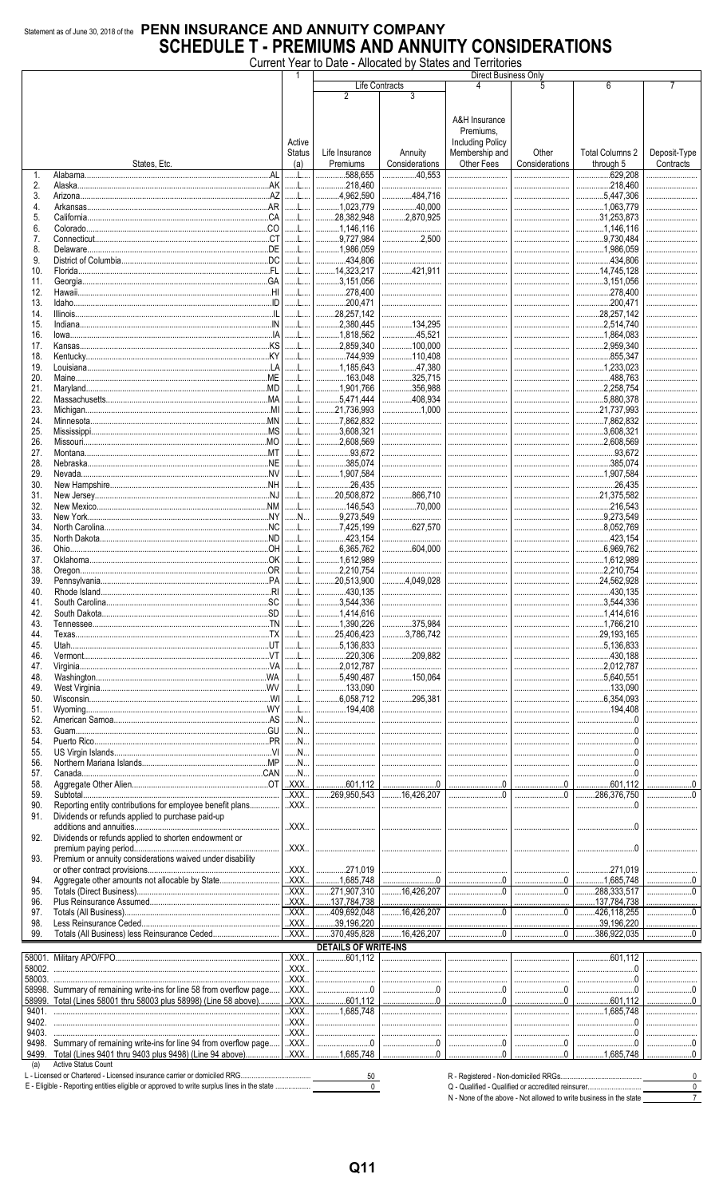Statement as of June 30, 2018 of the **PENN INSURANCE AND ANNUITY COMPANY**

# SCHEDULE T - PREMIUMS AND ANNUITY CONSIDERATIONS

Current Year to Date - Allocated by States and Territories

| | | 1 | Direct Business Only | | | | | |
|---|---|---|---|---|---|---|---|---|
| | | | Life Contracts | | 4 | 5 | 6 | 7 |
| | | | 2 | 3 | | | | |
| | States, Etc. | Active Status (a) | Life Insurance Premiums | Annuity Considerations | A&H Insurance Premiums, Including Policy Membership and Other Fees | Other Considerations | Total Columns 2 through 5 | Deposit-Type Contracts |
| 1. | Alabama AL | L | 588,655 | 40,553 | | | 629,208 | |
| 2. | Alaska AK | L | 218,460 | | | | 218,460 | |
| 3. | Arizona AZ | L | 4,962,590 | 484,716 | | | 5,447,306 | |
| 4. | Arkansas AR | L | 1,023,779 | 40,000 | | | 1,063,779 | |
| 5. | California CA | L | 28,382,948 | 2,870,925 | | | 31,253,873 | |
| 6. | Colorado CO | L | 1,146,116 | | | | 1,146,116 | |
| 7. | Connecticut CT | L | 9,727,984 | 2,500 | | | 9,730,484 | |
| 8. | Delaware DE | L | 1,986,059 | | | | 1,986,059 | |
| 9. | District of Columbia DC | L | 434,806 | | | | 434,806 | |
| 10. | Florida FL | L | 14,323,217 | 421,911 | | | 14,745,128 | |
| 11. | Georgia GA | L | 3,151,056 | | | | 3,151,056 | |
| 12. | Hawaii HI | L | 278,400 | | | | 278,400 | |
| 13. | Idaho ID | L | 200,471 | | | | 200,471 | |
| 14. | Illinois IL | L | 28,257,142 | | | | 28,257,142 | |
| 15. | Indiana IN | L | 2,380,445 | 134,295 | | | 2,514,740 | |
| 16. | Iowa IA | L | 1,818,562 | 45,521 | | | 1,864,083 | |
| 17. | Kansas KS | L | 2,859,340 | 100,000 | | | 2,959,340 | |
| 18. | Kentucky KY | L | 744,939 | 110,408 | | | 855,347 | |
| 19. | Louisiana LA | L | 1,185,643 | 47,380 | | | 1,233,023 | |
| 20. | Maine ME | L | 163,048 | 325,715 | | | 488,763 | |
| 21. | Maryland MD | L | 1,901,766 | 356,988 | | | 2,258,754 | |
| 22. | Massachusetts MA | L | 5,471,444 | 408,934 | | | 5,880,378 | |
| 23. | Michigan MI | L | 21,736,993 | 1,000 | | | 21,737,993 | |
| 24. | Minnesota MN | L | 7,862,832 | | | | 7,862,832 | |
| 25. | Mississippi MS | L | 3,608,321 | | | | 3,608,321 | |
| 26. | Missouri MO | L | 2,608,569 | | | | 2,608,569 | |
| 27. | Montana MT | L | 93,672 | | | | 93,672 | |
| 28. | Nebraska NE | L | 385,074 | | | | 385,074 | |
| 29. | Nevada NV | L | 1,907,584 | | | | 1,907,584 | |
| 30. | New Hampshire NH | L | 26,435 | | | | 26,435 | |
| 31. | New Jersey NJ | L | 20,508,872 | 866,710 | | | 21,375,582 | |
| 32. | New Mexico NM | L | 146,543 | 70,000 | | | 216,543 | |
| 33. | New York NY | N | 9,273,549 | | | | 9,273,549 | |
| 34. | North Carolina NC | L | 7,425,199 | 627,570 | | | 8,052,769 | |
| 35. | North Dakota ND | L | 423,154 | | | | 423,154 | |
| 36. | Ohio OH | L | 6,365,762 | 604,000 | | | 6,969,762 | |
| 37. | Oklahoma OK | L | 1,612,989 | | | | 1,612,989 | |
| 38. | Oregon OR | L | 2,210,754 | | | | 2,210,754 | |
| 39. | Pennsylvania PA | L | 20,513,900 | 4,049,028 | | | 24,562,928 | |
| 40. | Rhode Island RI | L | 430,135 | | | | 430,135 | |
| 41. | South Carolina SC | L | 3,544,336 | | | | 3,544,336 | |
| 42. | South Dakota SD | L | 1,414,616 | | | | 1,414,616 | |
| 43. | Tennessee TN | L | 1,390,226 | 375,984 | | | 1,766,210 | |
| 44. | Texas TX | L | 25,406,423 | 3,786,742 | | | 29,193,165 | |
| 45. | Utah UT | L | 5,136,833 | | | | 5,136,833 | |
| 46. | Vermont VT | L | 220,306 | 209,882 | | | 430,188 | |
| 47. | Virginia VA | L | 2,012,787 | | | | 2,012,787 | |
| 48. | Washington WA | L | 5,490,487 | 150,064 | | | 5,640,551 | |
| 49. | West Virginia WV | L | 133,090 | | | | 133,090 | |
| 50. | Wisconsin WI | L | 6,058,712 | 295,381 | | | 6,354,093 | |
| 51. | Wyoming WY | L | 194,408 | | | | 194,408 | |
| 52. | American Samoa AS | N | | | | | 0 | |
| 53. | Guam GU | N | | | | | 0 | |
| 54. | Puerto Rico PR | N | | | | | 0 | |
| 55. | US Virgin Islands VI | N | | | | | 0 | |
| 56. | Northern Mariana Islands MP | N | | | | | 0 | |
| 57. | Canada CAN | N | | | | | 0 | |
| 58. | Aggregate Other Alien OT | XXX | 601,112 | 0 | 0 | 0 | 601,112 | 0 |
| 59. | Subtotal | XXX | 269,950,543 | 16,426,207 | 0 | 0 | 286,376,750 | 0 |
| 90. | Reporting entity contributions for employee benefit plans | XXX | | | | | 0 | |
| 91. | Dividends or refunds applied to purchase paid-up additions and annuities | XXX | | | | | 0 | |
| 92. | Dividends or refunds applied to shorten endowment or premium paying period | XXX | | | | | 0 | |
| 93. | Premium or annuity considerations waived under disability or other contract provisions | XXX | 271,019 | | | | 271,019 | |
| 94. | Aggregate other amounts not allocable by State | XXX | 1,685,748 | 0 | 0 | 0 | 1,685,748 | 0 |
| 95. | Totals (Direct Business) | XXX | 271,907,310 | 16,426,207 | 0 | 0 | 288,333,517 | 0 |
| 96. | Plus Reinsurance Assumed | XXX | 137,784,738 | | | | 137,784,738 | |
| 97. | Totals (All Business) | XXX | 409,692,048 | 16,426,207 | 0 | 0 | 426,118,255 | 0 |
| 98. | Less Reinsurance Ceded | XXX | 39,196,220 | | | | 39,196,220 | |
| 99. | Totals (All Business) less Reinsurance Ceded | XXX | 370,495,828 | 16,426,207 | 0 | 0 | 386,922,035 | 0 |
| | **DETAILS OF WRITE-INS** | | | | | | | |
| 58001. | Military APO/FPO | XXX | 601,112 | | | | 601,112 | |
| 58002. | | XXX | | | | | 0 | |
| 58003. | | XXX | | | | | 0 | |
| 58998. | Summary of remaining write-ins for Line 58 from overflow page | XXX | 0 | 0 | 0 | 0 | 0 | 0 |
| 58999. | Total (Lines 58001 thru 58003 plus 58998) (Line 58 above) | XXX | 601,112 | 0 | 0 | 0 | 601,112 | 0 |
| 9401. | | XXX | 1,685,748 | | | | 1,685,748 | |
| 9402. | | XXX | | | | | 0 | |
| 9403. | | XXX | | | | | 0 | |
| 9498. | Summary of remaining write-ins for line 94 from overflow page | XXX | 0 | 0 | 0 | 0 | 0 | 0 |
| 9499. | Total (Lines 9401 thru 9403 plus 9498) (Line 94 above) | XXX | 1,685,748 | 0 | 0 | 0 | 1,685,748 | 0 |

(a) Active Status Count

L - Licensed or Chartered - Licensed insurance carrier or domiciled RRG 50

E - Eligible - Reporting entities eligible or approved to write surplus lines in the state 0

R - Registered - Non-domiciled RRGs 0

Q - Qualified - Qualified or accredited reinsurer 0

N - None of the above - Not allowed to write business in the state 7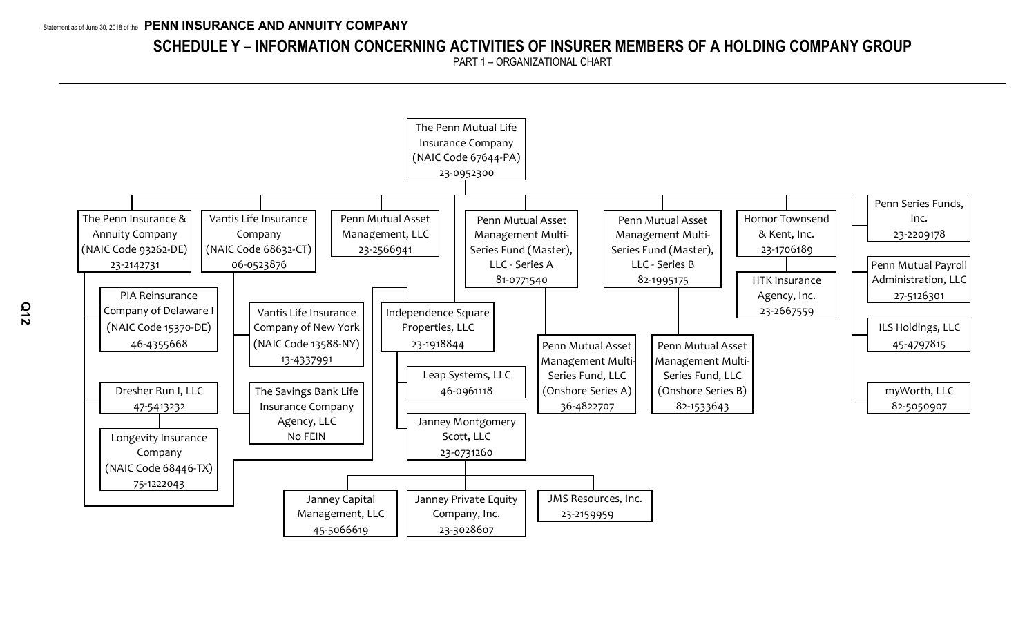# SCHEDULE Y – INFORMATION CONCERNING ACTIVITIES OF INSURER MEMBERS OF A HOLDING COMPANY GROUP

PART 1 – ORGANIZATIONAL CHART

- The Penn Mutual Life Insurance Company (NAIC Code 67644-PA) 23-0952300
  - The Penn Insurance & Annuity Company (NAIC Code 93262-DE) 23-2142731
    - PIA Reinsurance Company of Delaware I (NAIC Code 15370-DE) 46-4355668
    - Dresher Run I, LLC 47-5413232
    - Longevity Insurance Company (NAIC Code 68446-TX) 75-1222043
  - Vantis Life Insurance Company (NAIC Code 68632-CT) 06-0523876
    - Vantis Life Insurance Company of New York (NAIC Code 13588-NY) 13-4337991
    - The Savings Bank Life Insurance Company Agency, LLC No FEIN
  - Penn Mutual Asset Management, LLC 23-2566941
  - Independence Square Properties, LLC 23-1918844
    - Leap Systems, LLC 46-0961118
    - Janney Montgomery Scott, LLC 23-0731260
      - Janney Capital Management, LLC 45-5066619
      - Janney Private Equity Company, Inc. 23-3028607
      - JMS Resources, Inc. 23-2159959
  - Penn Mutual Asset Management Multi-Series Fund (Master), LLC - Series A 81-0771540
    - Penn Mutual Asset Management Multi-Series Fund, LLC (Onshore Series A) 36-4822707
  - Penn Mutual Asset Management Multi-Series Fund (Master), LLC - Series B 82-1995175
    - Penn Mutual Asset Management Multi-Series Fund, LLC (Onshore Series B) 82-1533643
  - Hornor Townsend & Kent, Inc. 23-1706189
    - HTK Insurance Agency, Inc. 23-2667559
  - Penn Series Funds, Inc. 23-2209178
  - Penn Mutual Payroll Administration, LLC 27-5126301
  - ILS Holdings, LLC 45-4797815
  - myWorth, LLC 82-5050907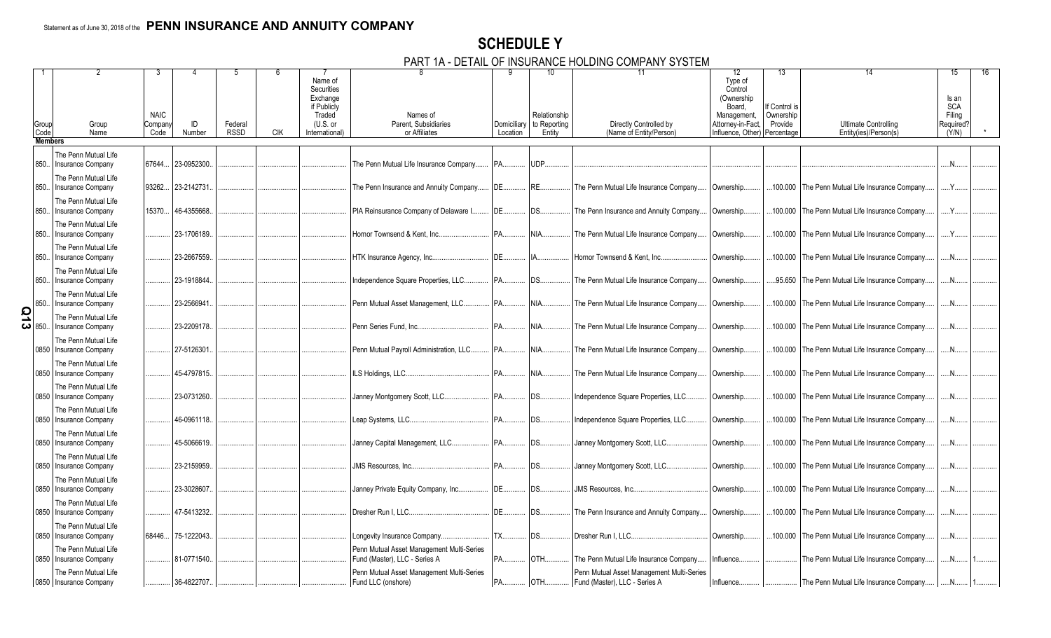Statement as of June 30, 2018 of the **PENN INSURANCE AND ANNUITY COMPANY**

# SCHEDULE Y

## PART 1A - DETAIL OF INSURANCE HOLDING COMPANY SYSTEM

| 1 | 2 | 3 | 4 | 5 | 6 | 7 | 8 | 9 | 10 | 11 | 12 | 13 | 14 | 15 | 16 |
|---|---|---|---|---|---|---|---|---|---|---|---|---|---|---|---|
| Group Code | Group Name | NAIC Company Code | ID Number | Federal RSSD | CIK | Name of Securities Exchange if Publicly Traded (U.S. or International) | Names of Parent, Subsidiaries or Affiliates | Domiciliary Location | Relationship to Reporting Entity | Directly Controlled by (Name of Entity/Person) | Type of Control (Ownership Board, Management, Attorney-in-Fact, Influence, Other) | If Control is Ownership Provide Percentage | Ultimate Controlling Entity(ies)/Person(s) | Is an SCA Filing Required? (Y/N) | * |
| **Members** | | | | | | | | | | | | | | | |
| 850 | The Penn Mutual Life Insurance Company | 67644 | 23-0952300 | | | | The Penn Mutual Life Insurance Company | PA | UDP | | | | | N | |
| 850 | The Penn Mutual Life Insurance Company | 93262 | 23-2142731 | | | | The Penn Insurance and Annuity Company | DE | RE | The Penn Mutual Life Insurance Company | Ownership | 100.000 | The Penn Mutual Life Insurance Company | Y | |
| 850 | The Penn Mutual Life Insurance Company | 15370 | 46-4355668 | | | | PIA Reinsurance Company of Delaware I | DE | DS | The Penn Insurance and Annuity Company | Ownership | 100.000 | The Penn Mutual Life Insurance Company | Y | |
| 850 | The Penn Mutual Life Insurance Company | | 23-1706189 | | | | Hornor Townsend & Kent, Inc. | PA | NIA | The Penn Mutual Life Insurance Company | Ownership | 100.000 | The Penn Mutual Life Insurance Company | Y | |
| 850 | The Penn Mutual Life Insurance Company | | 23-2667559 | | | | HTK Insurance Agency, Inc. | DE | IA | Hornor Townsend & Kent, Inc. | Ownership | 100.000 | The Penn Mutual Life Insurance Company | N | |
| 850 | The Penn Mutual Life Insurance Company | | 23-1918844 | | | | Independence Square Properties, LLC | PA | DS | The Penn Mutual Life Insurance Company | Ownership | 95.650 | The Penn Mutual Life Insurance Company | N | |
| 850 | The Penn Mutual Life Insurance Company | | 23-2566941 | | | | Penn Mutual Asset Management, LLC | PA | NIA | The Penn Mutual Life Insurance Company | Ownership | 100.000 | The Penn Mutual Life Insurance Company | N | |
| 850 | The Penn Mutual Life Insurance Company | | 23-2209178 | | | | Penn Series Fund, Inc. | PA | NIA | The Penn Mutual Life Insurance Company | Ownership | 100.000 | The Penn Mutual Life Insurance Company | N | |
| 0850 | The Penn Mutual Life Insurance Company | | 27-5126301 | | | | Penn Mutual Payroll Administration, LLC | PA | NIA | The Penn Mutual Life Insurance Company | Ownership | 100.000 | The Penn Mutual Life Insurance Company | N | |
| 0850 | The Penn Mutual Life Insurance Company | | 45-4797815 | | | | ILS Holdings, LLC | PA | NIA | The Penn Mutual Life Insurance Company | Ownership | 100.000 | The Penn Mutual Life Insurance Company | N | |
| 0850 | The Penn Mutual Life Insurance Company | | 23-0731260 | | | | Janney Montgomery Scott, LLC | PA | DS | Independence Square Properties, LLC | Ownership | 100.000 | The Penn Mutual Life Insurance Company | N | |
| 0850 | The Penn Mutual Life Insurance Company | | 46-0961118 | | | | Leap Systems, LLC | PA | DS | Independence Square Properties, LLC | Ownership | 100.000 | The Penn Mutual Life Insurance Company | N | |
| 0850 | The Penn Mutual Life Insurance Company | | 45-5066619 | | | | Janney Capital Management, LLC | PA | DS | Janney Montgomery Scott, LLC | Ownership | 100.000 | The Penn Mutual Life Insurance Company | N | |
| 0850 | The Penn Mutual Life Insurance Company | | 23-2159959 | | | | JMS Resources, Inc. | PA | DS | Janney Montgomery Scott, LLC | Ownership | 100.000 | The Penn Mutual Life Insurance Company | N | |
| 0850 | The Penn Mutual Life Insurance Company | | 23-3028607 | | | | Janney Private Equity Company, Inc. | DE | DS | JMS Resources, Inc. | Ownership | 100.000 | The Penn Mutual Life Insurance Company | N | |
| 0850 | The Penn Mutual Life Insurance Company | | 47-5413232 | | | | Dresher Run I, LLC | DE | DS | The Penn Insurance and Annuity Company | Ownership | 100.000 | The Penn Mutual Life Insurance Company | N | |
| 0850 | The Penn Mutual Life Insurance Company | 68446 | 75-1222043 | | | | Longevity Insurance Company | TX | DS | Dresher Run I, LLC | Ownership | 100.000 | The Penn Mutual Life Insurance Company | N | |
| 0850 | The Penn Mutual Life Insurance Company | | 81-0771540 | | | | Penn Mutual Asset Management Multi-Series Fund (Master), LLC - Series A | PA | OTH | The Penn Mutual Life Insurance Company | Influence | | The Penn Mutual Life Insurance Company | N | 1 |
| 0850 | The Penn Mutual Life Insurance Company | | 36-4822707 | | | | Penn Mutual Asset Management Multi-Series Fund LLC (onshore) | PA | OTH | Penn Mutual Asset Management Multi-Series Fund (Master), LLC - Series A | Influence | | The Penn Mutual Life Insurance Company | N | 1 |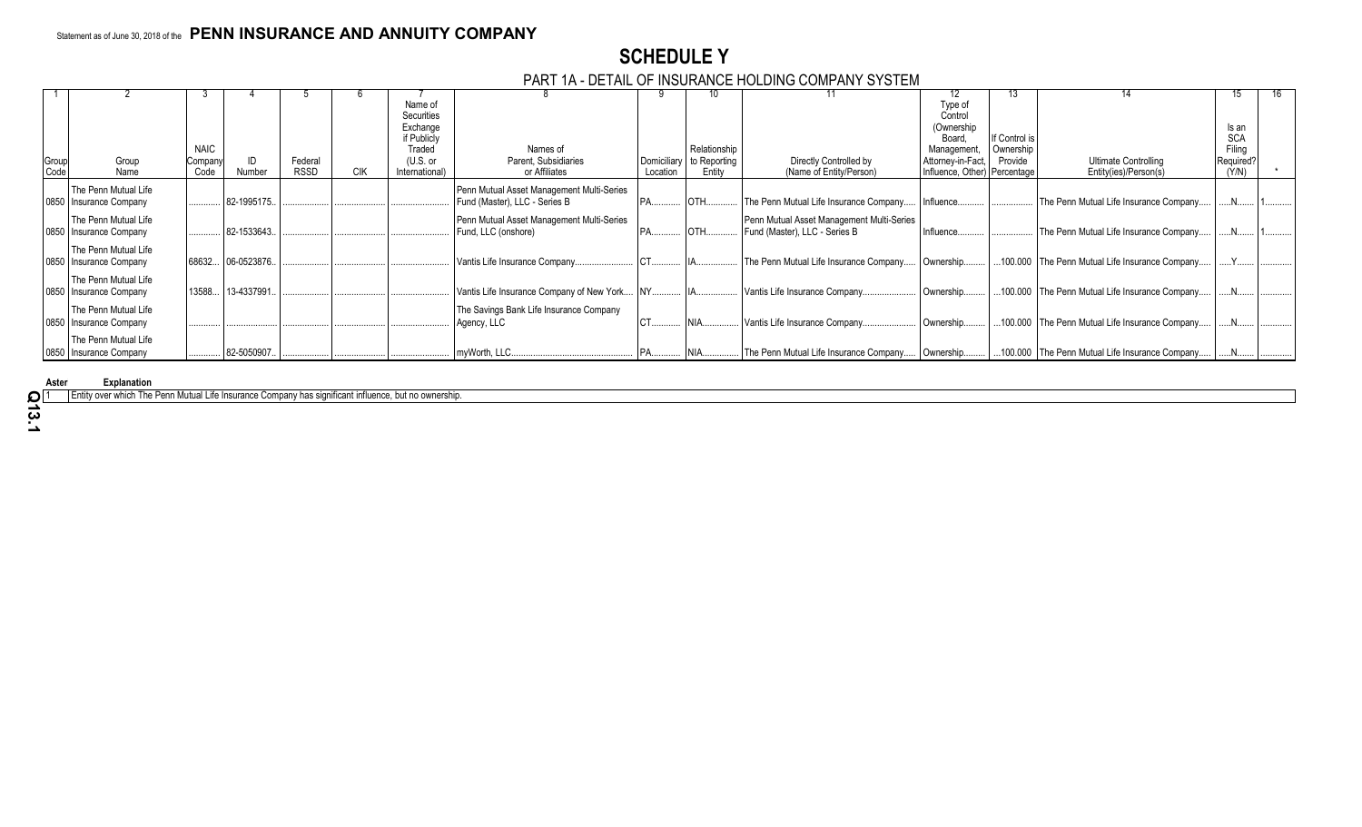Statement as of June 30, 2018 of the **PENN INSURANCE AND ANNUITY COMPANY**

# SCHEDULE Y

## PART 1A - DETAIL OF INSURANCE HOLDING COMPANY SYSTEM

| 1 | 2 | 3 | 4 | 5 | 6 | 7 | 8 | 9 | 10 | 11 | 12 | 13 | 14 | 15 | 16 |
|---|---|---|---|---|---|---|---|---|---|---|---|---|---|---|---|
| Group Code | Group Name | NAIC Company Code | ID Number | Federal RSSD | CIK | Name of Securities Exchange if Publicly Traded (U.S. or International) | Names of Parent, Subsidiaries or Affiliates | Domiciliary Location | Relationship to Reporting Entity | Directly Controlled by (Name of Entity/Person) | Type of Control (Ownership Board, Management, Attorney-in-Fact, Influence, Other) | If Control is Ownership Provide Percentage | Ultimate Controlling Entity(ies)/Person(s) | Is an SCA Filing Required? (Y/N) | * |
| 0850 | The Penn Mutual Life Insurance Company | | 82-1995175 | | | | Penn Mutual Asset Management Multi-Series Fund (Master), LLC - Series B | PA | OTH | The Penn Mutual Life Insurance Company | Influence | | The Penn Mutual Life Insurance Company | N | 1 |
| 0850 | The Penn Mutual Life Insurance Company | | 82-1533643 | | | | Penn Mutual Asset Management Multi-Series Fund, LLC (onshore) | PA | OTH | Penn Mutual Asset Management Multi-Series Fund (Master), LLC - Series B | Influence | | The Penn Mutual Life Insurance Company | N | 1 |
| 0850 | The Penn Mutual Life Insurance Company | 68632 | 06-0523876 | | | | Vantis Life Insurance Company | CT | IA | The Penn Mutual Life Insurance Company | Ownership | 100.000 | The Penn Mutual Life Insurance Company | Y | |
| 0850 | The Penn Mutual Life Insurance Company | 13588 | 13-4337991 | | | | Vantis Life Insurance Company of New York | NY | IA | Vantis Life Insurance Company | Ownership | 100.000 | The Penn Mutual Life Insurance Company | N | |
| 0850 | The Penn Mutual Life Insurance Company | | | | | | The Savings Bank Life Insurance Company Agency, LLC | CT | NIA | Vantis Life Insurance Company | Ownership | 100.000 | The Penn Mutual Life Insurance Company | N | |
| 0850 | The Penn Mutual Life Insurance Company | | 82-5050907 | | | | myWorth, LLC | PA | NIA | The Penn Mutual Life Insurance Company | Ownership | 100.000 | The Penn Mutual Life Insurance Company | N | |

| Aster | Explanation |
|---|---|
| 1 | Entity over which The Penn Mutual Life Insurance Company has significant influence, but no ownership. |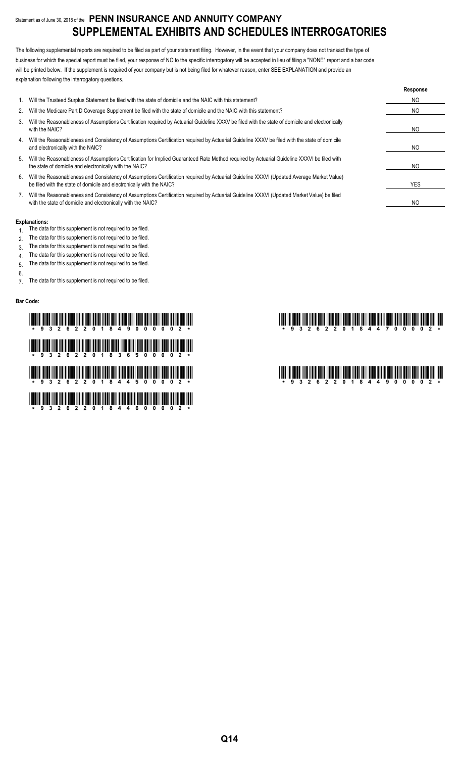Statement as of June 30, 2018 of the **PENN INSURANCE AND ANNUITY COMPANY**

# SUPPLEMENTAL EXHIBITS AND SCHEDULES INTERROGATORIES

The following supplemental reports are required to be filed as part of your statement filing. However, in the event that your company does not transact the type of business for which the special report must be filed, your response of NO to the specific interrogatory will be accepted in lieu of filing a "NONE" report and a bar code will be printed below. If the supplement is required of your company but is not being filed for whatever reason, enter SEE EXPLANATION and provide an explanation following the interrogatory questions.

| | | Response |
|---|---|---|
| 1. | Will the Trusteed Surplus Statement be filed with the state of domicile and the NAIC with this statement? | NO |
| 2. | Will the Medicare Part D Coverage Supplement be filed with the state of domicile and the NAIC with this statement? | NO |
| 3. | Will the Reasonableness of Assumptions Certification required by Actuarial Guideline XXXV be filed with the state of domicile and electronically with the NAIC? | NO |
| 4. | Will the Reasonableness and Consistency of Assumptions Certification required by Actuarial Guideline XXXV be filed with the state of domicile and electronically with the NAIC? | NO |
| 5. | Will the Reasonableness of Assumptions Certification for Implied Guaranteed Rate Method required by Actuarial Guideline XXXVI be filed with the state of domicile and electronically with the NAIC? | NO |
| 6. | Will the Reasonableness and Consistency of Assumptions Certification required by Actuarial Guideline XXXVI (Updated Average Market Value) be filed with the state of domicile and electronically with the NAIC? | YES |
| 7. | Will the Reasonableness and Consistency of Assumptions Certification required by Actuarial Guideline XXXVI (Updated Market Value) be filed with the state of domicile and electronically with the NAIC? | NO |

**Explanations:**

1. The data for this supplement is not required to be filed.
2. The data for this supplement is not required to be filed.
3. The data for this supplement is not required to be filed.
4. The data for this supplement is not required to be filed.
5. The data for this supplement is not required to be filed.
6. 
7. The data for this supplement is not required to be filed.

**Bar Code:**

\* 9 3 2 6 2 2 0 1 8 4 9 0 0 0 0 2 \*

\* 9 3 2 6 2 2 0 1 8 3 6 5 0 0 0 0 2 \*

\* 9 3 2 6 2 2 0 1 8 4 4 5 0 0 0 0 2 \*

\* 9 3 2 6 2 2 0 1 8 4 4 6 0 0 0 0 2 \*

\* 9 3 2 6 2 2 0 1 8 4 4 7 0 0 0 0 2 \*

\* 9 3 2 6 2 2 0 1 8 4 4 9 0 0 0 0 2 \*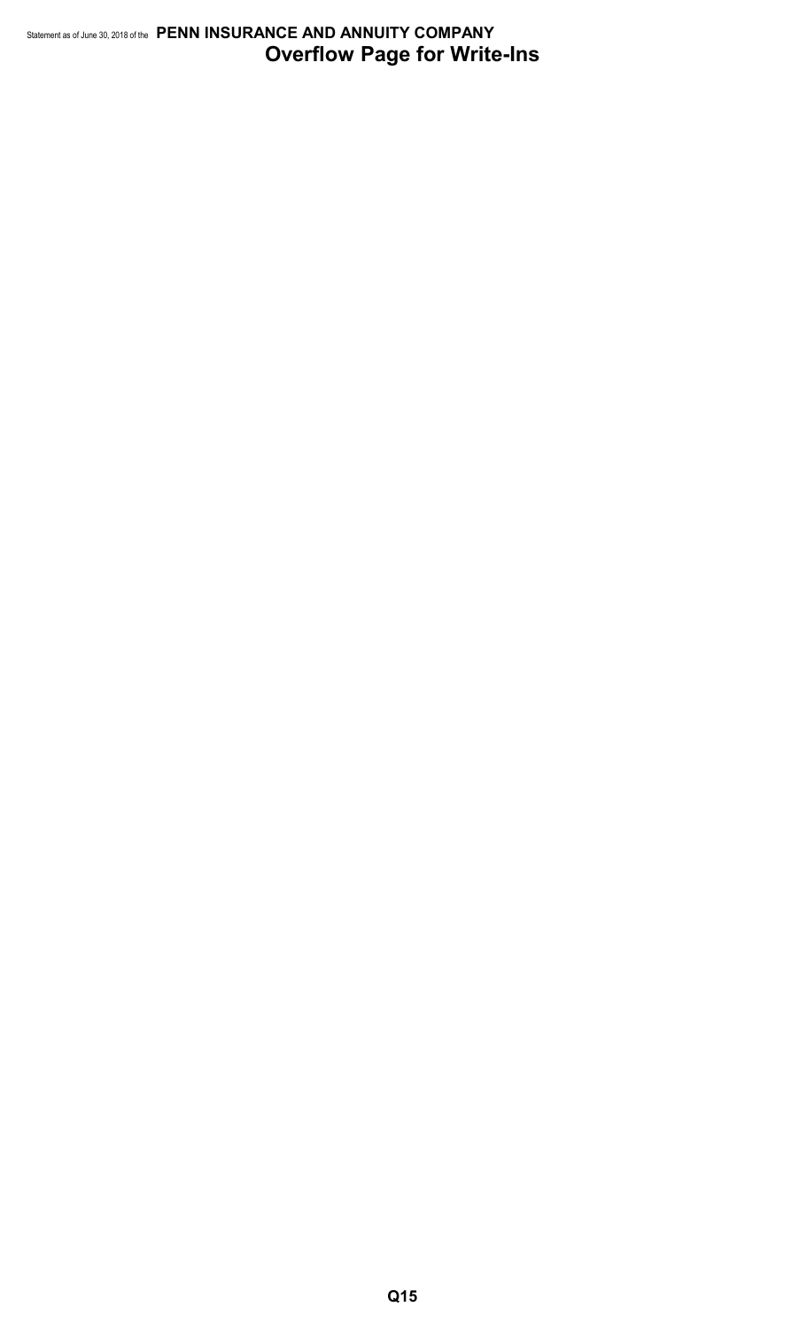# Overflow Page for Write-Ins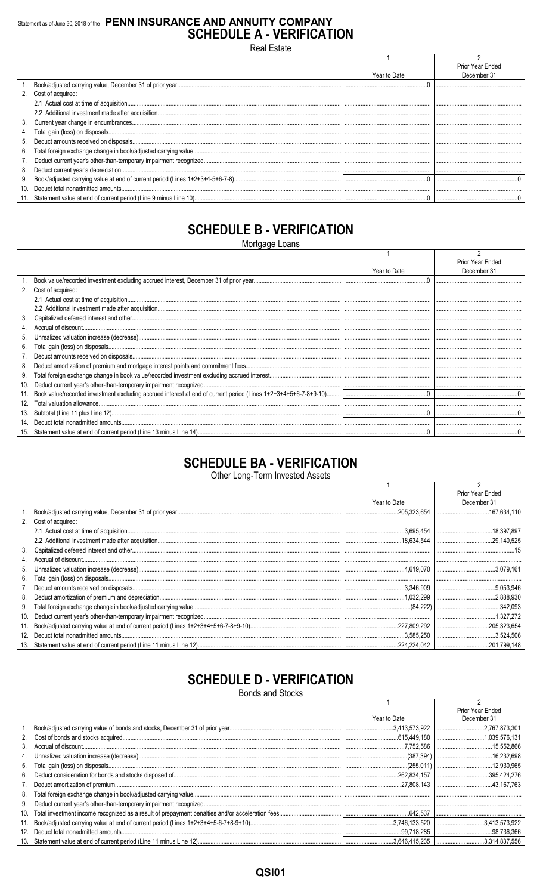Statement as of June 30, 2018 of the **PENN INSURANCE AND ANNUITY COMPANY**

# SCHEDULE A - VERIFICATION

Real Estate

| | | 1<br>Year to Date | 2<br>Prior Year Ended December 31 |
|---|---|---|---|
| 1. | Book/adjusted carrying value, December 31 of prior year | 0 | |
| 2. | Cost of acquired: | | |
| | 2.1 Actual cost at time of acquisition | | |
| | 2.2 Additional investment made after acquisition | | |
| 3. | Current year change in encumbrances | | |
| 4. | Total gain (loss) on disposals | | |
| 5. | Deduct amounts received on disposals | | |
| 6. | Total foreign exchange change in book/adjusted carrying value | | |
| 7. | Deduct current year's other-than-temporary impairment recognized | | |
| 8. | Deduct current year's depreciation | | |
| 9. | Book/adjusted carrying value at end of current period (Lines 1+2+3+4-5+6-7-8) | 0 | 0 |
| 10. | Deduct total nonadmitted amounts | | |
| 11. | Statement value at end of current period (Line 9 minus Line 10) | 0 | 0 |

# SCHEDULE B - VERIFICATION

Mortgage Loans

| | | 1<br>Year to Date | 2<br>Prior Year Ended December 31 |
|---|---|---|---|
| 1. | Book value/recorded investment excluding accrued interest, December 31 of prior year | 0 | |
| 2. | Cost of acquired: | | |
| | 2.1 Actual cost at time of acquisition | | |
| | 2.2 Additional investment made after acquisition | | |
| 3. | Capitalized deferred interest and other | | |
| 4. | Accrual of discount | | |
| 5. | Unrealized valuation increase (decrease) | | |
| 6. | Total gain (loss) on disposals | | |
| 7. | Deduct amounts received on disposals | | |
| 8. | Deduct amortization of premium and mortgage interest points and commitment fees | | |
| 9. | Total foreign exchange change in book value/recorded investment excluding accrued interest | | |
| 10. | Deduct current year's other-than-temporary impairment recognized | | |
| 11. | Book value/recorded investment excluding accrued interest at end of current period (Lines 1+2+3+4+5+6-7-8+9-10) | 0 | 0 |
| 12. | Total valuation allowance | | |
| 13. | Subtotal (Line 11 plus Line 12) | 0 | 0 |
| 14. | Deduct total nonadmitted amounts | | |
| 15. | Statement value at end of current period (Line 13 minus Line 14) | 0 | 0 |

# SCHEDULE BA - VERIFICATION

Other Long-Term Invested Assets

| | | 1<br>Year to Date | 2<br>Prior Year Ended December 31 |
|---|---|---|---|
| 1. | Book/adjusted carrying value, December 31 of prior year | 205,323,654 | 167,634,110 |
| 2. | Cost of acquired: | | |
| | 2.1 Actual cost at time of acquisition | 3,695,454 | 18,397,897 |
| | 2.2 Additional investment made after acquisition | 18,634,544 | 29,140,525 |
| 3. | Capitalized deferred interest and other | | 15 |
| 4. | Accrual of discount | | |
| 5. | Unrealized valuation increase (decrease) | 4,619,070 | 3,079,161 |
| 6. | Total gain (loss) on disposals | | |
| 7. | Deduct amounts received on disposals | 3,346,909 | 9,053,946 |
| 8. | Deduct amortization of premium and depreciation | 1,032,299 | 2,888,930 |
| 9. | Total foreign exchange change in book/adjusted carrying value | (84,222) | 342,093 |
| 10. | Deduct current year's other-than-temporary impairment recognized | | 1,327,272 |
| 11. | Book/adjusted carrying value at end of current period (Lines 1+2+3+4+5+6-7-8+9-10) | 227,809,292 | 205,323,654 |
| 12. | Deduct total nonadmitted amounts | 3,585,250 | 3,524,506 |
| 13. | Statement value at end of current period (Line 11 minus Line 12) | 224,224,042 | 201,799,148 |

# SCHEDULE D - VERIFICATION

Bonds and Stocks

| | | 1<br>Year to Date | 2<br>Prior Year Ended December 31 |
|---|---|---|---|
| 1. | Book/adjusted carrying value of bonds and stocks, December 31 of prior year | 3,413,573,922 | 2,767,873,301 |
| 2. | Cost of bonds and stocks acquired | 615,449,180 | 1,039,576,131 |
| 3. | Accrual of discount | 7,752,586 | 15,552,866 |
| 4. | Unrealized valuation increase (decrease) | (387,394) | 16,232,698 |
| 5. | Total gain (loss) on disposals | (255,011) | 12,930,965 |
| 6. | Deduct consideration for bonds and stocks disposed of | 262,834,157 | 395,424,276 |
| 7. | Deduct amortization of premium | 27,808,143 | 43,167,763 |
| 8. | Total foreign exchange change in book/adjusted carrying value | | |
| 9. | Deduct current year's other-than-temporary impairment recognized | | |
| 10. | Total investment income recognized as a result of prepayment penalties and/or acceleration fees | 642,537 | |
| 11. | Book/adjusted carrying value at end of current period (Lines 1+2+3+4+5-6-7+8-9+10) | 3,746,133,520 | 3,413,573,922 |
| 12. | Deduct total nonadmitted amounts | 99,718,285 | 98,736,366 |
| 13. | Statement value at end of current period (Line 11 minus Line 12) | 3,646,415,235 | 3,314,837,556 |

QSI01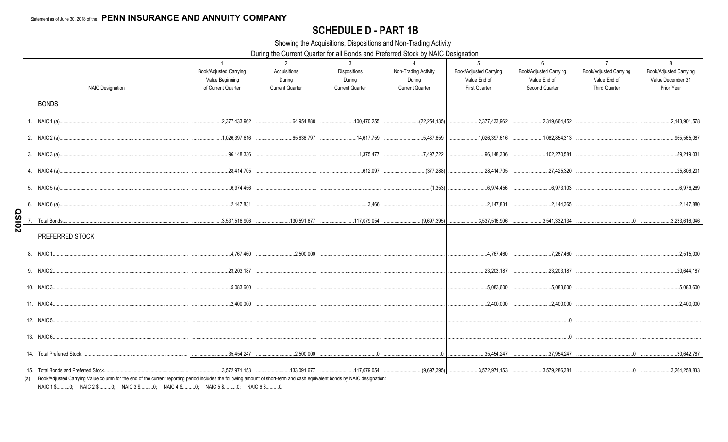Statement as of June 30, 2018 of the **PENN INSURANCE AND ANNUITY COMPANY**

# SCHEDULE D - PART 1B

Showing the Acquisitions, Dispositions and Non-Trading Activity

During the Current Quarter for all Bonds and Preferred Stock by NAIC Designation

| NAIC Designation | 1<br>Book/Adjusted Carrying Value Beginning of Current Quarter | 2<br>Acquisitions During Current Quarter | 3<br>Dispositions During Current Quarter | 4<br>Non-Trading Activity During Current Quarter | 5<br>Book/Adjusted Carrying Value End of First Quarter | 6<br>Book/Adjusted Carrying Value End of Second Quarter | 7<br>Book/Adjusted Carrying Value End of Third Quarter | 8<br>Book/Adjusted Carrying Value December 31 Prior Year |
|---|---|---|---|---|---|---|---|---|
| **BONDS** | | | | | | | | |
| 1. NAIC 1 (a) | 2,377,433,962 | 64,954,880 | 100,470,255 | (22,254,135) | 2,377,433,962 | 2,319,664,452 | | 2,143,901,578 |
| 2. NAIC 2 (a) | 1,026,397,616 | 65,636,797 | 14,617,759 | 5,437,659 | 1,026,397,616 | 1,082,854,313 | | 965,565,087 |
| 3. NAIC 3 (a) | 96,148,336 | | 1,375,477 | 7,497,722 | 96,148,336 | 102,270,581 | | 89,219,031 |
| 4. NAIC 4 (a) | 28,414,705 | | 612,097 | (377,288) | 28,414,705 | 27,425,320 | | 25,806,201 |
| 5. NAIC 5 (a) | 6,974,456 | | | (1,353) | 6,974,456 | 6,973,103 | | 6,976,269 |
| 6. NAIC 6 (a) | 2,147,831 | | 3,466 | | 2,147,831 | 2,144,365 | | 2,147,880 |
| 7. Total Bonds | 3,537,516,906 | 130,591,677 | 117,079,054 | (9,697,395) | 3,537,516,906 | 3,541,332,134 | 0 | 3,233,616,046 |
| **PREFERRED STOCK** | | | | | | | | |
| 8. NAIC 1 | 4,767,460 | 2,500,000 | | | 4,767,460 | 7,267,460 | | 2,515,000 |
| 9. NAIC 2 | 23,203,187 | | | | 23,203,187 | 23,203,187 | | 20,644,187 |
| 10. NAIC 3 | 5,083,600 | | | | 5,083,600 | 5,083,600 | | 5,083,600 |
| 11. NAIC 4 | 2,400,000 | | | | 2,400,000 | 2,400,000 | | 2,400,000 |
| 12. NAIC 5 | | | | | | 0 | | |
| 13. NAIC 6 | | | | | | 0 | | |
| 14. Total Preferred Stock | 35,454,247 | 2,500,000 | 0 | 0 | 35,454,247 | 37,954,247 | 0 | 30,642,787 |
| 15. Total Bonds and Preferred Stock | 3,572,971,153 | 133,091,677 | 117,079,054 | (9,697,395) | 3,572,971,153 | 3,579,286,381 | 0 | 3,264,258,833 |

(a) Book/Adjusted Carrying Value column for the end of the current reporting period includes the following amount of short-term and cash equivalent bonds by NAIC designation:
NAIC 1 $..........0; NAIC 2 $..........0; NAIC 3 $..........0; NAIC 4 $..........0; NAIC 5 $..........0; NAIC 6 $..........0.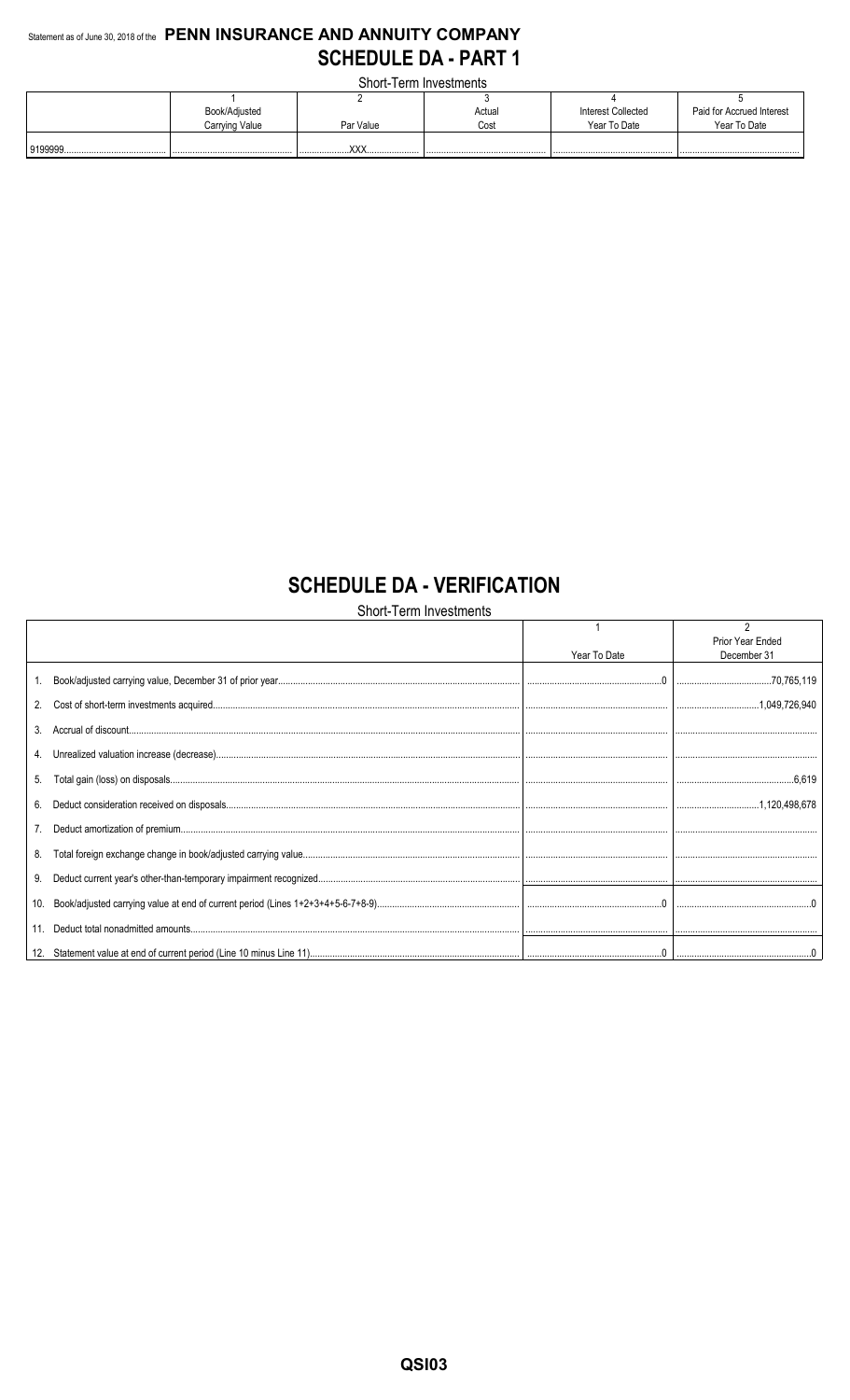Statement as of June 30, 2018 of the **PENN INSURANCE AND ANNUITY COMPANY**

# SCHEDULE DA - PART 1

Short-Term Investments

| | 1 | 2 | 3 | 4 | 5 |
|---|---|---|---|---|---|
| | Book/Adjusted Carrying Value | Par Value | Actual Cost | Interest Collected Year To Date | Paid for Accrued Interest Year To Date |
| 9199999 | | XXX | | | |

# SCHEDULE DA - VERIFICATION

Short-Term Investments

| | 1 | 2 |
|---|---|---|
| | Year To Date | Prior Year Ended December 31 |
| 1. Book/adjusted carrying value, December 31 of prior year | 0 | 70,765,119 |
| 2. Cost of short-term investments acquired | | 1,049,726,940 |
| 3. Accrual of discount | | |
| 4. Unrealized valuation increase (decrease) | | |
| 5. Total gain (loss) on disposals | | 6,619 |
| 6. Deduct consideration received on disposals | | 1,120,498,678 |
| 7. Deduct amortization of premium | | |
| 8. Total foreign exchange change in book/adjusted carrying value | | |
| 9. Deduct current year's other-than-temporary impairment recognized | | |
| 10. Book/adjusted carrying value at end of current period (Lines 1+2+3+4+5-6-7+8-9) | 0 | 0 |
| 11. Deduct total nonadmitted amounts | | |
| 12. Statement value at end of current period (Line 10 minus Line 11) | 0 | 0 |

QSI03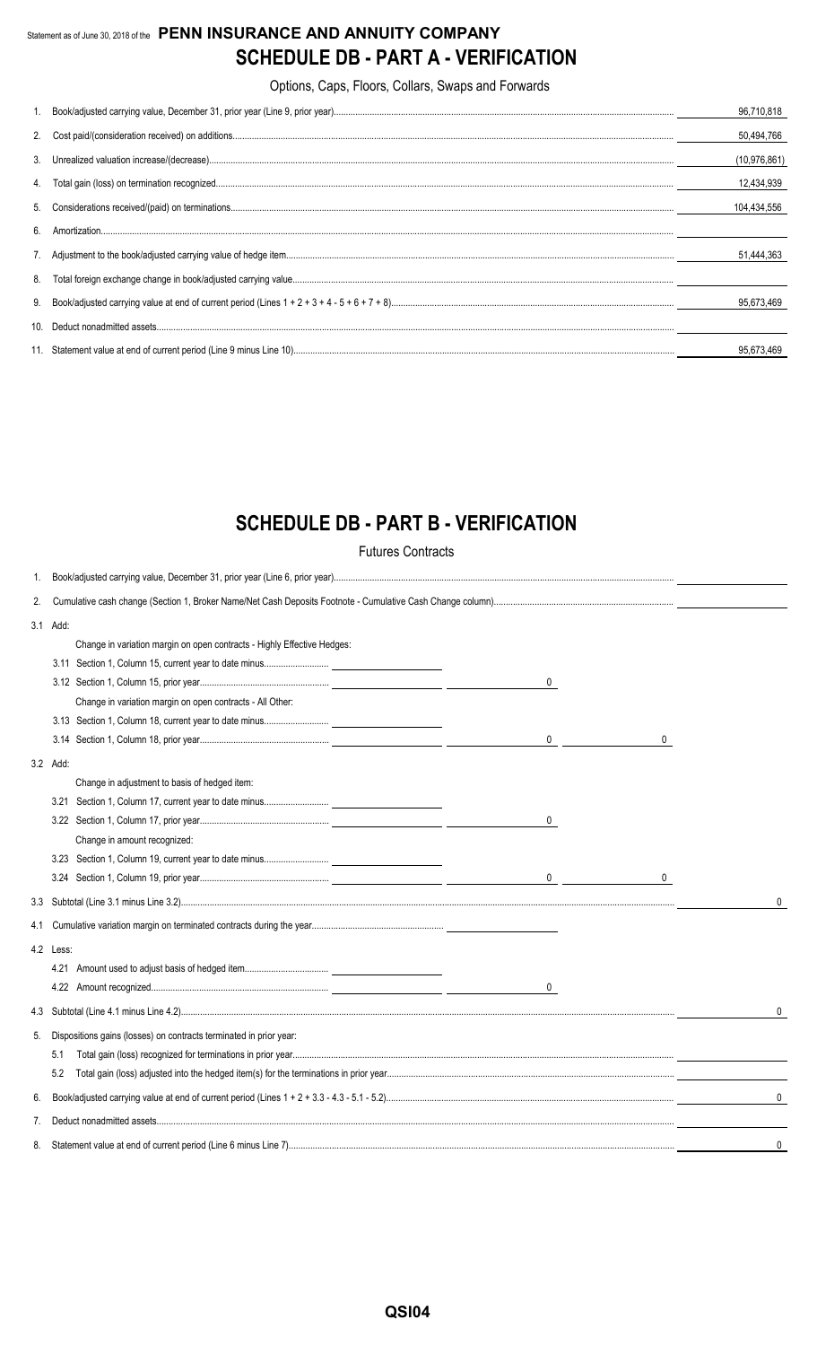Statement as of June 30, 2018 of the **PENN INSURANCE AND ANNUITY COMPANY**

# SCHEDULE DB - PART A - VERIFICATION

Options, Caps, Floors, Collars, Swaps and Forwards

| | | |
|---|---|---|
| 1. | Book/adjusted carrying value, December 31, prior year (Line 9, prior year) | 96,710,818 |
| 2. | Cost paid/(consideration received) on additions | 50,494,766 |
| 3. | Unrealized valuation increase/(decrease) | (10,976,861) |
| 4. | Total gain (loss) on termination recognized | 12,434,939 |
| 5. | Considerations received/(paid) on terminations | 104,434,556 |
| 6. | Amortization | |
| 7. | Adjustment to the book/adjusted carrying value of hedge item | 51,444,363 |
| 8. | Total foreign exchange change in book/adjusted carrying value | |
| 9. | Book/adjusted carrying value at end of current period (Lines 1 + 2 + 3 + 4 - 5 + 6 + 7 + 8) | 95,673,469 |
| 10. | Deduct nonadmitted assets | |
| 11. | Statement value at end of current period (Line 9 minus Line 10) | 95,673,469 |

# SCHEDULE DB - PART B - VERIFICATION

Futures Contracts

| | | | | | |
|---|---|---|---|---|---|
| 1. | Book/adjusted carrying value, December 31, prior year (Line 6, prior year) | | | | |
| 2. | Cumulative cash change (Section 1, Broker Name/Net Cash Deposits Footnote - Cumulative Cash Change column) | | | | |
| 3.1 | Add: | | | | |
| | Change in variation margin on open contracts - Highly Effective Hedges: | | | | |
| | 3.11 Section 1, Column 15, current year to date minus | | | | |
| | 3.12 Section 1, Column 15, prior year | | 0 | | |
| | Change in variation margin on open contracts - All Other: | | | | |
| | 3.13 Section 1, Column 18, current year to date minus | | | | |
| | 3.14 Section 1, Column 18, prior year | | 0 | 0 | |
| 3.2 | Add: | | | | |
| | Change in adjustment to basis of hedged item: | | | | |
| | 3.21 Section 1, Column 17, current year to date minus | | | | |
| | 3.22 Section 1, Column 17, prior year | | 0 | | |
| | Change in amount recognized: | | | | |
| | 3.23 Section 1, Column 19, current year to date minus | | | | |
| | 3.24 Section 1, Column 19, prior year | | 0 | 0 | |
| 3.3 | Subtotal (Line 3.1 minus Line 3.2) | | | | 0 |
| 4.1 | Cumulative variation margin on terminated contracts during the year | | | | |
| 4.2 | Less: | | | | |
| | 4.21 Amount used to adjust basis of hedged item | | | | |
| | 4.22 Amount recognized | | 0 | | |
| 4.3 | Subtotal (Line 4.1 minus Line 4.2) | | | | 0 |
| 5. | Dispositions gains (losses) on contracts terminated in prior year: | | | | |
| | 5.1 Total gain (loss) recognized for terminations in prior year | | | | |
| | 5.2 Total gain (loss) adjusted into the hedged item(s) for the terminations in prior year | | | | |
| 6. | Book/adjusted carrying value at end of current period (Lines 1 + 2 + 3.3 - 4.3 - 5.1 - 5.2) | | | | 0 |
| 7. | Deduct nonadmitted assets | | | | |
| 8. | Statement value at end of current period (Line 6 minus Line 7) | | | | 0 |

QSI04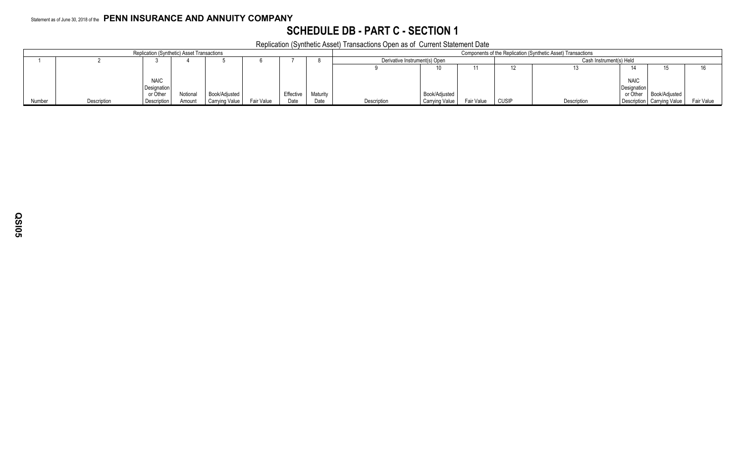Statement as of June 30, 2018 of the **PENN INSURANCE AND ANNUITY COMPANY**

# SCHEDULE DB - PART C - SECTION 1

Replication (Synthetic Asset) Transactions Open as of Current Statement Date

| Replication (Synthetic) Asset Transactions | | | | | | | | Components of the Replication (Synthetic Asset) Transactions | | | | | | | |
|---|---|---|---|---|---|---|---|---|---|---|---|---|---|---|---|
| | | | | | | | | Derivative Instrument(s) Open | | | Cash Instrument(s) Held | | | | |
| 1 | 2 | 3 | 4 | 5 | 6 | 7 | 8 | 9 | 10 | 11 | 12 | 13 | 14 | 15 | 16 |
| Number | Description | NAIC Designation or Other Description | Notional Amount | Book/Adjusted Carrying Value | Fair Value | Effective Date | Maturity Date | Description | Book/Adjusted Carrying Value | Fair Value | CUSIP | Description | NAIC Designation or Other Description | Book/Adjusted Carrying Value | Fair Value |

QSI05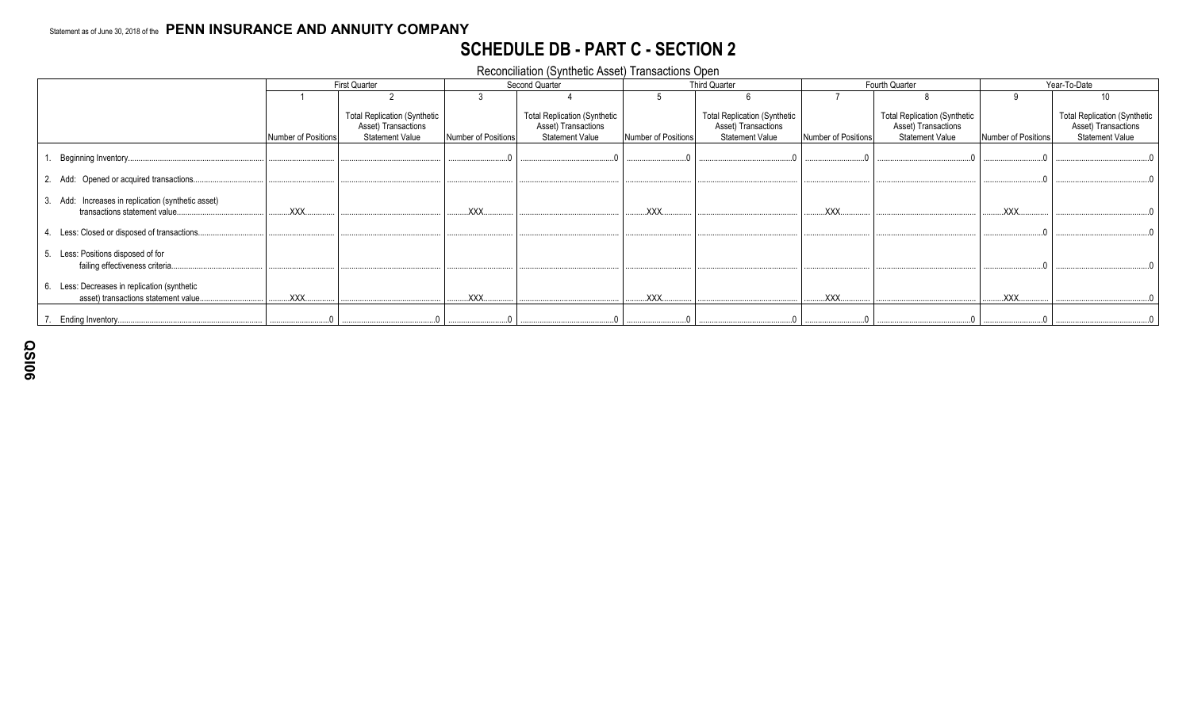Statement as of June 30, 2018 of the **PENN INSURANCE AND ANNUITY COMPANY**

# SCHEDULE DB - PART C - SECTION 2

Reconciliation (Synthetic Asset) Transactions Open

| | First Quarter | | Second Quarter | | Third Quarter | | Fourth Quarter | | Year-To-Date | |
|---|---|---|---|---|---|---|---|---|---|---|
| | 1 | 2 | 3 | 4 | 5 | 6 | 7 | 8 | 9 | 10 |
| | Number of Positions | Total Replication (Synthetic Asset) Transactions Statement Value | Number of Positions | Total Replication (Synthetic Asset) Transactions Statement Value | Number of Positions | Total Replication (Synthetic Asset) Transactions Statement Value | Number of Positions | Total Replication (Synthetic Asset) Transactions Statement Value | Number of Positions | Total Replication (Synthetic Asset) Transactions Statement Value |
| 1. Beginning Inventory | | | 0 | 0 | 0 | 0 | 0 | 0 | 0 | 0 |
| 2. Add: Opened or acquired transactions | | | | | | | | | 0 | 0 |
| 3. Add: Increases in replication (synthetic asset) transactions statement value | XXX | | XXX | | XXX | | XXX | | XXX | 0 |
| 4. Less: Closed or disposed of transactions | | | | | | | | | 0 | 0 |
| 5. Less: Positions disposed of for failing effectiveness criteria | | | | | | | | | 0 | 0 |
| 6. Less: Decreases in replication (synthetic asset) transactions statement value | XXX | | XXX | | XXX | | XXX | | XXX | 0 |
| 7. Ending Inventory | 0 | 0 | 0 | 0 | 0 | 0 | 0 | 0 | 0 | 0 |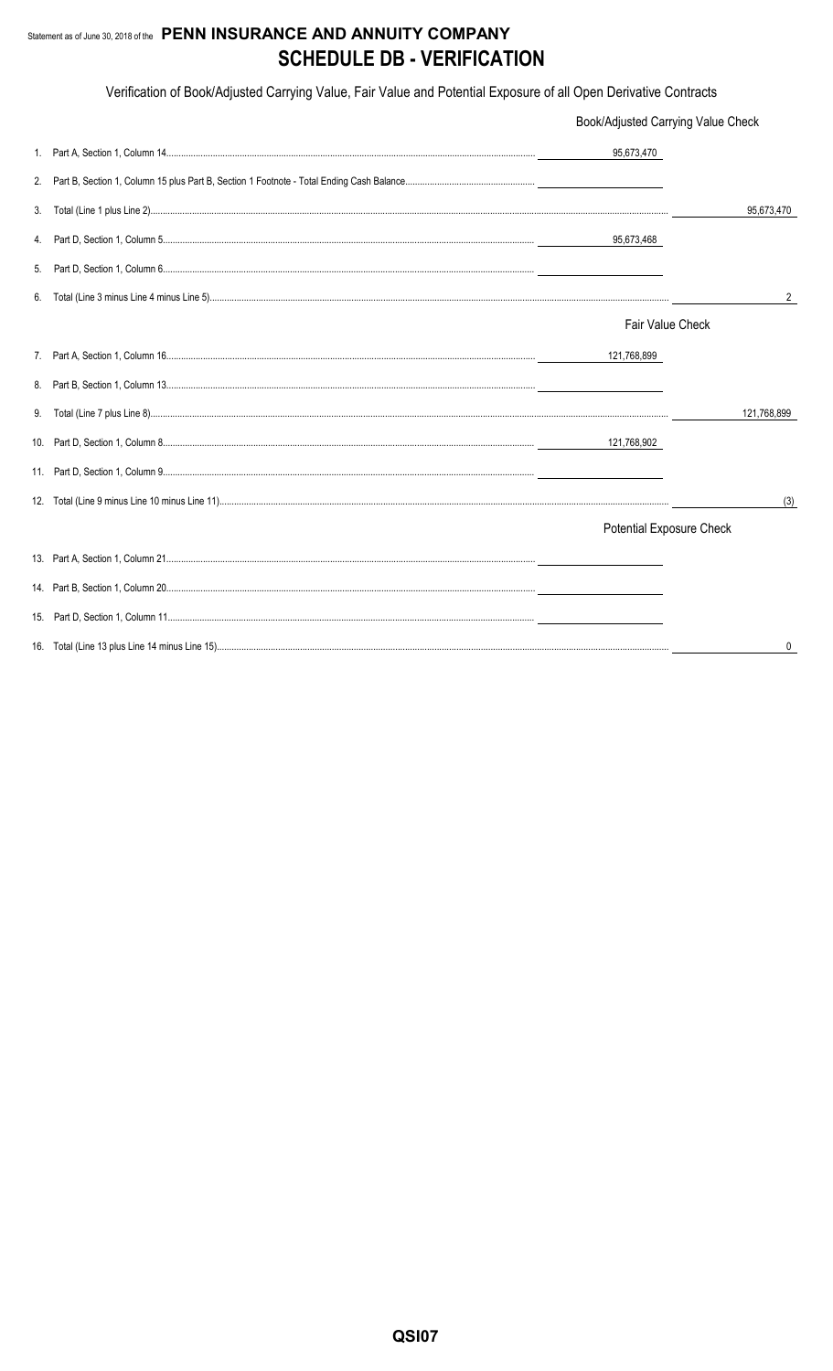Statement as of June 30, 2018 of the **PENN INSURANCE AND ANNUITY COMPANY**

# SCHEDULE DB - VERIFICATION

Verification of Book/Adjusted Carrying Value, Fair Value and Potential Exposure of all Open Derivative Contracts

| | | |
|---|---|---|
| | Book/Adjusted Carrying Value Check | |
| 1. Part A, Section 1, Column 14 | 95,673,470 | |
| 2. Part B, Section 1, Column 15 plus Part B, Section 1 Footnote - Total Ending Cash Balance | | |
| 3. Total (Line 1 plus Line 2) | | 95,673,470 |
| 4. Part D, Section 1, Column 5 | 95,673,468 | |
| 5. Part D, Section 1, Column 6 | | |
| 6. Total (Line 3 minus Line 4 minus Line 5) | | 2 |
| | Fair Value Check | |
| 7. Part A, Section 1, Column 16 | 121,768,899 | |
| 8. Part B, Section 1, Column 13 | | |
| 9. Total (Line 7 plus Line 8) | | 121,768,899 |
| 10. Part D, Section 1, Column 8 | 121,768,902 | |
| 11. Part D, Section 1, Column 9 | | |
| 12. Total (Line 9 minus Line 10 minus Line 11) | | (3) |
| | Potential Exposure Check | |
| 13. Part A, Section 1, Column 21 | | |
| 14. Part B, Section 1, Column 20 | | |
| 15. Part D, Section 1, Column 11 | | |
| 16. Total (Line 13 plus Line 14 minus Line 15) | | 0 |

QSI07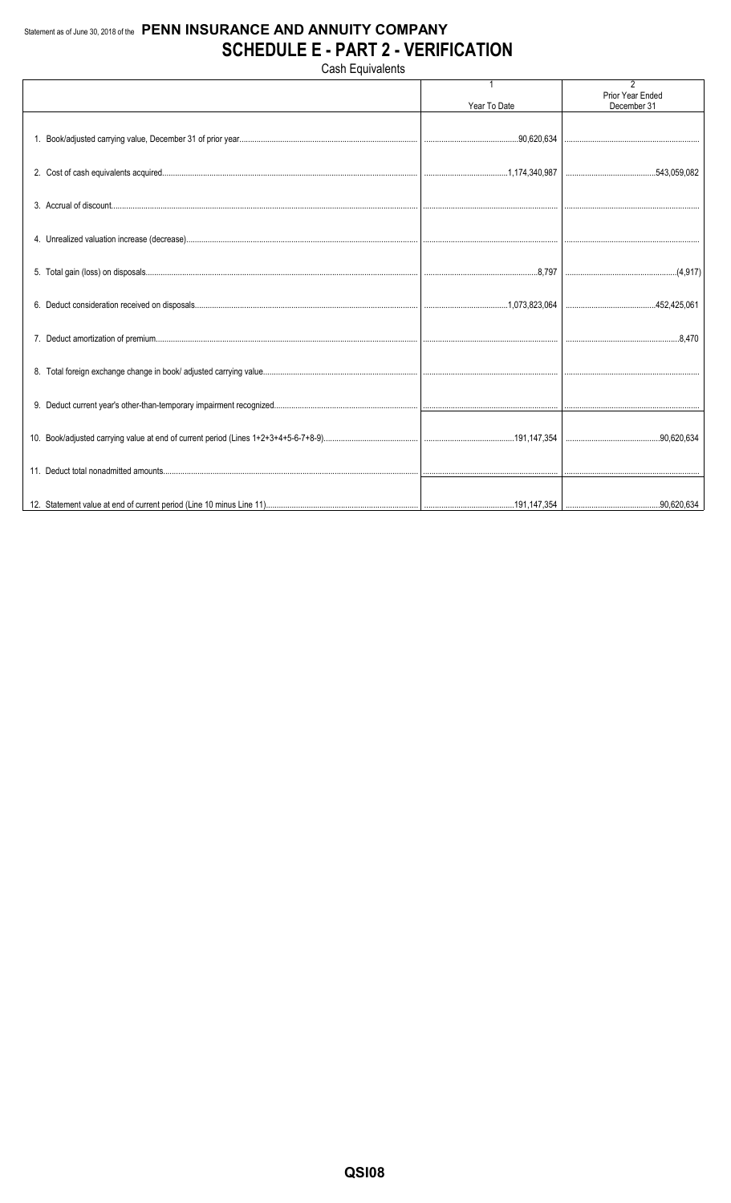Statement as of June 30, 2018 of the **PENN INSURANCE AND ANNUITY COMPANY**

# SCHEDULE E - PART 2 - VERIFICATION

Cash Equivalents

| | 1<br>Year To Date | 2<br>Prior Year Ended December 31 |
|---|---|---|
| 1. Book/adjusted carrying value, December 31 of prior year | 90,620,634 | |
| 2. Cost of cash equivalents acquired | 1,174,340,987 | 543,059,082 |
| 3. Accrual of discount | | |
| 4. Unrealized valuation increase (decrease) | | |
| 5. Total gain (loss) on disposals | 8,797 | (4,917) |
| 6. Deduct consideration received on disposals | 1,073,823,064 | 452,425,061 |
| 7. Deduct amortization of premium | | 8,470 |
| 8. Total foreign exchange change in book/ adjusted carrying value | | |
| 9. Deduct current year's other-than-temporary impairment recognized | | |
| 10. Book/adjusted carrying value at end of current period (Lines 1+2+3+4+5-6-7+8-9) | 191,147,354 | 90,620,634 |
| 11. Deduct total nonadmitted amounts | | |
| 12. Statement value at end of current period (Line 10 minus Line 11) | 191,147,354 | 90,620,634 |

QSI08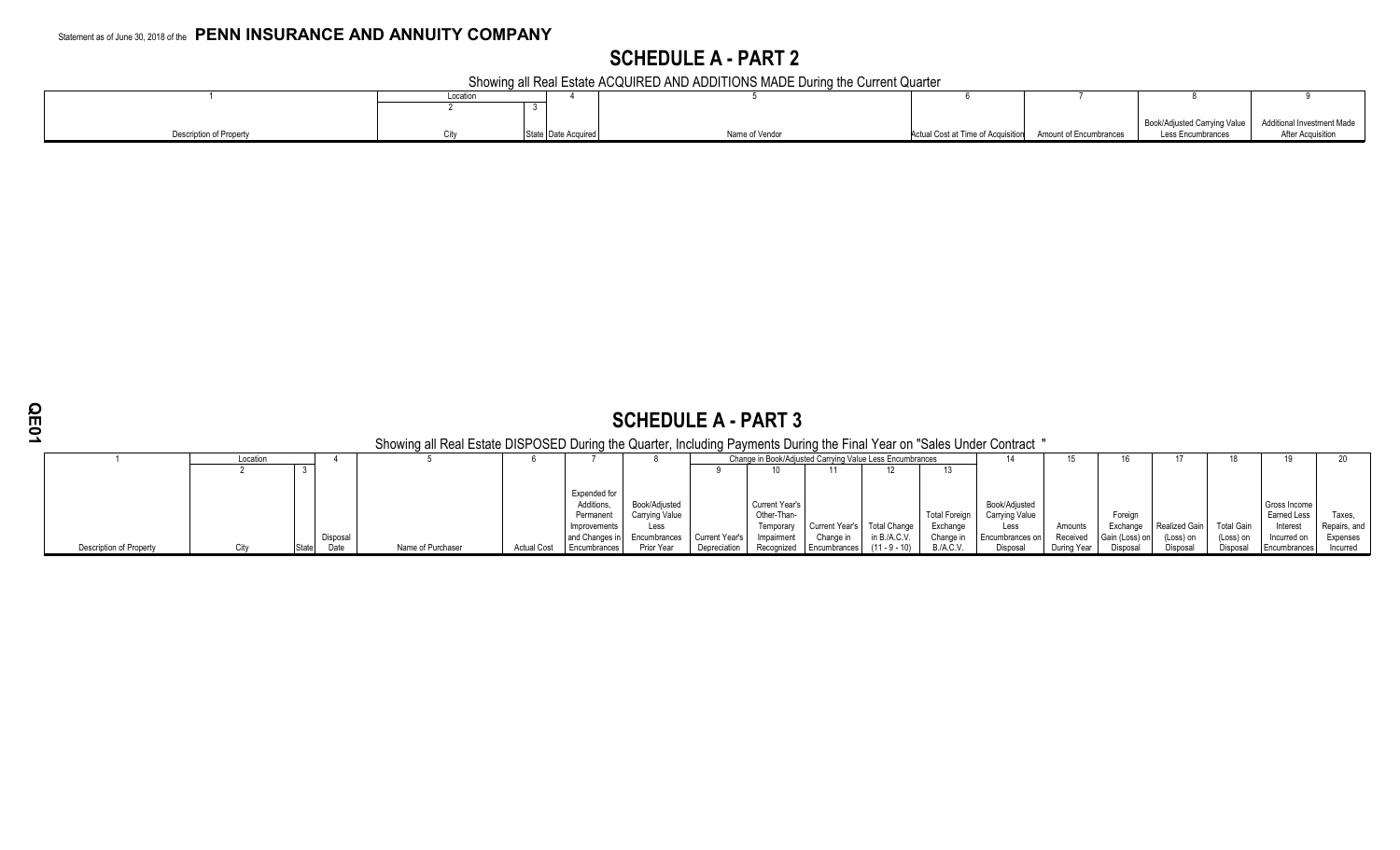Statement as of June 30, 2018 of the **PENN INSURANCE AND ANNUITY COMPANY**

## SCHEDULE A - PART 2

Showing all Real Estate ACQUIRED AND ADDITIONS MADE During the Current Quarter

| 1 | Location | | 4 | 5 | 6 | 7 | 8 | 9 |
|---|---|---|---|---|---|---|---|---|
| | 2 | 3 | | | | | | |
| Description of Property | City | State | Date Acquired | Name of Vendor | Actual Cost at Time of Acquisition | Amount of Encumbrances | Book/Adjusted Carrying Value Less Encumbrances | Additional Investment Made After Acquisition |

## SCHEDULE A - PART 3

Showing all Real Estate DISPOSED During the Quarter, Including Payments During the Final Year on "Sales Under Contract "

| 1 | Location | | 4 | 5 | 6 | 7 | 8 | Change in Book/Adjusted Carrying Value Less Encumbrances | | | | | 14 | 15 | 16 | 17 | 18 | 19 | 20 |
|---|---|---|---|---|---|---|---|---|---|---|---|---|---|---|---|---|---|---|---|
| | 2 | 3 | | | | | | 9 | 10 | 11 | 12 | 13 | | | | | | | |
| Description of Property | City | State | Disposal Date | Name of Purchaser | Actual Cost | Expended for Additions, Permanent Improvements and Changes in Encumbrances | Book/Adjusted Carrying Value Less Encumbrances Prior Year | Current Year's Depreciation | Current Year's Other-Than-Temporary Impairment Recognized | Current Year's Change in Encumbrances | Total Change in B./A.C.V. (11 - 9 - 10) | Total Foreign Exchange Change in B./A.C.V. | Book/Adjusted Carrying Value Less Encumbrances on Disposal | Amounts Received During Year | Foreign Exchange Gain (Loss) on Disposal | Realized Gain (Loss) on Disposal | Total Gain (Loss) on Disposal | Gross Income Earned Less Interest Incurred on Encumbrances | Taxes, Repairs, and Expenses Incurred |

QE01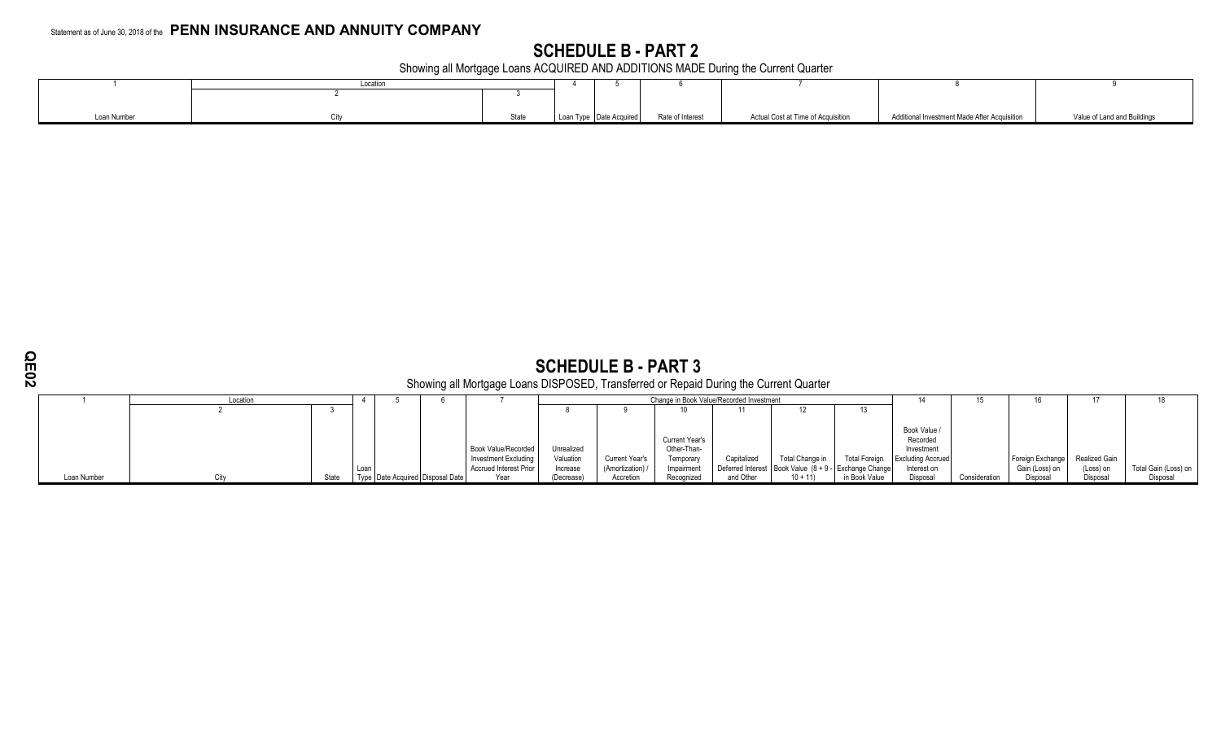Statement as of June 30, 2018 of the **PENN INSURANCE AND ANNUITY COMPANY**

## SCHEDULE B - PART 2

Showing all Mortgage Loans ACQUIRED AND ADDITIONS MADE During the Current Quarter

| 1 | Location | | 4 | 5 | 6 | 7 | 8 | 9 |
|---|---|---|---|---|---|---|---|---|
| | 2 | 3 | | | | | | |
| Loan Number | City | State | Loan Type | Date Acquired | Rate of Interest | Actual Cost at Time of Acquisition | Additional Investment Made After Acquisition | Value of Land and Buildings |

## SCHEDULE B - PART 3

Showing all Mortgage Loans DISPOSED, Transferred or Repaid During the Current Quarter

| 1 | Location | | 4 | 5 | 6 | 7 | Change in Book Value/Recorded Investment | | | | | | 14 | 15 | 16 | 17 | 18 |
|---|---|---|---|---|---|---|---|---|---|---|---|---|---|---|---|---|---|
| | 2 | 3 | | | | | 8 | 9 | 10 | 11 | 12 | 13 | | | | | |
| Loan Number | City | State | Loan Type | Date Acquired | Disposal Date | Book Value/Recorded Investment Excluding Accrued Interest Prior Year | Unrealized Valuation Increase (Decrease) | Current Year's (Amortization) / Accretion | Current Year's Other-Than-Temporary Impairment Recognized | Capitalized Deferred Interest and Other | Total Change in Book Value (8 + 9 - 10 + 11) | Total Foreign Exchange Change in Book Value | Book Value / Recorded Investment Excluding Accrued Interest on Disposal | Consideration | Foreign Exchange Gain (Loss) on Disposal | Realized Gain (Loss) on Disposal | Total Gain (Loss) on Disposal |

QE02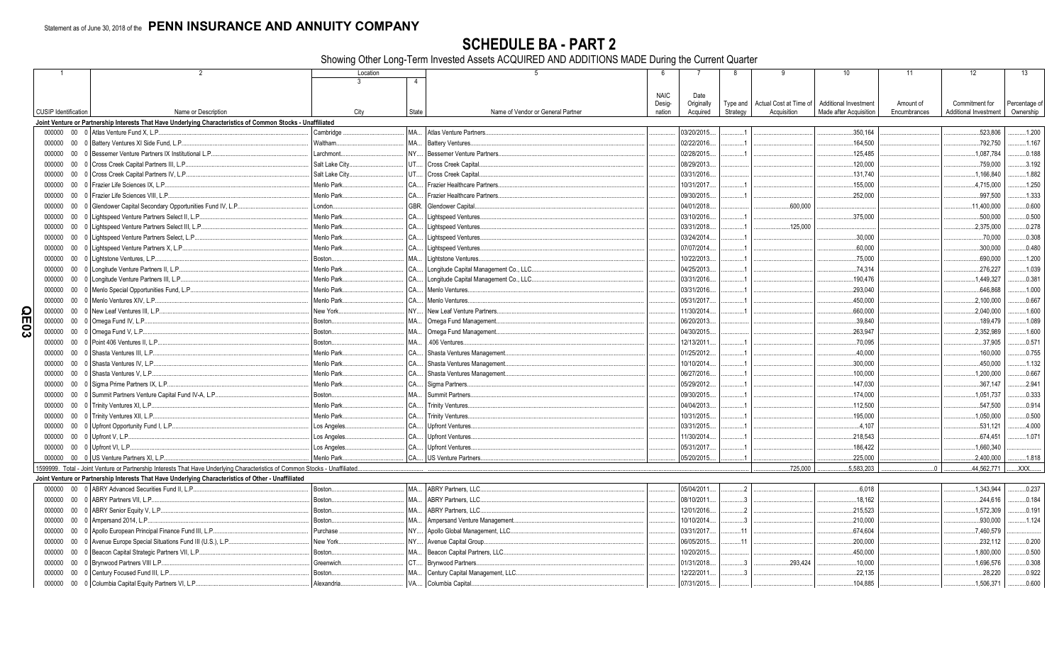Statement as of June 30, 2018 of the **PENN INSURANCE AND ANNUITY COMPANY**

# SCHEDULE BA - PART 2

Showing Other Long-Term Invested Assets ACQUIRED AND ADDITIONS MADE During the Current Quarter

| 1 | 2 | Location | | 5 | 6 | 7 | 8 | 9 | 10 | 11 | 12 | 13 |
|---|---|---|---|---|---|---|---|---|---|---|---|---|
| | | 3 | 4 | | | | | | | | | |
| CUSIP Identification | Name or Description | City | State | Name of Vendor or General Partner | NAIC Designation | Date Originally Acquired | Type and Strategy | Actual Cost at Time of Acquisition | Additional Investment Made after Acquisition | Amount of Encumbrances | Commitment for Additional Investment | Percentage of Ownership |
| **Joint Venture or Partnership Interests That Have Underlying Characteristics of Common Stocks - Unaffiliated** | | | | | | | | | | | | |
| 000000 00 0 | Atlas Venture Fund X, L.P. | Cambridge | MA | Atlas Venture Partners | | 03/20/2015 | 1 | | 350,164 | | 523,806 | 1.200 |
| 000000 00 0 | Battery Ventures XI Side Fund, L.P. | Waltham | MA | Battery Ventures | | 02/22/2016 | 1 | | 164,500 | | 792,750 | 1.167 |
| 000000 00 0 | Bessemer Venture Partners IX Institutional L.P. | Larchmont | NY | Bessemer Venture Partners | | 02/28/2015 | 1 | | 125,485 | | 1,087,784 | 0.188 |
| 000000 00 0 | Cross Creek Capital Partners III, L.P. | Salt Lake City | UT | Cross Creek Capital | | 08/29/2013 | | | 120,000 | | 759,000 | 3.192 |
| 000000 00 0 | Cross Creek Capital Partners IV, L.P. | Salt Lake City | UT | Cross Creek Capital | | 03/31/2016 | | | 131,740 | | 1,166,840 | 1.882 |
| 000000 00 0 | Frazier Life Sciences IX, L.P. | Menlo Park | CA | Frazier Healthcare Partners | | 10/31/2017 | 1 | | 155,000 | | 4,715,000 | 1.250 |
| 000000 00 0 | Frazier Life Sciences VIII, L.P. | Menlo Park | CA | Frazier Healthcare Partners | | 09/30/2015 | 1 | | 252,000 | | 997,500 | 1.333 |
| 000000 00 0 | Glendower Capital Secondary Opportunities Fund IV, L.P. | London | GBR | Glendower Capital | | 04/01/2018 | | 600,000 | | | 11,400,000 | 0.600 |
| 000000 00 0 | Lightspeed Venture Partners Select II, L.P. | Menlo Park | CA | Lightspeed Ventures | | 03/10/2016 | 1 | | 375,000 | | 500,000 | 0.500 |
| 000000 00 0 | Lightspeed Venture Partners Select III, L.P. | Menlo Park | CA | Lightspeed Ventures | | 03/31/2018 | 1 | 125,000 | | | 2,375,000 | 0.278 |
| 000000 00 0 | Lightspeed Venture Partners Select, L.P. | Menlo Park | CA | Lightspeed Ventures | | 03/24/2014 | 1 | | 30,000 | | 70,000 | 0.308 |
| 000000 00 0 | Lightspeed Venture Partners X, L.P. | Menlo Park | CA | Lightspeed Ventures | | 07/07/2014 | 1 | | 60,000 | | 300,000 | 0.480 |
| 000000 00 0 | Lightstone Ventures, L.P. | Boston | MA | Lightstone Ventures | | 10/22/2013 | 1 | | 75,000 | | 690,000 | 1.200 |
| 000000 00 0 | Longitude Venture Partners II, L.P. | Menlo Park | CA | Longitude Capital Management Co., LLC | | 04/25/2013 | 1 | | 74,314 | | 276,227 | 1.039 |
| 000000 00 0 | Longitude Venture Partners III, L.P. | Menlo Park | CA | Longitude Capital Management Co., LLC | | 03/31/2016 | 1 | | 190,476 | | 1,449,327 | 0.381 |
| 000000 00 0 | Menlo Special Opportunities Fund, L.P. | Menlo Park | CA | Menlo Ventures | | 03/31/2016 | 1 | | 293,040 | | 646,868 | 1.000 |
| 000000 00 0 | Menlo Ventures XIV, L.P. | Menlo Park | CA | Menlo Ventures | | 05/31/2017 | 1 | | 450,000 | | 2,100,000 | 0.667 |
| 000000 00 0 | New Leaf Ventures III, L.P. | New York | NY | New Leaf Venture Partners | | 11/30/2014 | 1 | | 660,000 | | 2,040,000 | 1.600 |
| 000000 00 0 | Omega Fund IV, L.P. | Boston | MA | Omega Fund Management | | 06/20/2013 | | | 39,840 | | 189,479 | 1.089 |
| 000000 00 0 | Omega Fund V, L.P. | Boston | MA | Omega Fund Management | | 04/30/2015 | | | 263,947 | | 2,352,989 | 1.600 |
| 000000 00 0 | Point 406 Ventures II, L.P. | Boston | MA | .406 Ventures | | 12/13/2011 | 1 | | 70,095 | | 37,905 | 0.571 |
| 000000 00 0 | Shasta Ventures III, L.P. | Menlo Park | CA | Shasta Ventures Management | | 01/25/2012 | 1 | | 40,000 | | 160,000 | 0.755 |
| 000000 00 0 | Shasta Ventures IV, L.P. | Menlo Park | CA | Shasta Ventures Management | | 10/10/2014 | 1 | | 300,000 | | 450,000 | 1.132 |
| 000000 00 0 | Shasta Ventures V, L.P. | Menlo Park | CA | Shasta Ventures Management | | 06/27/2016 | 1 | | 100,000 | | 1,200,000 | 0.667 |
| 000000 00 0 | Sigma Prime Partners IX, L.P. | Menlo Park | CA | Sigma Partners | | 05/29/2012 | 1 | | 147,030 | | 367,147 | 2.941 |
| 000000 00 0 | Summit Partners Venture Capital Fund IV-A, L.P. | Boston | MA | Summit Partners | | 09/30/2015 | 1 | | 174,000 | | 1,051,737 | 0.333 |
| 000000 00 0 | Trinity Ventures XI, L.P. | Menlo Park | CA | Trinity Ventures | | 04/04/2013 | 1 | | 112,500 | | 547,500 | 0.914 |
| 000000 00 0 | Trinity Ventures XII, L.P. | Menlo Park | CA | Trinity Ventures | | 10/31/2015 | 1 | | 195,000 | | 1,050,000 | 0.500 |
| 000000 00 0 | Upfront Opportunity Fund I, L.P. | Los Angeles | CA | Upfront Ventures | | 03/31/2015 | 1 | | 4,107 | | 531,121 | 4.000 |
| 000000 00 0 | Upfront V, L.P. | Los Angeles | CA | Upfront Ventures | | 11/30/2014 | 1 | | 218,543 | | 674,451 | 1.071 |
| 000000 00 0 | Upfront VI, L.P. | Los Angeles | CA | Upfront Ventures | | 05/31/2017 | 1 | | 186,422 | | 1,660,340 | |
| 000000 00 0 | US Venture Partners XI, L.P. | Menlo Park | CA | US Venture Partners | | 05/20/2015 | 1 | | 225,000 | | 2,400,000 | 1.818 |
| 1599999. Total - Joint Venture or Partnership Interests That Have Underlying Characteristics of Common Stocks - Unaffiliated | | | | | | | | 725,000 | 5,583,203 | 0 | 44,562,771 | XXX |
| **Joint Venture or Partnership Interests That Have Underlying Characteristics of Other - Unaffiliated** | | | | | | | | | | | | |
| 000000 00 0 | ABRY Advanced Securities Fund II, L.P. | Boston | MA | ABRY Partners, LLC | | 05/04/2011 | 2 | | 6,018 | | 1,343,944 | 0.237 |
| 000000 00 0 | ABRY Partners VII, L.P. | Boston | MA | ABRY Partners, LLC | | 08/10/2011 | 3 | | 18,162 | | 244,616 | 0.184 |
| 000000 00 0 | ABRY Senior Equity V, L.P. | Boston | MA | ABRY Partners, LLC | | 12/01/2016 | 2 | | 215,523 | | 1,572,309 | 0.191 |
| 000000 00 0 | Ampersand 2014, L.P. | Boston | MA | Ampersand Venture Management | | 10/10/2014 | 3 | | 210,000 | | 930,000 | 1.124 |
| 000000 00 0 | Apollo European Principal Finance Fund III, L.P. | Purchase | NY | Apollo Global Management, LLC | | 03/31/2017 | 11 | | 674,604 | | 7,460,579 | |
| 000000 00 0 | Avenue Europe Special Situations Fund III (U.S.), L.P. | New York | NY | Avenue Capital Group | | 06/05/2015 | 11 | | 200,000 | | 232,112 | 0.200 |
| 000000 00 0 | Beacon Capital Strategic Partners VII, L.P. | Boston | MA | Beacon Capital Partners, LLC | | 10/20/2015 | | | 450,000 | | 1,800,000 | 0.500 |
| 000000 00 0 | Brynwood Partners VIII L.P. | Greenwich | CT | Brynwood Partners | | 01/31/2018 | 3 | 293,424 | 10,000 | | 1,696,576 | 0.308 |
| 000000 00 0 | Century Focused Fund III, L.P. | Boston | MA | Century Capital Management, LLC | | 12/22/2011 | 3 | | 22,135 | | 28,220 | 0.922 |
| 000000 00 0 | Columbia Capital Equity Partners VI, L.P. | Alexandria | VA | Columbia Capital | | 07/31/2015 | | | 104,885 | | 1,506,371 | 0.600 |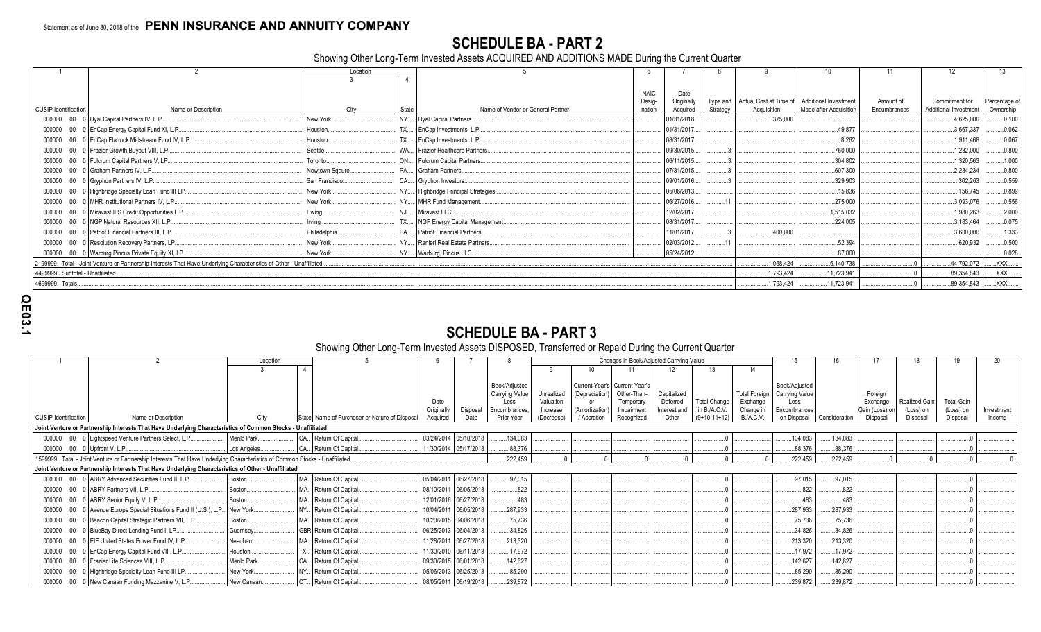Statement as of June 30, 2018 of the **PENN INSURANCE AND ANNUITY COMPANY**

# SCHEDULE BA - PART 2

Showing Other Long-Term Invested Assets ACQUIRED AND ADDITIONS MADE During the Current Quarter

| 1 | 2 | Location | | 5 | 6 | 7 | 8 | 9 | 10 | 11 | 12 | 13 |
|---|---|---|---|---|---|---|---|---|---|---|---|---|
| | | 3 | 4 | | | | | | | | | |
| CUSIP Identification | Name or Description | City | State | Name of Vendor or General Partner | NAIC Designation | Date Originally Acquired | Type and Strategy | Actual Cost at Time of Acquisition | Additional Investment Made after Acquisition | Amount of Encumbrances | Commitment for Additional Investment | Percentage of Ownership |
| 000000 00 0 | Dyal Capital Partners IV, L.P. | New York | NY | Dyal Capital Partners | | 01/31/2018 | | 375,000 | | | 4,625,000 | 0.100 |
| 000000 00 0 | EnCap Energy Capital Fund XI, L.P. | Houston | TX | EnCap Investments, L.P. | | 01/31/2017 | | | 49,877 | | 3,667,337 | 0.062 |
| 000000 00 0 | EnCap Flatrock Midstream Fund IV, L.P. | Houston | TX | EnCap Investments, L.P. | | 08/31/2017 | | | 8,262 | | 1,911,468 | 0.067 |
| 000000 00 0 | Frazier Growth Buyout VIII, L.P. | Seattle | WA | Frazier Healthcare Partners | | 09/30/2015 | 3 | | 760,000 | | 1,282,000 | 0.800 |
| 000000 00 0 | Fulcrum Capital Partners V, L.P. | Toronto | ON | Fulcrum Capital Partners | | 06/11/2015 | 3 | | 304,802 | | 1,320,563 | 1.000 |
| 000000 00 0 | Graham Partners IV, L.P. | Newtown Sqaure | PA | Graham Partners | | 07/31/2015 | 3 | | 607,300 | | 2,234,234 | 0.800 |
| 000000 00 0 | Gryphon Partners IV, L.P. | San Francisco | CA | Gryphon Investors | | 09/01/2016 | 3 | | 329,903 | | 302,263 | 0.559 |
| 000000 00 0 | Highbridge Specialty Loan Fund III LP | New York | NY | Highbridge Principal Strategies | | 05/06/2013 | | | 15,836 | | 156,745 | 0.899 |
| 000000 00 0 | MHR Institutional Partners IV, L.P. | New York | NY | MHR Fund Management | | 06/27/2016 | 11 | | 275,000 | | 3,093,076 | 0.556 |
| 000000 00 0 | Miravast ILS Credit Opportunities L.P. | Ewing | NJ | Miravast LLC | | 12/02/2017 | | | 1,515,032 | | 1,980,263 | 2.000 |
| 000000 00 0 | NGP Natural Resources XII, L.P. | Irving | TX | NGP Energy Capital Management | | 08/31/2017 | | | 224,005 | | 3,183,464 | 0.075 |
| 000000 00 0 | Patriot Financial Partners III, L.P. | Philadelphia | PA | Patriot Financial Partners | | 11/01/2017 | 3 | 400,000 | | | 3,600,000 | 1.333 |
| 000000 00 0 | Resolution Recovery Partners, LP | New York | NY | Ranieri Real Estate Partners | | 02/03/2012 | 11 | | 52,394 | | 620,932 | 0.500 |
| 000000 00 0 | Warburg Pincus Private Equity XI, LP | New York | NY | Warburg, Pincus LLC | | 05/24/2012 | | | 87,000 | | | 0.028 |
| 2199999. Total - Joint Venture or Partnership Interests That Have Underlying Characteristics of Other - Unaffiliated | | | | | | | | 1,068,424 | 6,140,738 | 0 | 44,792,072 | XXX |
| 4499999. Subtotal - Unaffiliated | | | | | | | | 1,793,424 | 11,723,941 | 0 | 89,354,843 | XXX |
| 4699999. Totals | | | | | | | | 1,793,424 | 11,723,941 | 0 | 89,354,843 | XXX |

# SCHEDULE BA - PART 3

Showing Other Long-Term Invested Assets DISPOSED, Transferred or Repaid During the Current Quarter

| 1 | 2 | Location | | 5 | 6 | 7 | 8 | Changes in Book/Adjusted Carrying Value | | | | | | 15 | 16 | 17 | 18 | 19 | 20 |
|---|---|---|---|---|---|---|---|---|---|---|---|---|---|---|---|---|---|---|---|
| | | 3 | 4 | | | | | 9 | 10 | 11 | 12 | 13 | 14 | | | | | | |
| CUSIP Identification | Name or Description | City | State | Name of Purchaser or Nature of Disposal | Date Originally Acquired | Disposal Date | Book/Adjusted Carrying Value Less Encumbrances, Prior Year | Unrealized Valuation Increase (Decrease) | Current Year's (Depreciation) or (Amortization) / Accretion | Current Year's Other-Than-Temporary Impairment Recognized | Capitalized Deferred Interest and Other | Total Change in B./A.C.V. (9+10-11+12) | Total Foreign Exchange Change in B./A.C.V. | Book/Adjusted Carrying Value Less Encumbrances on Disposal | Consideration | Foreign Exchange Gain (Loss) on Disposal | Realized Gain (Loss) on Disposal | Total Gain (Loss) on Disposal | Investment Income |
| **Joint Venture or Partnership Interests That Have Underlying Characteristics of Common Stocks - Unaffiliated** | | | | | | | | | | | | | | | | | | | |
| 000000 00 0 | Lightspeed Venture Partners Select, L.P. | Menlo Park | CA | Return Of Capital | 03/24/2014 | 05/10/2018 | 134,083 | | | | | 0 | | 134,083 | 134,083 | | | 0 | |
| 000000 00 0 | Upfront V, L.P. | Los Angeles | CA | Return Of Capital | 11/30/2014 | 05/17/2018 | 88,376 | | | | | 0 | | 88,376 | 88,376 | | | 0 | |
| 1599999. Total - Joint Venture or Partnership Interests That Have Underlying Characteristics of Common Stocks - Unaffiliated | | | | | | | 222,459 | 0 | 0 | 0 | 0 | 0 | 0 | 222,459 | 222,459 | 0 | 0 | 0 | 0 |
| **Joint Venture or Partnership Interests That Have Underlying Characteristics of Other - Unaffiliated** | | | | | | | | | | | | | | | | | | | |
| 000000 00 0 | ABRY Advanced Securities Fund II, L.P. | Boston | MA | Return Of Capital | 05/04/2011 | 06/27/2018 | 97,015 | | | | | 0 | | 97,015 | 97,015 | | | 0 | |
| 000000 00 0 | ABRY Partners VII, L.P. | Boston | MA | Return Of Capital | 08/10/2011 | 06/05/2018 | 822 | | | | | 0 | | 822 | 822 | | | 0 | |
| 000000 00 0 | ABRY Senior Equity V, L.P. | Boston | MA | Return Of Capital | 12/01/2016 | 06/27/2018 | 483 | | | | | 0 | | 483 | 483 | | | 0 | |
| 000000 00 0 | Avenue Europe Special Situations Fund II (U.S.), L.P. | New York | NY | Return Of Capital | 10/04/2011 | 06/05/2018 | 287,933 | | | | | 0 | | 287,933 | 287,933 | | | 0 | |
| 000000 00 0 | Beacon Capital Strategic Partners VII, L.P. | Boston | MA | Return Of Capital | 10/20/2015 | 04/06/2018 | 75,736 | | | | | 0 | | 75,736 | 75,736 | | | 0 | |
| 000000 00 0 | BlueBay Direct Lending Fund I, LP | Guernsey | GBR | Return Of Capital | 06/25/2013 | 06/04/2018 | 34,826 | | | | | 0 | | 34,826 | 34,826 | | | 0 | |
| 000000 00 0 | EIF United States Power Fund IV, L.P. | Needham | MA | Return Of Capital | 11/28/2011 | 06/27/2018 | 213,320 | | | | | 0 | | 213,320 | 213,320 | | | 0 | |
| 000000 00 0 | EnCap Energy Capital Fund VIII, L.P. | Houston | TX | Return Of Capital | 11/30/2010 | 06/11/2018 | 17,972 | | | | | 0 | | 17,972 | 17,972 | | | 0 | |
| 000000 00 0 | Frazier Life Sciences VIII, L.P. | Menlo Park | CA | Return Of Capital | 09/30/2015 | 06/01/2018 | 142,627 | | | | | 0 | | 142,627 | 142,627 | | | 0 | |
| 000000 00 0 | Highbridge Specialty Loan Fund III LP | New York | NY | Return Of Capital | 05/06/2013 | 06/25/2018 | 85,290 | | | | | 0 | | 85,290 | 85,290 | | | 0 | |
| 000000 00 0 | New Canaan Funding Mezzanine V, L.P. | New Canaan | CT | Return Of Capital | 08/05/2011 | 06/19/2018 | 239,872 | | | | | 0 | | 239,872 | 239,872 | | | 0 | |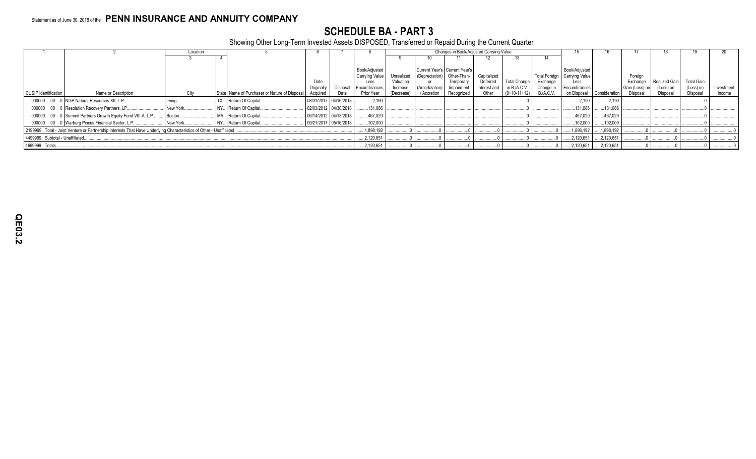Statement as of June 30, 2018 of the **PENN INSURANCE AND ANNUITY COMPANY**

# SCHEDULE BA - PART 3

Showing Other Long-Term Invested Assets DISPOSED, Transferred or Repaid During the Current Quarter

| 1 | 2 | Location | | 5 | 6 | 7 | 8 | Changes in Book/Adjusted Carrying Value | | | | | | | 15 | 16 | 17 | 18 | 19 | 20 |
|---|---|---|---|---|---|---|---|---|---|---|---|---|---|---|---|---|---|---|---|---|
| | | 3 | 4 | | | | | 9 | 10 | 11 | 12 | 13 | 14 | | | | | | | |
| CUSIP Identification | Name or Description | City | State | Name of Purchaser or Nature of Disposal | Date Originally Acquired | Disposal Date | Book/Adjusted Carrying Value Less Encumbrances, Prior Year | Unrealized Valuation Increase (Decrease) | Current Year's (Depreciation) or (Amortization) / Accretion | Current Year's Other-Than-Temporary Impairment Recognized | Capitalized Deferred Interest and Other | Total Change in B./A.C.V. (9+10-11+12) | Total Foreign Exchange Change in B./A.C.V. | Book/Adjusted Carrying Value Less Encumbrances on Disposal | Consideration | Foreign Exchange Gain (Loss) on Disposal | Realized Gain (Loss) on Disposal | Total Gain (Loss) on Disposal | Investment Income |
| 000000 00 0 | NGP Natural Resources XII, L.P. | Irving | TX | Return Of Capital | 08/31/2017 | 04/16/2018 | 2,190 | | | | | 0 | | 2,190 | 2,190 | | | 0 | |
| 000000 00 0 | Resolution Recovery Partners, LP | New York | NY | Return Of Capital | 02/03/2012 | 04/30/2018 | 131,086 | | | | | 0 | | 131,086 | 131,086 | | | 0 | |
| 000000 00 0 | Summit Partners Growth Equity Fund VIII-A, L.P. | Boston | MA | Return Of Capital | 06/14/2012 | 04/13/2018 | 467,020 | | | | | 0 | | 467,020 | 467,020 | | | 0 | |
| 000000 00 0 | Warburg Pincus Financial Sector, L.P. | New York | NY | Return Of Capital | 09/21/2017 | 05/16/2018 | 102,000 | | | | | 0 | | 102,000 | 102,000 | | | 0 | |
| 2199999. Total - Joint Venture or Partnership Interests That Have Underlying Characteristics of Other - Unaffiliated | | | | | | | 1,898,192 | 0 | 0 | 0 | 0 | 0 | 0 | 1,898,192 | 1,898,192 | 0 | 0 | 0 | 0 |
| 4499999. Subtotal - Unaffiliated | | | | | | | 2,120,651 | 0 | 0 | 0 | 0 | 0 | 0 | 2,120,651 | 2,120,651 | 0 | 0 | 0 | 0 |
| 4699999. Totals | | | | | | | 2,120,651 | 0 | 0 | 0 | 0 | 0 | 0 | 2,120,651 | 2,120,651 | 0 | 0 | 0 | 0 |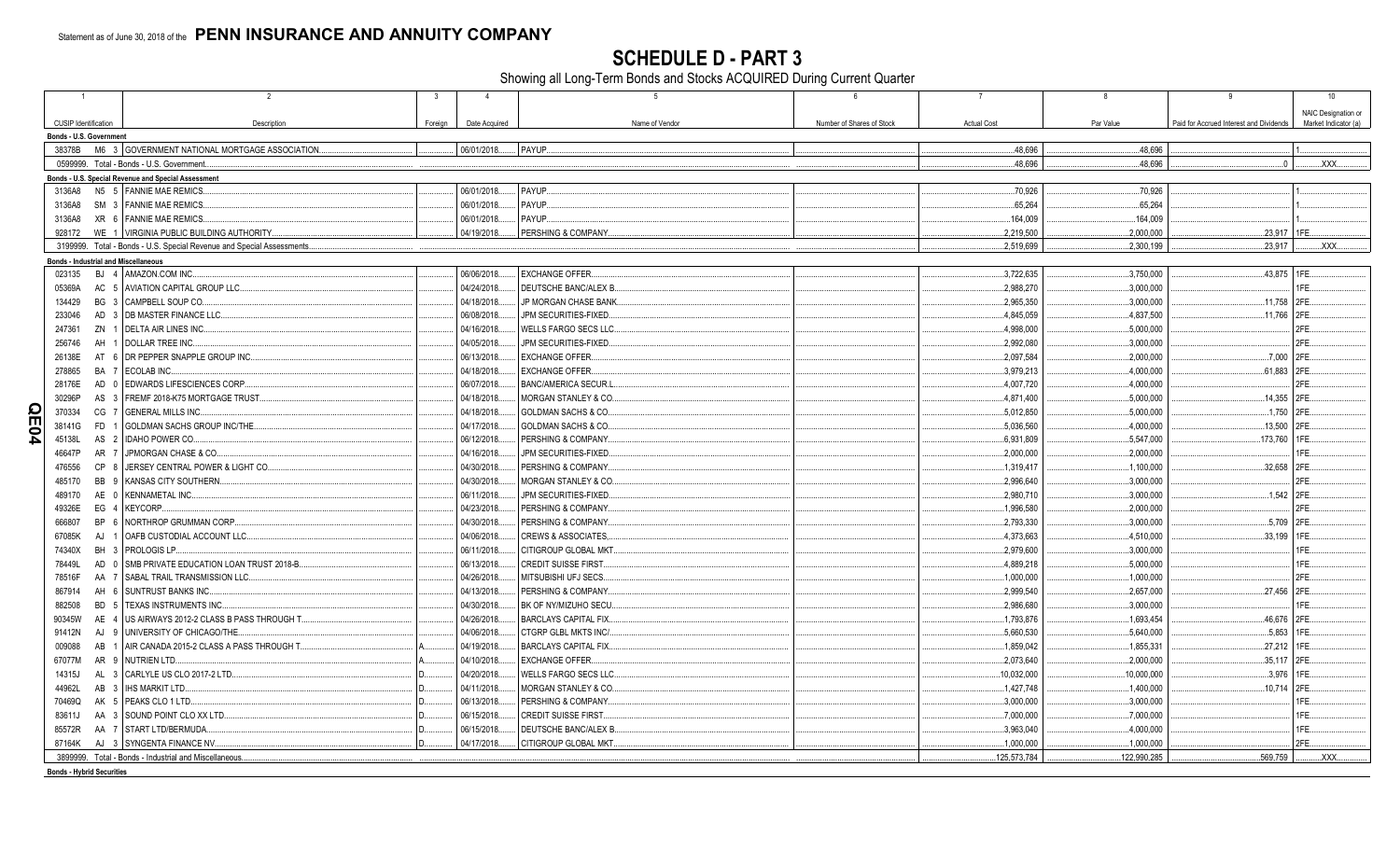Statement as of June 30, 2018 of the **PENN INSURANCE AND ANNUITY COMPANY**

# SCHEDULE D - PART 3

Showing all Long-Term Bonds and Stocks ACQUIRED During Current Quarter

| 1 | 2 | 3 | 4 | 5 | 6 | 7 | 8 | 9 | 10 |
|---|---|---|---|---|---|---|---|---|---|
| CUSIP Identification | Description | Foreign | Date Acquired | Name of Vendor | Number of Shares of Stock | Actual Cost | Par Value | Paid for Accrued Interest and Dividends | NAIC Designation or Market Indicator (a) |
| **Bonds - U.S. Government** | | | | | | | | | |
| 38378B M6 3 | GOVERNMENT NATIONAL MORTGAGE ASSOCIATION | | 06/01/2018 | PAYUP | | 48,696 | 48,696 | | 1 |
| 0599999. Total - Bonds - U.S. Government | | | | | | 48,696 | 48,696 | 0 | XXX |
| **Bonds - U.S. Special Revenue and Special Assessment** | | | | | | | | | |
| 3136A8 N5 5 | FANNIE MAE REMICS | | 06/01/2018 | PAYUP | | 70,926 | 70,926 | | 1 |
| 3136A8 SM 3 | FANNIE MAE REMICS | | 06/01/2018 | PAYUP | | 65,264 | 65,264 | | 1 |
| 3136A8 XR 6 | FANNIE MAE REMICS | | 06/01/2018 | PAYUP | | 164,009 | 164,009 | | 1 |
| 928172 WE 1 | VIRGINIA PUBLIC BUILDING AUTHORITY | | 04/19/2018 | PERSHING & COMPANY | | 2,219,500 | 2,000,000 | 23,917 | 1FE |
| 3199999. Total - Bonds - U.S. Special Revenue and Special Assessments | | | | | | 2,519,699 | 2,300,199 | 23,917 | XXX |
| **Bonds - Industrial and Miscellaneous** | | | | | | | | | |
| 023135 BJ 4 | AMAZON.COM INC | | 06/06/2018 | EXCHANGE OFFER | | 3,722,635 | 3,750,000 | 43,875 | 1FE |
| 05369A AC 5 | AVIATION CAPITAL GROUP LLC | | 04/24/2018 | DEUTSCHE BANC/ALEX B | | 2,988,270 | 3,000,000 | | 1FE |
| 134429 BG 3 | CAMPBELL SOUP CO | | 04/18/2018 | JP MORGAN CHASE BANK | | 2,965,350 | 3,000,000 | 11,758 | 2FE |
| 233046 AD 3 | DB MASTER FINANCE LLC | | 06/08/2018 | JPM SECURITIES-FIXED | | 4,845,059 | 4,837,500 | 11,766 | 2FE |
| 247361 ZN 1 | DELTA AIR LINES INC | | 04/16/2018 | WELLS FARGO SECS LLC | | 4,998,000 | 5,000,000 | | 2FE |
| 256746 AH 1 | DOLLAR TREE INC | | 04/05/2018 | JPM SECURITIES-FIXED | | 2,992,080 | 3,000,000 | | 2FE |
| 26138E AT 6 | DR PEPPER SNAPPLE GROUP INC | | 06/13/2018 | EXCHANGE OFFER | | 2,097,584 | 2,000,000 | 7,000 | 2FE |
| 278865 BA 7 | ECOLAB INC | | 04/18/2018 | EXCHANGE OFFER | | 3,979,213 | 4,000,000 | 61,883 | 2FE |
| 28176E AD 0 | EDWARDS LIFESCIENCES CORP | | 06/07/2018 | BANC/AMERICA SECUR.L | | 4,007,720 | 4,000,000 | | 2FE |
| 30296P AS 3 | FREMF 2018-K75 MORTGAGE TRUST | | 04/18/2018 | MORGAN STANLEY & CO | | 4,871,400 | 5,000,000 | 14,355 | 2FE |
| 370334 CG 7 | GENERAL MILLS INC | | 04/18/2018 | GOLDMAN SACHS & CO | | 5,012,850 | 5,000,000 | 1,750 | 2FE |
| 38141G FD 1 | GOLDMAN SACHS GROUP INC/THE | | 04/17/2018 | GOLDMAN SACHS & CO | | 5,036,560 | 4,000,000 | 13,500 | 2FE |
| 45138L AS 2 | IDAHO POWER CO | | 06/12/2018 | PERSHING & COMPANY | | 6,931,809 | 5,547,000 | 173,760 | 1FE |
| 46647P AR 7 | JPMORGAN CHASE & CO | | 04/16/2018 | JPM SECURITIES-FIXED | | 2,000,000 | 2,000,000 | | 1FE |
| 476556 CP 8 | JERSEY CENTRAL POWER & LIGHT CO | | 04/30/2018 | PERSHING & COMPANY | | 1,319,417 | 1,100,000 | 32,658 | 2FE |
| 485170 BB 9 | KANSAS CITY SOUTHERN | | 04/30/2018 | MORGAN STANLEY & CO | | 2,996,640 | 3,000,000 | | 2FE |
| 489170 AE 0 | KENNAMETAL INC | | 06/11/2018 | JPM SECURITIES-FIXED | | 2,980,710 | 3,000,000 | 1,542 | 2FE |
| 49326E EG 4 | KEYCORP | | 04/23/2018 | PERSHING & COMPANY | | 1,996,580 | 2,000,000 | | 2FE |
| 666807 BP 6 | NORTHROP GRUMMAN CORP | | 04/30/2018 | PERSHING & COMPANY | | 2,793,330 | 3,000,000 | 5,709 | 2FE |
| 67085K AJ 1 | OAFB CUSTODIAL ACCOUNT LLC | | 04/06/2018 | CREWS & ASSOCIATES, | | 4,373,663 | 4,510,000 | 33,199 | 1FE |
| 74340X BH 3 | PROLOGIS LP | | 06/11/2018 | CITIGROUP GLOBAL MKT | | 2,979,600 | 3,000,000 | | 1FE |
| 78449L AD 0 | SMB PRIVATE EDUCATION LOAN TRUST 2018-B | | 06/13/2018 | CREDIT SUISSE FIRST | | 4,889,218 | 5,000,000 | | 1FE |
| 78516F AA 7 | SABAL TRAIL TRANSMISSION LLC | | 04/26/2018 | MITSUBISHI UFJ SECS | | 1,000,000 | 1,000,000 | | 2FE |
| 867914 AH 6 | SUNTRUST BANKS INC | | 04/13/2018 | PERSHING & COMPANY | | 2,999,540 | 2,657,000 | 27,456 | 2FE |
| 882508 BD 5 | TEXAS INSTRUMENTS INC | | 04/30/2018 | BK OF NY/MIZUHO SECU | | 2,986,680 | 3,000,000 | | 1FE |
| 90345W AE 4 | US AIRWAYS 2012-2 CLASS B PASS THROUGH T | | 04/26/2018 | BARCLAYS CAPITAL FIX | | 1,793,876 | 1,693,454 | 46,676 | 2FE |
| 91412N AJ 9 | UNIVERSITY OF CHICAGO/THE | | 04/06/2018 | CTGRP GLBL MKTS INC/ | | 5,660,530 | 5,640,000 | 5,853 | 1FE |
| 009088 AB 1 | AIR CANADA 2015-2 CLASS A PASS THROUGH T | A | 04/19/2018 | BARCLAYS CAPITAL FIX | | 1,859,042 | 1,855,331 | 27,212 | 1FE |
| 67077M AR 9 | NUTRIEN LTD | A | 04/10/2018 | EXCHANGE OFFER | | 2,073,640 | 2,000,000 | 35,117 | 2FE |
| 14315J AL 3 | CARLYLE US CLO 2017-2 LTD | D | 04/20/2018 | WELLS FARGO SECS LLC | | 10,032,000 | 10,000,000 | 3,976 | 1FE |
| 44962L AB 3 | IHS MARKIT LTD | D | 04/11/2018 | MORGAN STANLEY & CO | | 1,427,748 | 1,400,000 | 10,714 | 2FE |
| 70469Q AK 5 | PEAKS CLO 1 LTD | D | 06/13/2018 | PERSHING & COMPANY | | 3,000,000 | 3,000,000 | | 1FE |
| 83611J AA 3 | SOUND POINT CLO XX LTD | D | 06/15/2018 | CREDIT SUISSE FIRST | | 7,000,000 | 7,000,000 | | 1FE |
| 85572R AA 7 | START LTD/BERMUDA | D | 06/15/2018 | DEUTSCHE BANC/ALEX B | | 3,963,040 | 4,000,000 | | 1FE |
| 87164K AJ 3 | SYNGENTA FINANCE NV | D | 04/17/2018 | CITIGROUP GLOBAL MKT | | 1,000,000 | 1,000,000 | | 2FE |
| 3899999. Total - Bonds - Industrial and Miscellaneous | | | | | | 125,573,784 | 122,990,285 | 569,759 | XXX |
| **Bonds - Hybrid Securities** | | | | | | | | | |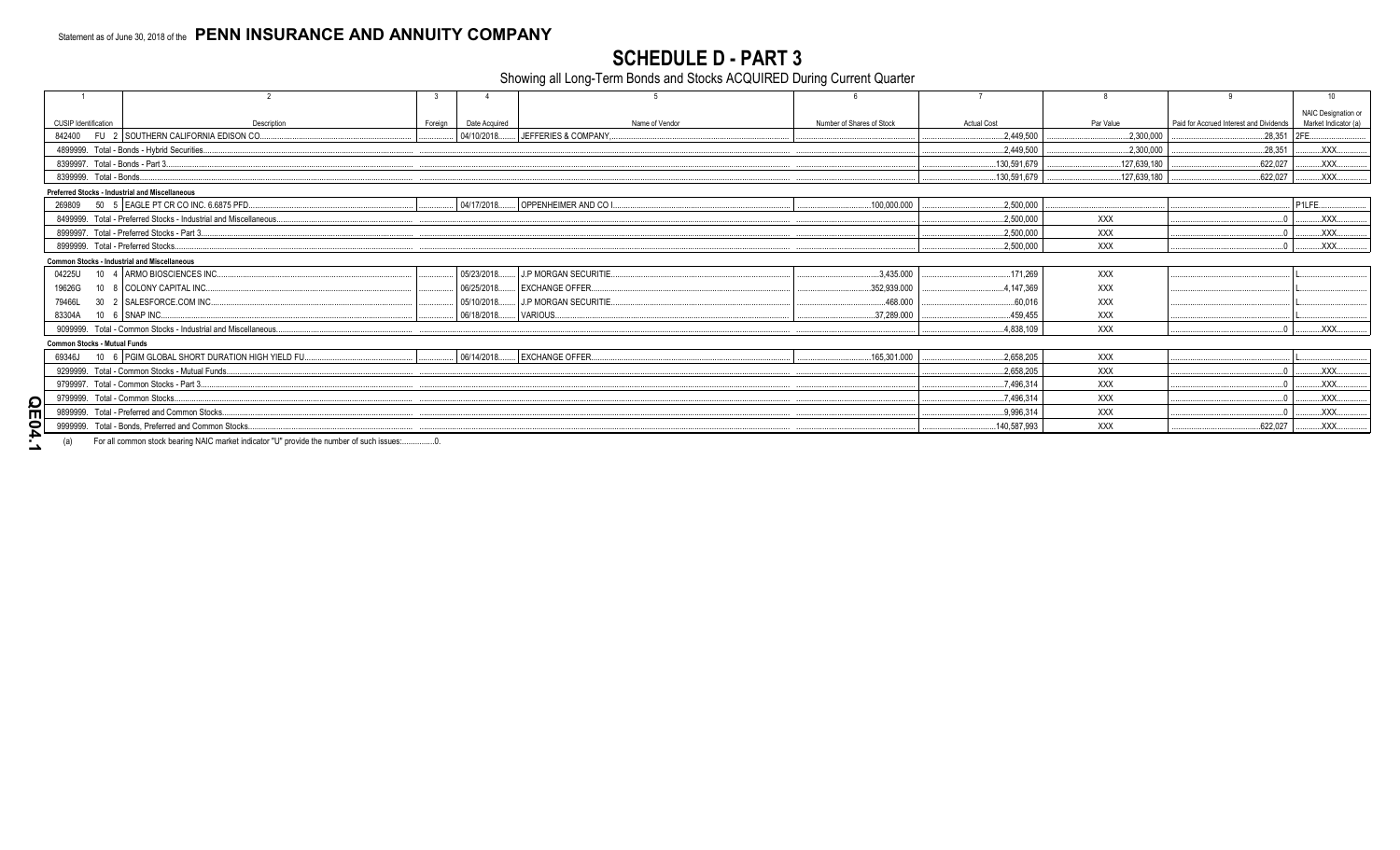Statement as of June 30, 2018 of the **PENN INSURANCE AND ANNUITY COMPANY**

# SCHEDULE D - PART 3

Showing all Long-Term Bonds and Stocks ACQUIRED During Current Quarter

| 1 | 2 | 3 | 4 | 5 | 6 | 7 | 8 | 9 | 10 |
|---|---|---|---|---|---|---|---|---|---|
| CUSIP Identification | Description | Foreign | Date Acquired | Name of Vendor | Number of Shares of Stock | Actual Cost | Par Value | Paid for Accrued Interest and Dividends | NAIC Designation or Market Indicator (a) |
| 842400 FU 2 | SOUTHERN CALIFORNIA EDISON CO. | | 04/10/2018 | JEFFERIES & COMPANY, | | 2,449,500 | 2,300,000 | 28,351 | 2FE |
| 4899999. Total - Bonds - Hybrid Securities | | | | | | 2,449,500 | 2,300,000 | 28,351 | XXX |
| 8399997. Total - Bonds - Part 3 | | | | | | 130,591,679 | 127,639,180 | 622,027 | XXX |
| 8399999. Total - Bonds | | | | | | 130,591,679 | 127,639,180 | 622,027 | XXX |
| **Preferred Stocks - Industrial and Miscellaneous** | | | | | | | | | |
| 269809 50 5 | EAGLE PT CR CO INC. 6.6875 PFD. | | 04/17/2018 | OPPENHEIMER AND CO I | 100,000.000 | 2,500,000 | | | P1LFE |
| 8499999. Total - Preferred Stocks - Industrial and Miscellaneous | | | | | | 2,500,000 | XXX | 0 | XXX |
| 8999997. Total - Preferred Stocks - Part 3 | | | | | | 2,500,000 | XXX | 0 | XXX |
| 8999999. Total - Preferred Stocks | | | | | | 2,500,000 | XXX | 0 | XXX |
| **Common Stocks - Industrial and Miscellaneous** | | | | | | | | | |
| 04225U 10 4 | ARMO BIOSCIENCES INC. | | 05/23/2018 | J.P MORGAN SECURITIE | 3,435.000 | 171,269 | XXX | | L |
| 19626G 10 8 | COLONY CAPITAL INC. | | 06/25/2018 | EXCHANGE OFFER | 352,939.000 | 4,147,369 | XXX | | L |
| 79466L 30 2 | SALESFORCE.COM INC. | | 05/10/2018 | J.P MORGAN SECURITIE | 468.000 | 60,016 | XXX | | L |
| 83304A 10 6 | SNAP INC. | | 06/18/2018 | VARIOUS | 37,289.000 | 459,455 | XXX | | L |
| 9099999. Total - Common Stocks - Industrial and Miscellaneous | | | | | | 4,838,109 | XXX | 0 | XXX |
| **Common Stocks - Mutual Funds** | | | | | | | | | |
| 69346J 10 6 | PGIM GLOBAL SHORT DURATION HIGH YIELD FU | | 06/14/2018 | EXCHANGE OFFER | 165,301.000 | 2,658,205 | XXX | | L |
| 9299999. Total - Common Stocks - Mutual Funds | | | | | | 2,658,205 | XXX | 0 | XXX |
| 9799997. Total - Common Stocks - Part 3 | | | | | | 7,496,314 | XXX | 0 | XXX |
| 9799999. Total - Common Stocks | | | | | | 7,496,314 | XXX | 0 | XXX |
| 9899999. Total - Preferred and Common Stocks | | | | | | 9,996,314 | XXX | 0 | XXX |
| 9999999. Total - Bonds, Preferred and Common Stocks | | | | | | 140,587,993 | XXX | 622,027 | XXX |

(a) For all common stock bearing NAIC market indicator "U" provide the number of such issues: ...............0.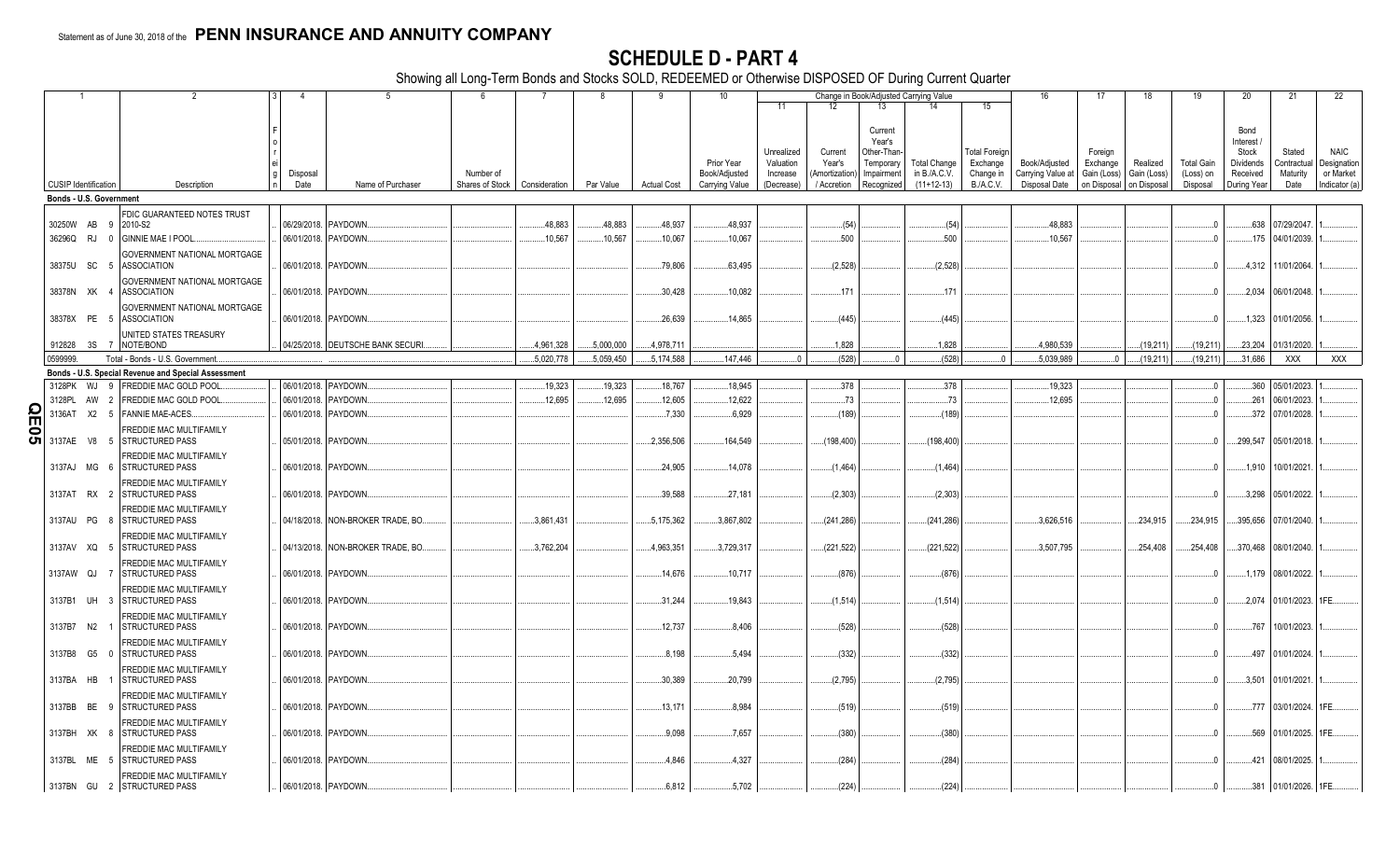Statement as of June 30, 2018 of the **PENN INSURANCE AND ANNUITY COMPANY**

# SCHEDULE D - PART 4

Showing all Long-Term Bonds and Stocks SOLD, REDEEMED or Otherwise DISPOSED OF During Current Quarter

| 1 | 2 | 3 | 4 | 5 | 6 | 7 | 8 | 9 | 10 | 11 | 12 | 13 | 14 | 15 | 16 | 17 | 18 | 19 | 20 | 21 | 22 |
|---|---|---|---|---|---|---|---|---|---|---|---|---|---|---|---|---|---|---|---|---|---|
| | | | | | | | | | | Change in Book/Adjusted Carrying Value | | | | | | | | | | | |
| CUSIP Identification | Description | Foreign | Disposal Date | Name of Purchaser | Number of Shares of Stock | Consideration | Par Value | Actual Cost | Prior Year Book/Adjusted Carrying Value | Unrealized Valuation Increase (Decrease) | Current Year's (Amortization) / Accretion | Current Year's Other-Than-Temporary Impairment Recognized | Total Change in B./A.C.V. (11+12-13) | Total Foreign Exchange Change in B./A.C.V. | Book/Adjusted Carrying Value at Disposal Date | Foreign Exchange Gain (Loss) on Disposal | Realized Gain (Loss) on Disposal | Total Gain (Loss) on Disposal | Bond Interest / Stock Dividends Received During Year | Stated Contractual Maturity Date | NAIC Designation or Market Indicator (a) |
| **Bonds - U.S. Government** | | | | | | | | | | | | | | | | | | | | | |
| 30250W AB 9 | FDIC GUARANTEED NOTES TRUST 2010-S2 | | 06/29/2018 | PAYDOWN | | 48,883 | 48,883 | 48,937 | 48,937 | | (54) | | (54) | | 48,883 | | | 0 | 638 | 07/29/2047 | 1 |
| 36296Q RJ 0 | GINNIE MAE I POOL | | 06/01/2018 | PAYDOWN | | 10,567 | 10,567 | 10,067 | 10,067 | | 500 | | 500 | | 10,567 | | | 0 | 175 | 04/01/2039 | 1 |
| 38375U SC 5 | GOVERNMENT NATIONAL MORTGAGE ASSOCIATION | | 06/01/2018 | PAYDOWN | | | | 79,806 | 63,495 | | (2,528) | | (2,528) | | | | | 0 | 4,312 | 11/01/2064 | 1 |
| 38378N XK 4 | GOVERNMENT NATIONAL MORTGAGE ASSOCIATION | | 06/01/2018 | PAYDOWN | | | | 30,428 | 10,082 | | 171 | | 171 | | | | | 0 | 2,034 | 06/01/2048 | 1 |
| 38378X PE 5 | GOVERNMENT NATIONAL MORTGAGE ASSOCIATION | | 06/01/2018 | PAYDOWN | | | | 26,639 | 14,865 | | (445) | | (445) | | | | | 0 | 1,323 | 01/01/2056 | 1 |
| 912828 3S 7 | UNITED STATES TREASURY NOTE/BOND | | 04/25/2018 | DEUTSCHE BANK SECURI | | 4,961,328 | 5,000,000 | 4,978,711 | | | 1,828 | | 1,828 | | 4,980,539 | | (19,211) | (19,211) | 23,204 | 01/31/2020 | 1 |
| 0599999. | Total - Bonds - U.S. Government | | | | | 5,020,778 | 5,059,450 | 5,174,588 | 147,446 | 0 | (528) | 0 | (528) | 0 | 5,039,989 | 0 | (19,211) | (19,211) | 31,686 | XXX | XXX |
| **Bonds - U.S. Special Revenue and Special Assessment** | | | | | | | | | | | | | | | | | | | | | |
| 3128PK WJ 9 | FREDDIE MAC GOLD POOL | | 06/01/2018 | PAYDOWN | | 19,323 | 19,323 | 18,767 | 18,945 | | 378 | | 378 | | 19,323 | | | 0 | 360 | 05/01/2023 | 1 |
| 3128PL AW 2 | FREDDIE MAC GOLD POOL | | 06/01/2018 | PAYDOWN | | 12,695 | 12,695 | 12,605 | 12,622 | | 73 | | 73 | | 12,695 | | | 0 | 261 | 06/01/2023 | 1 |
| 3136AT X2 5 | FANNIE MAE-ACES | | 06/01/2018 | PAYDOWN | | | | 7,330 | 6,929 | | (189) | | (189) | | | | | 0 | 372 | 07/01/2028 | 1 |
| 3137AE V8 5 | FREDDIE MAC MULTIFAMILY STRUCTURED PASS | | 05/01/2018 | PAYDOWN | | | | 2,356,506 | 164,549 | | (198,400) | | (198,400) | | | | | 0 | 299,547 | 05/01/2018 | 1 |
| 3137AJ MG 6 | FREDDIE MAC MULTIFAMILY STRUCTURED PASS | | 06/01/2018 | PAYDOWN | | | | 24,905 | 14,078 | | (1,464) | | (1,464) | | | | | 0 | 1,910 | 10/01/2021 | 1 |
| 3137AT RX 2 | FREDDIE MAC MULTIFAMILY STRUCTURED PASS | | 06/01/2018 | PAYDOWN | | | | 39,588 | 27,181 | | (2,303) | | (2,303) | | | | | 0 | 3,298 | 05/01/2022 | 1 |
| 3137AU PG 8 | FREDDIE MAC MULTIFAMILY STRUCTURED PASS | | 04/18/2018 | NON-BROKER TRADE, BO | | 3,861,431 | | 5,175,362 | 3,867,802 | | (241,286) | | (241,286) | | 3,626,516 | | 234,915 | 234,915 | 395,656 | 07/01/2040 | 1 |
| 3137AV XQ 5 | FREDDIE MAC MULTIFAMILY STRUCTURED PASS | | 04/13/2018 | NON-BROKER TRADE, BO | | 3,762,204 | | 4,963,351 | 3,729,317 | | (221,522) | | (221,522) | | 3,507,795 | | 254,408 | 254,408 | 370,468 | 08/01/2040 | 1 |
| 3137AW QJ 7 | FREDDIE MAC MULTIFAMILY STRUCTURED PASS | | 06/01/2018 | PAYDOWN | | | | 14,676 | 10,717 | | (876) | | (876) | | | | | 0 | 1,179 | 08/01/2022 | 1 |
| 3137B1 UH 3 | FREDDIE MAC MULTIFAMILY STRUCTURED PASS | | 06/01/2018 | PAYDOWN | | | | 31,244 | 19,843 | | (1,514) | | (1,514) | | | | | 0 | 2,074 | 01/01/2023 | 1FE |
| 3137B7 N2 1 | FREDDIE MAC MULTIFAMILY STRUCTURED PASS | | 06/01/2018 | PAYDOWN | | | | 12,737 | 8,406 | | (528) | | (528) | | | | | 0 | 767 | 10/01/2023 | 1 |
| 3137B8 G5 0 | FREDDIE MAC MULTIFAMILY STRUCTURED PASS | | 06/01/2018 | PAYDOWN | | | | 8,198 | 5,494 | | (332) | | (332) | | | | | 0 | 497 | 01/01/2024 | 1 |
| 3137BA HB 1 | FREDDIE MAC MULTIFAMILY STRUCTURED PASS | | 06/01/2018 | PAYDOWN | | | | 30,389 | 20,799 | | (2,795) | | (2,795) | | | | | 0 | 3,501 | 01/01/2021 | 1 |
| 3137BB BE 9 | FREDDIE MAC MULTIFAMILY STRUCTURED PASS | | 06/01/2018 | PAYDOWN | | | | 13,171 | 8,984 | | (519) | | (519) | | | | | 0 | 777 | 03/01/2024 | 1FE |
| 3137BH XK 8 | FREDDIE MAC MULTIFAMILY STRUCTURED PASS | | 06/01/2018 | PAYDOWN | | | | 9,098 | 7,657 | | (380) | | (380) | | | | | 0 | 569 | 01/01/2025 | 1FE |
| 3137BL ME 5 | FREDDIE MAC MULTIFAMILY STRUCTURED PASS | | 06/01/2018 | PAYDOWN | | | | 4,846 | 4,327 | | (284) | | (284) | | | | | 0 | 421 | 08/01/2025 | 1 |
| 3137BN GU 2 | FREDDIE MAC MULTIFAMILY STRUCTURED PASS | | 06/01/2018 | PAYDOWN | | | | 6,812 | 5,702 | | (224) | | (224) | | | | | 0 | 381 | 01/01/2026 | 1FE |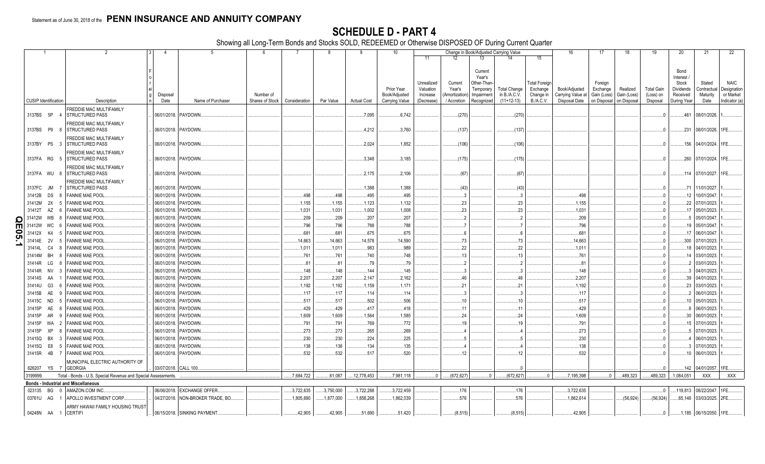Statement as of June 30, 2018 of the **PENN INSURANCE AND ANNUITY COMPANY**

# SCHEDULE D - PART 4

Showing all Long-Term Bonds and Stocks SOLD, REDEEMED or Otherwise DISPOSED OF During Current Quarter

| 1 | 2 | 3 | 4 | 5 | 6 | 7 | 8 | 9 | 10 | 11 | 12 | 13 | 14 | 15 | 16 | 17 | 18 | 19 | 20 | 21 | 22 |
|---|---|---|---|---|---|---|---|---|---|---|---|---|---|---|---|---|---|---|---|---|---|
| | | | | | | | | | | Change in Book/Adjusted Carrying Value | | | | | | | | | | | |
| CUSIP Identification | Description | Foreign | Disposal Date | Name of Purchaser | Number of Shares of Stock | Consideration | Par Value | Actual Cost | Prior Year Book/Adjusted Carrying Value | Unrealized Valuation Increase (Decrease) | Current Year's (Amortization) / Accretion | Current Year's Other-Than-Temporary Impairment Recognized | Total Change in B./A.C.V. (11+12-13) | Total Foreign Exchange Change in B./A.C.V. | Book/Adjusted Carrying Value at Disposal Date | Foreign Exchange Gain (Loss) on Disposal | Realized Gain (Loss) on Disposal | Total Gain (Loss) on Disposal | Bond Interest / Stock Dividends Received During Year | Stated Contractual Maturity Date | NAIC Designation or Market Indicator (a) |
| 3137BS 5P 4 | FREDDIE MAC MULTIFAMILY STRUCTURED PASS | | 06/01/2018. | PAYDOWN. | | | | 7,095 | 6,742 | | (270) | | (270) | | | | | 0 | 461 | 08/01/2026. | 1. |
| 3137BS P9 8 | FREDDIE MAC MULTIFAMILY STRUCTURED PASS | | 06/01/2018. | PAYDOWN. | | | | 4,212 | 3,760 | | (137) | | (137) | | | | | 0 | 231 | 08/01/2026. | 1FE. |
| 3137BY PS 3 | FREDDIE MAC MULTIFAMILY STRUCTURED PASS | | 06/01/2018. | PAYDOWN. | | | | 2,024 | 1,852 | | (106) | | (106) | | | | | 0 | 156 | 04/01/2024. | 1FE. |
| 3137FA RG 5 | FREDDIE MAC MULTIFAMILY STRUCTURED PASS | | 06/01/2018. | PAYDOWN. | | | | 3,348 | 3,185 | | (175) | | (175) | | | | | 0 | 260 | 07/01/2024. | 1FE. |
| 3137FA WU 8 | FREDDIE MAC MULTIFAMILY STRUCTURED PASS | | 06/01/2018. | PAYDOWN. | | | | 2,175 | 2,106 | | (67) | | (67) | | | | | 0 | 114 | 07/01/2027. | 1FE. |
| 3137FC JM 7 | FREDDIE MAC MULTIFAMILY STRUCTURED PASS | | 06/01/2018. | PAYDOWN. | | | | 1,388 | 1,388 | | (43) | | (43) | | | | | 0 | 71 | 11/01/2027. | 1. |
| 31412B DS 8 | FANNIE MAE POOL. | | 06/01/2018. | PAYDOWN. | | 498 | 498 | 495 | 495 | | 3 | | 3 | | 498 | | | 0 | 12 | 10/01/2047. | 1. |
| 31412M 2X 5 | FANNIE MAE POOL. | | 06/01/2018. | PAYDOWN. | | 1,155 | 1,155 | 1,123 | 1,132 | | 23 | | 23 | | 1,155 | | | 0 | 22 | 07/01/2023. | 1. |
| 31412T AZ 6 | FANNIE MAE POOL. | | 06/01/2018. | PAYDOWN. | | 1,031 | 1,031 | 1,002 | 1,008 | | 23 | | 23 | | 1,031 | | | 0 | 17 | 05/01/2023. | 1. |
| 31412W WB 8 | FANNIE MAE POOL. | | 06/01/2018. | PAYDOWN. | | 209 | 209 | 207 | 207 | | 2 | | 2 | | 209 | | | 0 | 5 | 05/01/2047. | 1. |
| 31412W WC 6 | FANNIE MAE POOL. | | 06/01/2018. | PAYDOWN. | | 796 | 796 | 788 | 788 | | 7 | | 7 | | 796 | | | 0 | 19 | 05/01/2047. | 1. |
| 31412X K4 5 | FANNIE MAE POOL. | | 06/01/2018. | PAYDOWN. | | 681 | 681 | 675 | 675 | | 6 | | 6 | | 681 | | | 0 | 17 | 06/01/2047. | 1. |
| 31414E 2V 5 | FANNIE MAE POOL. | | 06/01/2018. | PAYDOWN. | | 14,663 | 14,663 | 14,578 | 14,590 | | 73 | | 73 | | 14,663 | | | 0 | 300 | 07/01/2023. | 1. |
| 31414L C4 8 | FANNIE MAE POOL. | | 06/01/2018. | PAYDOWN. | | 1,011 | 1,011 | 983 | 989 | | 22 | | 22 | | 1,011 | | | 0 | 18 | 04/01/2023. | 1. |
| 31414M BH 8 | FANNIE MAE POOL. | | 06/01/2018. | PAYDOWN. | | 761 | 761 | 740 | 748 | | 13 | | 13 | | 761 | | | 0 | 14 | 03/01/2023. | 1. |
| 31414R LG 8 | FANNIE MAE POOL. | | 06/01/2018. | PAYDOWN. | | 81 | 81 | 79 | 79 | | 2 | | 2 | | 81 | | | 0 | 2 | 03/01/2023. | 1. |
| 31414R NV 3 | FANNIE MAE POOL. | | 06/01/2018. | PAYDOWN. | | 148 | 148 | 144 | 145 | | 3 | | 3 | | 148 | | | 0 | 3 | 04/01/2023. | 1. |
| 31414S AA 1 | FANNIE MAE POOL. | | 06/01/2018. | PAYDOWN. | | 2,207 | 2,207 | 2,147 | 2,162 | | 46 | | 46 | | 2,207 | | | 0 | 39 | 04/01/2023. | 1. |
| 31414U G3 6 | FANNIE MAE POOL. | | 06/01/2018. | PAYDOWN. | | 1,192 | 1,192 | 1,159 | 1,171 | | 21 | | 21 | | 1,192 | | | 0 | 23 | 03/01/2023. | 1. |
| 31415B AE 9 | FANNIE MAE POOL. | | 06/01/2018. | PAYDOWN. | | 117 | 117 | 114 | 114 | | 3 | | 3 | | 117 | | | 0 | 2 | 06/01/2023. | 1. |
| 31415C ND 5 | FANNIE MAE POOL. | | 06/01/2018. | PAYDOWN. | | 517 | 517 | 502 | 506 | | 10 | | 10 | | 517 | | | 0 | 10 | 05/01/2023. | 1. |
| 31415P AE 8 | FANNIE MAE POOL. | | 06/01/2018. | PAYDOWN. | | 429 | 429 | 417 | 418 | | 11 | | 11 | | 429 | | | 0 | 8 | 06/01/2023. | 1. |
| 31415P AR 9 | FANNIE MAE POOL. | | 06/01/2018. | PAYDOWN. | | 1,609 | 1,609 | 1,564 | 1,585 | | 24 | | 24 | | 1,609 | | | 0 | 30 | 06/01/2023. | 1. |
| 31415P WA 2 | FANNIE MAE POOL. | | 06/01/2018. | PAYDOWN. | | 791 | 791 | 769 | 772 | | 19 | | 19 | | 791 | | | 0 | 15 | 07/01/2023. | 1. |
| 31415P XP 8 | FANNIE MAE POOL. | | 06/01/2018. | PAYDOWN. | | 273 | 273 | 265 | 269 | | 4 | | 4 | | 273 | | | 0 | 5 | 07/01/2023. | 1. |
| 31415Q BX 3 | FANNIE MAE POOL. | | 06/01/2018. | PAYDOWN. | | 230 | 230 | 224 | 225 | | 5 | | 5 | | 230 | | | 0 | 4 | 06/01/2023. | 1. |
| 31415Q E8 5 | FANNIE MAE POOL. | | 06/01/2018. | PAYDOWN. | | 138 | 138 | 134 | 135 | | 4 | | 4 | | 138 | | | 0 | 3 | 07/01/2023. | 1. |
| 31415R 4B 7 | FANNIE MAE POOL. | | 06/01/2018. | PAYDOWN. | | 532 | 532 | 517 | 520 | | 12 | | 12 | | 532 | | | 0 | 10 | 06/01/2023. | 1. |
| 626207 YS 7 | MUNICIPAL ELECTRIC AUTHORITY OF GEORGIA | | 03/07/2018. | CALL 100. | | | | | | | | | 0 | | | | | 0 | 142 | 04/01/2057. | 1FE. |
| 3199999. | Total - Bonds - U.S. Special Revenue and Special Assessments. | | | | | 7,684,722 | 61,087 | 12,778,453 | 7,981,118 | 0 | (672,627) | 0 | (672,627) | 0 | 7,195,398 | 0 | 489,323 | 489,323 | 1,084,051 | XXX | XXX |
| **Bonds - Industrial and Miscellaneous** | | | | | | | | | | | | | | | | | | | | | |
| 023135 BG 0 | AMAZON.COM INC. | | 06/06/2018. | EXCHANGE OFFER. | | 3,722,635 | 3,750,000 | 3,722,288 | 3,722,459 | | 176 | | 176 | | 3,722,635 | | | 0 | 119,813 | 08/22/2047. | 1FE. |
| 03761U AG 1 | APOLLO INVESTMENT CORP. | | 04/27/2018. | NON-BROKER TRADE, BO. | | 1,805,690 | 1,877,000 | 1,858,268 | 1,862,039 | | 576 | | 576 | | 1,862,614 | | (56,924) | (56,924) | 65,148 | 03/03/2025. | 2FE. |
| 04248N AA 1 | ARMY HAWAII FAMILY HOUSING TRUST CERTIFI | | 06/15/2018. | SINKING PAYMENT. | | 42,905 | 42,905 | 51,690 | 51,420 | | (8,515) | | (8,515) | | 42,905 | | | 0 | 1,185 | 06/15/2050. | 1FE. |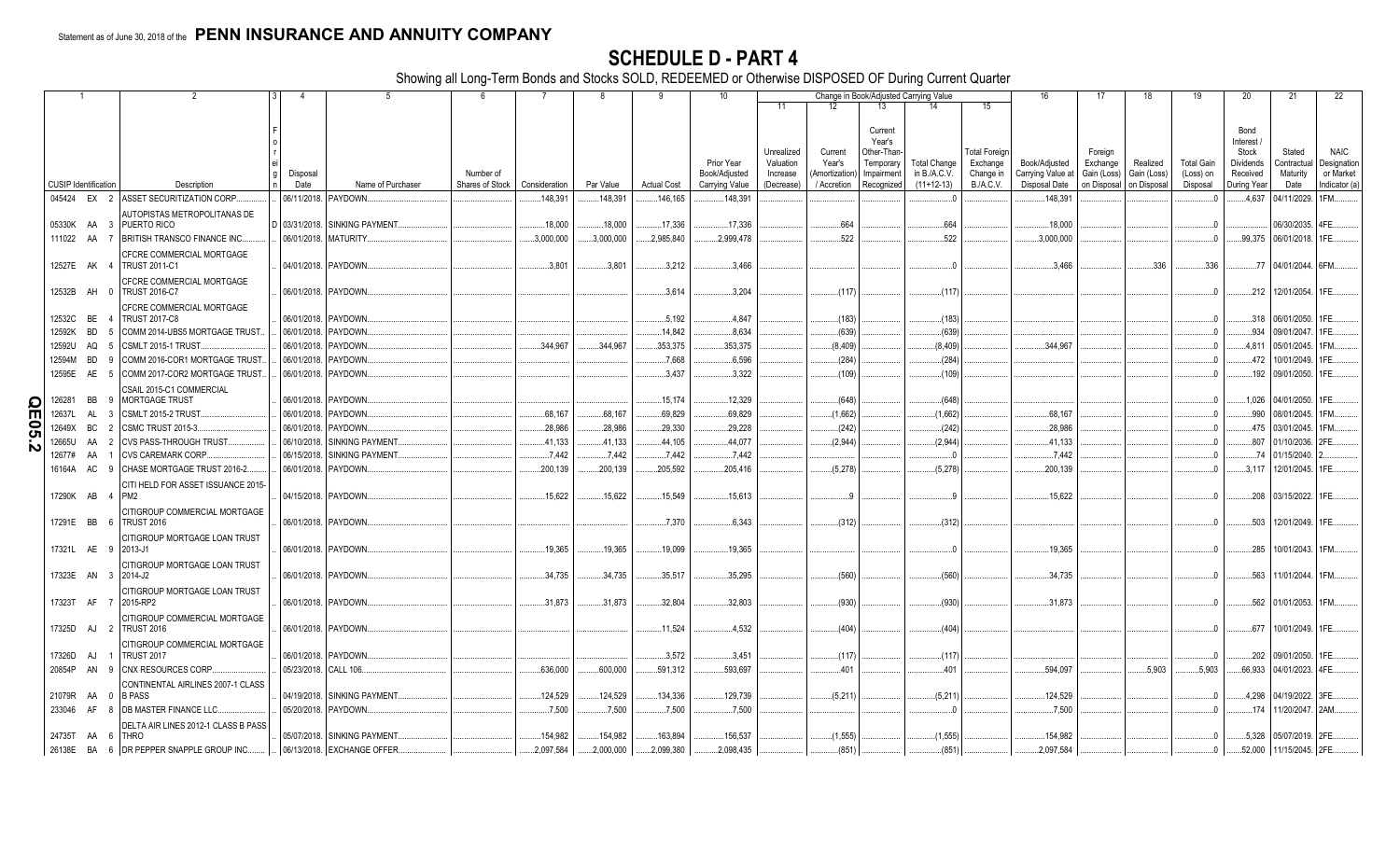Statement as of June 30, 2018 of the **PENN INSURANCE AND ANNUITY COMPANY**

# SCHEDULE D - PART 4

Showing all Long-Term Bonds and Stocks SOLD, REDEEMED or Otherwise DISPOSED OF During Current Quarter

| 1 CUSIP Identification | | | 2 Description | 3 Foreign | 4 Disposal Date | 5 Name of Purchaser | 6 Number of Shares of Stock | 7 Consideration | 8 Par Value | 9 Actual Cost | 10 Prior Year Book/Adjusted Carrying Value | 11 Unrealized Valuation Increase (Decrease) | 12 Current Year's (Amortization) / Accretion | 13 Current Year's Other-Than-Temporary Impairment Recognized | 14 Total Change in B./A.C.V. (11+12-13) | 15 Total Foreign Exchange Change in B./A.C.V. | 16 Book/Adjusted Carrying Value at Disposal Date | 17 Foreign Exchange Gain (Loss) on Disposal | 18 Realized Gain (Loss) on Disposal | 19 Total Gain (Loss) on Disposal | 20 Bond Interest / Stock Dividends Received During Year | 21 Stated Contractual Maturity Date | 22 NAIC Designation or Market Indicator (a) |
|---|---|---|---|---|---|---|---|---|---|---|---|---|---|---|---|---|---|---|---|---|---|---|---|
| 045424 | EX | 2 | ASSET SECURITIZATION CORP. | | 06/11/2018 | PAYDOWN | | 148,391 | 148,391 | 146,165 | 148,391 | | | | 0 | | 148,391 | | | 0 | 4,637 | 04/11/2029 | 1FM |
| 05330K | AA | 3 | AUTOPISTAS METROPOLITANAS DE PUERTO RICO | D | 03/31/2018 | SINKING PAYMENT | | 18,000 | 18,000 | 17,336 | 17,336 | | 664 | | 664 | | 18,000 | | | 0 | | 06/30/2035 | 4FE |
| 111022 | AA | 7 | BRITISH TRANSCO FINANCE INC. | | 06/01/2018 | MATURITY | | 3,000,000 | 3,000,000 | 2,985,840 | 2,999,478 | | 522 | | 522 | | 3,000,000 | | | 0 | 99,375 | 06/01/2018 | 1FE |
| 12527E | AK | 4 | CFCRE COMMERCIAL MORTGAGE TRUST 2011-C1 | | 04/01/2018 | PAYDOWN | | 3,801 | 3,801 | 3,212 | 3,466 | | | | 0 | | 3,466 | | 336 | 336 | 77 | 04/01/2044 | 6FM |
| 12532B | AH | 0 | CFCRE COMMERCIAL MORTGAGE TRUST 2016-C7 | | 06/01/2018 | PAYDOWN | | | | 3,614 | 3,204 | | (117) | | (117) | | | | | 0 | 212 | 12/01/2054 | 1FE |
| 12532C | BE | 4 | CFCRE COMMERCIAL MORTGAGE TRUST 2017-C8 | | 06/01/2018 | PAYDOWN | | | | 5,192 | 4,847 | | (183) | | (183) | | | | | 0 | 318 | 06/01/2050 | 1FE |
| 12592K | BD | 5 | COMM 2014-UBS5 MORTGAGE TRUST | | 06/01/2018 | PAYDOWN | | | | 14,842 | 8,634 | | (639) | | (639) | | | | | 0 | 934 | 09/01/2047 | 1FE |
| 12592U | AQ | 5 | CSMLT 2015-1 TRUST | | 06/01/2018 | PAYDOWN | | 344,967 | 344,967 | 353,375 | 353,375 | | (8,409) | | (8,409) | | 344,967 | | | 0 | 4,811 | 05/01/2045 | 1FM |
| 12594M | BD | 9 | COMM 2016-COR1 MORTGAGE TRUST | | 06/01/2018 | PAYDOWN | | | | 7,668 | 6,596 | | (284) | | (284) | | | | | 0 | 472 | 10/01/2049 | 1FE |
| 12595E | AE | 5 | COMM 2017-COR2 MORTGAGE TRUST | | 06/01/2018 | PAYDOWN | | | | 3,437 | 3,322 | | (109) | | (109) | | | | | 0 | 192 | 09/01/2050 | 1FE |
| 126281 | BB | 9 | CSAIL 2015-C1 COMMERCIAL MORTGAGE TRUST | | 06/01/2018 | PAYDOWN | | | | 15,174 | 12,329 | | (648) | | (648) | | | | | 0 | 1,026 | 04/01/2050 | 1FE |
| 12637L | AL | 3 | CSMLT 2015-2 TRUST | | 06/01/2018 | PAYDOWN | | 68,167 | 68,167 | 69,829 | 69,829 | | (1,662) | | (1,662) | | 68,167 | | | 0 | 990 | 08/01/2045 | 1FM |
| 12649X | BC | 2 | CSMC TRUST 2015-3 | | 06/01/2018 | PAYDOWN | | 28,986 | 28,986 | 29,330 | 29,228 | | (242) | | (242) | | 28,986 | | | 0 | 475 | 03/01/2045 | 1FM |
| 12665U | AA | 2 | CVS PASS-THROUGH TRUST | | 06/10/2018 | SINKING PAYMENT | | 41,133 | 41,133 | 44,105 | 44,077 | | (2,944) | | (2,944) | | 41,133 | | | 0 | 807 | 01/10/2036 | 2FE |
| 12677# | AA | 1 | CVS CAREMARK CORP | | 06/15/2018 | SINKING PAYMENT | | 7,442 | 7,442 | 7,442 | 7,442 | | | | 0 | | 7,442 | | | 0 | 74 | 01/15/2040 | 2 |
| 16164A | AC | 9 | CHASE MORTGAGE TRUST 2016-2 | | 06/01/2018 | PAYDOWN | | 200,139 | 200,139 | 205,592 | 205,416 | | (5,278) | | (5,278) | | 200,139 | | | 0 | 3,117 | 12/01/2045 | 1FE |
| 17290K | AB | 4 | CITI HELD FOR ASSET ISSUANCE 2015-PM2 | | 04/15/2018 | PAYDOWN | | 15,622 | 15,622 | 15,549 | 15,613 | | 9 | | 9 | | 15,622 | | | 0 | 208 | 03/15/2022 | 1FE |
| 17291E | BB | 6 | CITIGROUP COMMERCIAL MORTGAGE TRUST 2016 | | 06/01/2018 | PAYDOWN | | | | 7,370 | 6,343 | | (312) | | (312) | | | | | 0 | 503 | 12/01/2049 | 1FE |
| 17321L | AE | 9 | CITIGROUP MORTGAGE LOAN TRUST 2013-J1 | | 06/01/2018 | PAYDOWN | | 19,365 | 19,365 | 19,099 | 19,365 | | | | 0 | | 19,365 | | | 0 | 285 | 10/01/2043 | 1FM |
| 17323E | AN | 3 | CITIGROUP MORTGAGE LOAN TRUST 2014-J2 | | 06/01/2018 | PAYDOWN | | 34,735 | 34,735 | 35,517 | 35,295 | | (560) | | (560) | | 34,735 | | | 0 | 563 | 11/01/2044 | 1FM |
| 17323T | AF | 7 | CITIGROUP MORTGAGE LOAN TRUST 2015-RP2 | | 06/01/2018 | PAYDOWN | | 31,873 | 31,873 | 32,804 | 32,803 | | (930) | | (930) | | 31,873 | | | 0 | 562 | 01/01/2053 | 1FM |
| 17325D | AJ | 2 | CITIGROUP COMMERCIAL MORTGAGE TRUST 2016 | | 06/01/2018 | PAYDOWN | | | | 11,524 | 4,532 | | (404) | | (404) | | | | | 0 | 677 | 10/01/2049 | 1FE |
| 17326D | AJ | 1 | CITIGROUP COMMERCIAL MORTGAGE TRUST 2017 | | 06/01/2018 | PAYDOWN | | | | 3,572 | 3,451 | | (117) | | (117) | | | | | 0 | 202 | 09/01/2050 | 1FE |
| 20854P | AN | 9 | CNX RESOURCES CORP | | 05/23/2018 | CALL 106 | | 636,000 | 600,000 | 591,312 | 593,697 | | 401 | | 401 | | 594,097 | | 5,903 | 5,903 | 66,933 | 04/01/2023 | 4FE |
| 21079R | AA | 0 | CONTINENTAL AIRLINES 2007-1 CLASS B PASS | | 04/19/2018 | SINKING PAYMENT | | 124,529 | 124,529 | 134,336 | 129,739 | | (5,211) | | (5,211) | | 124,529 | | | 0 | 4,298 | 04/19/2022 | 3FE |
| 233046 | AF | 8 | DB MASTER FINANCE LLC | | 05/20/2018 | PAYDOWN | | 7,500 | 7,500 | 7,500 | 7,500 | | | | 0 | | 7,500 | | | 0 | 174 | 11/20/2047 | 2AM |
| 24735T | AA | 6 | DELTA AIR LINES 2012-1 CLASS B PASS THRO | | 05/07/2018 | SINKING PAYMENT | | 154,982 | 154,982 | 163,894 | 156,537 | | (1,555) | | (1,555) | | 154,982 | | | 0 | 5,328 | 05/07/2019 | 2FE |
| 26138E | BA | 6 | DR PEPPER SNAPPLE GROUP INC | | 06/13/2018 | EXCHANGE OFFER | | 2,097,584 | 2,000,000 | 2,099,380 | 2,098,435 | | (851) | | (851) | | 2,097,584 | | | 0 | 52,000 | 11/15/2045 | 2FE |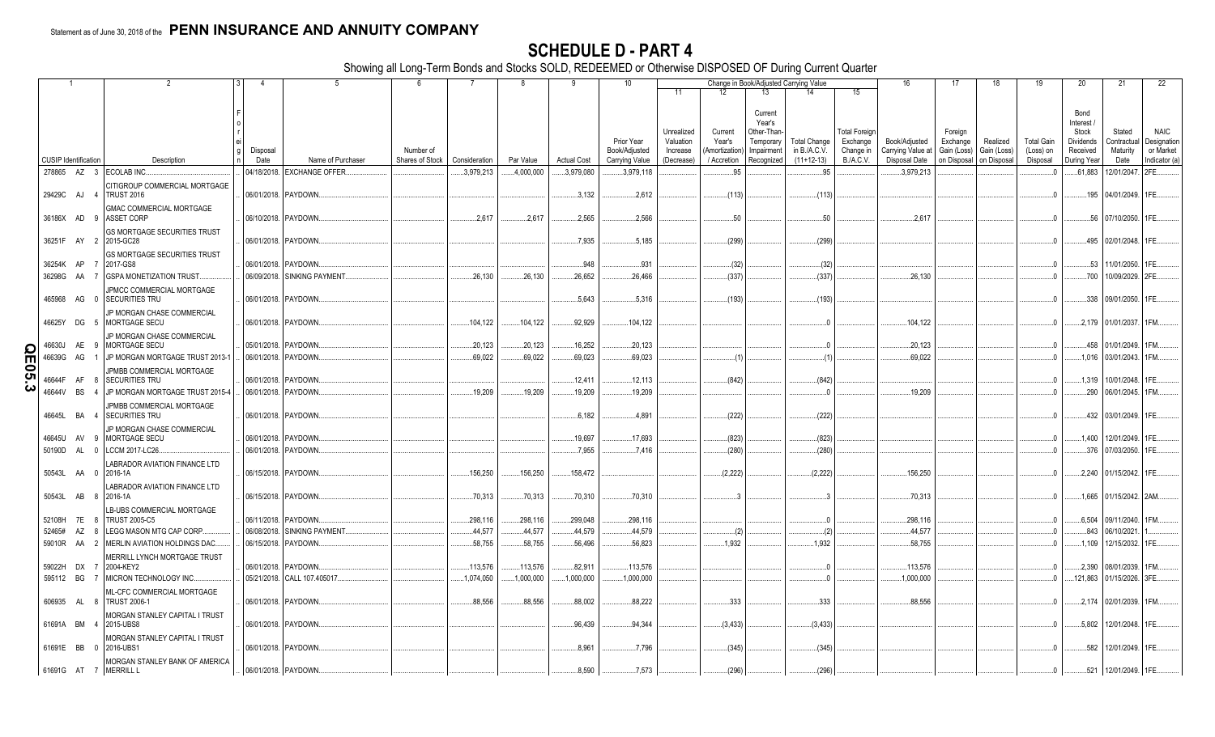Statement as of June 30, 2018 of the **PENN INSURANCE AND ANNUITY COMPANY**

# SCHEDULE D - PART 4

Showing all Long-Term Bonds and Stocks SOLD, REDEEMED or Otherwise DISPOSED OF During Current Quarter

| 1 | 2 | 3 | 4 | 5 | 6 | 7 | 8 | 9 | 10 | 11 | 12 | 13 | 14 | 15 | 16 | 17 | 18 | 19 | 20 | 21 | 22 |
|---|---|---|---|---|---|---|---|---|---|---|---|---|---|---|---|---|---|---|---|---|---|
| | | | | | | | | | | Change in Book/Adjusted Carrying Value | | | | | | | | | | | |
| CUSIP Identification | Description | Foreign | Disposal Date | Name of Purchaser | Number of Shares of Stock | Consideration | Par Value | Actual Cost | Prior Year Book/Adjusted Carrying Value | Unrealized Valuation Increase (Decrease) | Current Year's (Amortization) / Accretion | Current Year's Other-Than-Temporary Impairment Recognized | Total Change in B./A.C.V. (11+12-13) | Total Foreign Exchange Change in B./A.C.V. | Book/Adjusted Carrying Value at Disposal Date | Foreign Exchange Gain (Loss) on Disposal | Realized Gain (Loss) on Disposal | Total Gain (Loss) on Disposal | Bond Interest / Stock Dividends Received During Year | Stated Contractual Maturity Date | NAIC Designation or Market Indicator (a) |
| 278865 AZ 3 | ECOLAB INC. | | 04/18/2018 | EXCHANGE OFFER | | 3,979,213 | 4,000,000 | 3,979,080 | 3,979,118 | | 95 | | 95 | | 3,979,213 | | | 0 | 61,883 | 12/01/2047 | 2FE |
| 29429C AJ 4 | CITIGROUP COMMERCIAL MORTGAGE TRUST 2016 | | 06/01/2018 | PAYDOWN | | | | 3,132 | 2,612 | | (113) | | (113) | | | | | 0 | 195 | 04/01/2049 | 1FE |
| 36186X AD 9 | GMAC COMMERCIAL MORTGAGE ASSET CORP | | 06/10/2018 | PAYDOWN | | 2,617 | 2,617 | 2,565 | 2,566 | | 50 | | 50 | | 2,617 | | | 0 | 56 | 07/10/2050 | 1FE |
| 36251F AY 2 | GS MORTGAGE SECURITIES TRUST 2015-GC28 | | 06/01/2018 | PAYDOWN | | | | 7,935 | 5,185 | | (299) | | (299) | | | | | 0 | 495 | 02/01/2048 | 1FE |
| 36254K AP 7 | GS MORTGAGE SECURITIES TRUST 2017-GS8 | | 06/01/2018 | PAYDOWN | | | | 948 | 931 | | (32) | | (32) | | | | | 0 | 53 | 11/01/2050 | 1FE |
| 36298G AA 7 | GSPA MONETIZATION TRUST | | 06/09/2018 | SINKING PAYMENT | | 26,130 | 26,130 | 26,652 | 26,466 | | (337) | | (337) | | 26,130 | | | 0 | 700 | 10/09/2029 | 2FE |
| 465968 AG 0 | JPMCC COMMERCIAL MORTGAGE SECURITIES TRU | | 06/01/2018 | PAYDOWN | | | | 5,643 | 5,316 | | (193) | | (193) | | | | | 0 | 338 | 09/01/2050 | 1FE |
| 46625Y DG 5 | JP MORGAN CHASE COMMERCIAL MORTGAGE SECU | | 06/01/2018 | PAYDOWN | | 104,122 | 104,122 | 92,929 | 104,122 | | | | 0 | | 104,122 | | | 0 | 2,179 | 01/01/2037 | 1FM |
| 46630J AE 9 | JP MORGAN CHASE COMMERCIAL MORTGAGE SECU | | 05/01/2018 | PAYDOWN | | 20,123 | 20,123 | 16,252 | 20,123 | | | | 0 | | 20,123 | | | 0 | 458 | 01/01/2049 | 1FM |
| 46639G AG 1 | JP MORGAN MORTGAGE TRUST 2013-1 | | 06/01/2018 | PAYDOWN | | 69,022 | 69,022 | 69,023 | 69,023 | | (1) | | (1) | | 69,022 | | | 0 | 1,016 | 03/01/2043 | 1FM |
| 46644F AF 8 | JPMBB COMMERCIAL MORTGAGE SECURITIES TRU | | 06/01/2018 | PAYDOWN | | | | 12,411 | 12,113 | | (842) | | (842) | | | | | 0 | 1,319 | 10/01/2048 | 1FE |
| 46644V BS 4 | JP MORGAN MORTGAGE TRUST 2015-4 | | 06/01/2018 | PAYDOWN | | 19,209 | 19,209 | 19,209 | 19,209 | | | | 0 | | 19,209 | | | 0 | 290 | 06/01/2045 | 1FM |
| 46645L BA 4 | JPMBB COMMERCIAL MORTGAGE SECURITIES TRU | | 06/01/2018 | PAYDOWN | | | | 6,182 | 4,891 | | (222) | | (222) | | | | | 0 | 432 | 03/01/2049 | 1FE |
| 46645U AV 9 | JP MORGAN CHASE COMMERCIAL MORTGAGE SECU | | 06/01/2018 | PAYDOWN | | | | 19,697 | 17,693 | | (823) | | (823) | | | | | 0 | 1,400 | 12/01/2049 | 1FE |
| 50190D AL 0 | LCCM 2017-LC26 | | 06/01/2018 | PAYDOWN | | | | 7,955 | 7,416 | | (280) | | (280) | | | | | 0 | 376 | 07/03/2050 | 1FE |
| 50543L AA 0 | LABRADOR AVIATION FINANCE LTD 2016-1A | | 06/15/2018 | PAYDOWN | | 156,250 | 156,250 | 158,472 | | | (2,222) | | (2,222) | | 156,250 | | | 0 | 2,240 | 01/15/2042 | 1FE |
| 50543L AB 8 | LABRADOR AVIATION FINANCE LTD 2016-1A | | 06/15/2018 | PAYDOWN | | 70,313 | 70,313 | 70,310 | 70,310 | | 3 | | 3 | | 70,313 | | | 0 | 1,665 | 01/15/2042 | 2AM |
| 52108H 7E 8 | LB-UBS COMMERCIAL MORTGAGE TRUST 2005-C5 | | 06/11/2018 | PAYDOWN | | 298,116 | 298,116 | 299,048 | 298,116 | | | | 0 | | 298,116 | | | 0 | 6,504 | 09/11/2040 | 1FM |
| 52465# AZ 8 | LEGG MASON MTG CAP CORP | | 06/08/2018 | SINKING PAYMENT | | 44,577 | 44,577 | 44,579 | 44,579 | | (2) | | (2) | | 44,577 | | | 0 | 843 | 06/10/2021 | 1 |
| 59010R AA 2 | MERLIN AVIATION HOLDINGS DAC | | 06/15/2018 | PAYDOWN | | 58,755 | 58,755 | 56,496 | 56,823 | | 1,932 | | 1,932 | | 58,755 | | | 0 | 1,109 | 12/15/2032 | 1FE |
| 59022H DX 7 | MERRILL LYNCH MORTGAGE TRUST 2004-KEY2 | | 06/01/2018 | PAYDOWN | | 113,576 | 113,576 | 82,911 | 113,576 | | | | 0 | | 113,576 | | | 0 | 2,390 | 08/01/2039 | 1FM |
| 595112 BG 7 | MICRON TECHNOLOGY INC | | 05/21/2018 | CALL 107.405017 | | 1,074,050 | 1,000,000 | 1,000,000 | 1,000,000 | | | | 0 | | 1,000,000 | | | 0 | 121,863 | 01/15/2026 | 3FE |
| 606935 AL 8 | ML-CFC COMMERCIAL MORTGAGE TRUST 2006-1 | | 06/01/2018 | PAYDOWN | | 88,556 | 88,556 | 88,002 | 88,222 | | 333 | | 333 | | 88,556 | | | 0 | 2,174 | 02/01/2039 | 1FM |
| 61691A BM 4 | MORGAN STANLEY CAPITAL I TRUST 2015-UBS8 | | 06/01/2018 | PAYDOWN | | | | 96,439 | 94,344 | | (3,433) | | (3,433) | | | | | 0 | 5,802 | 12/01/2048 | 1FE |
| 61691E BB 0 | MORGAN STANLEY CAPITAL I TRUST 2016-UBS1 | | 06/01/2018 | PAYDOWN | | | | 8,961 | 7,796 | | (345) | | (345) | | | | | 0 | 582 | 12/01/2049 | 1FE |
| 61691G AT 7 | MORGAN STANLEY BANK OF AMERICA MERRILL L | | 06/01/2018 | PAYDOWN | | | | 8,590 | 7,573 | | (296) | | (296) | | | | | 0 | 521 | 12/01/2049 | 1FE |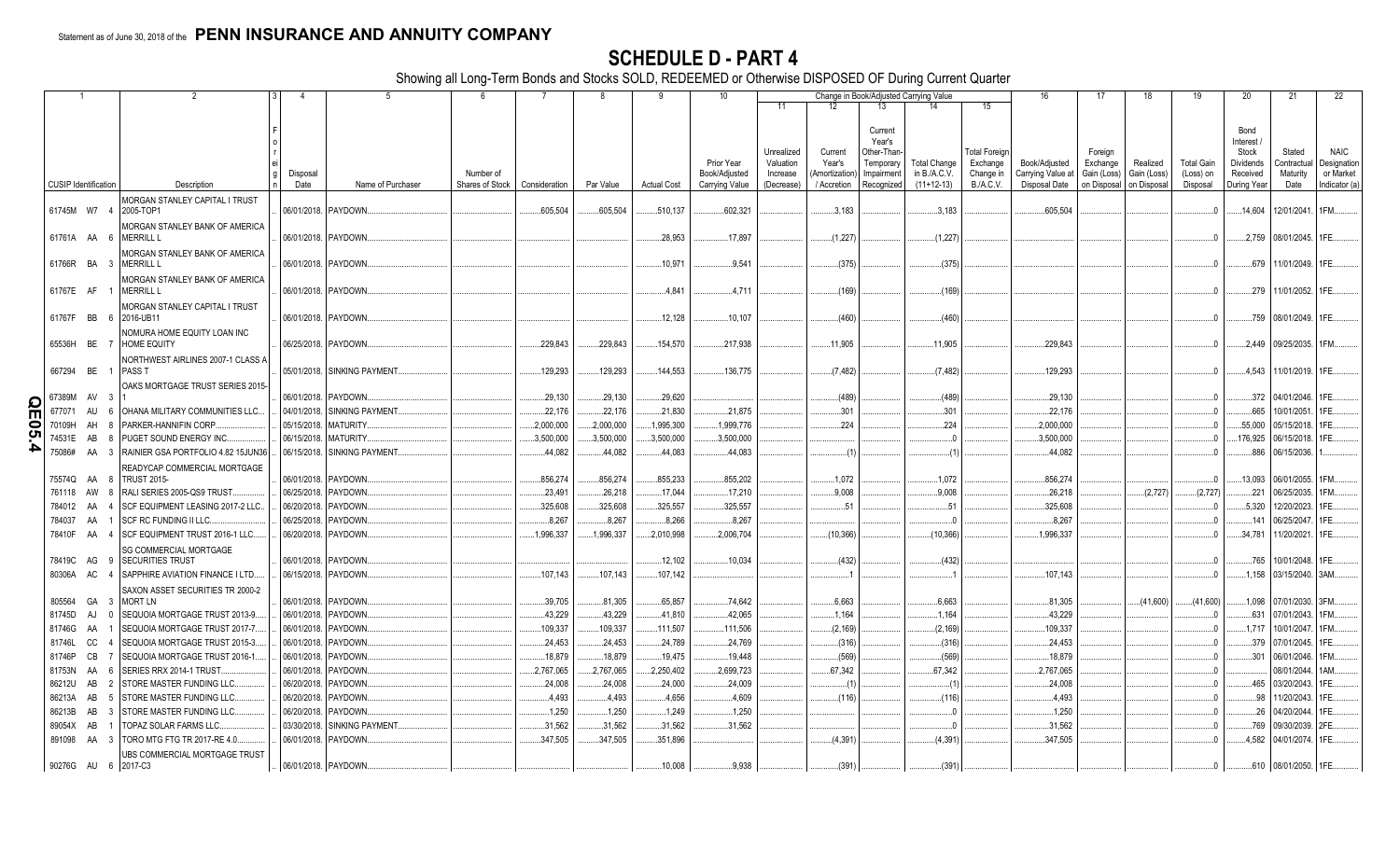Statement as of June 30, 2018 of the **PENN INSURANCE AND ANNUITY COMPANY**

# SCHEDULE D - PART 4

Showing all Long-Term Bonds and Stocks SOLD, REDEEMED or Otherwise DISPOSED OF During Current Quarter

| 1 CUSIP Identification | 2 Description | 3 Foreign | 4 Disposal Date | 5 Name of Purchaser | 6 Number of Shares of Stock | 7 Consideration | 8 Par Value | 9 Actual Cost | 10 Prior Year Book/Adjusted Carrying Value | 11 Unrealized Valuation Increase (Decrease) | 12 Current Year's (Amortization) / Accretion | 13 Current Year's Other-Than-Temporary Impairment Recognized | 14 Total Change in B./A.C.V. (11+12-13) | 15 Total Foreign Exchange Change in B./A.C.V. | 16 Book/Adjusted Carrying Value at Disposal Date | 17 Foreign Exchange Gain (Loss) on Disposal | 18 Realized Gain (Loss) on Disposal | 19 Total Gain (Loss) on Disposal | 20 Bond Interest / Stock Dividends Received During Year | 21 Stated Contractual Maturity Date | 22 NAIC Designation or Market Indicator (a) |
|---|---|---|---|---|---|---|---|---|---|---|---|---|---|---|---|---|---|---|---|---|---|
| 61745M W7 4 | MORGAN STANLEY CAPITAL I TRUST 2005-TOP1 | | 06/01/2018. | PAYDOWN. | | 605,504 | 605,504 | 510,137 | 602,321 | | 3,183 | | 3,183 | | 605,504 | | | 0 | 14,604 | 12/01/2041. | 1FM. |
| 61761A AA 6 | MORGAN STANLEY BANK OF AMERICA MERRILL L | | 06/01/2018. | PAYDOWN. | | | | 28,953 | 17,897 | | (1,227) | | (1,227) | | | | | 0 | 2,759 | 08/01/2045. | 1FE. |
| 61766R BA 3 | MORGAN STANLEY BANK OF AMERICA MERRILL L | | 06/01/2018. | PAYDOWN. | | | | 10,971 | 9,541 | | (375) | | (375) | | | | | 0 | 679 | 11/01/2049. | 1FE. |
| 61767E AF 1 | MORGAN STANLEY BANK OF AMERICA MERRILL L | | 06/01/2018. | PAYDOWN. | | | | 4,841 | 4,711 | | (169) | | (169) | | | | | 0 | 279 | 11/01/2052. | 1FE. |
| 61767F BB 6 | MORGAN STANLEY CAPITAL I TRUST 2016-UB11 | | 06/01/2018. | PAYDOWN. | | | | 12,128 | 10,107 | | (460) | | (460) | | | | | 0 | 759 | 08/01/2049. | 1FE. |
| 65536H BE 7 | NOMURA HOME EQUITY LOAN INC HOME EQUITY | | 06/25/2018. | PAYDOWN. | | 229,843 | 229,843 | 154,570 | 217,938 | | 11,905 | | 11,905 | | 229,843 | | | 0 | 2,449 | 09/25/2035. | 1FM. |
| 667294 BE 1 | NORTHWEST AIRLINES 2007-1 CLASS A PASS T | | 05/01/2018. | SINKING PAYMENT. | | 129,293 | 129,293 | 144,553 | 136,775 | | (7,482) | | (7,482) | | 129,293 | | | 0 | 4,543 | 11/01/2019. | 1FE. |
| 67389M AV 3 | OAKS MORTGAGE TRUST SERIES 2015-1 | | 06/01/2018. | PAYDOWN. | | 29,130 | 29,130 | 29,620 | | | (489) | | (489) | | 29,130 | | | 0 | 372 | 04/01/2046. | 1FE. |
| 677071 AU 6 | OHANA MILITARY COMMUNITIES LLC. | | 04/01/2018. | SINKING PAYMENT. | | 22,176 | 22,176 | 21,830 | 21,875 | | 301 | | 301 | | 22,176 | | | 0 | 665 | 10/01/2051. | 1FE. |
| 70109H AH 8 | PARKER-HANNIFIN CORP. | | 05/15/2018. | MATURITY. | | 2,000,000 | 2,000,000 | 1,995,300 | 1,999,776 | | 224 | | 224 | | 2,000,000 | | | 0 | 55,000 | 05/15/2018. | 1FE. |
| 74531E AB 8 | PUGET SOUND ENERGY INC. | | 06/15/2018. | MATURITY. | | 3,500,000 | 3,500,000 | 3,500,000 | 3,500,000 | | | | 0 | | 3,500,000 | | | 0 | 176,925 | 06/15/2018. | 1FE. |
| 75086# AA 3 | RAINIER GSA PORTFOLIO 4.82 15JUN36 | | 06/15/2018. | SINKING PAYMENT. | | 44,082 | 44,082 | 44,083 | 44,083 | | (1) | | (1) | | 44,082 | | | 0 | 886 | 06/15/2036. | 1. |
| 75574Q AA 8 | READYCAP COMMERCIAL MORTGAGE TRUST 2015- | | 06/01/2018. | PAYDOWN. | | 856,274 | 856,274 | 855,233 | 855,202 | | 1,072 | | 1,072 | | 856,274 | | | 0 | 13,093 | 06/01/2055. | 1FM. |
| 761118 AW 8 | RALI SERIES 2005-QS9 TRUST. | | 06/25/2018. | PAYDOWN. | | 23,491 | 26,218 | 17,044 | 17,210 | | 9,008 | | 9,008 | | 26,218 | | (2,727) | (2,727) | 221 | 06/25/2035. | 1FM. |
| 784012 AA 4 | SCF EQUIPMENT LEASING 2017-2 LLC. | | 06/20/2018. | PAYDOWN. | | 325,608 | 325,608 | 325,557 | 325,557 | | 51 | | 51 | | 325,608 | | | 0 | 5,320 | 12/20/2023. | 1FE. |
| 784037 AA 1 | SCF RC FUNDING II LLC. | | 06/25/2018. | PAYDOWN. | | 8,267 | 8,267 | 8,266 | 8,267 | | | | 0 | | 8,267 | | | 0 | 141 | 06/25/2047. | 1FE. |
| 78410F AA 4 | SCF EQUIPMENT TRUST 2016-1 LLC. | | 06/20/2018. | PAYDOWN. | | 1,996,337 | 1,996,337 | 2,010,998 | 2,006,704 | | (10,366) | | (10,366) | | 1,996,337 | | | 0 | 34,781 | 11/20/2021. | 1FE. |
| 78419C AG 9 | SG COMMERCIAL MORTGAGE SECURITIES TRUST | | 06/01/2018. | PAYDOWN. | | | | 12,102 | 10,034 | | (432) | | (432) | | | | | 0 | 765 | 10/01/2048. | 1FE. |
| 80306A AC 4 | SAPPHIRE AVIATION FINANCE I LTD. | | 06/15/2018. | PAYDOWN. | | 107,143 | 107,143 | 107,142 | | | 1 | | 1 | | 107,143 | | | 0 | 1,158 | 03/15/2040. | 3AM. |
| 805564 GA 3 | SAXON ASSET SECURITIES TR 2000-2 MORT LN | | 06/01/2018. | PAYDOWN. | | 39,705 | 81,305 | 65,857 | 74,642 | | 6,663 | | 6,663 | | 81,305 | | (41,600) | (41,600) | 1,098 | 07/01/2030. | 3FM. |
| 81745D AJ 0 | SEQUOIA MORTGAGE TRUST 2013-9. | | 06/01/2018. | PAYDOWN. | | 43,229 | 43,229 | 41,810 | 42,065 | | 1,164 | | 1,164 | | 43,229 | | | 0 | 631 | 07/01/2043. | 1FM. |
| 81746G AA 1 | SEQUOIA MORTGAGE TRUST 2017-7. | | 06/01/2018. | PAYDOWN. | | 109,337 | 109,337 | 111,507 | 111,506 | | (2,169) | | (2,169) | | 109,337 | | | 0 | 1,717 | 10/01/2047. | 1FM. |
| 81746L CC 4 | SEQUOIA MORTGAGE TRUST 2015-3. | | 06/01/2018. | PAYDOWN. | | 24,453 | 24,453 | 24,789 | 24,769 | | (316) | | (316) | | 24,453 | | | 0 | 379 | 07/01/2045. | 1FE. |
| 81746P CB 7 | SEQUOIA MORTGAGE TRUST 2016-1. | | 06/01/2018. | PAYDOWN. | | 18,879 | 18,879 | 19,475 | 19,448 | | (569) | | (569) | | 18,879 | | | 0 | 301 | 06/01/2046. | 1FM. |
| 81753N AA 6 | SERIES RRX 2014-1 TRUST. | | 06/01/2018. | PAYDOWN. | | 2,767,065 | 2,767,065 | 2,250,402 | 2,699,723 | | 67,342 | | 67,342 | | 2,767,065 | | | 0 | | 08/01/2044. | 1AM. |
| 86212U AB 2 | STORE MASTER FUNDING LLC. | | 06/20/2018. | PAYDOWN. | | 24,008 | 24,008 | 24,000 | 24,009 | | (1) | | (1) | | 24,008 | | | 0 | 465 | 03/20/2043. | 1FE. |
| 86213A AB 5 | STORE MASTER FUNDING LLC. | | 06/20/2018. | PAYDOWN. | | 4,493 | 4,493 | 4,656 | 4,609 | | (116) | | (116) | | 4,493 | | | 0 | 98 | 11/20/2043. | 1FE. |
| 86213B AB 3 | STORE MASTER FUNDING LLC. | | 06/20/2018. | PAYDOWN. | | 1,250 | 1,250 | 1,249 | 1,250 | | | | 0 | | 1,250 | | | 0 | 26 | 04/20/2044. | 1FE. |
| 89054X AB 1 | TOPAZ SOLAR FARMS LLC. | | 03/30/2018. | SINKING PAYMENT. | | 31,562 | 31,562 | 31,562 | 31,562 | | | | 0 | | 31,562 | | | 0 | 769 | 09/30/2039. | 2FE. |
| 891098 AA 3 | TORO MTG FTG TR 2017-RE 4.0. | | 06/01/2018. | PAYDOWN. | | 347,505 | 347,505 | 351,896 | | | (4,391) | | (4,391) | | 347,505 | | | 0 | 4,582 | 04/01/2074. | 1FE. |
| 90276G AU 6 | UBS COMMERCIAL MORTGAGE TRUST 2017-C3 | | 06/01/2018. | PAYDOWN. | | | | 10,008 | 9,938 | | (391) | | (391) | | | | | 0 | 610 | 08/01/2050. | 1FE. |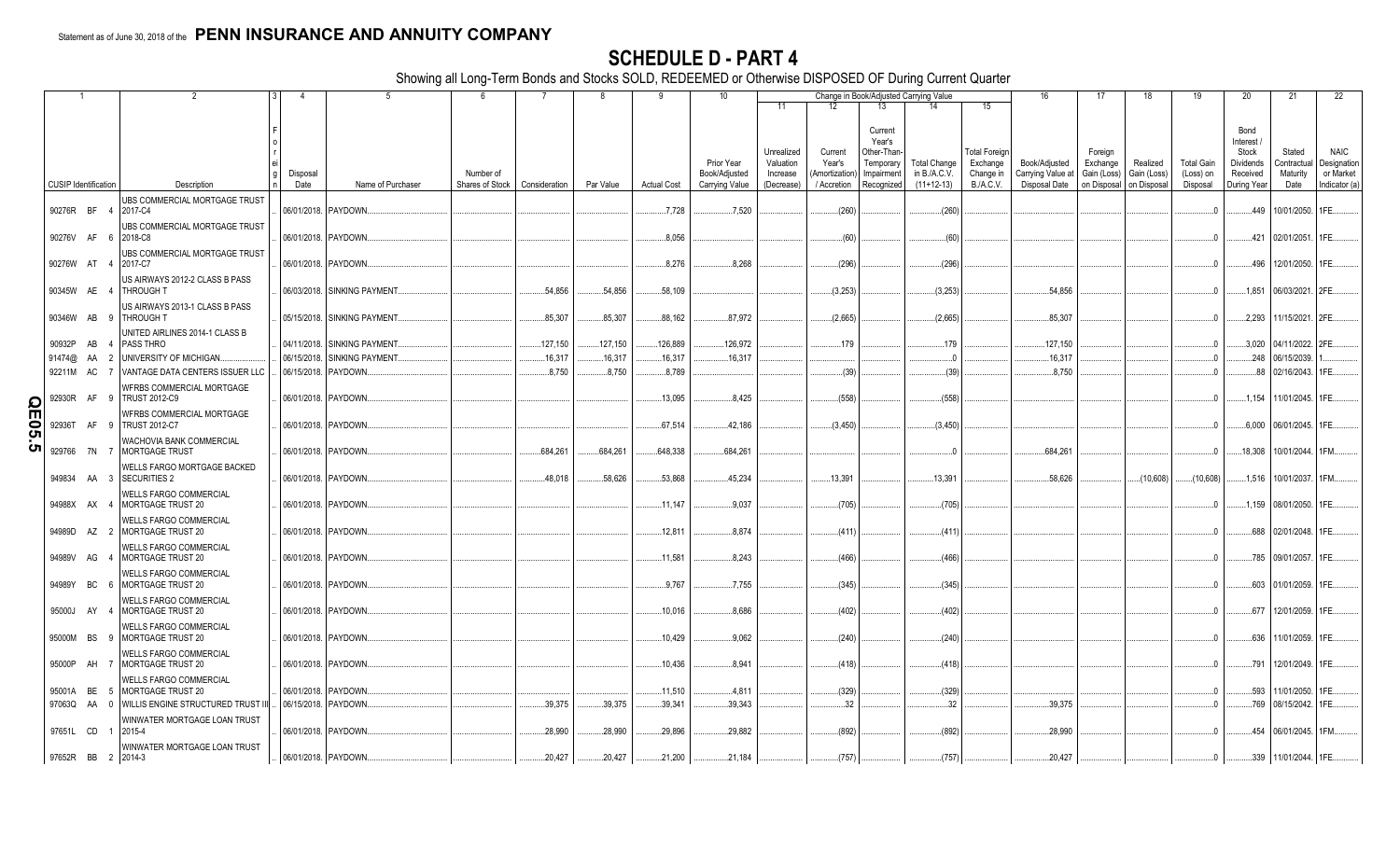Statement as of June 30, 2018 of the **PENN INSURANCE AND ANNUITY COMPANY**

# SCHEDULE D - PART 4

Showing all Long-Term Bonds and Stocks SOLD, REDEEMED or Otherwise DISPOSED OF During Current Quarter

| 1 | 2 | 3 | 4 | 5 | 6 | 7 | 8 | 9 | 10 | 11 | 12 | 13 | 14 | 15 | 16 | 17 | 18 | 19 | 20 | 21 | 22 |
|---|---|---|---|---|---|---|---|---|---|---|---|---|---|---|---|---|---|---|---|---|---|
| | | | | | | | | | | Change in Book/Adjusted Carrying Value | | | | | | | | | | | |
| CUSIP Identification | Description | Foreign | Disposal Date | Name of Purchaser | Number of Shares of Stock | Consideration | Par Value | Actual Cost | Prior Year Book/Adjusted Carrying Value | Unrealized Valuation Increase (Decrease) | Current Year's (Amortization) / Accretion | Current Year's Other-Than-Temporary Impairment Recognized | Total Change in B./A.C.V. (11+12-13) | Total Foreign Exchange Change in B./A.C.V. | Book/Adjusted Carrying Value at Disposal Date | Foreign Exchange Gain (Loss) on Disposal | Realized Gain (Loss) on Disposal | Total Gain (Loss) on Disposal | Bond Interest / Stock Dividends Received During Year | Stated Contractual Maturity Date | NAIC Designation or Market Indicator (a) |
| 90276R BF 4 | UBS COMMERCIAL MORTGAGE TRUST 2017-C4 | | 06/01/2018. | PAYDOWN. | | | | 7,728 | 7,520 | | (260) | | (260) | | | | | 0 | 449 | 10/01/2050. | 1FE. |
| 90276V AF 6 | UBS COMMERCIAL MORTGAGE TRUST 2018-C8 | | 06/01/2018. | PAYDOWN. | | | | 8,056 | | | (60) | | (60) | | | | | 0 | 421 | 02/01/2051. | 1FE. |
| 90276W AT 4 | UBS COMMERCIAL MORTGAGE TRUST 2017-C7 | | 06/01/2018. | PAYDOWN. | | | | 8,276 | 8,268 | | (296) | | (296) | | | | | 0 | 496 | 12/01/2050. | 1FE. |
| 90345W AE 4 | US AIRWAYS 2012-2 CLASS B PASS THROUGH T | | 06/03/2018. | SINKING PAYMENT. | | 54,856 | 54,856 | 58,109 | | | (3,253) | | (3,253) | | 54,856 | | | 0 | 1,851 | 06/03/2021. | 2FE. |
| 90346W AB 9 | US AIRWAYS 2013-1 CLASS B PASS THROUGH T | | 05/15/2018. | SINKING PAYMENT. | | 85,307 | 85,307 | 88,162 | 87,972 | | (2,665) | | (2,665) | | 85,307 | | | 0 | 2,293 | 11/15/2021. | 2FE. |
| 90932P AB 4 | UNITED AIRLINES 2014-1 CLASS B PASS THRO | | 04/11/2018. | SINKING PAYMENT. | | 127,150 | 127,150 | 126,889 | 126,972 | | 179 | | 179 | | 127,150 | | | 0 | 3,020 | 04/11/2022. | 2FE. |
| 91474@ AA 2 | UNIVERSITY OF MICHIGAN. | | 06/15/2018. | SINKING PAYMENT. | | 16,317 | 16,317 | 16,317 | 16,317 | | | | 0 | | 16,317 | | | 0 | 248 | 06/15/2039. | 1. |
| 92211M AC 7 | VANTAGE DATA CENTERS ISSUER LLC | | 06/15/2018. | PAYDOWN. | | 8,750 | 8,750 | 8,789 | | | (39) | | (39) | | 8,750 | | | 0 | 88 | 02/16/2043. | 1FE. |
| 92930R AF 9 | WFRBS COMMERCIAL MORTGAGE TRUST 2012-C9 | | 06/01/2018. | PAYDOWN. | | | | 13,095 | 8,425 | | (558) | | (558) | | | | | 0 | 1,154 | 11/01/2045. | 1FE. |
| 92936T AF 9 | WFRBS COMMERCIAL MORTGAGE TRUST 2012-C7 | | 06/01/2018. | PAYDOWN. | | | | 67,514 | 42,186 | | (3,450) | | (3,450) | | | | | 0 | 6,000 | 06/01/2045. | 1FE. |
| 929766 7N 7 | WACHOVIA BANK COMMERCIAL MORTGAGE TRUST | | 06/01/2018. | PAYDOWN. | | 684,261 | 684,261 | 648,338 | 684,261 | | | | 0 | | 684,261 | | | 0 | 18,308 | 10/01/2044. | 1FM. |
| 949834 AA 3 | WELLS FARGO MORTGAGE BACKED SECURITIES 2 | | 06/01/2018. | PAYDOWN. | | 48,018 | 58,626 | 53,868 | 45,234 | | 13,391 | | 13,391 | | 58,626 | | (10,608) | (10,608) | 1,516 | 10/01/2037. | 1FM. |
| 94988X AX 4 | WELLS FARGO COMMERCIAL MORTGAGE TRUST 20 | | 06/01/2018. | PAYDOWN. | | | | 11,147 | 9,037 | | (705) | | (705) | | | | | 0 | 1,159 | 08/01/2050. | 1FE. |
| 94989D AZ 2 | WELLS FARGO COMMERCIAL MORTGAGE TRUST 20 | | 06/01/2018. | PAYDOWN. | | | | 12,811 | 8,874 | | (411) | | (411) | | | | | 0 | 688 | 02/01/2048. | 1FE. |
| 94989V AG 4 | WELLS FARGO COMMERCIAL MORTGAGE TRUST 20 | | 06/01/2018. | PAYDOWN. | | | | 11,581 | 8,243 | | (466) | | (466) | | | | | 0 | 785 | 09/01/2057. | 1FE. |
| 94989Y BC 6 | WELLS FARGO COMMERCIAL MORTGAGE TRUST 20 | | 06/01/2018. | PAYDOWN. | | | | 9,767 | 7,755 | | (345) | | (345) | | | | | 0 | 603 | 01/01/2059. | 1FE. |
| 95000J AY 4 | WELLS FARGO COMMERCIAL MORTGAGE TRUST 20 | | 06/01/2018. | PAYDOWN. | | | | 10,016 | 8,686 | | (402) | | (402) | | | | | 0 | 677 | 12/01/2059. | 1FE. |
| 95000M BS 9 | WELLS FARGO COMMERCIAL MORTGAGE TRUST 20 | | 06/01/2018. | PAYDOWN. | | | | 10,429 | 9,062 | | (240) | | (240) | | | | | 0 | 636 | 11/01/2059. | 1FE. |
| 95000P AH 7 | WELLS FARGO COMMERCIAL MORTGAGE TRUST 20 | | 06/01/2018. | PAYDOWN. | | | | 10,436 | 8,941 | | (418) | | (418) | | | | | 0 | 791 | 12/01/2049. | 1FE. |
| 95001A BE 5 | WELLS FARGO COMMERCIAL MORTGAGE TRUST 20 | | 06/01/2018. | PAYDOWN. | | | | 11,510 | 4,811 | | (329) | | (329) | | | | | 0 | 593 | 11/01/2050. | 1FE. |
| 97063Q AA 0 | WILLIS ENGINE STRUCTURED TRUST III | | 06/15/2018. | PAYDOWN. | | 39,375 | 39,375 | 39,341 | 39,343 | | 32 | | 32 | | 39,375 | | | 0 | 769 | 08/15/2042. | 1FE. |
| 97651L CD 1 | WINWATER MORTGAGE LOAN TRUST 2015-4 | | 06/01/2018. | PAYDOWN. | | 28,990 | 28,990 | 29,896 | 29,882 | | (892) | | (892) | | 28,990 | | | 0 | 454 | 06/01/2045. | 1FM. |
| 97652R BB 2 | WINWATER MORTGAGE LOAN TRUST 2014-3 | | 06/01/2018. | PAYDOWN. | | 20,427 | 20,427 | 21,200 | 21,184 | | (757) | | (757) | | 20,427 | | | 0 | 339 | 11/01/2044. | 1FE. |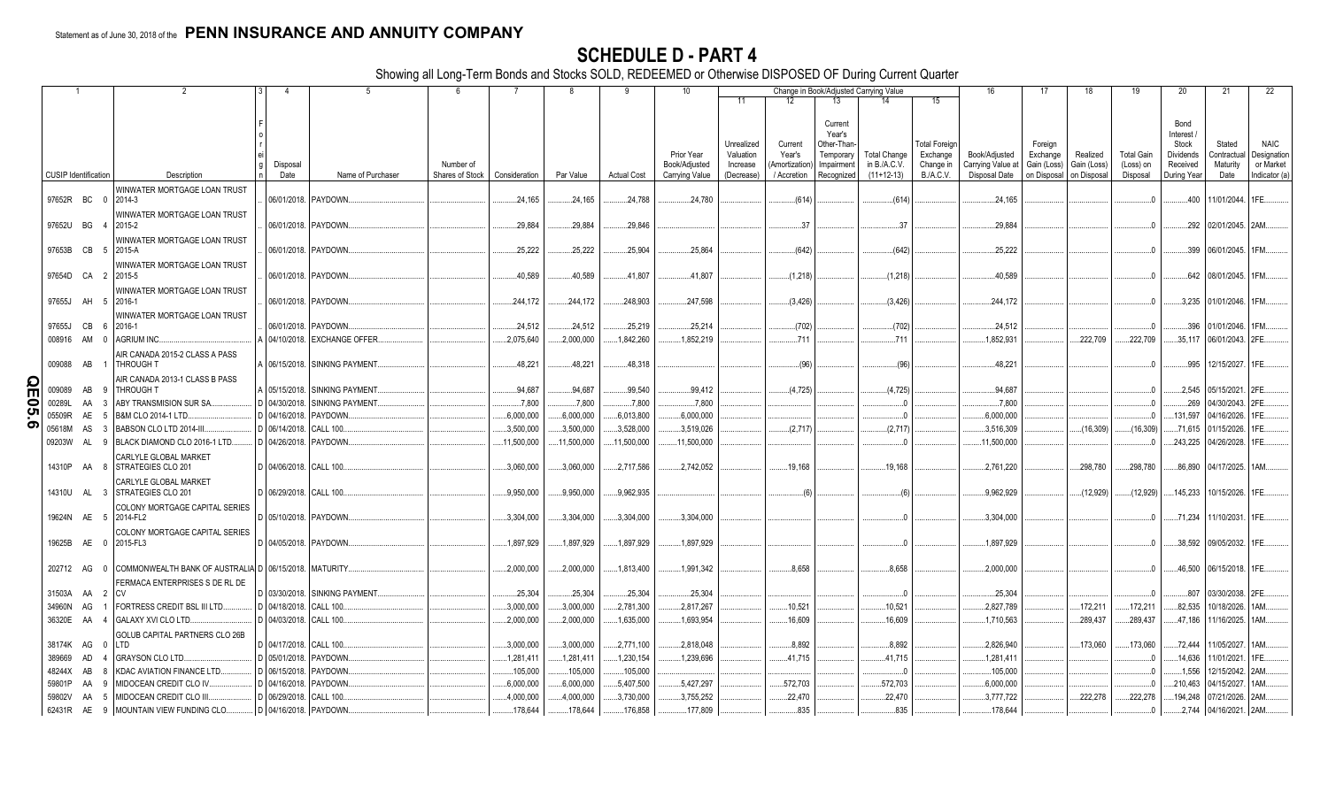Statement as of June 30, 2018 of the **PENN INSURANCE AND ANNUITY COMPANY**

# SCHEDULE D - PART 4

Showing all Long-Term Bonds and Stocks SOLD, REDEEMED or Otherwise DISPOSED OF During Current Quarter

| 1 CUSIP Identification | 2 Description | 3 Foreign | 4 Disposal Date | 5 Name of Purchaser | 6 Number of Shares of Stock | 7 Consideration | 8 Par Value | 9 Actual Cost | 10 Prior Year Book/Adjusted Carrying Value | 11 Unrealized Valuation Increase (Decrease) | 12 Current Year's (Amortization) / Accretion | 13 Current Year's Other-Than-Temporary Impairment Recognized | 14 Total Change in B./A.C.V. (11+12-13) | 15 Total Foreign Exchange Change in B./A.C.V. | 16 Book/Adjusted Carrying Value at Disposal Date | 17 Foreign Exchange Gain (Loss) on Disposal | 18 Realized Gain (Loss) on Disposal | 19 Total Gain (Loss) on Disposal | 20 Bond Interest / Stock Dividends Received During Year | 21 Stated Contractual Maturity Date | 22 NAIC Designation or Market Indicator (a) |
|---|---|---|---|---|---|---|---|---|---|---|---|---|---|---|---|---|---|---|---|---|---|
| 97652R BC 0 | WINWATER MORTGAGE LOAN TRUST 2014-3 | | 06/01/2018 | PAYDOWN | | 24,165 | 24,165 | 24,788 | 24,780 | | (614) | | (614) | | 24,165 | | | 0 | 400 | 11/01/2044 | 1FE |
| 97652U BG 4 | WINWATER MORTGAGE LOAN TRUST 2015-2 | | 06/01/2018 | PAYDOWN | | 29,884 | 29,884 | 29,846 | | | 37 | | 37 | | 29,884 | | | 0 | 292 | 02/01/2045 | 2AM |
| 97653B CB 5 | WINWATER MORTGAGE LOAN TRUST 2015-A | | 06/01/2018 | PAYDOWN | | 25,222 | 25,222 | 25,904 | 25,864 | | (642) | | (642) | | 25,222 | | | 0 | 399 | 06/01/2045 | 1FM |
| 97654D CA 2 | WINWATER MORTGAGE LOAN TRUST 2015-5 | | 06/01/2018 | PAYDOWN | | 40,589 | 40,589 | 41,807 | 41,807 | | (1,218) | | (1,218) | | 40,589 | | | 0 | 642 | 08/01/2045 | 1FM |
| 97655J AH 5 | WINWATER MORTGAGE LOAN TRUST 2016-1 | | 06/01/2018 | PAYDOWN | | 244,172 | 244,172 | 248,903 | 247,598 | | (3,426) | | (3,426) | | 244,172 | | | 0 | 3,235 | 01/01/2046 | 1FM |
| 97655J CB 6 | WINWATER MORTGAGE LOAN TRUST 2016-1 | | 06/01/2018 | PAYDOWN | | 24,512 | 24,512 | 25,219 | 25,214 | | (702) | | (702) | | 24,512 | | | 0 | 396 | 01/01/2046 | 1FM |
| 008916 AM 0 | AGRIUM INC | A | 04/10/2018 | EXCHANGE OFFER | | 2,075,640 | 2,000,000 | 1,842,260 | 1,852,219 | | 711 | | 711 | | 1,852,931 | | 222,709 | 222,709 | 35,117 | 06/01/2043 | 2FE |
| 009088 AB 1 | AIR CANADA 2015-2 CLASS A PASS THROUGH T | A | 06/15/2018 | SINKING PAYMENT | | 48,221 | 48,221 | 48,318 | | | (96) | | (96) | | 48,221 | | | 0 | 995 | 12/15/2027 | 1FE |
| 009089 AB 9 | AIR CANADA 2013-1 CLASS B PASS THROUGH T | A | 05/15/2018 | SINKING PAYMENT | | 94,687 | 94,687 | 99,540 | 99,412 | | (4,725) | | (4,725) | | 94,687 | | | 0 | 2,545 | 05/15/2021 | 2FE |
| 00289L AA 3 | ABY TRANSMISION SUR SA | D | 04/30/2018 | SINKING PAYMENT | | 7,800 | 7,800 | 7,800 | 7,800 | | | | 0 | | 7,800 | | | 0 | 269 | 04/30/2043 | 2FE |
| 05509R AE 5 | B&M CLO 2014-1 LTD | D | 04/16/2018 | PAYDOWN | | 6,000,000 | 6,000,000 | 6,013,800 | 6,000,000 | | | | 0 | | 6,000,000 | | | 0 | 131,597 | 04/16/2026 | 1FE |
| 05618M AS 3 | BABSON CLO LTD 2014-III | D | 06/14/2018 | CALL 100 | | 3,500,000 | 3,500,000 | 3,528,000 | 3,519,026 | | (2,717) | | (2,717) | | 3,516,309 | | (16,309) | (16,309) | 71,615 | 01/15/2026 | 1FE |
| 09203W AL 9 | BLACK DIAMOND CLO 2016-1 LTD | D | 04/26/2018 | PAYDOWN | | 11,500,000 | 11,500,000 | 11,500,000 | 11,500,000 | | | | 0 | | 11,500,000 | | | 0 | 243,225 | 04/26/2028 | 1FE |
| 14310P AA 8 | CARLYLE GLOBAL MARKET STRATEGIES CLO 201 | D | 04/06/2018 | CALL 100 | | 3,060,000 | 3,060,000 | 2,717,586 | 2,742,052 | | 19,168 | | 19,168 | | 2,761,220 | | 298,780 | 298,780 | 86,890 | 04/17/2025 | 1AM |
| 14310U AL 3 | CARLYLE GLOBAL MARKET STRATEGIES CLO 201 | D | 06/29/2018 | CALL 100 | | 9,950,000 | 9,950,000 | 9,962,935 | | | (6) | | (6) | | 9,962,929 | | (12,929) | (12,929) | 145,233 | 10/15/2026 | 1FE |
| 19624N AE 5 | COLONY MORTGAGE CAPITAL SERIES 2014-FL2 | D | 05/10/2018 | PAYDOWN | | 3,304,000 | 3,304,000 | 3,304,000 | 3,304,000 | | | | 0 | | 3,304,000 | | | 0 | 71,234 | 11/10/2031 | 1FE |
| 19625B AE 0 | COLONY MORTGAGE CAPITAL SERIES 2015-FL3 | D | 04/05/2018 | PAYDOWN | | 1,897,929 | 1,897,929 | 1,897,929 | 1,897,929 | | | | 0 | | 1,897,929 | | | 0 | 38,592 | 09/05/2032 | 1FE |
| 202712 AG 0 | COMMONWEALTH BANK OF AUSTRALIA | D | 06/15/2018 | MATURITY | | 2,000,000 | 2,000,000 | 1,813,400 | 1,991,342 | | 8,658 | | 8,658 | | 2,000,000 | | | 0 | 46,500 | 06/15/2018 | 1FE |
| 31503A AA 2 | FERMACA ENTERPRISES S DE RL DE CV | D | 03/30/2018 | SINKING PAYMENT | | 25,304 | 25,304 | 25,304 | 25,304 | | | | 0 | | 25,304 | | | 0 | 807 | 03/30/2038 | 2FE |
| 34960N AG 1 | FORTRESS CREDIT BSL III LTD | D | 04/18/2018 | CALL 100 | | 3,000,000 | 3,000,000 | 2,781,300 | 2,817,267 | | 10,521 | | 10,521 | | 2,827,789 | | 172,211 | 172,211 | 82,535 | 10/18/2026 | 1AM |
| 36320E AA 4 | GALAXY XVI CLO LTD | D | 04/03/2018 | CALL 100 | | 2,000,000 | 2,000,000 | 1,635,000 | 1,693,954 | | 16,609 | | 16,609 | | 1,710,563 | | 289,437 | 289,437 | 47,186 | 11/16/2025 | 1AM |
| 38174K AG 0 | GOLUB CAPITAL PARTNERS CLO 26B LTD | D | 04/17/2018 | CALL 100 | | 3,000,000 | 3,000,000 | 2,771,100 | 2,818,048 | | 8,892 | | 8,892 | | 2,826,940 | | 173,060 | 173,060 | 72,444 | 11/05/2027 | 1AM |
| 389669 AD 4 | GRAYSON CLO LTD | D | 05/01/2018 | PAYDOWN | | 1,281,411 | 1,281,411 | 1,230,154 | 1,239,696 | | 41,715 | | 41,715 | | 1,281,411 | | | 0 | 14,636 | 11/01/2021 | 1FE |
| 48244X AB 8 | KDAC AVIATION FINANCE LTD | D | 06/15/2018 | PAYDOWN | | 105,000 | 105,000 | 105,000 | | | | | 0 | | 105,000 | | | 0 | 1,556 | 12/15/2042 | 2AM |
| 59801P AA 9 | MIDOCEAN CREDIT CLO IV | D | 04/16/2018 | PAYDOWN | | 6,000,000 | 6,000,000 | 5,407,500 | 5,427,297 | | 572,703 | | 572,703 | | 6,000,000 | | | 0 | 210,463 | 04/15/2027 | 1AM |
| 59802V AA 5 | MIDOCEAN CREDIT CLO III | D | 06/29/2018 | CALL 100 | | 4,000,000 | 4,000,000 | 3,730,000 | 3,755,252 | | 22,470 | | 22,470 | | 3,777,722 | | 222,278 | 222,278 | 194,248 | 07/21/2026 | 2AM |
| 62431R AE 9 | MOUNTAIN VIEW FUNDING CLO | D | 04/16/2018 | PAYDOWN | | 178,644 | 178,644 | 176,858 | 177,809 | | 835 | | 835 | | 178,644 | | | 0 | 2,744 | 04/16/2021 | 2AM |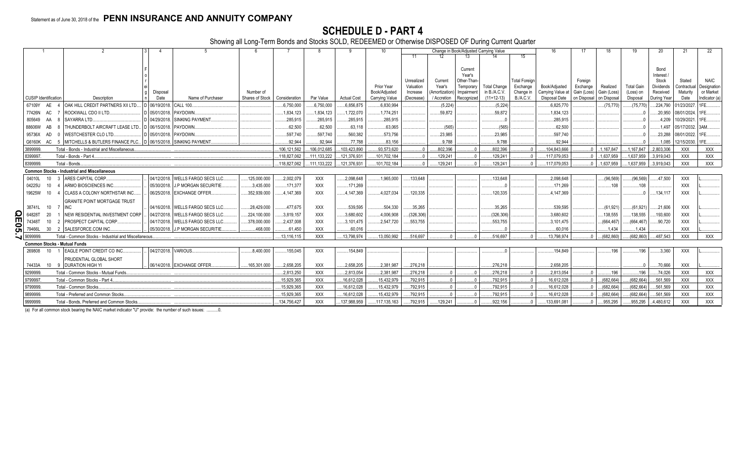Statement as of June 30, 2018 of the **PENN INSURANCE AND ANNUITY COMPANY**

# SCHEDULE D - PART 4

Showing all Long-Term Bonds and Stocks SOLD, REDEEMED or Otherwise DISPOSED OF During Current Quarter

| 1 | 2 | 3 | 4 | 5 | 6 | 7 | 8 | 9 | 10 | Change in Book/Adjusted Carrying Value | | | | | 16 | 17 | 18 | 19 | 20 | 21 | 22 |
|---|---|---|---|---|---|---|---|---|---|---|---|---|---|---|---|---|---|---|---|---|---|
| | | | | | | | | | | 11 | 12 | 13 | 14 | 15 | | | | | | | |
| CUSIP Identification | Description | Foreign | Disposal Date | Name of Purchaser | Number of Shares of Stock | Consideration | Par Value | Actual Cost | Prior Year Book/Adjusted Carrying Value | Unrealized Valuation Increase (Decrease) | Current Year's (Amortization) / Accretion | Current Year's Other-Than-Temporary Impairment Recognized | Total Change in B./A.C.V. (11+12-13) | Total Foreign Exchange Change in B./A.C.V. | Book/Adjusted Carrying Value at Disposal Date | Foreign Exchange Gain (Loss) on Disposal | Realized Gain (Loss) on Disposal | Total Gain (Loss) on Disposal | Bond Interest / Stock Dividends Received During Year | Stated Contractual Maturity Date | NAIC Designation or Market Indicator (a) |
| 67109Y AE 4 | OAK HILL CREDIT PARTNERS XII LTD. | D | 06/19/2018. | CALL 100. | | 6,750,000 | 6,750,000 | 6,856,875 | 6,830,994 | | (5,224) | | (5,224) | | 6,825,770 | | (75,770) | (75,770) | 224,790 | 01/23/2027. | 1FE. |
| 77426N AC 7 | ROCKWALL CDO II LTD. | D | 05/01/2018. | PAYDOWN. | | 1,834,123 | 1,834,123 | 1,722,070 | 1,774,251 | | 59,872 | | 59,872 | | 1,834,123 | | | 0 | 20,950 | 08/01/2024. | 1FE. |
| 805649 AA 8 | SAYARRA LTD. | D | 04/29/2018. | SINKING PAYMENT. | | 285,915 | 285,915 | 285,915 | 285,915 | | | | 0 | | 285,915 | | | 0 | 4,209 | 10/29/2021. | 1FE. |
| 88606W AB 8 | THUNDERBOLT AIRCRAFT LEASE LTD. | D | 06/15/2018. | PAYDOWN. | | 62,500 | 62,500 | 63,118 | 63,065 | | (565) | | (565) | | 62,500 | | | 0 | 1,497 | 05/17/2032. | 3AM. |
| 95736X AD 0 | WESTCHESTER CLO LTD. | D | 05/01/2018. | PAYDOWN. | | 597,740 | 597,740 | 560,382 | 573,756 | | 23,985 | | 23,985 | | 597,740 | | | 0 | 23,288 | 08/01/2022. | 1FE. |
| G6160K AC 5 | MITCHELLS & BUTLERS FINANCE PLC. | D | 06/15/2018. | SINKING PAYMENT. | | 92,944 | 92,944 | 77,788 | 83,156 | | 9,788 | | 9,788 | | 92,944 | | | 0 | 1,085 | 12/15/2030. | 1FE. |
| 3899999. | Total - Bonds - Industrial and Miscellaneous | | | | | 106,121,562 | 106,012,685 | 103,423,890 | 93,573,620 | 0 | 802,396 | 0 | 802,396 | 0 | 104,843,666 | 0 | 1,167,847 | 1,167,847 | 2,803,306 | XXX | XXX |
| 8399997. | Total - Bonds - Part 4 | | | | | 118,827,062 | 111,133,222 | 121,376,931 | 101,702,184 | 0 | 129,241 | 0 | 129,241 | 0 | 117,079,053 | 0 | 1,637,959 | 1,637,959 | 3,919,043 | XXX | XXX |
| 8399999. | Total - Bonds | | | | | 118,827,062 | 111,133,222 | 121,376,931 | 101,702,184 | 0 | 129,241 | 0 | 129,241 | 0 | 117,079,053 | 0 | 1,637,959 | 1,637,959 | 3,919,043 | XXX | XXX |
| **Common Stocks - Industrial and Miscellaneous** | | | | | | | | | | | | | | | | | | | | | |
| 04010L 10 3 | ARES CAPITAL CORP. | | 04/12/2018. | WELLS FARGO SECS LLC. | 125,000.000 | 2,002,079 | XXX | 2,098,648 | 1,965,000 | 133,648 | | | 133,648 | | 2,098,648 | | (96,569) | (96,569) | 47,500 | XXX | L. |
| 04225U 10 4 | ARMO BIOSCIENCES INC. | | 05/30/2018. | J.P MORGAN SECURITIE. | 3,435.000 | 171,377 | XXX | 171,269 | | | | | 0 | | 171,269 | | 108 | 108 | | XXX | L. |
| 19625W 10 4 | CLASS A COLONY NORTHSTAR INC. | | 06/25/2018. | EXCHANGE OFFER. | 352,939.000 | 4,147,369 | XXX | 4,147,369 | 4,027,034 | 120,335 | | | 120,335 | | 4,147,369 | | | 0 | 134,117 | XXX | L. |
| 38741L 10 7 | GRANITE POINT MORTGAGE TRUST INC | | 04/16/2018. | WELLS FARGO SECS LLC. | 28,429.000 | 477,675 | XXX | 539,595 | 504,330 | 35,265 | | | 35,265 | | 539,595 | | (61,921) | (61,921) | 21,606 | XXX | L. |
| 64828T 20 1 | NEW RESIDENTIAL INVESTMENT CORP | | 04/27/2018. | WELLS FARGO SECS LLC. | 224,100.000 | 3,819,157 | XXX | 3,680,602 | 4,006,908 | (326,306) | | | (326,306) | | 3,680,602 | | 138,555 | 138,555 | 193,600 | XXX | L. |
| 74348T 10 2 | PROSPECT CAPITAL CORP. | | 04/17/2018. | WELLS FARGO SECS LLC. | 378,000.000 | 2,437,008 | XXX | 3,101,475 | 2,547,720 | 553,755 | | | 553,755 | | 3,101,475 | | (664,467) | (664,467) | 90,720 | XXX | L. |
| 79466L 30 2 | SALESFORCE.COM INC. | | 05/30/2018. | J.P MORGAN SECURITIE. | 468.000 | 61,450 | XXX | 60,016 | | | | | 0 | | 60,016 | | 1,434 | 1,434 | | XXX | L. |
| 9099999. | Total - Common Stocks - Industrial and Miscellaneous | | | | | 13,116,115 | XXX | 13,798,974 | 13,050,992 | 516,697 | 0 | 0 | 516,697 | 0 | 13,798,974 | 0 | (682,860) | (682,860) | 487,543 | XXX | XXX |
| **Common Stocks - Mutual Funds** | | | | | | | | | | | | | | | | | | | | | |
| 269808 10 1 | EAGLE POINT CREDIT CO INC. | | 04/27/2018. | VARIOUS. | 8,400.000 | 155,045 | XXX | 154,849 | | | | | 0 | | 154,849 | | 196 | 196 | 3,360 | XXX | L. |
| 74433A 10 9 | PRUDENTIAL GLOBAL SHORT DURATION HIGH YI | | 06/14/2018. | EXCHANGE OFFER. | 165,301.000 | 2,658,205 | XXX | 2,658,205 | 2,381,987 | 276,218 | | | 276,218 | | 2,658,205 | | | 0 | 70,666 | XXX | L. |
| 9299999. | Total - Common Stocks - Mutual Funds | | | | | 2,813,250 | XXX | 2,813,054 | 2,381,987 | 276,218 | 0 | 0 | 276,218 | 0 | 2,813,054 | 0 | 196 | 196 | 74,026 | XXX | XXX |
| 9799997. | Total - Common Stocks - Part 4 | | | | | 15,929,365 | XXX | 16,612,028 | 15,432,979 | 792,915 | 0 | 0 | 792,915 | 0 | 16,612,028 | 0 | (682,664) | (682,664) | 561,569 | XXX | XXX |
| 9799999. | Total - Common Stocks | | | | | 15,929,365 | XXX | 16,612,028 | 15,432,979 | 792,915 | 0 | 0 | 792,915 | 0 | 16,612,028 | 0 | (682,664) | (682,664) | 561,569 | XXX | XXX |
| 9899999. | Total - Preferred and Common Stocks | | | | | 15,929,365 | XXX | 16,612,028 | 15,432,979 | 792,915 | 0 | 0 | 792,915 | 0 | 16,612,028 | 0 | (682,664) | (682,664) | 561,569 | XXX | XXX |
| 9999999. | Total - Bonds, Preferred and Common Stocks | | | | | 134,756,427 | XXX | 137,988,959 | 117,135,163 | 792,915 | 129,241 | 0 | 922,156 | 0 | 133,691,081 | 0 | 955,295 | 955,295 | 4,480,612 | XXX | XXX |

(a) For all common stock bearing the NAIC market indicator "U" provide: the number of such issues: ..........0.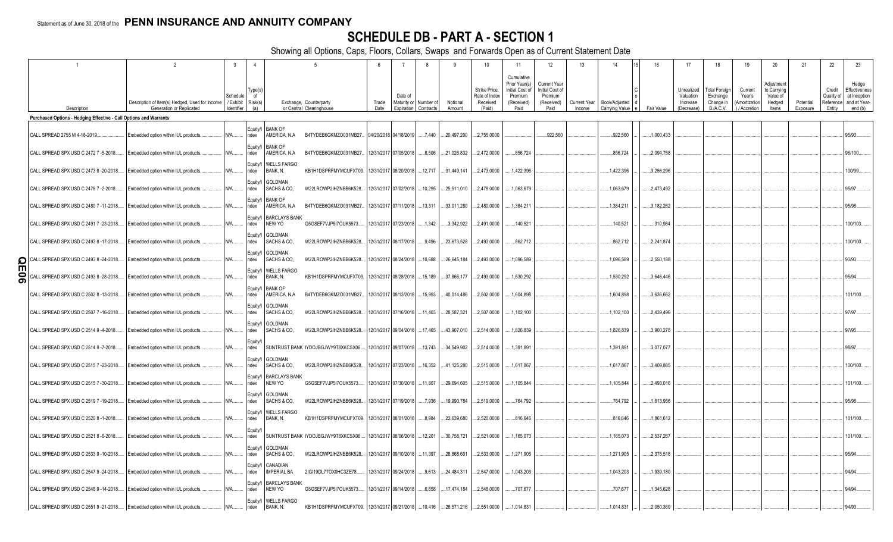Statement as of June 30, 2018 of the **PENN INSURANCE AND ANNUITY COMPANY**

# SCHEDULE DB - PART A - SECTION 1

Showing all Options, Caps, Floors, Collars, Swaps and Forwards Open as of Current Statement Date

| 1 | 2 | 3 | 4 | 5 | | 6 | 7 | 8 | 9 | 10 | 11 | 12 | 13 | 14 | 15 | 16 | 17 | 18 | 19 | 20 | 21 | 22 | 23 |
|---|---|---|---|---|---|---|---|---|---|---|---|---|---|---|---|---|---|---|---|---|---|---|---|
| Description | Description of Item(s) Hedged, Used for Income Generation or Replicated | Schedule / Exhibit Identifier | Type(s) of Risk(s) (a) | Exchange, Counterparty or Central Clearinghouse | | Trade Date | Date of Maturity or Expiration | Number of Contracts | Notional Amount | Strike Price, Rate of Index Received (Paid) | Cumulative Prior Year(s) Initial Cost of Premium (Received) Paid | Current Year Initial Cost of Premium (Received) Paid | Current Year Income | Book/Adjusted Carrying Value | Code | Fair Value | Unrealized Valuation Increase (Decrease) | Total Foreign Exchange Change in B./A.C.V. | Current Year's (Amortization) / Accretion | Adjustment to Carrying Value of Hedged Items | Potential Exposure | Credit Quality of Reference Entity | Hedge Effectiveness at Inception and at Year-end (b) |
| **Purchased Options - Hedging Effective - Call Options and Warrants** | | | | | | | | | | | | | | | | | | | | | | | |
| CALL SPREAD 2755 M 4-18-2019 | Embedded option within IUL products | N/A | Equity/Index | BANK OF AMERICA, N.A | B4TYDEB6GKMZO031MB27 | 04/20/2018 | 04/18/2019 | 7,440 | 20,497,200 | 2,755.0000 | | 922,560 | | 922,560 | | 1,000,433 | | | | | | | 95/93 |
| CALL SPREAD SPX USD C 2472 7 -5-2018 | Embedded option within IUL products | N/A | Equity/Index | BANK OF AMERICA, N.A | B4TYDEB6GKMZO031MB27 | 12/31/2017 | 07/05/2018 | 8,506 | 21,026,832 | 2,472.0000 | 856,724 | | | 856,724 | | 2,094,758 | | | | | | | 96/100 |
| CALL SPREAD SPX USD C 2473 8 -20-2018 | Embedded option within IUL products | N/A | Equity/Index | WELLS FARGO BANK, N. | KB1H1DSPRFMYMCUFXT09 | 12/31/2017 | 08/20/2018 | 12,717 | 31,449,141 | 2,473.0000 | 1,422,396 | | | 1,422,396 | | 3,256,296 | | | | | | | 100/99 |
| CALL SPREAD SPX USD C 2478 7 -2-2018 | Embedded option within IUL products | N/A | Equity/Index | GOLDMAN SACHS & CO, | W22LROWP2IHZNBB6K528 | 12/31/2017 | 07/02/2018 | 10,295 | 25,511,010 | 2,478.0000 | 1,063,679 | | | 1,063,679 | | 2,473,492 | | | | | | | 95/97 |
| CALL SPREAD SPX USD C 2480 7 -11-2018 | Embedded option within IUL products | N/A | Equity/Index | BANK OF AMERICA, N.A | B4TYDEB6GKMZO031MB27 | 12/31/2017 | 07/11/2018 | 13,311 | 33,011,280 | 2,480.0000 | 1,384,211 | | | 1,384,211 | | 3,182,262 | | | | | | | 95/98 |
| CALL SPREAD SPX USD C 2491 7 -23-2018 | Embedded option within IUL products | N/A | Equity/Index | BARCLAYS BANK NEW YO | G5GSEF7VJP5I7OUK5573 | 12/31/2017 | 07/23/2018 | 1,342 | 3,342,922 | 2,491.0000 | 140,521 | | | 140,521 | | 310,984 | | | | | | | 100/103 |
| CALL SPREAD SPX USD C 2493 8 -17-2018 | Embedded option within IUL products | N/A | Equity/Index | GOLDMAN SACHS & CO, | W22LROWP2IHZNBB6K528 | 12/31/2017 | 08/17/2018 | 9,496 | 23,673,528 | 2,493.0000 | 862,712 | | | 862,712 | | 2,241,874 | | | | | | | 100/100 |
| CALL SPREAD SPX USD C 2493 8 -24-2018 | Embedded option within IUL products | N/A | Equity/Index | GOLDMAN SACHS & CO, | W22LROWP2IHZNBB6K528 | 12/31/2017 | 08/24/2018 | 10,688 | 26,645,184 | 2,493.0000 | 1,096,589 | | | 1,096,589 | | 2,550,188 | | | | | | | 93/93 |
| CALL SPREAD SPX USD C 2493 8 -28-2018 | Embedded option within IUL products | N/A | Equity/Index | WELLS FARGO BANK, N. | KB1H1DSPRFMYMCUFXT09 | 12/31/2017 | 08/28/2018 | 15,189 | 37,866,177 | 2,493.0000 | 1,530,292 | | | 1,530,292 | | 3,646,446 | | | | | | | 95/94 |
| CALL SPREAD SPX USD C 2502 8 -13-2018 | Embedded option within IUL products | N/A | Equity/Index | BANK OF AMERICA, N.A | B4TYDEB6GKMZO031MB27 | 12/31/2017 | 08/13/2018 | 15,993 | 40,014,486 | 2,502.0000 | 1,604,898 | | | 1,604,898 | | 3,636,662 | | | | | | | 101/100 |
| CALL SPREAD SPX USD C 2507 7 -16-2018 | Embedded option within IUL products | N/A | Equity/Index | GOLDMAN SACHS & CO, | W22LROWP2IHZNBB6K528 | 12/31/2017 | 07/16/2018 | 11,403 | 28,587,321 | 2,507.0000 | 1,102,100 | | | 1,102,100 | | 2,439,496 | | | | | | | 97/97 |
| CALL SPREAD SPX USD C 2514 9 -4-2018 | Embedded option within IUL products | N/A | Equity/Index | GOLDMAN SACHS & CO, | W22LROWP2IHZNBB6K528 | 12/31/2017 | 09/04/2018 | 17,465 | 43,907,010 | 2,514.0000 | 1,826,839 | | | 1,826,839 | | 3,900,278 | | | | | | | 97/95 |
| CALL SPREAD SPX USD C 2514 9 -7-2018 | Embedded option within IUL products | N/A | Equity/Index | SUNTRUST BANK | IYDOJBGJWY9T8XKCSX06 | 12/31/2017 | 09/07/2018 | 13,743 | 34,549,902 | 2,514.0000 | 1,391,891 | | | 1,391,891 | | 3,077,077 | | | | | | | 98/97 |
| CALL SPREAD SPX USD C 2515 7 -23-2018 | Embedded option within IUL products | N/A | Equity/Index | GOLDMAN SACHS & CO, | W22LROWP2IHZNBB6K528 | 12/31/2017 | 07/23/2018 | 16,352 | 41,125,280 | 2,515.0000 | 1,617,867 | | | 1,617,867 | | 3,409,885 | | | | | | | 100/100 |
| CALL SPREAD SPX USD C 2515 7 -30-2018 | Embedded option within IUL products | N/A | Equity/Index | BARCLAYS BANK NEW YO | G5GSEF7VJP5I7OUK5573 | 12/31/2017 | 07/30/2018 | 11,807 | 29,694,605 | 2,515.0000 | 1,105,844 | | | 1,105,844 | | 2,493,016 | | | | | | | 101/100 |
| CALL SPREAD SPX USD C 2519 7 -19-2018 | Embedded option within IUL products | N/A | Equity/Index | GOLDMAN SACHS & CO, | W22LROWP2IHZNBB6K528 | 12/31/2017 | 07/19/2018 | 7,936 | 19,990,784 | 2,519.0000 | 764,792 | | | 764,792 | | 1,613,956 | | | | | | | 95/98 |
| CALL SPREAD SPX USD C 2520 8 -1-2018 | Embedded option within IUL products | N/A | Equity/Index | WELLS FARGO BANK, N. | KB1H1DSPRFMYMCUFXT09 | 12/31/2017 | 08/01/2018 | 8,984 | 22,639,680 | 2,520.0000 | 816,646 | | | 816,646 | | 1,861,612 | | | | | | | 101/100 |
| CALL SPREAD SPX USD C 2521 8 -6-2018 | Embedded option within IUL products | N/A | Equity/Index | SUNTRUST BANK | IYDOJBGJWY9T8XKCSX06 | 12/31/2017 | 08/06/2018 | 12,201 | 30,758,721 | 2,521.0000 | 1,165,073 | | | 1,165,073 | | 2,537,267 | | | | | | | 101/100 |
| CALL SPREAD SPX USD C 2533 9 -10-2018 | Embedded option within IUL products | N/A | Equity/Index | GOLDMAN SACHS & CO, | W22LROWP2IHZNBB6K528 | 12/31/2017 | 09/10/2018 | 11,397 | 28,868,601 | 2,533.0000 | 1,271,905 | | | 1,271,905 | | 2,375,518 | | | | | | | 95/94 |
| CALL SPREAD SPX USD C 2547 9 -24-2018 | Embedded option within IUL products | N/A | Equity/Index | CANADIAN IMPERIAL BA | 2IGI19DL77OX0HC3ZE78 | 12/31/2017 | 09/24/2018 | 9,613 | 24,484,311 | 2,547.0000 | 1,043,203 | | | 1,043,203 | | 1,939,180 | | | | | | | 94/94 |
| CALL SPREAD SPX USD C 2548 9 -14-2018 | Embedded option within IUL products | N/A | Equity/Index | BARCLAYS BANK NEW YO | G5GSEF7VJP5I7OUK5573 | 12/31/2017 | 09/14/2018 | 6,858 | 17,474,184 | 2,548.0000 | 707,677 | | | 707,677 | | 1,345,628 | | | | | | | 94/94 |
| CALL SPREAD SPX USD C 2551 9 -21-2018 | Embedded option within IUL products | N/A | Equity/Index | WELLS FARGO BANK, N. | KB1H1DSPRFMYMCUFXT09 | 12/31/2017 | 09/21/2018 | 10,416 | 26,571,216 | 2,551.0000 | 1,014,831 | | | 1,014,831 | | 2,050,369 | | | | | | | 94/93 |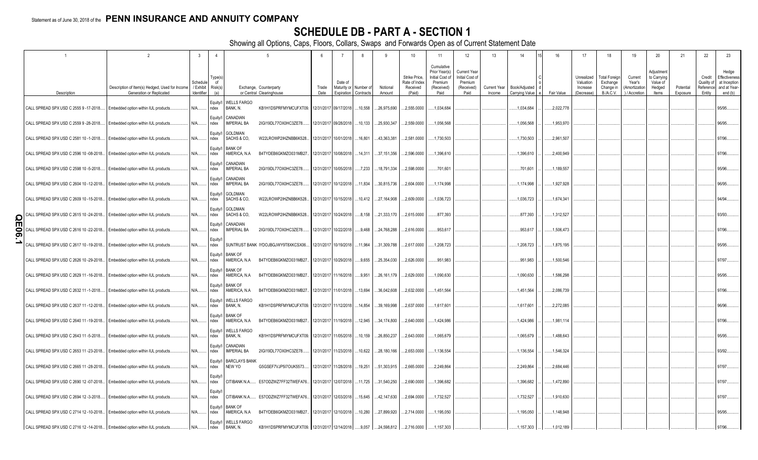Statement as of June 30, 2018 of the **PENN INSURANCE AND ANNUITY COMPANY**

# SCHEDULE DB - PART A - SECTION 1

Showing all Options, Caps, Floors, Collars, Swaps and Forwards Open as of Current Statement Date

| 1 | 2 | 3 | 4 | 5 | | 6 | 7 | 8 | 9 | 10 | 11 | 12 | 13 | 14 | 15 | 16 | 17 | 18 | 19 | 20 | 21 | 22 | 23 |
|---|---|---|---|---|---|---|---|---|---|---|---|---|---|---|---|---|---|---|---|---|---|---|---|
| Description | Description of Item(s) Hedged, Used for Income Generation or Replicated | Schedule / Exhibit Identifier | Type(s) of Risk(s) (a) | Exchange, Counterparty or Central Clearinghouse | | Trade Date | Date of Maturity or Expiration | Number of Contracts | Notional Amount | Strike Price, Rate of Index Received (Paid) | Cumulative Prior Year(s) Initial Cost of Premium (Received) Paid | Current Year Initial Cost of Premium (Received) Paid | Current Year Income | Book/Adjusted Carrying Value | Code | Fair Value | Unrealized Valuation Increase (Decrease) | Total Foreign Exchange Change in B./A.C.V. | Current Year's (Amortization) / Accretion | Adjustment to Carrying Value of Hedged Items | Potential Exposure | Credit Quality of Reference Entity | Hedge Effectiveness at Inception and at Year-end (b) |
| CALL SPREAD SPX USD C 2555 9 -17-2018 | Embedded option within IUL products | N/A | Equity/Index | WELLS FARGO BANK, N. | KB1H1DSPRFMYMCUFXT09 | 12/31/2017 | 09/17/2018 | 10,558 | 26,975,690 | 2,555.0000 | 1,034,684 | | | 1,034,684 | | 2,022,778 | | | | | | | 95/95 |
| CALL SPREAD SPX USD C 2559 9 -28-2018 | Embedded option within IUL products | N/A | Equity/Index | CANADIAN IMPERIAL BA | 2IGI19DL77OX0HC3ZE78 | 12/31/2017 | 09/28/2018 | 10,133 | 25,930,347 | 2,559.0000 | 1,056,568 | | | 1,056,568 | | 1,953,970 | | | | | | | 96/95 |
| CALL SPREAD SPX USD C 2581 10 -1-2018 | Embedded option within IUL products | N/A | Equity/Index | GOLDMAN SACHS & CO, | W22LROWP2IHZNBB6K528 | 12/31/2017 | 10/01/2018 | 16,801 | 43,363,381 | 2,581.0000 | 1,730,503 | | | 1,730,503 | | 2,961,507 | | | | | | | 97/96 |
| CALL SPREAD SPX USD C 2596 10 -08-2018 | Embedded option within IUL products | N/A | Equity/Index | BANK OF AMERICA, N.A | B4TYDEB6GKMZO031MB27 | 12/31/2017 | 10/08/2018 | 14,311 | 37,151,356 | 2,596.0000 | 1,396,610 | | | 1,396,610 | | 2,400,949 | | | | | | | 97/96 |
| CALL SPREAD SPX USD C 2598 10 -5-2018 | Embedded option within IUL products | N/A | Equity/Index | CANADIAN IMPERIAL BA | 2IGI19DL77OX0HC3ZE78 | 12/31/2017 | 10/05/2018 | 7,233 | 18,791,334 | 2,598.0000 | 701,601 | | | 701,601 | | 1,189,557 | | | | | | | 95/96 |
| CALL SPREAD SPX USD C 2604 10 -12-2018 | Embedded option within IUL products | N/A | Equity/Index | CANADIAN IMPERIAL BA | 2IGI19DL77OX0HC3ZE78 | 12/31/2017 | 10/12/2018 | 11,834 | 30,815,736 | 2,604.0000 | 1,174,998 | | | 1,174,998 | | 1,927,928 | | | | | | | 96/95 |
| CALL SPREAD SPX USD C 2609 10 -15-2018 | Embedded option within IUL products | N/A | Equity/Index | GOLDMAN SACHS & CO, | W22LROWP2IHZNBB6K528 | 12/31/2017 | 10/15/2018 | 10,412 | 27,164,908 | 2,609.0000 | 1,036,723 | | | 1,036,723 | | 1,674,341 | | | | | | | 94/94 |
| CALL SPREAD SPX USD C 2615 10 -24-2018 | Embedded option within IUL products | N/A | Equity/Index | GOLDMAN SACHS & CO, | W22LROWP2IHZNBB6K528 | 12/31/2017 | 10/24/2018 | 8,158 | 21,333,170 | 2,615.0000 | 877,393 | | | 877,393 | | 1,312,527 | | | | | | | 93/93 |
| CALL SPREAD SPX USD C 2616 10 -22-2018 | Embedded option within IUL products | N/A | Equity/Index | CANADIAN IMPERIAL BA | 2IGI19DL77OX0HC3ZE78 | 12/31/2017 | 10/22/2018 | 9,468 | 24,768,288 | 2,616.0000 | 953,617 | | | 953,617 | | 1,506,473 | | | | | | | 97/96 |
| CALL SPREAD SPX USD C 2617 10 -19-2018 | Embedded option within IUL products | N/A | Equity/Index | SUNTRUST BANK | IYDOJBGJWY9T8XKCSX06 | 12/31/2017 | 10/19/2018 | 11,964 | 31,309,788 | 2,617.0000 | 1,208,723 | | | 1,208,723 | | 1,875,195 | | | | | | | 95/95 |
| CALL SPREAD SPX USD C 2626 10 -29-2018 | Embedded option within IUL products | N/A | Equity/Index | BANK OF AMERICA, N.A | B4TYDEB6GKMZO031MB27 | 12/31/2017 | 10/29/2018 | 9,655 | 25,354,030 | 2,626.0000 | 951,983 | | | 951,983 | | 1,500,546 | | | | | | | 97/97 |
| CALL SPREAD SPX USD C 2629 11 -16-2018 | Embedded option within IUL products | N/A | Equity/Index | BANK OF AMERICA, N.A | B4TYDEB6GKMZO031MB27 | 12/31/2017 | 11/16/2018 | 9,951 | 26,161,179 | 2,629.0000 | 1,090,630 | | | 1,090,630 | | 1,586,298 | | | | | | | 95/95 |
| CALL SPREAD SPX USD C 2632 11 -1-2018 | Embedded option within IUL products | N/A | Equity/Index | BANK OF AMERICA, N.A | B4TYDEB6GKMZO031MB27 | 12/31/2017 | 11/01/2018 | 13,694 | 36,042,608 | 2,632.0000 | 1,451,564 | | | 1,451,564 | | 2,086,739 | | | | | | | 97/96 |
| CALL SPREAD SPX USD C 2637 11 -12-2018 | Embedded option within IUL products | N/A | Equity/Index | WELLS FARGO BANK, N. | KB1H1DSPRFMYMCUFXT09 | 12/31/2017 | 11/12/2018 | 14,854 | 39,169,998 | 2,637.0000 | 1,617,601 | | | 1,617,601 | | 2,272,085 | | | | | | | 96/96 |
| CALL SPREAD SPX USD C 2640 11 -19-2018 | Embedded option within IUL products | N/A | Equity/Index | BANK OF AMERICA, N.A | B4TYDEB6GKMZO031MB27 | 12/31/2017 | 11/19/2018 | 12,945 | 34,174,800 | 2,640.0000 | 1,424,986 | | | 1,424,986 | | 1,981,114 | | | | | | | 97/96 |
| CALL SPREAD SPX USD C 2643 11 -5-2018 | Embedded option within IUL products | N/A | Equity/Index | WELLS FARGO BANK, N. | KB1H1DSPRFMYMCUFXT09 | 12/31/2017 | 11/05/2018 | 10,159 | 26,850,237 | 2,643.0000 | 1,065,679 | | | 1,065,679 | | 1,488,643 | | | | | | | 95/95 |
| CALL SPREAD SPX USD C 2653 11 -23-2018 | Embedded option within IUL products | N/A | Equity/Index | CANADIAN IMPERIAL BA | 2IGI19DL77OX0HC3ZE78 | 12/31/2017 | 11/23/2018 | 10,622 | 28,180,166 | 2,653.0000 | 1,136,554 | | | 1,136,554 | | 1,546,324 | | | | | | | 93/92 |
| CALL SPREAD SPX USD C 2665 11 -28-2018 | Embedded option within IUL products | N/A | Equity/Index | BARCLAYS BANK NEW YO | G5GSEF7VJP5I7OUK5573 | 12/31/2017 | 11/28/2018 | 19,251 | 51,303,915 | 2,665.0000 | 2,249,864 | | | 2,249,864 | | 2,684,446 | | | | | | | 97/97 |
| CALL SPREAD SPX USD C 2690 12 -07-2018 | Embedded option within IUL products | N/A | Equity/Index | CITIBANK N.A. | E57ODZWZ7FF32TWEFA76 | 12/31/2017 | 12/07/2018 | 11,725 | 31,540,250 | 2,690.0000 | 1,396,682 | | | 1,396,682 | | 1,472,890 | | | | | | | 97/97 |
| CALL SPREAD SPX USD C 2694 12 -3-2018 | Embedded option within IUL products | N/A | Equity/Index | CITIBANK N.A. | E57ODZWZ7FF32TWEFA76 | 12/31/2017 | 12/03/2018 | 15,645 | 42,147,630 | 2,694.0000 | 1,732,527 | | | 1,732,527 | | 1,910,630 | | | | | | | 97/97 |
| CALL SPREAD SPX USD C 2714 12 -10-2018 | Embedded option within IUL products | N/A | Equity/Index | BANK OF AMERICA, N.A | B4TYDEB6GKMZO031MB27 | 12/31/2017 | 12/10/2018 | 10,280 | 27,899,920 | 2,714.0000 | 1,195,050 | | | 1,195,050 | | 1,148,948 | | | | | | | 95/95 |
| CALL SPREAD SPX USD C 2716 12 -14-2018 | Embedded option within IUL products | N/A | Equity/Index | WELLS FARGO BANK, N. | KB1H1DSPRFMYMCUFXT09 | 12/31/2017 | 12/14/2018 | 9,057 | 24,598,812 | 2,716.0000 | 1,157,303 | | | 1,157,303 | | 1,012,189 | | | | | | | 97/96 |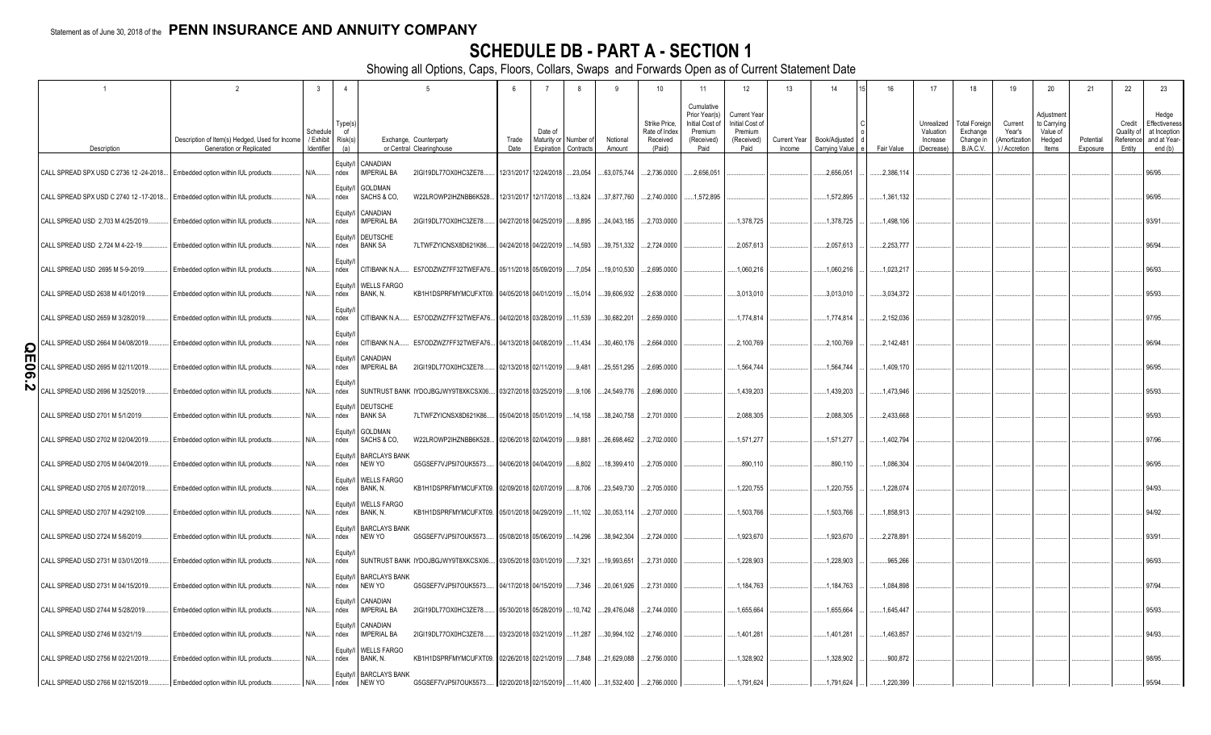Statement as of June 30, 2018 of the **PENN INSURANCE AND ANNUITY COMPANY**

# SCHEDULE DB - PART A - SECTION 1

Showing all Options, Caps, Floors, Collars, Swaps and Forwards Open as of Current Statement Date

| 1 | 2 | 3 | 4 | 5 | | 6 | 7 | 8 | 9 | 10 | 11 | 12 | 13 | 14 | 15 | 16 | 17 | 18 | 19 | 20 | 21 | 22 | 23 |
|---|---|---|---|---|---|---|---|---|---|---|---|---|---|---|---|---|---|---|---|---|---|---|---|
| Description | Description of Item(s) Hedged, Used for Income Generation or Replicated | Schedule / Exhibit Identifier | Type(s) of Risk(s) (a) | Exchange, Counterparty or Central Clearinghouse | | Trade Date | Date of Maturity or Expiration | Number of Contracts | Notional Amount | Strike Price, Rate of Index Received (Paid) | Cumulative Prior Year(s) Initial Cost of Premium (Received) Paid | Current Year Initial Cost of Premium (Received) Paid | Current Year Income | Book/Adjusted Carrying Value | Code | Fair Value | Unrealized Valuation Increase (Decrease) | Total Foreign Exchange Change in B./A.C.V. | Current Year's (Amortization) / Accretion | Adjustment to Carrying Value of Hedged Items | Potential Exposure | Credit Quality of Reference Entity | Hedge Effectiveness at Inception and at Year-end (b) |
| CALL SPREAD SPX USD C 2736 12 -24-2018 | Embedded option within IUL products | N/A | Equity/Index | CANADIAN IMPERIAL BA | 2IGI19DL77OX0HC3ZE78 | 12/31/2017 | 12/24/2018 | 23,054 | 63,075,744 | 2,736.0000 | 2,656,051 | | | 2,656,051 | | 2,386,114 | | | | | | | 96/95 |
| CALL SPREAD SPX USD C 2740 12 -17-2018 | Embedded option within IUL products | N/A | Equity/Index | GOLDMAN SACHS & CO, | W22LROWP2IHZNBB6K528 | 12/31/2017 | 12/17/2018 | 13,824 | 37,877,760 | 2,740.0000 | 1,572,895 | | | 1,572,895 | | 1,361,132 | | | | | | | 96/95 |
| CALL SPREAD USD 2,703 M 4/25/2019 | Embedded option within IUL products | N/A | Equity/Index | CANADIAN IMPERIAL BA | 2IGI19DL77OX0HC3ZE78 | 04/27/2018 | 04/25/2019 | 8,895 | 24,043,185 | 2,703.0000 | | 1,378,725 | | 1,378,725 | | 1,498,106 | | | | | | | 93/91 |
| CALL SPREAD USD 2,724 M 4-22-19 | Embedded option within IUL products | N/A | Equity/Index | DEUTSCHE BANK SA | 7LTWFZYICNSX8D621K86 | 04/24/2018 | 04/22/2019 | 14,593 | 39,751,332 | 2,724.0000 | | 2,057,613 | | 2,057,613 | | 2,253,777 | | | | | | | 96/94 |
| CALL SPREAD USD 2695 M 5-9-2019 | Embedded option within IUL products | N/A | Equity/Index | CITIBANK N.A. | E57ODZWZ7FF32TWEFA76 | 05/11/2018 | 05/09/2019 | 7,054 | 19,010,530 | 2,695.0000 | | 1,060,216 | | 1,060,216 | | 1,023,217 | | | | | | | 96/93 |
| CALL SPREAD USD 2638 M 4/01/2019 | Embedded option within IUL products | N/A | Equity/Index | WELLS FARGO BANK, N. | KB1H1DSPRFMYMCUFXT09 | 04/05/2018 | 04/01/2019 | 15,014 | 39,606,932 | 2,638.0000 | | 3,013,010 | | 3,013,010 | | 3,034,372 | | | | | | | 95/93 |
| CALL SPREAD USD 2659 M 3/28/2019 | Embedded option within IUL products | N/A | Equity/Index | CITIBANK N.A. | E57ODZWZ7FF32TWEFA76 | 04/02/2018 | 03/28/2019 | 11,539 | 30,682,201 | 2,659.0000 | | 1,774,814 | | 1,774,814 | | 2,152,036 | | | | | | | 97/95 |
| CALL SPREAD USD 2664 M 04/08/2019 | Embedded option within IUL products | N/A | Equity/Index | CITIBANK N.A. | E57ODZWZ7FF32TWEFA76 | 04/13/2018 | 04/08/2019 | 11,434 | 30,460,176 | 2,664.0000 | | 2,100,769 | | 2,100,769 | | 2,142,481 | | | | | | | 96/94 |
| CALL SPREAD USD 2695 M 02/11/2019 | Embedded option within IUL products | N/A | Equity/Index | CANADIAN IMPERIAL BA | 2IGI19DL77OX0HC3ZE78 | 02/13/2018 | 02/11/2019 | 9,481 | 25,551,295 | 2,695.0000 | | 1,564,744 | | 1,564,744 | | 1,409,170 | | | | | | | 96/95 |
| CALL SPREAD USD 2696 M 3/25/2019 | Embedded option within IUL products | N/A | Equity/Index | SUNTRUST BANK | IYDOJBGJWY9T8XKCSX06 | 03/27/2018 | 03/25/2019 | 9,106 | 24,549,776 | 2,696.0000 | | 1,439,203 | | 1,439,203 | | 1,473,946 | | | | | | | 95/93 |
| CALL SPREAD USD 2701 M 5/1/2019 | Embedded option within IUL products | N/A | Equity/Index | DEUTSCHE BANK SA | 7LTWFZYICNSX8D621K86 | 05/04/2018 | 05/01/2019 | 14,158 | 38,240,758 | 2,701.0000 | | 2,088,305 | | 2,088,305 | | 2,433,668 | | | | | | | 95/93 |
| CALL SPREAD USD 2702 M 02/04/2019 | Embedded option within IUL products | N/A | Equity/Index | GOLDMAN SACHS & CO, | W22LROWP2IHZNBB6K528 | 02/06/2018 | 02/04/2019 | 9,881 | 26,698,462 | 2,702.0000 | | 1,571,277 | | 1,571,277 | | 1,402,794 | | | | | | | 97/96 |
| CALL SPREAD USD 2705 M 04/04/2019 | Embedded option within IUL products | N/A | Equity/Index | BARCLAYS BANK NEW YO | G5GSEF7VJP5I7OUK5573 | 04/06/2018 | 04/04/2019 | 6,802 | 18,399,410 | 2,705.0000 | | 890,110 | | 890,110 | | 1,086,304 | | | | | | | 96/95 |
| CALL SPREAD USD 2705 M 2/07/2019 | Embedded option within IUL products | N/A | Equity/Index | WELLS FARGO BANK, N. | KB1H1DSPRFMYMCUFXT09 | 02/09/2018 | 02/07/2019 | 8,706 | 23,549,730 | 2,705.0000 | | 1,220,755 | | 1,220,755 | | 1,228,074 | | | | | | | 94/93 |
| CALL SPREAD USD 2707 M 4/29/2109 | Embedded option within IUL products | N/A | Equity/Index | WELLS FARGO BANK, N. | KB1H1DSPRFMYMCUFXT09 | 05/01/2018 | 04/29/2019 | 11,102 | 30,053,114 | 2,707.0000 | | 1,503,766 | | 1,503,766 | | 1,858,913 | | | | | | | 94/92 |
| CALL SPREAD USD 2724 M 5/6/2019 | Embedded option within IUL products | N/A | Equity/Index | BARCLAYS BANK NEW YO | G5GSEF7VJP5I7OUK5573 | 05/08/2018 | 05/06/2019 | 14,296 | 38,942,304 | 2,724.0000 | | 1,923,670 | | 1,923,670 | | 2,278,891 | | | | | | | 93/91 |
| CALL SPREAD USD 2731 M 03/01/2019 | Embedded option within IUL products | N/A | Equity/Index | SUNTRUST BANK | IYDOJBGJWY9T8XKCSX06 | 03/05/2018 | 03/01/2019 | 7,321 | 19,993,651 | 2,731.0000 | | 1,228,903 | | 1,228,903 | | 965,266 | | | | | | | 96/93 |
| CALL SPREAD USD 2731 M 04/15/2019 | Embedded option within IUL products | N/A | Equity/Index | BARCLAYS BANK NEW YO | G5GSEF7VJP5I7OUK5573 | 04/17/2018 | 04/15/2019 | 7,346 | 20,061,926 | 2,731.0000 | | 1,184,763 | | 1,184,763 | | 1,084,898 | | | | | | | 97/94 |
| CALL SPREAD USD 2744 M 5/28/2019 | Embedded option within IUL products | N/A | Equity/Index | CANADIAN IMPERIAL BA | 2IGI19DL77OX0HC3ZE78 | 05/30/2018 | 05/28/2019 | 10,742 | 29,476,048 | 2,744.0000 | | 1,655,664 | | 1,655,664 | | 1,645,447 | | | | | | | 95/93 |
| CALL SPREAD USD 2746 M 03/21/19 | Embedded option within IUL products | N/A | Equity/Index | CANADIAN IMPERIAL BA | 2IGI19DL77OX0HC3ZE78 | 03/23/2018 | 03/21/2019 | 11,287 | 30,994,102 | 2,746.0000 | | 1,401,281 | | 1,401,281 | | 1,463,857 | | | | | | | 94/93 |
| CALL SPREAD USD 2756 M 02/21/2019 | Embedded option within IUL products | N/A | Equity/Index | WELLS FARGO BANK, N. | KB1H1DSPRFMYMCUFXT09 | 02/26/2018 | 02/21/2019 | 7,848 | 21,629,088 | 2,756.0000 | | 1,328,902 | | 1,328,902 | | 900,872 | | | | | | | 98/95 |
| CALL SPREAD USD 2766 M 02/15/2019 | Embedded option within IUL products | N/A | Equity/Index | BARCLAYS BANK NEW YO | G5GSEF7VJP5I7OUK5573 | 02/20/2018 | 02/15/2019 | 11,400 | 31,532,400 | 2,766.0000 | | 1,791,624 | | 1,791,624 | | 1,220,399 | | | | | | | 95/94 |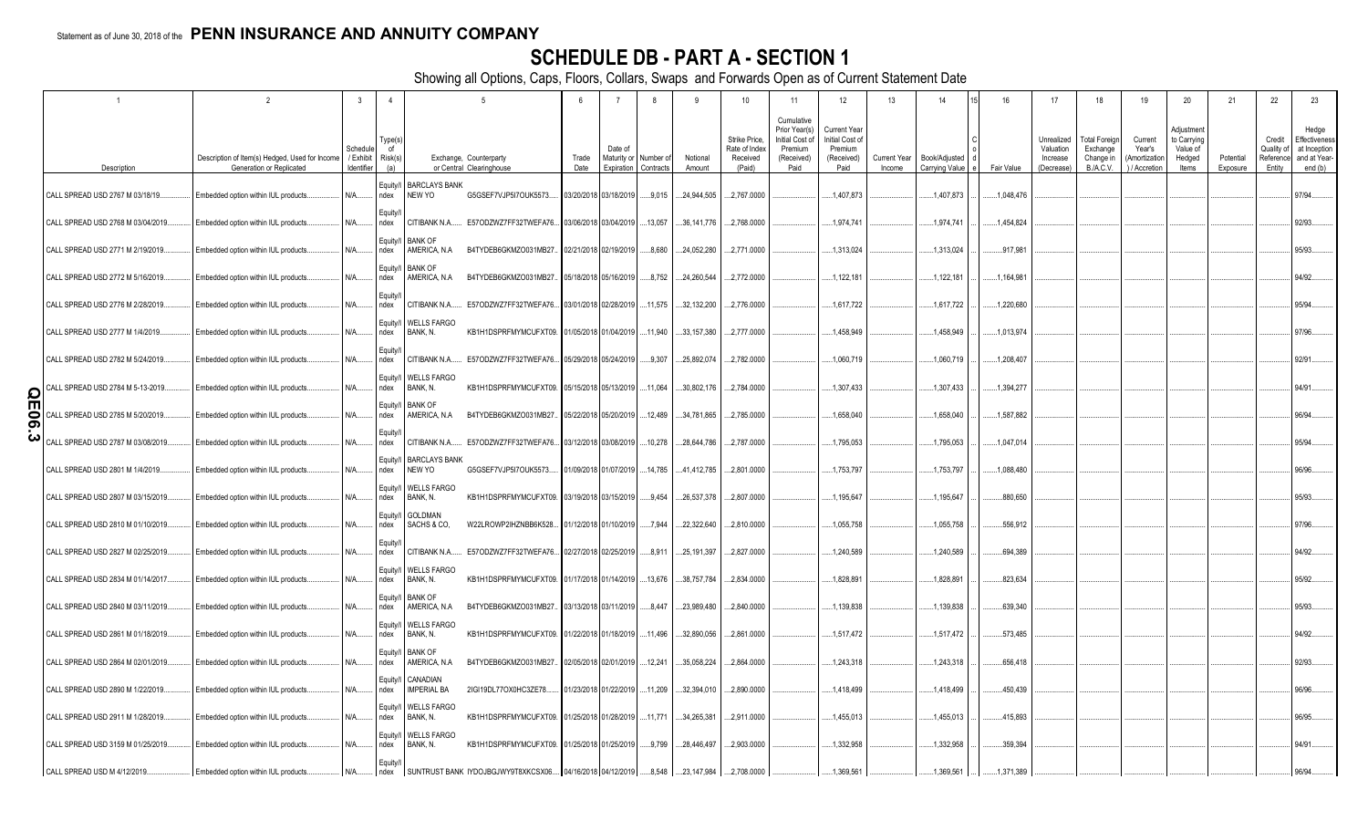Statement as of June 30, 2018 of the **PENN INSURANCE AND ANNUITY COMPANY**

# SCHEDULE DB - PART A - SECTION 1

Showing all Options, Caps, Floors, Collars, Swaps and Forwards Open as of Current Statement Date

| 1 Description | 2 Description of Item(s) Hedged, Used for Income Generation or Replicated | 3 Schedule / Exhibit Identifier | 4 Type(s) of Risk(s) (a) | 5 Exchange, Counterparty or Central Clearinghouse | | 6 Trade Date | 7 Date of Maturity or Expiration | 8 Number of Contracts | 9 Notional Amount | 10 Strike Price, Rate of Index Received (Paid) | 11 Cumulative Prior Year(s) Initial Cost of Premium (Received) Paid | 12 Current Year Initial Cost of Premium (Received) Paid | 13 Current Year Income | 14 Book/Adjusted Carrying Value | 15 Code | 16 Fair Value | 17 Unrealized Valuation Increase (Decrease) | 18 Total Foreign Exchange Change in B./A.C.V. | 19 Current Year's (Amortization) / Accretion | 20 Adjustment to Carrying Value of Hedged Items | 21 Potential Exposure | 22 Credit Quality of Reference Entity | 23 Hedge Effectiveness at Inception and at Year-end (b) |
|---|---|---|---|---|---|---|---|---|---|---|---|---|---|---|---|---|---|---|---|---|---|---|---|
| CALL SPREAD USD 2767 M 03/18/19 | Embedded option within IUL products | N/A | Equity/Index | BARCLAYS BANK NEW YO | G5GSEF7VJP5I7OUK5573 | 03/20/2018 | 03/18/2019 | 9,015 | 24,944,505 | 2,767.0000 | | 1,407,873 | | 1,407,873 | | 1,048,476 | | | | | | | 97/94 |
| CALL SPREAD USD 2768 M 03/04/2019 | Embedded option within IUL products | N/A | Equity/Index | CITIBANK N.A. | E57ODZWZ7FF32TWEFA76 | 03/06/2018 | 03/04/2019 | 13,057 | 36,141,776 | 2,768.0000 | | 1,974,741 | | 1,974,741 | | 1,454,824 | | | | | | | 92/93 |
| CALL SPREAD USD 2771 M 2/19/2019 | Embedded option within IUL products | N/A | Equity/Index | BANK OF AMERICA, N.A | B4TYDEB6GKMZO031MB27 | 02/21/2018 | 02/19/2019 | 8,680 | 24,052,280 | 2,771.0000 | | 1,313,024 | | 1,313,024 | | 917,981 | | | | | | | 95/93 |
| CALL SPREAD USD 2772 M 5/16/2019 | Embedded option within IUL products | N/A | Equity/Index | BANK OF AMERICA, N.A | B4TYDEB6GKMZO031MB27 | 05/18/2018 | 05/16/2019 | 8,752 | 24,260,544 | 2,772.0000 | | 1,122,181 | | 1,122,181 | | 1,164,981 | | | | | | | 94/92 |
| CALL SPREAD USD 2776 M 2/28/2019 | Embedded option within IUL products | N/A | Equity/Index | CITIBANK N.A. | E57ODZWZ7FF32TWEFA76 | 03/01/2018 | 02/28/2019 | 11,575 | 32,132,200 | 2,776.0000 | | 1,617,722 | | 1,617,722 | | 1,220,680 | | | | | | | 95/94 |
| CALL SPREAD USD 2777 M 1/4/2019 | Embedded option within IUL products | N/A | Equity/Index | WELLS FARGO BANK, N. | KB1H1DSPRFMYMCUFXT09 | 01/05/2018 | 01/04/2019 | 11,940 | 33,157,380 | 2,777.0000 | | 1,458,949 | | 1,458,949 | | 1,013,974 | | | | | | | 97/96 |
| CALL SPREAD USD 2782 M 5/24/2019 | Embedded option within IUL products | N/A | Equity/Index | CITIBANK N.A. | E57ODZWZ7FF32TWEFA76 | 05/29/2018 | 05/24/2019 | 9,307 | 25,892,074 | 2,782.0000 | | 1,060,719 | | 1,060,719 | | 1,208,407 | | | | | | | 92/91 |
| CALL SPREAD USD 2784 M 5-13-2019 | Embedded option within IUL products | N/A | Equity/Index | WELLS FARGO BANK, N. | KB1H1DSPRFMYMCUFXT09 | 05/15/2018 | 05/13/2019 | 11,064 | 30,802,176 | 2,784.0000 | | 1,307,433 | | 1,307,433 | | 1,394,277 | | | | | | | 94/91 |
| CALL SPREAD USD 2785 M 5/20/2019 | Embedded option within IUL products | N/A | Equity/Index | BANK OF AMERICA, N.A | B4TYDEB6GKMZO031MB27 | 05/22/2018 | 05/20/2019 | 12,489 | 34,781,865 | 2,785.0000 | | 1,658,040 | | 1,658,040 | | 1,587,882 | | | | | | | 96/94 |
| CALL SPREAD USD 2787 M 03/08/2019 | Embedded option within IUL products | N/A | Equity/Index | CITIBANK N.A. | E57ODZWZ7FF32TWEFA76 | 03/12/2018 | 03/08/2019 | 10,278 | 28,644,786 | 2,787.0000 | | 1,795,053 | | 1,795,053 | | 1,047,014 | | | | | | | 95/94 |
| CALL SPREAD USD 2801 M 1/4/2019 | Embedded option within IUL products | N/A | Equity/Index | BARCLAYS BANK NEW YO | G5GSEF7VJP5I7OUK5573 | 01/09/2018 | 01/07/2019 | 14,785 | 41,412,785 | 2,801.0000 | | 1,753,797 | | 1,753,797 | | 1,088,480 | | | | | | | 96/96 |
| CALL SPREAD USD 2807 M 03/15/2019 | Embedded option within IUL products | N/A | Equity/Index | WELLS FARGO BANK, N. | KB1H1DSPRFMYMCUFXT09 | 03/19/2018 | 03/15/2019 | 9,454 | 26,537,378 | 2,807.0000 | | 1,195,647 | | 1,195,647 | | 880,650 | | | | | | | 95/93 |
| CALL SPREAD USD 2810 M 01/10/2019 | Embedded option within IUL products | N/A | Equity/Index | GOLDMAN SACHS & CO, | W22LROWP2IHZNBB6K528 | 01/12/2018 | 01/10/2019 | 7,944 | 22,322,640 | 2,810.0000 | | 1,055,758 | | 1,055,758 | | 556,912 | | | | | | | 97/96 |
| CALL SPREAD USD 2827 M 02/25/2019 | Embedded option within IUL products | N/A | Equity/Index | CITIBANK N.A. | E57ODZWZ7FF32TWEFA76 | 02/27/2018 | 02/25/2019 | 8,911 | 25,191,397 | 2,827.0000 | | 1,240,589 | | 1,240,589 | | 694,389 | | | | | | | 94/92 |
| CALL SPREAD USD 2834 M 01/14/2017 | Embedded option within IUL products | N/A | Equity/Index | WELLS FARGO BANK, N. | KB1H1DSPRFMYMCUFXT09 | 01/17/2018 | 01/14/2019 | 13,676 | 38,757,784 | 2,834.0000 | | 1,828,891 | | 1,828,891 | | 823,634 | | | | | | | 95/92 |
| CALL SPREAD USD 2840 M 03/11/2019 | Embedded option within IUL products | N/A | Equity/Index | BANK OF AMERICA, N.A | B4TYDEB6GKMZO031MB27 | 03/13/2018 | 03/11/2019 | 8,447 | 23,989,480 | 2,840.0000 | | 1,139,838 | | 1,139,838 | | 639,340 | | | | | | | 95/93 |
| CALL SPREAD USD 2861 M 01/18/2019 | Embedded option within IUL products | N/A | Equity/Index | WELLS FARGO BANK, N. | KB1H1DSPRFMYMCUFXT09 | 01/22/2018 | 01/18/2019 | 11,496 | 32,890,056 | 2,861.0000 | | 1,517,472 | | 1,517,472 | | 573,485 | | | | | | | 94/92 |
| CALL SPREAD USD 2864 M 02/01/2019 | Embedded option within IUL products | N/A | Equity/Index | BANK OF AMERICA, N.A | B4TYDEB6GKMZO031MB27 | 02/05/2018 | 02/01/2019 | 12,241 | 35,058,224 | 2,864.0000 | | 1,243,318 | | 1,243,318 | | 656,418 | | | | | | | 92/93 |
| CALL SPREAD USD 2890 M 1/22/2019 | Embedded option within IUL products | N/A | Equity/Index | CANADIAN IMPERIAL BA | 2IGI19DL77OX0HC3ZE78 | 01/23/2018 | 01/22/2019 | 11,209 | 32,394,010 | 2,890.0000 | | 1,418,499 | | 1,418,499 | | 450,439 | | | | | | | 96/96 |
| CALL SPREAD USD 2911 M 1/28/2019 | Embedded option within IUL products | N/A | Equity/Index | WELLS FARGO BANK, N. | KB1H1DSPRFMYMCUFXT09 | 01/25/2018 | 01/28/2019 | 11,771 | 34,265,381 | 2,911.0000 | | 1,455,013 | | 1,455,013 | | 415,893 | | | | | | | 96/95 |
| CALL SPREAD USD 3159 M 01/25/2019 | Embedded option within IUL products | N/A | Equity/Index | WELLS FARGO BANK, N. | KB1H1DSPRFMYMCUFXT09 | 01/25/2018 | 01/25/2019 | 9,799 | 28,446,497 | 2,903.0000 | | 1,332,958 | | 1,332,958 | | 359,394 | | | | | | | 94/91 |
| CALL SPREAD USD M 4/12/2019 | Embedded option within IUL products | N/A | Equity/Index | SUNTRUST BANK | IYDOJBGJWY9T8XKCSX06 | 04/16/2018 | 04/12/2019 | 8,548 | 23,147,984 | 2,708.0000 | | 1,369,561 | | 1,369,561 | | 1,371,389 | | | | | | | 96/94 |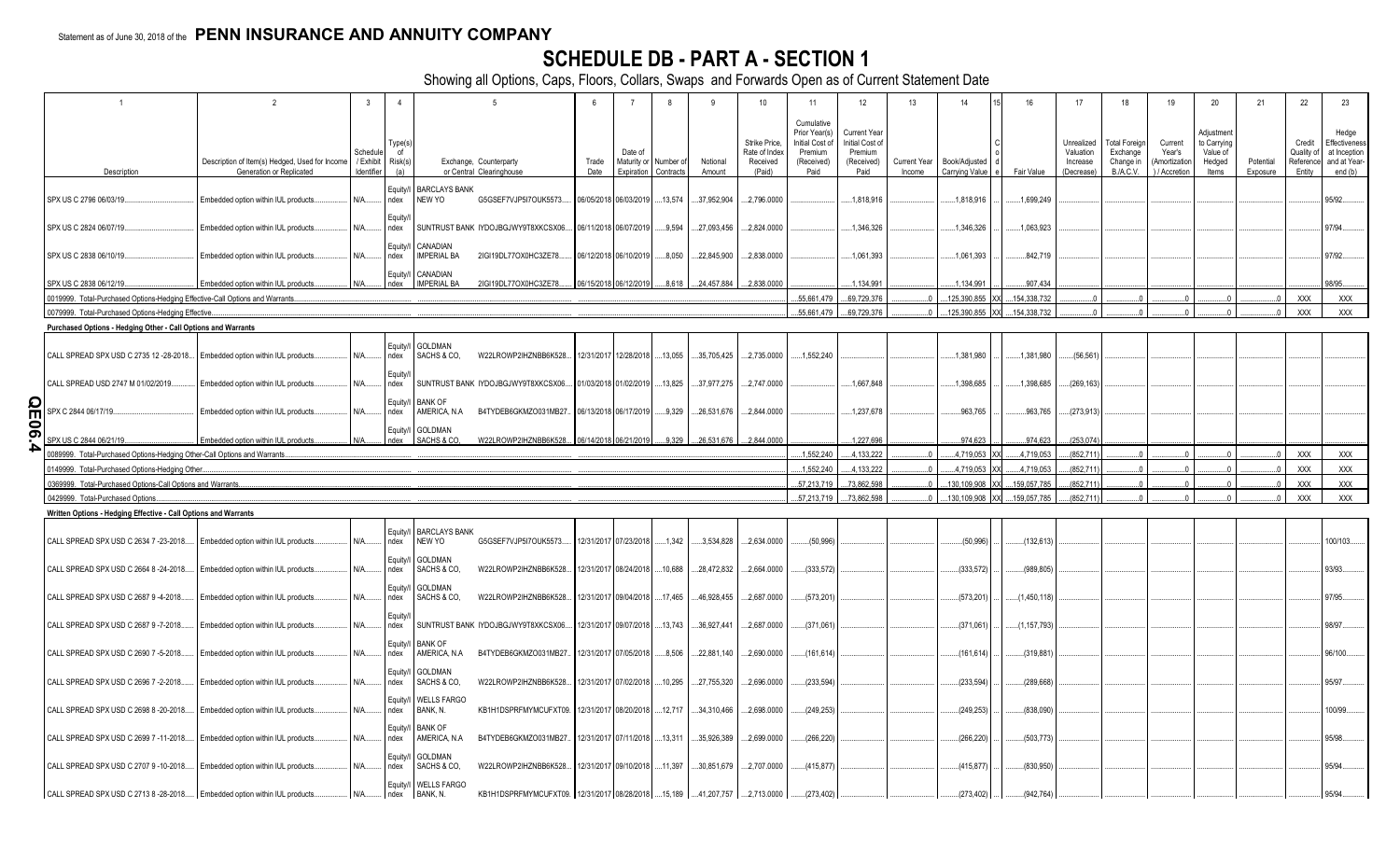Statement as of June 30, 2018 of the **PENN INSURANCE AND ANNUITY COMPANY**

# SCHEDULE DB - PART A - SECTION 1

Showing all Options, Caps, Floors, Collars, Swaps and Forwards Open as of Current Statement Date

| 1 Description | 2 Description of Item(s) Hedged, Used for Income Generation or Replicated | 3 Schedule / Exhibit Identifier | 4 Type(s) of Risk(s) (a) | 5 Exchange, Counterparty or Central Clearinghouse | 6 Trade Date | 7 Date of Maturity or Expiration | 8 Number of Contracts | 9 Notional Amount | 10 Strike Price, Rate of Index Received (Paid) | 11 Cumulative Prior Year(s) Initial Cost of Premium (Received) Paid | 12 Current Year Initial Cost of Premium (Received) Paid | 13 Current Year Income | 14 Book/Adjusted Carrying Value | 15 Code | 16 Fair Value | 17 Unrealized Valuation Increase (Decrease) | 18 Total Foreign Exchange Change in B./A.C.V. | 19 Current Year's (Amortization) / Accretion | 20 Adjustment to Carrying Value of Hedged Items | 21 Potential Exposure | 22 Credit Quality of Reference Entity | 23 Hedge Effectiveness at Inception and at Year-end (b) |
|---|---|---|---|---|---|---|---|---|---|---|---|---|---|---|---|---|---|---|---|---|---|---|
| SPX US C 2796 06/03/19 | Embedded option within IUL products | N/A | Equity/Index | BARCLAYS BANK NEW YO G5GSEF7VJP5I7OUK5573 | 06/05/2018 | 06/03/2019 | 13,574 | 37,952,904 | 2,796.0000 | | 1,818,916 | | 1,818,916 | | 1,699,249 | | | | | | | 95/92 |
| SPX US C 2824 06/07/19 | Embedded option within IUL products | N/A | Equity/Index | SUNTRUST BANK IYDOJBGJWY9T8XKCSX06 | 06/11/2018 | 06/07/2019 | 9,594 | 27,093,456 | 2,824.0000 | | 1,346,326 | | 1,346,326 | | 1,063,923 | | | | | | | 97/94 |
| SPX US C 2838 06/10/19 | Embedded option within IUL products | N/A | Equity/Index | CANADIAN IMPERIAL BA 2IGI19DL77OX0HC3ZE78 | 06/12/2018 | 06/10/2019 | 8,050 | 22,845,900 | 2,838.0000 | | 1,061,393 | | 1,061,393 | | 842,719 | | | | | | | 97/92 |
| SPX US C 2838 06/12/19 | Embedded option within IUL products | N/A | Equity/Index | CANADIAN IMPERIAL BA 2IGI19DL77OX0HC3ZE78 | 06/15/2018 | 06/12/2019 | 8,618 | 24,457,884 | 2,838.0000 | | 1,134,991 | | 1,134,991 | | 907,434 | | | | | | | 98/95 |
| 0019999. Total-Purchased Options-Hedging Effective-Call Options and Warrants | | | | | | | | | | 55,661,479 | 69,729,376 | 0 | 125,390,855 | XX | 154,338,732 | 0 | 0 | 0 | 0 | 0 | XXX | XXX |
| 0079999. Total-Purchased Options-Hedging Effective | | | | | | | | | | 55,661,479 | 69,729,376 | 0 | 125,390,855 | XX | 154,338,732 | 0 | 0 | 0 | 0 | 0 | XXX | XXX |
| **Purchased Options - Hedging Other - Call Options and Warrants** | | | | | | | | | | | | | | | | | | | | | | |
| CALL SPREAD SPX USD C 2735 12 -28-2018 | Embedded option within IUL products | N/A | Equity/Index | GOLDMAN SACHS & CO, W22LROWP2IHZNBB6K528 | 12/31/2017 | 12/28/2018 | 13,055 | 35,705,425 | 2,735.0000 | 1,552,240 | | | 1,381,980 | | 1,381,980 | (56,561) | | | | | | |
| CALL SPREAD USD 2747 M 01/02/2019 | Embedded option within IUL products | N/A | Equity/Index | SUNTRUST BANK IYDOJBGJWY9T8XKCSX06 | 01/03/2018 | 01/02/2019 | 13,825 | 37,977,275 | 2,747.0000 | | 1,667,848 | | 1,398,685 | | 1,398,685 | (269,163) | | | | | | |
| SPX C 2844 06/17/19 | Embedded option within IUL products | N/A | Equity/Index | BANK OF AMERICA, N.A B4TYDEB6GKMZO031MB27 | 06/13/2018 | 06/17/2019 | 9,329 | 26,531,676 | 2,844.0000 | | 1,237,678 | | 963,765 | | 963,765 | (273,913) | | | | | | |
| SPX US C 2844 06/21/19 | Embedded option within IUL products | N/A | Equity/Index | GOLDMAN SACHS & CO, W22LROWP2IHZNBB6K528 | 06/14/2018 | 06/21/2019 | 9,329 | 26,531,676 | 2,844.0000 | | 1,227,696 | | 974,623 | | 974,623 | (253,074) | | | | | | |
| 0089999. Total-Purchased Options-Hedging Other-Call Options and Warrants | | | | | | | | | | 1,552,240 | 4,133,222 | 0 | 4,719,053 | XX | 4,719,053 | (852,711) | 0 | 0 | 0 | 0 | XXX | XXX |
| 0149999. Total-Purchased Options-Hedging Other | | | | | | | | | | 1,552,240 | 4,133,222 | 0 | 4,719,053 | XX | 4,719,053 | (852,711) | 0 | 0 | 0 | 0 | XXX | XXX |
| 0369999. Total-Purchased Options-Call Options and Warrants | | | | | | | | | | 57,213,719 | 73,862,598 | 0 | 130,109,908 | XX | 159,057,785 | (852,711) | 0 | 0 | 0 | 0 | XXX | XXX |
| 0429999. Total-Purchased Options | | | | | | | | | | 57,213,719 | 73,862,598 | 0 | 130,109,908 | XX | 159,057,785 | (852,711) | 0 | 0 | 0 | 0 | XXX | XXX |
| **Written Options - Hedging Effective - Call Options and Warrants** | | | | | | | | | | | | | | | | | | | | | | |
| CALL SPREAD SPX USD C 2634 7 -23-2018 | Embedded option within IUL products | N/A | Equity/Index | BARCLAYS BANK NEW YO G5GSEF7VJP5I7OUK5573 | 12/31/2017 | 07/23/2018 | 1,342 | 3,534,828 | 2,634.0000 | (50,996) | | | (50,996) | | (132,613) | | | | | | | 100/103 |
| CALL SPREAD SPX USD C 2664 8 -24-2018 | Embedded option within IUL products | N/A | Equity/Index | GOLDMAN SACHS & CO, W22LROWP2IHZNBB6K528 | 12/31/2017 | 08/24/2018 | 10,688 | 28,472,832 | 2,664.0000 | (333,572) | | | (333,572) | | (989,805) | | | | | | | 93/93 |
| CALL SPREAD SPX USD C 2687 9 -4-2018 | Embedded option within IUL products | N/A | Equity/Index | GOLDMAN SACHS & CO, W22LROWP2IHZNBB6K528 | 12/31/2017 | 09/04/2018 | 17,465 | 46,928,455 | 2,687.0000 | (573,201) | | | (573,201) | | (1,450,118) | | | | | | | 97/95 |
| CALL SPREAD SPX USD C 2687 9 -7-2018 | Embedded option within IUL products | N/A | Equity/Index | SUNTRUST BANK IYDOJBGJWY9T8XKCSX06 | 12/31/2017 | 09/07/2018 | 13,743 | 36,927,441 | 2,687.0000 | (371,061) | | | (371,061) | | (1,157,793) | | | | | | | 98/97 |
| CALL SPREAD SPX USD C 2690 7 -5-2018 | Embedded option within IUL products | N/A | Equity/Index | BANK OF AMERICA, N.A B4TYDEB6GKMZO031MB27 | 12/31/2017 | 07/05/2018 | 8,506 | 22,881,140 | 2,690.0000 | (161,614) | | | (161,614) | | (319,881) | | | | | | | 96/100 |
| CALL SPREAD SPX USD C 2696 7 -2-2018 | Embedded option within IUL products | N/A | Equity/Index | GOLDMAN SACHS & CO, W22LROWP2IHZNBB6K528 | 12/31/2017 | 07/02/2018 | 10,295 | 27,755,320 | 2,696.0000 | (233,594) | | | (233,594) | | (289,668) | | | | | | | 95/97 |
| CALL SPREAD SPX USD C 2698 8 -20-2018 | Embedded option within IUL products | N/A | Equity/Index | WELLS FARGO BANK, N. KB1H1DSPRFMYMCUFXT09 | 12/31/2017 | 08/20/2018 | 12,717 | 34,310,466 | 2,698.0000 | (249,253) | | | (249,253) | | (838,090) | | | | | | | 100/99 |
| CALL SPREAD SPX USD C 2699 7 -11-2018 | Embedded option within IUL products | N/A | Equity/Index | BANK OF AMERICA, N.A B4TYDEB6GKMZO031MB27 | 12/31/2017 | 07/11/2018 | 13,311 | 35,926,389 | 2,699.0000 | (266,220) | | | (266,220) | | (503,773) | | | | | | | 95/98 |
| CALL SPREAD SPX USD C 2707 9 -10-2018 | Embedded option within IUL products | N/A | Equity/Index | GOLDMAN SACHS & CO, W22LROWP2IHZNBB6K528 | 12/31/2017 | 09/10/2018 | 11,397 | 30,851,679 | 2,707.0000 | (415,877) | | | (415,877) | | (830,950) | | | | | | | 95/94 |
| CALL SPREAD SPX USD C 2713 8 -28-2018 | Embedded option within IUL products | N/A | Equity/Index | WELLS FARGO BANK, N. KB1H1DSPRFMYMCUFXT09 | 12/31/2017 | 08/28/2018 | 15,189 | 41,207,757 | 2,713.0000 | (273,402) | | | (273,402) | | (942,764) | | | | | | | 95/94 |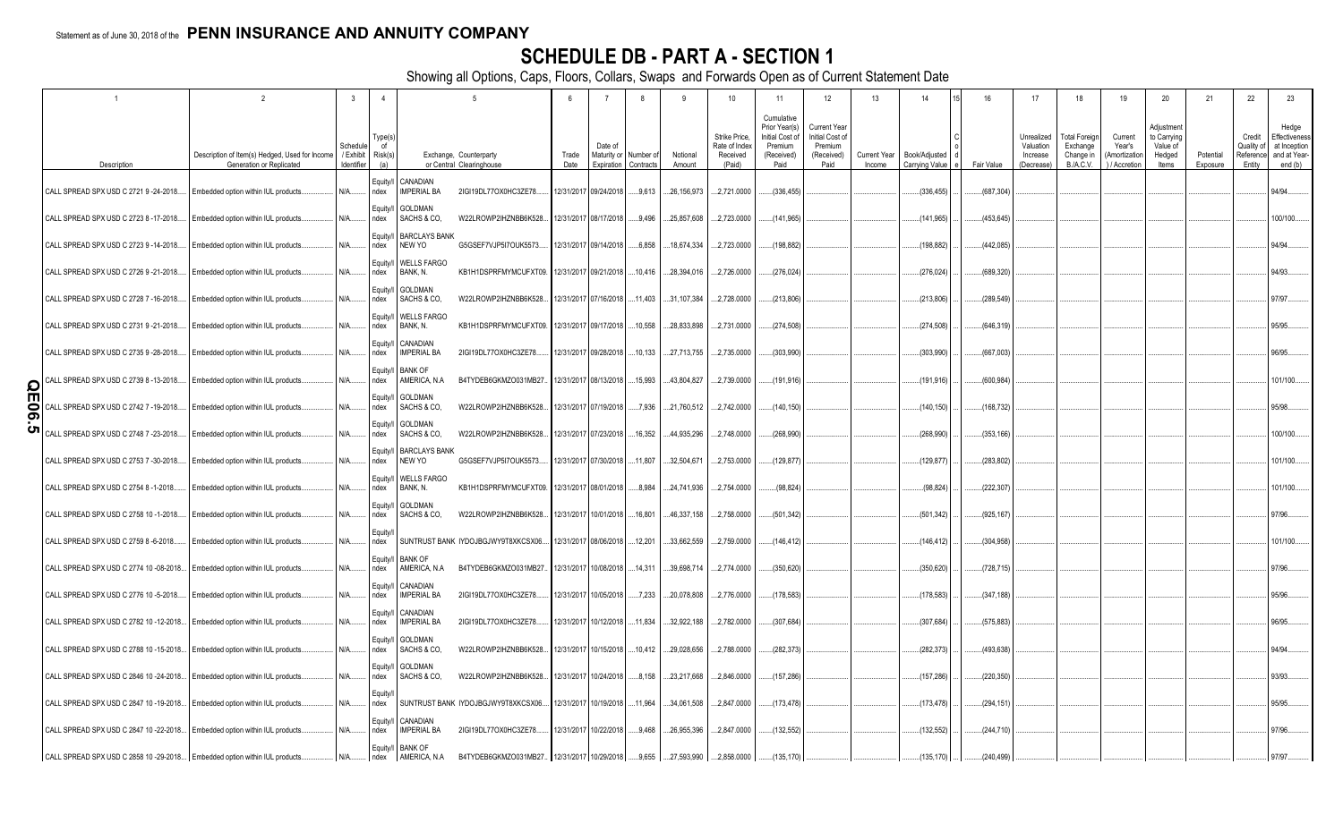Statement as of June 30, 2018 of the **PENN INSURANCE AND ANNUITY COMPANY**

# SCHEDULE DB - PART A - SECTION 1

Showing all Options, Caps, Floors, Collars, Swaps and Forwards Open as of Current Statement Date

| 1 | 2 | 3 | 4 | 5 | | 6 | 7 | 8 | 9 | 10 | 11 | 12 | 13 | 14 | 15 | 16 | 17 | 18 | 19 | 20 | 21 | 22 | 23 |
|---|---|---|---|---|---|---|---|---|---|---|---|---|---|---|---|---|---|---|---|---|---|---|---|
| Description | Description of Item(s) Hedged, Used for Income Generation or Replicated | Schedule / Exhibit Identifier | Type(s) of Risk(s) (a) | Exchange, Counterparty or Central Clearinghouse | | Trade Date | Date of Maturity or Expiration | Number of Contracts | Notional Amount | Strike Price, Rate of Index Received (Paid) | Cumulative Prior Year(s) Initial Cost of Premium (Received) Paid | Current Year Initial Cost of Premium (Received) Paid | Current Year Income | Book/Adjusted Carrying Value | Code | Fair Value | Unrealized Valuation Increase (Decrease) | Total Foreign Exchange Change in B./A.C.V. | Current Year's (Amortization) / Accretion | Adjustment to Carrying Value of Hedged Items | Potential Exposure | Credit Quality of Reference Entity | Hedge Effectiveness at Inception and at Year-end (b) |
| CALL SPREAD SPX USD C 2721 9 -24-2018 | Embedded option within IUL products | N/A | Equity/Index | CANADIAN IMPERIAL BA | 2IGI19DL77OX0HC3ZE78 | 12/31/2017 | 09/24/2018 | 9,613 | 26,156,973 | 2,721.0000 | (336,455) | | | (336,455) | | (687,304) | | | | | | | 94/94 |
| CALL SPREAD SPX USD C 2723 8 -17-2018 | Embedded option within IUL products | N/A | Equity/Index | GOLDMAN SACHS & CO, | W22LROWP2IHZNBB6K528 | 12/31/2017 | 08/17/2018 | 9,496 | 25,857,608 | 2,723.0000 | (141,965) | | | (141,965) | | (453,645) | | | | | | | 100/100 |
| CALL SPREAD SPX USD C 2723 9 -14-2018 | Embedded option within IUL products | N/A | Equity/Index | BARCLAYS BANK NEW YO | G5GSEF7VJP5I7OUK5573 | 12/31/2017 | 09/14/2018 | 6,858 | 18,674,334 | 2,723.0000 | (198,882) | | | (198,882) | | (442,085) | | | | | | | 94/94 |
| CALL SPREAD SPX USD C 2726 9 -21-2018 | Embedded option within IUL products | N/A | Equity/Index | WELLS FARGO BANK, N. | KB1H1DSPRFMYMCUFXT09 | 12/31/2017 | 09/21/2018 | 10,416 | 28,394,016 | 2,726.0000 | (276,024) | | | (276,024) | | (689,320) | | | | | | | 94/93 |
| CALL SPREAD SPX USD C 2728 7 -16-2018 | Embedded option within IUL products | N/A | Equity/Index | GOLDMAN SACHS & CO, | W22LROWP2IHZNBB6K528 | 12/31/2017 | 07/16/2018 | 11,403 | 31,107,384 | 2,728.0000 | (213,806) | | | (213,806) | | (289,549) | | | | | | | 97/97 |
| CALL SPREAD SPX USD C 2731 9 -21-2018 | Embedded option within IUL products | N/A | Equity/Index | WELLS FARGO BANK, N. | KB1H1DSPRFMYMCUFXT09 | 12/31/2017 | 09/17/2018 | 10,558 | 28,833,898 | 2,731.0000 | (274,508) | | | (274,508) | | (646,319) | | | | | | | 95/95 |
| CALL SPREAD SPX USD C 2735 9 -28-2018 | Embedded option within IUL products | N/A | Equity/Index | CANADIAN IMPERIAL BA | 2IGI19DL77OX0HC3ZE78 | 12/31/2017 | 09/28/2018 | 10,133 | 27,713,755 | 2,735.0000 | (303,990) | | | (303,990) | | (667,003) | | | | | | | 96/95 |
| CALL SPREAD SPX USD C 2739 8 -13-2018 | Embedded option within IUL products | N/A | Equity/Index | BANK OF AMERICA, N.A | B4TYDEB6GKMZO031MB27 | 12/31/2017 | 08/13/2018 | 15,993 | 43,804,827 | 2,739.0000 | (191,916) | | | (191,916) | | (600,984) | | | | | | | 101/100 |
| CALL SPREAD SPX USD C 2742 7 -19-2018 | Embedded option within IUL products | N/A | Equity/Index | GOLDMAN SACHS & CO, | W22LROWP2IHZNBB6K528 | 12/31/2017 | 07/19/2018 | 7,936 | 21,760,512 | 2,742.0000 | (140,150) | | | (140,150) | | (168,732) | | | | | | | 95/98 |
| CALL SPREAD SPX USD C 2748 7 -23-2018 | Embedded option within IUL products | N/A | Equity/Index | GOLDMAN SACHS & CO, | W22LROWP2IHZNBB6K528 | 12/31/2017 | 07/23/2018 | 16,352 | 44,935,296 | 2,748.0000 | (268,990) | | | (268,990) | | (353,166) | | | | | | | 100/100 |
| CALL SPREAD SPX USD C 2753 7 -30-2018 | Embedded option within IUL products | N/A | Equity/Index | BARCLAYS BANK NEW YO | G5GSEF7VJP5I7OUK5573 | 12/31/2017 | 07/30/2018 | 11,807 | 32,504,671 | 2,753.0000 | (129,877) | | | (129,877) | | (283,802) | | | | | | | 101/100 |
| CALL SPREAD SPX USD C 2754 8 -1-2018 | Embedded option within IUL products | N/A | Equity/Index | WELLS FARGO BANK, N. | KB1H1DSPRFMYMCUFXT09 | 12/31/2017 | 08/01/2018 | 8,984 | 24,741,936 | 2,754.0000 | (98,824) | | | (98,824) | | (222,307) | | | | | | | 101/100 |
| CALL SPREAD SPX USD C 2758 10 -1-2018 | Embedded option within IUL products | N/A | Equity/Index | GOLDMAN SACHS & CO, | W22LROWP2IHZNBB6K528 | 12/31/2017 | 10/01/2018 | 16,801 | 46,337,158 | 2,758.0000 | (501,342) | | | (501,342) | | (925,167) | | | | | | | 97/96 |
| CALL SPREAD SPX USD C 2759 8 -6-2018 | Embedded option within IUL products | N/A | Equity/Index | SUNTRUST BANK | IYDOJBGJWY9T8XKCSX06 | 12/31/2017 | 08/06/2018 | 12,201 | 33,662,559 | 2,759.0000 | (146,412) | | | (146,412) | | (304,958) | | | | | | | 101/100 |
| CALL SPREAD SPX USD C 2774 10 -08-2018 | Embedded option within IUL products | N/A | Equity/Index | BANK OF AMERICA, N.A | B4TYDEB6GKMZO031MB27 | 12/31/2017 | 10/08/2018 | 14,311 | 39,698,714 | 2,774.0000 | (350,620) | | | (350,620) | | (728,715) | | | | | | | 97/96 |
| CALL SPREAD SPX USD C 2776 10 -5-2018 | Embedded option within IUL products | N/A | Equity/Index | CANADIAN IMPERIAL BA | 2IGI19DL77OX0HC3ZE78 | 12/31/2017 | 10/05/2018 | 7,233 | 20,078,808 | 2,776.0000 | (178,583) | | | (178,583) | | (347,188) | | | | | | | 95/96 |
| CALL SPREAD SPX USD C 2782 10 -12-2018 | Embedded option within IUL products | N/A | Equity/Index | CANADIAN IMPERIAL BA | 2IGI19DL77OX0HC3ZE78 | 12/31/2017 | 10/12/2018 | 11,834 | 32,922,188 | 2,782.0000 | (307,684) | | | (307,684) | | (575,883) | | | | | | | 96/95 |
| CALL SPREAD SPX USD C 2788 10 -15-2018 | Embedded option within IUL products | N/A | Equity/Index | GOLDMAN SACHS & CO, | W22LROWP2IHZNBB6K528 | 12/31/2017 | 10/15/2018 | 10,412 | 29,028,656 | 2,788.0000 | (282,373) | | | (282,373) | | (493,638) | | | | | | | 94/94 |
| CALL SPREAD SPX USD C 2846 10 -24-2018 | Embedded option within IUL products | N/A | Equity/Index | GOLDMAN SACHS & CO, | W22LROWP2IHZNBB6K528 | 12/31/2017 | 10/24/2018 | 8,158 | 23,217,668 | 2,846.0000 | (157,286) | | | (157,286) | | (220,350) | | | | | | | 93/93 |
| CALL SPREAD SPX USD C 2847 10 -19-2018 | Embedded option within IUL products | N/A | Equity/Index | SUNTRUST BANK | IYDOJBGJWY9T8XKCSX06 | 12/31/2017 | 10/19/2018 | 11,964 | 34,061,508 | 2,847.0000 | (173,478) | | | (173,478) | | (294,151) | | | | | | | 95/95 |
| CALL SPREAD SPX USD C 2847 10 -22-2018 | Embedded option within IUL products | N/A | Equity/Index | CANADIAN IMPERIAL BA | 2IGI19DL77OX0HC3ZE78 | 12/31/2017 | 10/22/2018 | 9,468 | 26,955,396 | 2,847.0000 | (132,552) | | | (132,552) | | (244,710) | | | | | | | 97/96 |
| CALL SPREAD SPX USD C 2858 10 -29-2018 | Embedded option within IUL products | N/A | Equity/Index | BANK OF AMERICA, N.A | B4TYDEB6GKMZO031MB27 | 12/31/2017 | 10/29/2018 | 9,655 | 27,593,990 | 2,858.0000 | (135,170) | | | (135,170) | | (240,499) | | | | | | | 97/97 |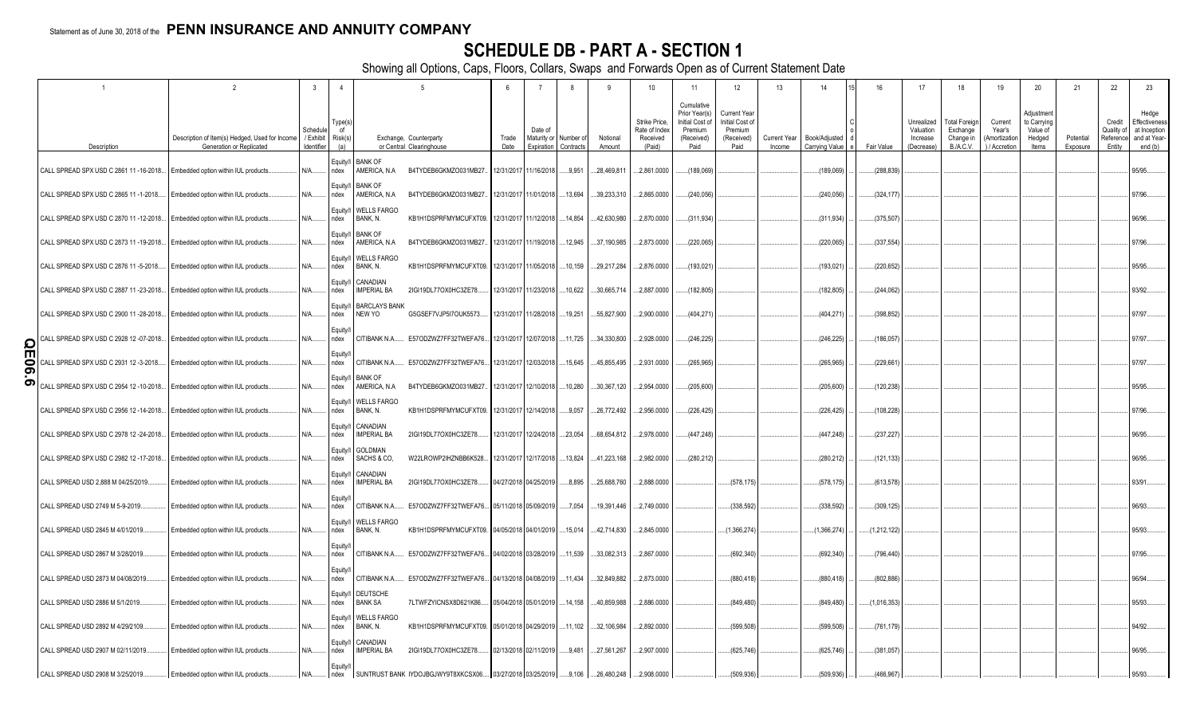Statement as of June 30, 2018 of the **PENN INSURANCE AND ANNUITY COMPANY**

# SCHEDULE DB - PART A - SECTION 1

Showing all Options, Caps, Floors, Collars, Swaps and Forwards Open as of Current Statement Date

| 1 | 2 | 3 | 4 | 5 | | 6 | 7 | 8 | 9 | 10 | 11 | 12 | 13 | 14 | 15 | 16 | 17 | 18 | 19 | 20 | 21 | 22 | 23 |
|---|---|---|---|---|---|---|---|---|---|---|---|---|---|---|---|---|---|---|---|---|---|---|---|
| Description | Description of Item(s) Hedged, Used for Income Generation or Replicated | Schedule / Exhibit Identifier | Type(s) of Risk(s) (a) | Exchange, Counterparty or Central Clearinghouse | | Trade Date | Date of Maturity or Expiration | Number of Contracts | Notional Amount | Strike Price, Rate of Index Received (Paid) | Cumulative Prior Year(s) Initial Cost of Premium (Received) Paid | Current Year Initial Cost of Premium (Received) Paid | Current Year Income | Book/Adjusted Carrying Value | Code | Fair Value | Unrealized Valuation Increase (Decrease) | Total Foreign Exchange Change in B./A.C.V. | Current Year's (Amortization) / Accretion | Adjustment to Carrying Value of Hedged Items | Potential Exposure | Credit Quality of Reference Entity | Hedge Effectiveness at Inception and at Year-end (b) |
| CALL SPREAD SPX USD C 2861 11 -16-2018 | Embedded option within IUL products | N/A | Equity/Index | BANK OF AMERICA, N.A | B4TYDEB6GKMZO031MB27 | 12/31/2017 | 11/16/2018 | 9,951 | 28,469,811 | 2,861.0000 | (189,069) | | | (189,069) | | (288,839) | | | | | | | 95/95 |
| CALL SPREAD SPX USD C 2865 11 -1-2018 | Embedded option within IUL products | N/A | Equity/Index | BANK OF AMERICA, N.A | B4TYDEB6GKMZO031MB27 | 12/31/2017 | 11/01/2018 | 13,694 | 39,233,310 | 2,865.0000 | (240,056) | | | (240,056) | | (324,177) | | | | | | | 97/96 |
| CALL SPREAD SPX USD C 2870 11 -12-2018 | Embedded option within IUL products | N/A | Equity/Index | WELLS FARGO BANK, N. | KB1H1DSPRFMYMCUFXT09 | 12/31/2017 | 11/12/2018 | 14,854 | 42,630,980 | 2,870.0000 | (311,934) | | | (311,934) | | (375,507) | | | | | | | 96/96 |
| CALL SPREAD SPX USD C 2873 11 -19-2018 | Embedded option within IUL products | N/A | Equity/Index | BANK OF AMERICA, N.A | B4TYDEB6GKMZO031MB27 | 12/31/2017 | 11/19/2018 | 12,945 | 37,190,985 | 2,873.0000 | (220,065) | | | (220,065) | | (337,554) | | | | | | | 97/96 |
| CALL SPREAD SPX USD C 2876 11 -5-2018 | Embedded option within IUL products | N/A | Equity/Index | WELLS FARGO BANK, N. | KB1H1DSPRFMYMCUFXT09 | 12/31/2017 | 11/05/2018 | 10,159 | 29,217,284 | 2,876.0000 | (193,021) | | | (193,021) | | (220,652) | | | | | | | 95/95 |
| CALL SPREAD SPX USD C 2887 11 -23-2018 | Embedded option within IUL products | N/A | Equity/Index | CANADIAN IMPERIAL BA | 2IGI19DL77OX0HC3ZE78 | 12/31/2017 | 11/23/2018 | 10,622 | 30,665,714 | 2,887.0000 | (182,805) | | | (182,805) | | (244,062) | | | | | | | 93/92 |
| CALL SPREAD SPX USD C 2900 11 -28-2018 | Embedded option within IUL products | N/A | Equity/Index | BARCLAYS BANK NEW YO | G5GSEF7VJP5I7OUK5573 | 12/31/2017 | 11/28/2018 | 19,251 | 55,827,900 | 2,900.0000 | (404,271) | | | (404,271) | | (398,852) | | | | | | | 97/97 |
| CALL SPREAD SPX USD C 2928 12 -07-2018 | Embedded option within IUL products | N/A | Equity/Index | CITIBANK N.A. | E57ODZWZ7FF32TWEFA76 | 12/31/2017 | 12/07/2018 | 11,725 | 34,330,800 | 2,928.0000 | (246,225) | | | (246,225) | | (186,057) | | | | | | | 97/97 |
| CALL SPREAD SPX USD C 2931 12 -3-2018 | Embedded option within IUL products | N/A | Equity/Index | CITIBANK N.A. | E57ODZWZ7FF32TWEFA76 | 12/31/2017 | 12/03/2018 | 15,645 | 45,855,495 | 2,931.0000 | (265,965) | | | (265,965) | | (229,661) | | | | | | | 97/97 |
| CALL SPREAD SPX USD C 2954 12 -10-2018 | Embedded option within IUL products | N/A | Equity/Index | BANK OF AMERICA, N.A | B4TYDEB6GKMZO031MB27 | 12/31/2017 | 12/10/2018 | 10,280 | 30,367,120 | 2,954.0000 | (205,600) | | | (205,600) | | (120,238) | | | | | | | 95/95 |
| CALL SPREAD SPX USD C 2956 12 -14-2018 | Embedded option within IUL products | N/A | Equity/Index | WELLS FARGO BANK, N. | KB1H1DSPRFMYMCUFXT09 | 12/31/2017 | 12/14/2018 | 9,057 | 26,772,492 | 2,956.0000 | (226,425) | | | (226,425) | | (108,228) | | | | | | | 97/96 |
| CALL SPREAD SPX USD C 2978 12 -24-2018 | Embedded option within IUL products | N/A | Equity/Index | CANADIAN IMPERIAL BA | 2IGI19DL77OX0HC3ZE78 | 12/31/2017 | 12/24/2018 | 23,054 | 68,654,812 | 2,978.0000 | (447,248) | | | (447,248) | | (237,227) | | | | | | | 96/95 |
| CALL SPREAD SPX USD C 2982 12 -17-2018 | Embedded option within IUL products | N/A | Equity/Index | GOLDMAN SACHS & CO, | W22LROWP2IHZNBB6K528 | 12/31/2017 | 12/17/2018 | 13,824 | 41,223,168 | 2,982.0000 | (280,212) | | | (280,212) | | (121,133) | | | | | | | 96/95 |
| CALL SPREAD USD 2,888 M 04/25/2019 | Embedded option within IUL products | N/A | Equity/Index | CANADIAN IMPERIAL BA | 2IGI19DL77OX0HC3ZE78 | 04/27/2018 | 04/25/2019 | 8,895 | 25,688,760 | 2,888.0000 | | (578,175) | | (578,175) | | (613,578) | | | | | | | 93/91 |
| CALL SPREAD USD 2749 M 5-9-2019 | Embedded option within IUL products | N/A | Equity/Index | CITIBANK N.A. | E57ODZWZ7FF32TWEFA76 | 05/11/2018 | 05/09/2019 | 7,054 | 19,391,446 | 2,749.0000 | | (338,592) | | (338,592) | | (309,125) | | | | | | | 96/93 |
| CALL SPREAD USD 2845 M 4/01/2019 | Embedded option within IUL products | N/A | Equity/Index | WELLS FARGO BANK, N. | KB1H1DSPRFMYMCUFXT09 | 04/05/2018 | 04/01/2019 | 15,014 | 42,714,830 | 2,845.0000 | | (1,366,274) | | (1,366,274) | | (1,212,122) | | | | | | | 95/93 |
| CALL SPREAD USD 2867 M 3/28/2019 | Embedded option within IUL products | N/A | Equity/Index | CITIBANK N.A. | E57ODZWZ7FF32TWEFA76 | 04/02/2018 | 03/28/2019 | 11,539 | 33,082,313 | 2,867.0000 | | (692,340) | | (692,340) | | (796,440) | | | | | | | 97/95 |
| CALL SPREAD USD 2873 M 04/08/2019 | Embedded option within IUL products | N/A | Equity/Index | CITIBANK N.A. | E57ODZWZ7FF32TWEFA76 | 04/13/2018 | 04/08/2019 | 11,434 | 32,849,882 | 2,873.0000 | | (880,418) | | (880,418) | | (802,886) | | | | | | | 96/94 |
| CALL SPREAD USD 2886 M 5/1/2019 | Embedded option within IUL products | N/A | Equity/Index | DEUTSCHE BANK SA | 7LTWFZYICNSX8D621K86 | 05/04/2018 | 05/01/2019 | 14,158 | 40,859,988 | 2,886.0000 | | (849,480) | | (849,480) | | (1,016,353) | | | | | | | 95/93 |
| CALL SPREAD USD 2892 M 4/29/2109 | Embedded option within IUL products | N/A | Equity/Index | WELLS FARGO BANK, N. | KB1H1DSPRFMYMCUFXT09 | 05/01/2018 | 04/29/2019 | 11,102 | 32,106,984 | 2,892.0000 | | (599,508) | | (599,508) | | (761,179) | | | | | | | 94/92 |
| CALL SPREAD USD 2907 M 02/11/2019 | Embedded option within IUL products | N/A | Equity/Index | CANADIAN IMPERIAL BA | 2IGI19DL77OX0HC3ZE78 | 02/13/2018 | 02/11/2019 | 9,481 | 27,561,267 | 2,907.0000 | | (625,746) | | (625,746) | | (381,057) | | | | | | | 96/95 |
| CALL SPREAD USD 2908 M 3/25/2019 | Embedded option within IUL products | N/A | Equity/Index | SUNTRUST BANK | IYDOJBGJWY9T8XKCSX06 | 03/27/2018 | 03/25/2019 | 9,106 | 26,480,248 | 2,908.0000 | | (509,936) | | (509,936) | | (466,967) | | | | | | | 95/93 |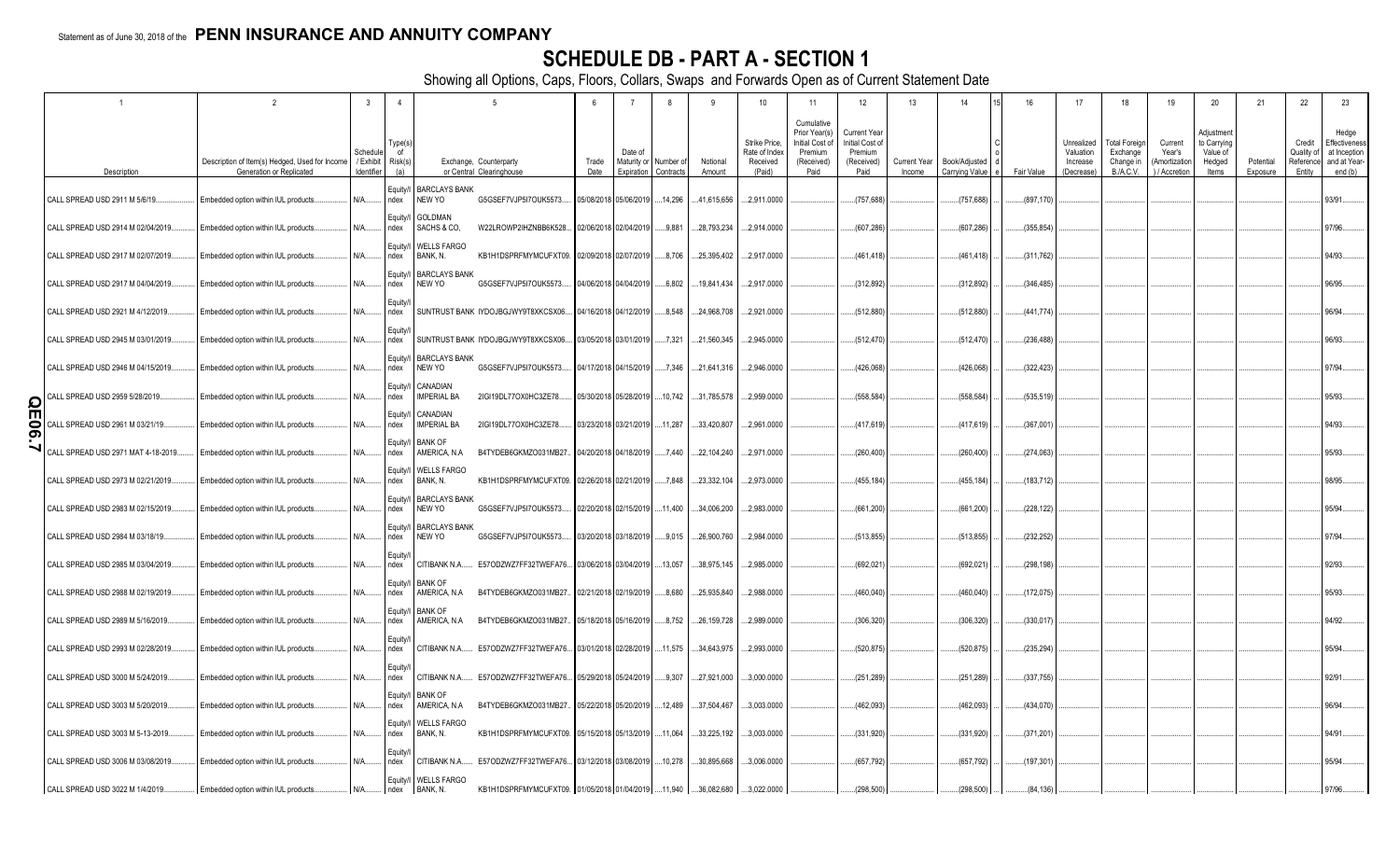Statement as of June 30, 2018 of the **PENN INSURANCE AND ANNUITY COMPANY**

# SCHEDULE DB - PART A - SECTION 1

Showing all Options, Caps, Floors, Collars, Swaps and Forwards Open as of Current Statement Date

| 1 | 2 | 3 | 4 | 5 | | 6 | 7 | 8 | 9 | 10 | 11 | 12 | 13 | 14 | 15 | 16 | 17 | 18 | 19 | 20 | 21 | 22 | 23 |
|---|---|---|---|---|---|---|---|---|---|---|---|---|---|---|---|---|---|---|---|---|---|---|---|
| Description | Description of Item(s) Hedged, Used for Income Generation or Replicated | Schedule / Exhibit Identifier | Type(s) of Risk(s) (a) | Exchange, Counterparty or Central Clearinghouse | | Trade Date | Date of Maturity or Expiration | Number of Contracts | Notional Amount | Strike Price, Rate of Index Received (Paid) | Cumulative Prior Year(s) Initial Cost of Premium (Received) Paid | Current Year Initial Cost of Premium (Received) Paid | Current Year Income | Book/Adjusted Carrying Value | Code | Fair Value | Unrealized Valuation Increase (Decrease) | Total Foreign Exchange Change in B./A.C.V. | Current Year's (Amortization) / Accretion | Adjustment to Carrying Value of Hedged Items | Potential Exposure | Credit Quality of Reference Entity | Hedge Effectiveness at Inception and at Year-end (b) |
| CALL SPREAD USD 2911 M 5/6/19 | Embedded option within IUL products | N/A | Equity/Index | BARCLAYS BANK NEW YO | G5GSEF7VJP5I7OUK5573 | 05/08/2018 | 05/06/2019 | 14,296 | 41,615,656 | 2,911.0000 | | (757,688) | | (757,688) | | (897,170) | | | | | | | 93/91 |
| CALL SPREAD USD 2914 M 02/04/2019 | Embedded option within IUL products | N/A | Equity/Index | GOLDMAN SACHS & CO, | W22LROWP2IHZNBB6K528 | 02/06/2018 | 02/04/2019 | 9,881 | 28,793,234 | 2,914.0000 | | (607,286) | | (607,286) | | (355,854) | | | | | | | 97/96 |
| CALL SPREAD USD 2917 M 02/07/2019 | Embedded option within IUL products | N/A | Equity/Index | WELLS FARGO BANK, N. | KB1H1DSPRFMYMCUFXT09 | 02/09/2018 | 02/07/2019 | 8,706 | 25,395,402 | 2,917.0000 | | (461,418) | | (461,418) | | (311,762) | | | | | | | 94/93 |
| CALL SPREAD USD 2917 M 04/04/2019 | Embedded option within IUL products | N/A | Equity/Index | BARCLAYS BANK NEW YO | G5GSEF7VJP5I7OUK5573 | 04/06/2018 | 04/04/2019 | 6,802 | 19,841,434 | 2,917.0000 | | (312,892) | | (312,892) | | (346,485) | | | | | | | 96/95 |
| CALL SPREAD USD 2921 M 4/12/2019 | Embedded option within IUL products | N/A | Equity/Index | SUNTRUST BANK | IYDOJBGJWY9T8XKCSX06 | 04/16/2018 | 04/12/2019 | 8,548 | 24,968,708 | 2,921.0000 | | (512,880) | | (512,880) | | (441,774) | | | | | | | 96/94 |
| CALL SPREAD USD 2945 M 03/01/2019 | Embedded option within IUL products | N/A | Equity/Index | SUNTRUST BANK | IYDOJBGJWY9T8XKCSX06 | 03/05/2018 | 03/01/2019 | 7,321 | 21,560,345 | 2,945.0000 | | (512,470) | | (512,470) | | (236,488) | | | | | | | 96/93 |
| CALL SPREAD USD 2946 M 04/15/2019 | Embedded option within IUL products | N/A | Equity/Index | BARCLAYS BANK NEW YO | G5GSEF7VJP5I7OUK5573 | 04/17/2018 | 04/15/2019 | 7,346 | 21,641,316 | 2,946.0000 | | (426,068) | | (426,068) | | (322,423) | | | | | | | 97/94 |
| CALL SPREAD USD 2959 5/28/2019 | Embedded option within IUL products | N/A | Equity/Index | CANADIAN IMPERIAL BA | 2IGI19DL77OX0HC3ZE78 | 05/30/2018 | 05/28/2019 | 10,742 | 31,785,578 | 2,959.0000 | | (558,584) | | (558,584) | | (535,519) | | | | | | | 95/93 |
| CALL SPREAD USD 2961 M 03/21/19 | Embedded option within IUL products | N/A | Equity/Index | CANADIAN IMPERIAL BA | 2IGI19DL77OX0HC3ZE78 | 03/23/2018 | 03/21/2019 | 11,287 | 33,420,807 | 2,961.0000 | | (417,619) | | (417,619) | | (367,001) | | | | | | | 94/93 |
| CALL SPREAD USD 2971 MAT 4-18-2019 | Embedded option within IUL products | N/A | Equity/Index | BANK OF AMERICA, N.A | B4TYDEB6GKMZO031MB27 | 04/20/2018 | 04/18/2019 | 7,440 | 22,104,240 | 2,971.0000 | | (260,400) | | (260,400) | | (274,063) | | | | | | | 95/93 |
| CALL SPREAD USD 2973 M 02/21/2019 | Embedded option within IUL products | N/A | Equity/Index | WELLS FARGO BANK, N. | KB1H1DSPRFMYMCUFXT09 | 02/26/2018 | 02/21/2019 | 7,848 | 23,332,104 | 2,973.0000 | | (455,184) | | (455,184) | | (183,712) | | | | | | | 98/95 |
| CALL SPREAD USD 2983 M 02/15/2019 | Embedded option within IUL products | N/A | Equity/Index | BARCLAYS BANK NEW YO | G5GSEF7VJP5I7OUK5573 | 02/20/2018 | 02/15/2019 | 11,400 | 34,006,200 | 2,983.0000 | | (661,200) | | (661,200) | | (228,122) | | | | | | | 95/94 |
| CALL SPREAD USD 2984 M 03/18/19 | Embedded option within IUL products | N/A | Equity/Index | BARCLAYS BANK NEW YO | G5GSEF7VJP5I7OUK5573 | 03/20/2018 | 03/18/2019 | 9,015 | 26,900,760 | 2,984.0000 | | (513,855) | | (513,855) | | (232,252) | | | | | | | 97/94 |
| CALL SPREAD USD 2985 M 03/04/2019 | Embedded option within IUL products | N/A | Equity/Index | CITIBANK N.A. | E57ODZWZ7FF32TWEFA76 | 03/06/2018 | 03/04/2019 | 13,057 | 38,975,145 | 2,985.0000 | | (692,021) | | (692,021) | | (298,198) | | | | | | | 92/93 |
| CALL SPREAD USD 2988 M 02/19/2019 | Embedded option within IUL products | N/A | Equity/Index | BANK OF AMERICA, N.A | B4TYDEB6GKMZO031MB27 | 02/21/2018 | 02/19/2019 | 8,680 | 25,935,840 | 2,988.0000 | | (460,040) | | (460,040) | | (172,075) | | | | | | | 95/93 |
| CALL SPREAD USD 2989 M 5/16/2019 | Embedded option within IUL products | N/A | Equity/Index | BANK OF AMERICA, N.A | B4TYDEB6GKMZO031MB27 | 05/18/2018 | 05/16/2019 | 8,752 | 26,159,728 | 2,989.0000 | | (306,320) | | (306,320) | | (330,017) | | | | | | | 94/92 |
| CALL SPREAD USD 2993 M 02/28/2019 | Embedded option within IUL products | N/A | Equity/Index | CITIBANK N.A. | E57ODZWZ7FF32TWEFA76 | 03/01/2018 | 02/28/2019 | 11,575 | 34,643,975 | 2,993.0000 | | (520,875) | | (520,875) | | (235,294) | | | | | | | 95/94 |
| CALL SPREAD USD 3000 M 5/24/2019 | Embedded option within IUL products | N/A | Equity/Index | CITIBANK N.A. | E57ODZWZ7FF32TWEFA76 | 05/29/2018 | 05/24/2019 | 9,307 | 27,921,000 | 3,000.0000 | | (251,289) | | (251,289) | | (337,755) | | | | | | | 92/91 |
| CALL SPREAD USD 3003 M 5/20/2019 | Embedded option within IUL products | N/A | Equity/Index | BANK OF AMERICA, N.A | B4TYDEB6GKMZO031MB27 | 05/22/2018 | 05/20/2019 | 12,489 | 37,504,467 | 3,003.0000 | | (462,093) | | (462,093) | | (434,070) | | | | | | | 96/94 |
| CALL SPREAD USD 3003 M 5-13-2019 | Embedded option within IUL products | N/A | Equity/Index | WELLS FARGO BANK, N. | KB1H1DSPRFMYMCUFXT09 | 05/15/2018 | 05/13/2019 | 11,064 | 33,225,192 | 3,003.0000 | | (331,920) | | (331,920) | | (371,201) | | | | | | | 94/91 |
| CALL SPREAD USD 3006 M 03/08/2019 | Embedded option within IUL products | N/A | Equity/Index | CITIBANK N.A. | E57ODZWZ7FF32TWEFA76 | 03/12/2018 | 03/08/2019 | 10,278 | 30,895,668 | 3,006.0000 | | (657,792) | | (657,792) | | (197,301) | | | | | | | 95/94 |
| CALL SPREAD USD 3022 M 1/4/2019 | Embedded option within IUL products | N/A | Equity/Index | WELLS FARGO BANK, N. | KB1H1DSPRFMYMCUFXT09 | 01/05/2018 | 01/04/2019 | 11,940 | 36,082,680 | 3,022.0000 | | (298,500) | | (298,500) | | (84,136) | | | | | | | 97/96 |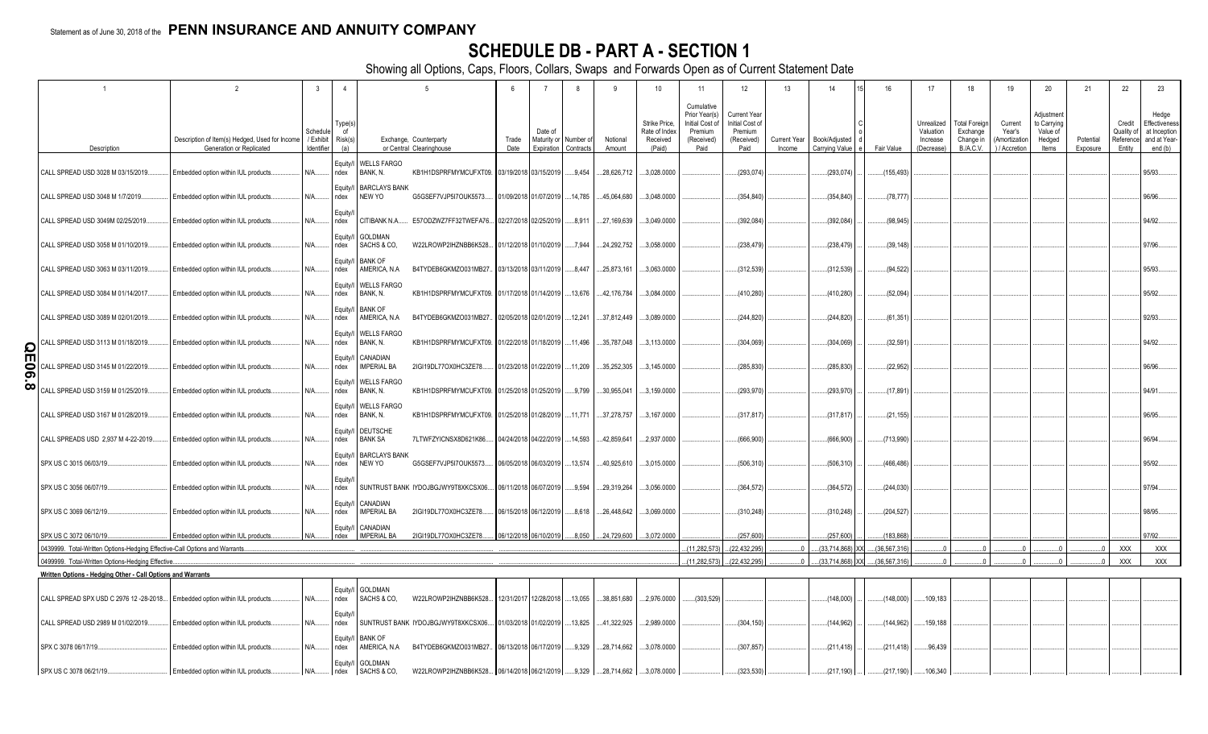Statement as of June 30, 2018 of the **PENN INSURANCE AND ANNUITY COMPANY**

# SCHEDULE DB - PART A - SECTION 1

Showing all Options, Caps, Floors, Collars, Swaps and Forwards Open as of Current Statement Date

| 1 | 2 | 3 | 4 | 5 | | 6 | 7 | 8 | 9 | 10 | 11 | 12 | 13 | 14 | 15 | 16 | 17 | 18 | 19 | 20 | 21 | 22 | 23 |
|---|---|---|---|---|---|---|---|---|---|---|---|---|---|---|---|---|---|---|---|---|---|---|---|
| Description | Description of Item(s) Hedged, Used for Income Generation or Replicated | Schedule / Exhibit Identifier | Type(s) of Risk(s) (a) | Exchange, Counterparty or Central Clearinghouse | | Trade Date | Date of Maturity or Expiration | Number of Contracts | Notional Amount | Strike Price, Rate of Index Received (Paid) | Cumulative Prior Year(s) Initial Cost of Premium (Received) Paid | Current Year Initial Cost of Premium (Received) Paid | Current Year Income | Book/Adjusted Carrying Value | Code | Fair Value | Unrealized Valuation Increase (Decrease) | Total Foreign Exchange Change in B./A.C.V. | Current Year's (Amortization) / Accretion | Adjustment to Carrying Value of Hedged Items | Potential Exposure | Credit Quality of Reference Entity | Hedge Effectiveness at Inception and at Year-end (b) |
| CALL SPREAD USD 3028 M 03/15/2019 | Embedded option within IUL products | N/A | Equity/Index | WELLS FARGO BANK, N. | KB1H1DSPRFMYMCUFXT09 | 03/19/2018 | 03/15/2019 | 9,454 | 28,626,712 | 3,028.0000 | | (293,074) | | (293,074) | | (155,493) | | | | | | | 95/93 |
| CALL SPREAD USD 3048 H 1/7/2019 | Embedded option within IUL products | N/A | Equity/Index | BARCLAYS BANK NEW YO | G5GSEF7VJP5I7OUK5573 | 01/09/2018 | 01/07/2019 | 14,785 | 45,064,680 | 3,048.0000 | | (354,840) | | (354,840) | | (78,777) | | | | | | | 96/96 |
| CALL SPREAD USD 3049M 02/25/2019 | Embedded option within IUL products | N/A | Equity/Index | CITIBANK N.A. | E57ODZWZ7FF32TWEFA76 | 02/27/2018 | 02/25/2019 | 8,911 | 27,169,639 | 3,049.0000 | | (392,084) | | (392,084) | | (98,945) | | | | | | | 94/92 |
| CALL SPREAD USD 3058 M 01/10/2019 | Embedded option within IUL products | N/A | Equity/Index | GOLDMAN SACHS & CO, | W22LROWP2IHZNBB6K528 | 01/12/2018 | 01/10/2019 | 7,944 | 24,292,752 | 3,058.0000 | | (238,479) | | (238,479) | | (39,148) | | | | | | | 97/96 |
| CALL SPREAD USD 3063 M 03/11/2019 | Embedded option within IUL products | N/A | Equity/Index | BANK OF AMERICA, N.A | B4TYDEB6GKMZO031MB27 | 03/13/2018 | 03/11/2019 | 8,447 | 25,873,161 | 3,063.0000 | | (312,539) | | (312,539) | | (94,522) | | | | | | | 95/93 |
| CALL SPREAD USD 3084 M 01/14/2017 | Embedded option within IUL products | N/A | Equity/Index | WELLS FARGO BANK, N. | KB1H1DSPRFMYMCUFXT09 | 01/17/2018 | 01/14/2019 | 13,676 | 42,176,784 | 3,084.0000 | | (410,280) | | (410,280) | | (52,094) | | | | | | | 95/92 |
| CALL SPREAD USD 3089 M 02/01/2019 | Embedded option within IUL products | N/A | Equity/Index | BANK OF AMERICA, N.A | B4TYDEB6GKMZO031MB27 | 02/05/2018 | 02/01/2019 | 12,241 | 37,812,449 | 3,089.0000 | | (244,820) | | (244,820) | | (61,351) | | | | | | | 92/93 |
| CALL SPREAD USD 3113 M 01/18/2019 | Embedded option within IUL products | N/A | Equity/Index | WELLS FARGO BANK, N. | KB1H1DSPRFMYMCUFXT09 | 01/22/2018 | 01/18/2019 | 11,496 | 35,787,048 | 3,113.0000 | | (304,069) | | (304,069) | | (32,591) | | | | | | | 94/92 |
| CALL SPREAD USD 3145 M 01/22/2019 | Embedded option within IUL products | N/A | Equity/Index | CANADIAN IMPERIAL BA | 2IGI19DL77OX0HC3ZE78 | 01/23/2018 | 01/22/2019 | 11,209 | 35,252,305 | 3,145.0000 | | (285,830) | | (285,830) | | (22,952) | | | | | | | 96/96 |
| CALL SPREAD USD 3159 M 01/25/2019 | Embedded option within IUL products | N/A | Equity/Index | WELLS FARGO BANK, N. | KB1H1DSPRFMYMCUFXT09 | 01/25/2018 | 01/25/2019 | 9,799 | 30,955,041 | 3,159.0000 | | (293,970) | | (293,970) | | (17,891) | | | | | | | 94/91 |
| CALL SPREAD USD 3167 M 01/28/2019 | Embedded option within IUL products | N/A | Equity/Index | WELLS FARGO BANK, N. | KB1H1DSPRFMYMCUFXT09 | 01/25/2018 | 01/28/2019 | 11,771 | 37,278,757 | 3,167.0000 | | (317,817) | | (317,817) | | (21,155) | | | | | | | 96/95 |
| CALL SPREADS USD 2,937 M 4-22-2019 | Embedded option within IUL products | N/A | Equity/Index | DEUTSCHE BANK SA | 7LTWFZYICNSX8D621K86 | 04/24/2018 | 04/22/2019 | 14,593 | 42,859,641 | 2,937.0000 | | (666,900) | | (666,900) | | (713,990) | | | | | | | 96/94 |
| SPX US C 3015 06/03/19 | Embedded option within IUL products | N/A | Equity/Index | BARCLAYS BANK NEW YO | G5GSEF7VJP5I7OUK5573 | 06/05/2018 | 06/03/2019 | 13,574 | 40,925,610 | 3,015.0000 | | (506,310) | | (506,310) | | (466,486) | | | | | | | 95/92 |
| SPX US C 3056 06/07/19 | Embedded option within IUL products | N/A | Equity/Index | SUNTRUST BANK | IYDOJBGJWY9T8XKCSX06 | 06/11/2018 | 06/07/2019 | 9,594 | 29,319,264 | 3,056.0000 | | (364,572) | | (364,572) | | (244,030) | | | | | | | 97/94 |
| SPX US C 3069 06/12/19 | Embedded option within IUL products | N/A | Equity/Index | CANADIAN IMPERIAL BA | 2IGI19DL77OX0HC3ZE78 | 06/15/2018 | 06/12/2019 | 8,618 | 26,448,642 | 3,069.0000 | | (310,248) | | (310,248) | | (204,527) | | | | | | | 98/95 |
| SPX US C 3072 06/10/19 | Embedded option within IUL products | N/A | Equity/Index | CANADIAN IMPERIAL BA | 2IGI19DL77OX0HC3ZE78 | 06/12/2018 | 06/10/2019 | 8,050 | 24,729,600 | 3,072.0000 | | (257,600) | | (257,600) | | (183,868) | | | | | | | 97/92 |
| 0439999. Total-Written Options-Hedging Effective-Call Options and Warrants | | | | | | | | | | | (11,282,573) | (22,432,295) | 0 | (33,714,868) | XX | (36,567,316) | 0 | 0 | 0 | 0 | 0 | XXX | XXX |
| 0499999. Total-Written Options-Hedging Effective | | | | | | | | | | | (11,282,573) | (22,432,295) | 0 | (33,714,868) | XX | (36,567,316) | 0 | 0 | 0 | 0 | 0 | XXX | XXX |
| **Written Options - Hedging Other - Call Options and Warrants** | | | | | | | | | | | | | | | | | | | | | | | |
| CALL SPREAD SPX USD C 2976 12 -28-2018 | Embedded option within IUL products | N/A | Equity/Index | GOLDMAN SACHS & CO, | W22LROWP2IHZNBB6K528 | 12/31/2017 | 12/28/2018 | 13,055 | 38,851,680 | 2,976.0000 | (303,529) | | | (148,000) | | (148,000) | 109,183 | | | | | | |
| CALL SPREAD USD 2989 M 01/02/2019 | Embedded option within IUL products | N/A | Equity/Index | SUNTRUST BANK | IYDOJBGJWY9T8XKCSX06 | 01/03/2018 | 01/02/2019 | 13,825 | 41,322,925 | 2,989.0000 | | (304,150) | | (144,962) | | (144,962) | 159,188 | | | | | | |
| SPX C 3078 06/17/19 | Embedded option within IUL products | N/A | Equity/Index | BANK OF AMERICA, N.A | B4TYDEB6GKMZO031MB27 | 06/13/2018 | 06/17/2019 | 9,329 | 28,714,662 | 3,078.0000 | | (307,857) | | (211,418) | | (211,418) | 96,439 | | | | | | |
| SPX US C 3078 06/21/19 | Embedded option within IUL products | N/A | Equity/Index | GOLDMAN SACHS & CO, | W22LROWP2IHZNBB6K528 | 06/14/2018 | 06/21/2019 | 9,329 | 28,714,662 | 3,078.0000 | | (323,530) | | (217,190) | | (217,190) | 106,340 | | | | | | |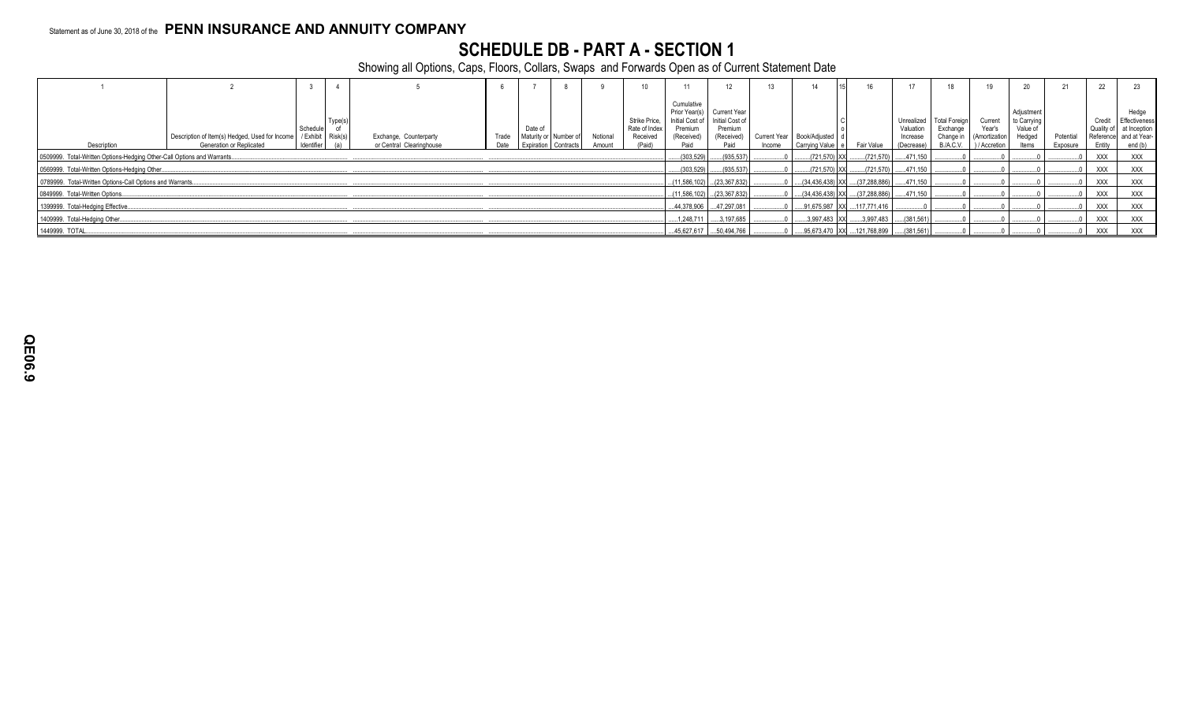Statement as of June 30, 2018 of the **PENN INSURANCE AND ANNUITY COMPANY**

# SCHEDULE DB - PART A - SECTION 1

Showing all Options, Caps, Floors, Collars, Swaps and Forwards Open as of Current Statement Date

| 1 | 2 | 3 | 4 | 5 | 6 | 7 | 8 | 9 | 10 | 11 | 12 | 13 | 14 | 15 | 16 | 17 | 18 | 19 | 20 | 21 | 22 | 23 |
|---|---|---|---|---|---|---|---|---|---|---|---|---|---|---|---|---|---|---|---|---|---|---|
| Description | Description of Item(s) Hedged, Used for Income Generation or Replicated | Schedule / Exhibit Identifier | Type(s) of Risk(s) (a) | Exchange, Counterparty or Central Clearinghouse | Trade Date | Date of Maturity or Expiration | Number of Contracts | Notional Amount | Strike Price, Rate of Index Received (Paid) | Cumulative Prior Year(s) Initial Cost of Premium (Received) Paid | Current Year Initial Cost of Premium (Received) Paid | Current Year Income | Book/Adjusted Carrying Value | Code | Fair Value | Unrealized Valuation Increase (Decrease) | Total Foreign Exchange Change in B./A.C.V. | Current Year's (Amortization) / Accretion | Adjustment to Carrying Value of Hedged Items | Potential Exposure | Credit Quality of Reference Entity | Hedge Effectiveness at Inception and at Year-end (b) |
| 0509999. Total-Written Options-Hedging Other-Call Options and Warrants | | | | | | | | | | (303,529) | (935,537) | 0 | (721,570) | XX | (721,570) | 471,150 | 0 | 0 | 0 | 0 | XXX | XXX |
| 0569999. Total-Written Options-Hedging Other | | | | | | | | | | (303,529) | (935,537) | 0 | (721,570) | XX | (721,570) | 471,150 | 0 | 0 | 0 | 0 | XXX | XXX |
| 0789999. Total-Written Options-Call Options and Warrants | | | | | | | | | | (11,586,102) | (23,367,832) | 0 | (34,436,438) | XX | (37,288,886) | 471,150 | 0 | 0 | 0 | 0 | XXX | XXX |
| 0849999. Total-Written Options | | | | | | | | | | (11,586,102) | (23,367,832) | 0 | (34,436,438) | XX | (37,288,886) | 471,150 | 0 | 0 | 0 | 0 | XXX | XXX |
| 1399999. Total-Hedging Effective | | | | | | | | | | 44,378,906 | 47,297,081 | 0 | 91,675,987 | XX | 117,771,416 | 0 | 0 | 0 | 0 | 0 | XXX | XXX |
| 1409999. Total-Hedging Other | | | | | | | | | | 1,248,711 | 3,197,685 | 0 | 3,997,483 | XX | 3,997,483 | (381,561) | 0 | 0 | 0 | 0 | XXX | XXX |
| 1449999. TOTAL | | | | | | | | | | 45,627,617 | 50,494,766 | 0 | 95,673,470 | XX | 121,768,899 | (381,561) | 0 | 0 | 0 | 0 | XXX | XXX |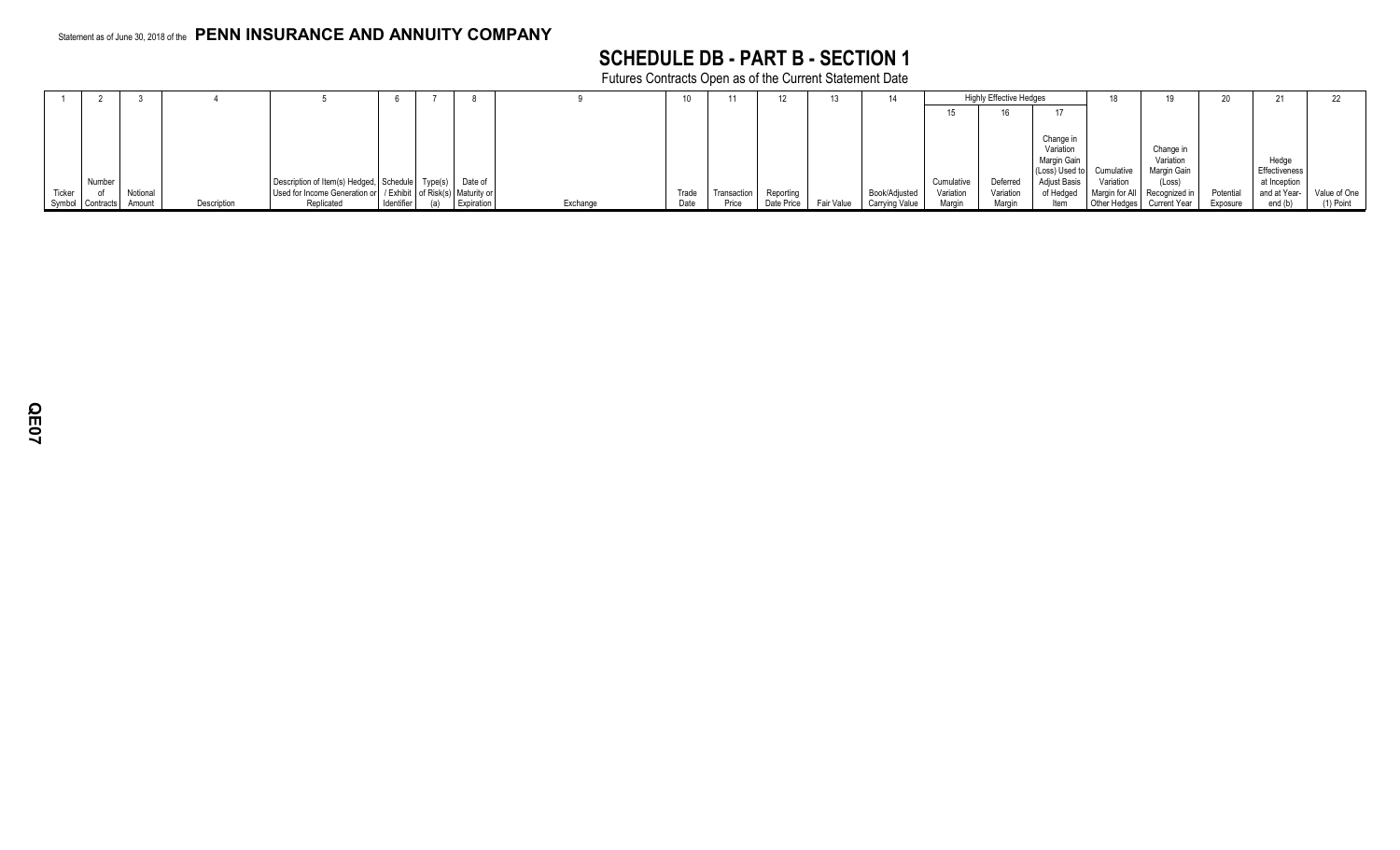Statement as of June 30, 2018 of the **PENN INSURANCE AND ANNUITY COMPANY**

# SCHEDULE DB - PART B - SECTION 1

Futures Contracts Open as of the Current Statement Date

| 1 | 2 | 3 | 4 | 5 | 6 | 7 | 8 | 9 | 10 | 11 | 12 | 13 | 14 | Highly Effective Hedges | | | 18 | 19 | 20 | 21 | 22 |
|---|---|---|---|---|---|---|---|---|---|---|---|---|---|---|---|---|---|---|---|---|---|
| | | | | | | | | | | | | | | 15 | 16 | 17 | | | | | |
| Ticker Symbol | Number of Contracts | Notional Amount | Description | Description of Item(s) Hedged, Used for Income Generation or Replicated | Schedule / Exhibit Identifier | Type(s) of Risk(s) (a) | Date of Maturity or Expiration | Exchange | Trade Date | Transaction Price | Reporting Date Price | Fair Value | Book/Adjusted Carrying Value | Cumulative Variation Margin | Deferred Variation Margin | Change in Variation Margin Gain (Loss) Used to Adjust Basis of Hedged Item | Cumulative Variation Margin for All Other Hedges | Change in Variation Margin Gain (Loss) Recognized in Current Year | Potential Exposure | Hedge Effectiveness at Inception and at Year-end (b) | Value of One (1) Point |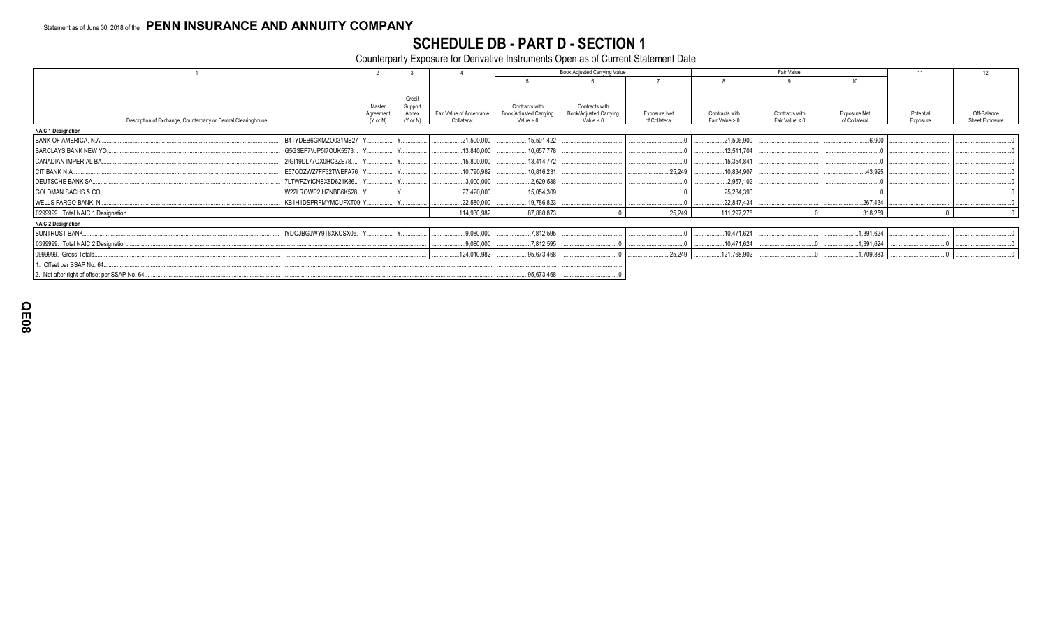Statement as of June 30, 2018 of the **PENN INSURANCE AND ANNUITY COMPANY**

# SCHEDULE DB - PART D - SECTION 1

Counterparty Exposure for Derivative Instruments Open as of Current Statement Date

| 1 | | 2 | 3 | 4 | Book Adjusted Carrying Value | | | Fair Value | | | 11 | 12 |
|---|---|---|---|---|---|---|---|---|---|---|---|---|
| | | | | | 5 | 6 | 7 | 8 | 9 | 10 | | |
| Description of Exchange, Counterparty or Central Clearinghouse | | Master Agreement (Y or N) | Credit Support Annex (Y or N) | Fair Value of Acceptable Collateral | Contracts with Book/Adjusted Carrying Value > 0 | Contracts with Book/Adjusted Carrying Value < 0 | Exposure Net of Collateral | Contracts with Fair Value > 0 | Contracts with Fair Value < 0 | Exposure Net of Collateral | Potential Exposure | Off-Balance Sheet Exposure |
| **NAIC 1 Designation** | | | | | | | | | | | | |
| BANK OF AMERICA, N.A. | B4TYDEB6GKMZO031MB27 | Y | Y | 21,500,000 | 15,501,422 | | 0 | 21,506,900 | | 6,900 | | 0 |
| BARCLAYS BANK NEW YO | G5GSEF7VJP5I7OUK5573 | Y | Y | 13,840,000 | 10,657,778 | | 0 | 12,511,704 | | 0 | | 0 |
| CANADIAN IMPERIAL BA | 2IGI19DL77OX0HC3ZE78 | Y | Y | 15,800,000 | 13,414,772 | | 0 | 15,354,841 | | 0 | | 0 |
| CITIBANK N.A. | E57ODZWZ7FF32TWEFA76 | Y | Y | 10,790,982 | 10,816,231 | | 25,249 | 10,834,907 | | 43,925 | | 0 |
| DEUTSCHE BANK SA | 7LTWFZYICNSX8D621K86 | Y | Y | 3,000,000 | 2,629,538 | | 0 | 2,957,102 | | 0 | | 0 |
| GOLDMAN SACHS & CO | W22LROWP2IHZNBB6K528 | Y | Y | 27,420,000 | 15,054,309 | | 0 | 25,284,390 | | 0 | | 0 |
| WELLS FARGO BANK, N. | KB1H1DSPRFMYMCUFXT09 | Y | Y | 22,580,000 | 19,786,823 | | 0 | 22,847,434 | | 267,434 | | 0 |
| 0299999. Total NAIC 1 Designation | | | | 114,930,982 | 87,860,873 | 0 | 25,249 | 111,297,278 | 0 | 318,259 | 0 | 0 |
| **NAIC 2 Designation** | | | | | | | | | | | | |
| SUNTRUST BANK | IYDOJBGJWY9T8XKCSX06 | Y | Y | 9,080,000 | 7,812,595 | | 0 | 10,471,624 | | 1,391,624 | | 0 |
| 0399999. Total NAIC 2 Designation | | | | 9,080,000 | 7,812,595 | 0 | 0 | 10,471,624 | 0 | 1,391,624 | 0 | 0 |
| 0999999. Gross Totals | | | | 124,010,982 | 95,673,468 | 0 | 25,249 | 121,768,902 | 0 | 1,709,883 | 0 | 0 |
| 1. Offset per SSAP No. 64 | | | | | | | | | | | | |
| 2. Net after right of offset per SSAP No. 64 | | | | | 95,673,468 | 0 | | | | | | |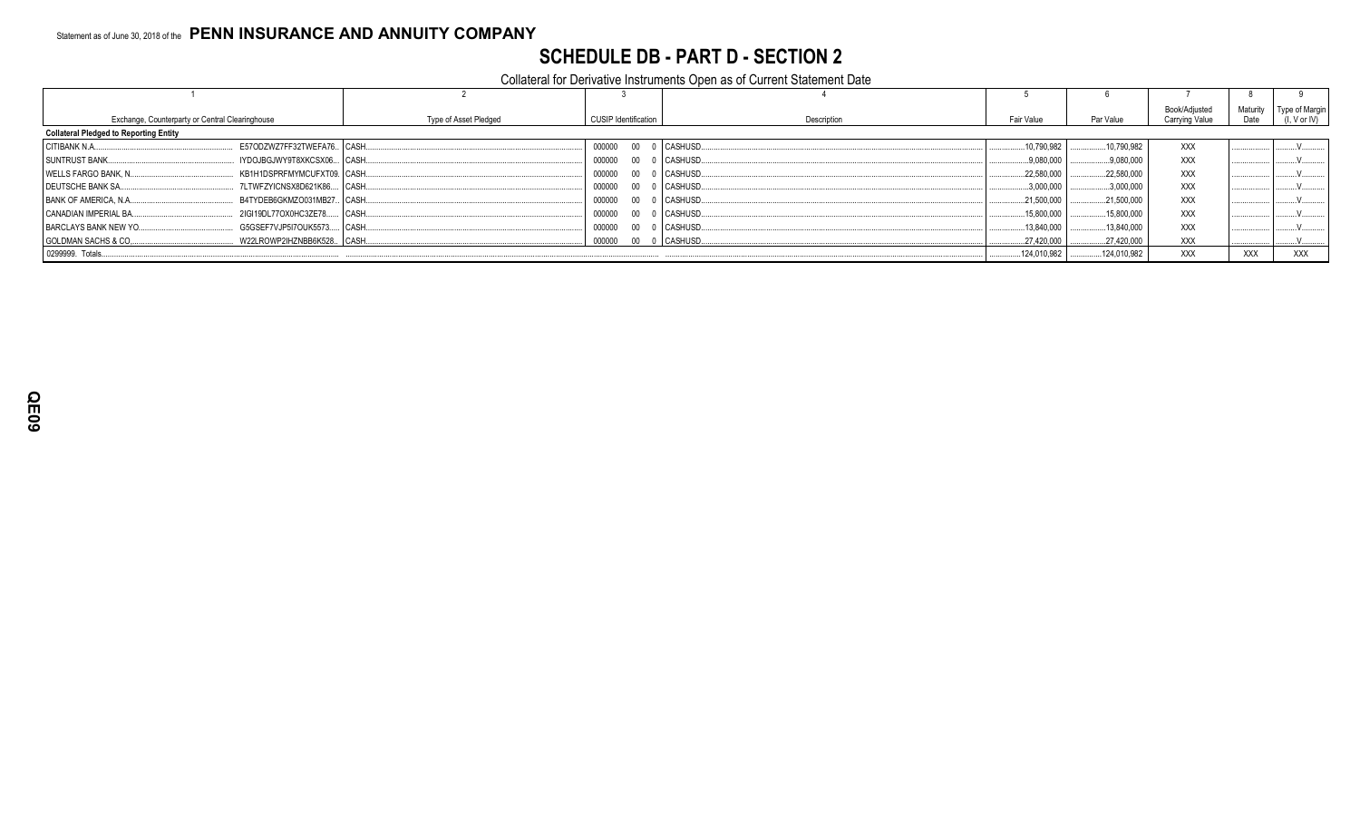Statement as of June 30, 2018 of the **PENN INSURANCE AND ANNUITY COMPANY**

# SCHEDULE DB - PART D - SECTION 2

Collateral for Derivative Instruments Open as of Current Statement Date

| 1 | | 2 | 3 | 4 | 5 | 6 | 7 | 8 | 9 |
|---|---|---|---|---|---|---|---|---|---|
| Exchange, Counterparty or Central Clearinghouse | | Type of Asset Pledged | CUSIP Identification | Description | Fair Value | Par Value | Book/Adjusted Carrying Value | Maturity Date | Type of Margin (I, V or IV) |
| **Collateral Pledged to Reporting Entity** | | | | | | | | | |
| CITIBANK N.A. | E57ODZWZ7FF32TWEFA76 | CASH | 000000 00 0 | CASHUSD | 10,790,982 | 10,790,982 | XXX | | V |
| SUNTRUST BANK | IYDOJBGJWY9T8XKCSX06 | CASH | 000000 00 0 | CASHUSD | 9,080,000 | 9,080,000 | XXX | | V |
| WELLS FARGO BANK, N. | KB1H1DSPRFMYMCUFXT09 | CASH | 000000 00 0 | CASHUSD | 22,580,000 | 22,580,000 | XXX | | V |
| DEUTSCHE BANK SA | 7LTWFZYICNSX8D621K86 | CASH | 000000 00 0 | CASHUSD | 3,000,000 | 3,000,000 | XXX | | V |
| BANK OF AMERICA, N.A. | B4TYDEB6GKMZO031MB27 | CASH | 000000 00 0 | CASHUSD | 21,500,000 | 21,500,000 | XXX | | V |
| CANADIAN IMPERIAL BA | 2IGI19DL77OX0HC3ZE78 | CASH | 000000 00 0 | CASHUSD | 15,800,000 | 15,800,000 | XXX | | V |
| BARCLAYS BANK NEW YO | G5GSEF7VJP5I7OUK5573 | CASH | 000000 00 0 | CASHUSD | 13,840,000 | 13,840,000 | XXX | | V |
| GOLDMAN SACHS & CO, | W22LROWP2IHZNBB6K528 | CASH | 000000 00 0 | CASHUSD | 27,420,000 | 27,420,000 | XXX | | V |
| 0299999. Totals | | | | | 124,010,982 | 124,010,982 | XXX | XXX | XXX |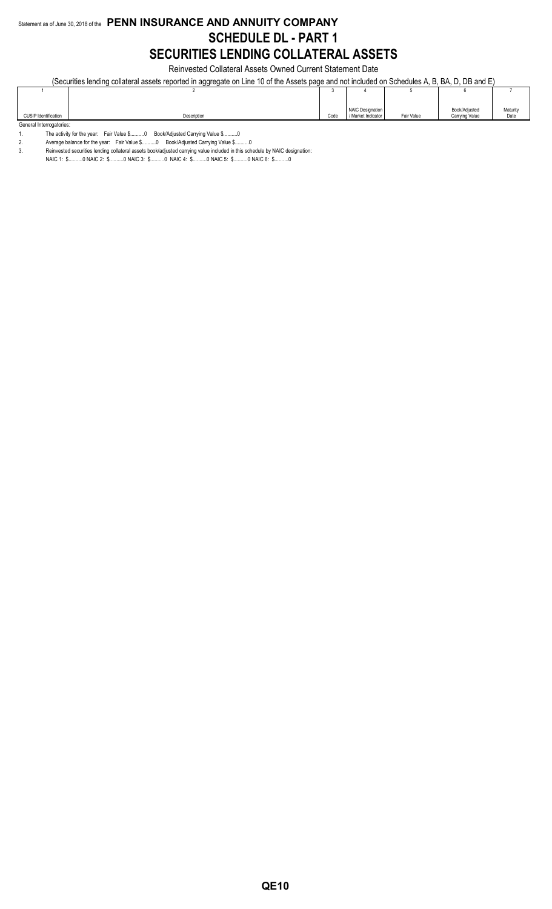Statement as of June 30, 2018 of the **PENN INSURANCE AND ANNUITY COMPANY**

# SCHEDULE DL - PART 1

# SECURITIES LENDING COLLATERAL ASSETS

Reinvested Collateral Assets Owned Current Statement Date

(Securities lending collateral assets reported in aggregate on Line 10 of the Assets page and not included on Schedules A, B, BA, D, DB and E)

| 1 | 2 | 3 | 4 | 5 | 6 | 7 |
|---|---|---|---|---|---|---|
| CUSIP Identification | Description | Code | NAIC Designation / Market Indicator | Fair Value | Book/Adjusted Carrying Value | Maturity Date |

General Interrogatories:

1. The activity for the year: Fair Value $..........0 Book/Adjusted Carrying Value $..........0
2. Average balance for the year: Fair Value $..........0 Book/Adjusted Carrying Value $..........0
3. Reinvested securities lending collateral assets book/adjusted carrying value included in this schedule by NAIC designation:
   NAIC 1: $..........0 NAIC 2: $..........0 NAIC 3: $..........0 NAIC 4: $..........0 NAIC 5: $..........0 NAIC 6: $..........0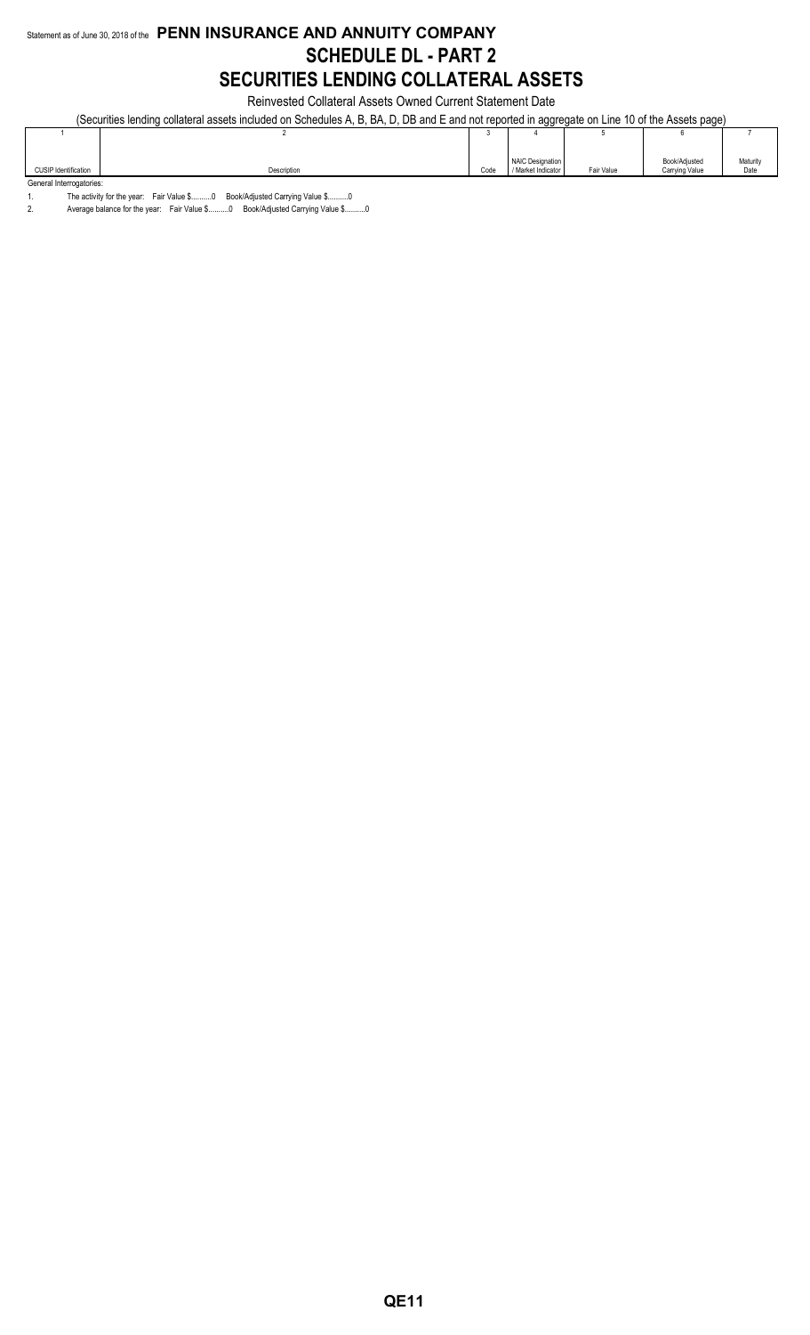Statement as of June 30, 2018 of the **PENN INSURANCE AND ANNUITY COMPANY**

# SCHEDULE DL - PART 2

# SECURITIES LENDING COLLATERAL ASSETS

Reinvested Collateral Assets Owned Current Statement Date

(Securities lending collateral assets included on Schedules A, B, BA, D, DB and E and not reported in aggregate on Line 10 of the Assets page)

| 1 | 2 | 3 | 4 | 5 | 6 | 7 |
|---|---|---|---|---|---|---|
| CUSIP Identification | Description | Code | NAIC Designation / Market Indicator | Fair Value | Book/Adjusted Carrying Value | Maturity Date |

General Interrogatories:

1. The activity for the year: Fair Value $..........0 Book/Adjusted Carrying Value $..........0
2. Average balance for the year: Fair Value $..........0 Book/Adjusted Carrying Value $..........0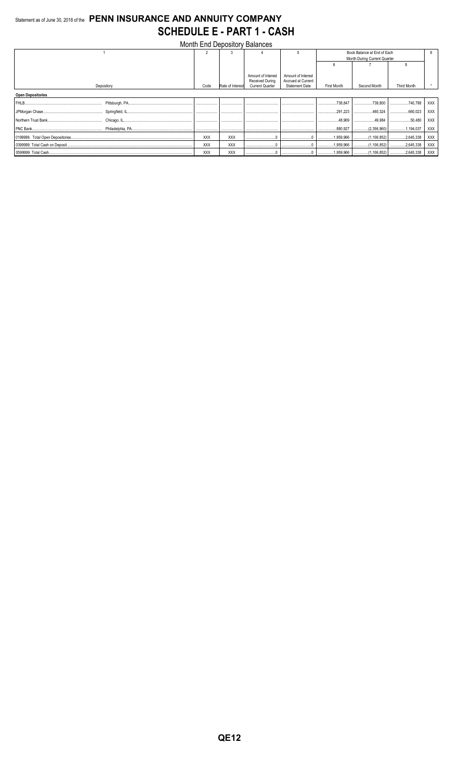Statement as of June 30, 2018 of the **PENN INSURANCE AND ANNUITY COMPANY**

# SCHEDULE E - PART 1 - CASH

Month End Depository Balances

| 1 | | 2 | 3 | 4 | 5 | Book Balance at End of Each Month During Current Quarter | | | 9 |
|---|---|---|---|---|---|---|---|---|---|
| | | | | | | 6 | 7 | 8 | |
| Depository | | Code | Rate of Interest | Amount of Interest Received During Current Quarter | Amount of Interest Accrued at Current Statement Date | First Month | Second Month | Third Month | * |
| **Open Depositories** | | | | | | | | | |
| FHLB | Pittsburgh, PA | | | | | 738,847 | 739,800 | 740,798 | XXX |
| JPMorgan Chase | Springfield, IL | | | | | 291,223 | 460,324 | 660,023 | XXX |
| Northern Trust Bank | Chicago, IL | | | | | 48,969 | 49,984 | 50,480 | XXX |
| PNC Bank | Philadelphia, PA | | | | | 880,927 | (2,356,960) | 1,194,037 | XXX |
| 0199999. Total Open Depositories | | XXX | XXX | 0 | 0 | 1,959,966 | (1,106,852) | 2,645,338 | XXX |
| 0399999. Total Cash on Deposit | | XXX | XXX | 0 | 0 | 1,959,966 | (1,106,852) | 2,645,338 | XXX |
| 0599999. Total Cash | | XXX | XXX | 0 | 0 | 1,959,966 | (1,106,852) | 2,645,338 | XXX |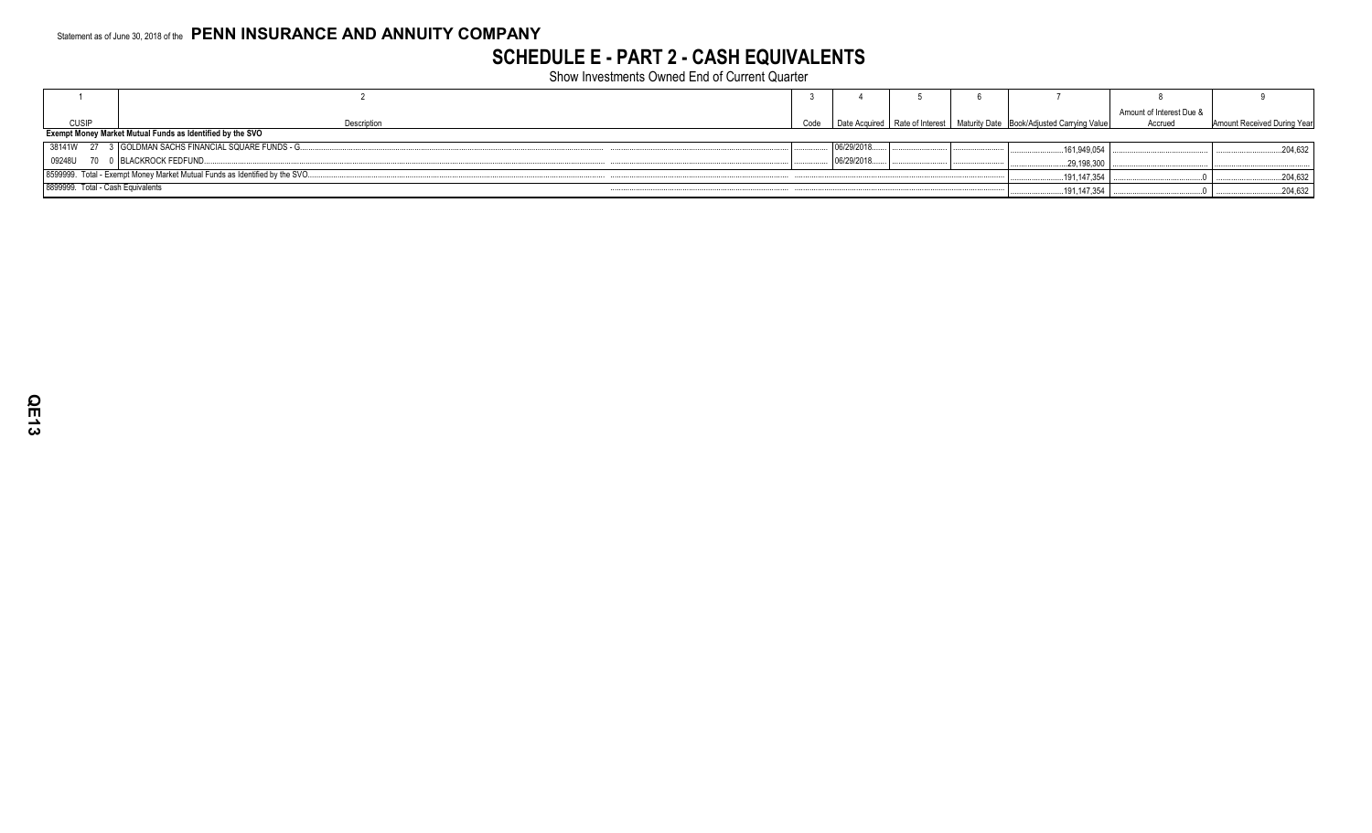Statement as of June 30, 2018 of the **PENN INSURANCE AND ANNUITY COMPANY**

# SCHEDULE E - PART 2 - CASH EQUIVALENTS

Show Investments Owned End of Current Quarter

| 1 | 2 | 3 | 4 | 5 | 6 | 7 | 8 | 9 |
|---|---|---|---|---|---|---|---|---|
| CUSIP | Description | Code | Date Acquired | Rate of Interest | Maturity Date | Book/Adjusted Carrying Value | Amount of Interest Due & Accrued | Amount Received During Year |
| **Exempt Money Market Mutual Funds as Identified by the SVO** | | | | | | | | |
| 38141W 27 3 | GOLDMAN SACHS FINANCIAL SQUARE FUNDS - G | | 06/29/2018 | | | 161,949,054 | | 204,632 |
| 09248U 70 0 | BLACKROCK FEDFUND | | 06/29/2018 | | | 29,198,300 | | |
| 8599999. Total - Exempt Money Market Mutual Funds as Identified by the SVO | | | | | | 191,147,354 | 0 | 204,632 |
| 8899999. Total - Cash Equivalents | | | | | | 191,147,354 | 0 | 204,632 |